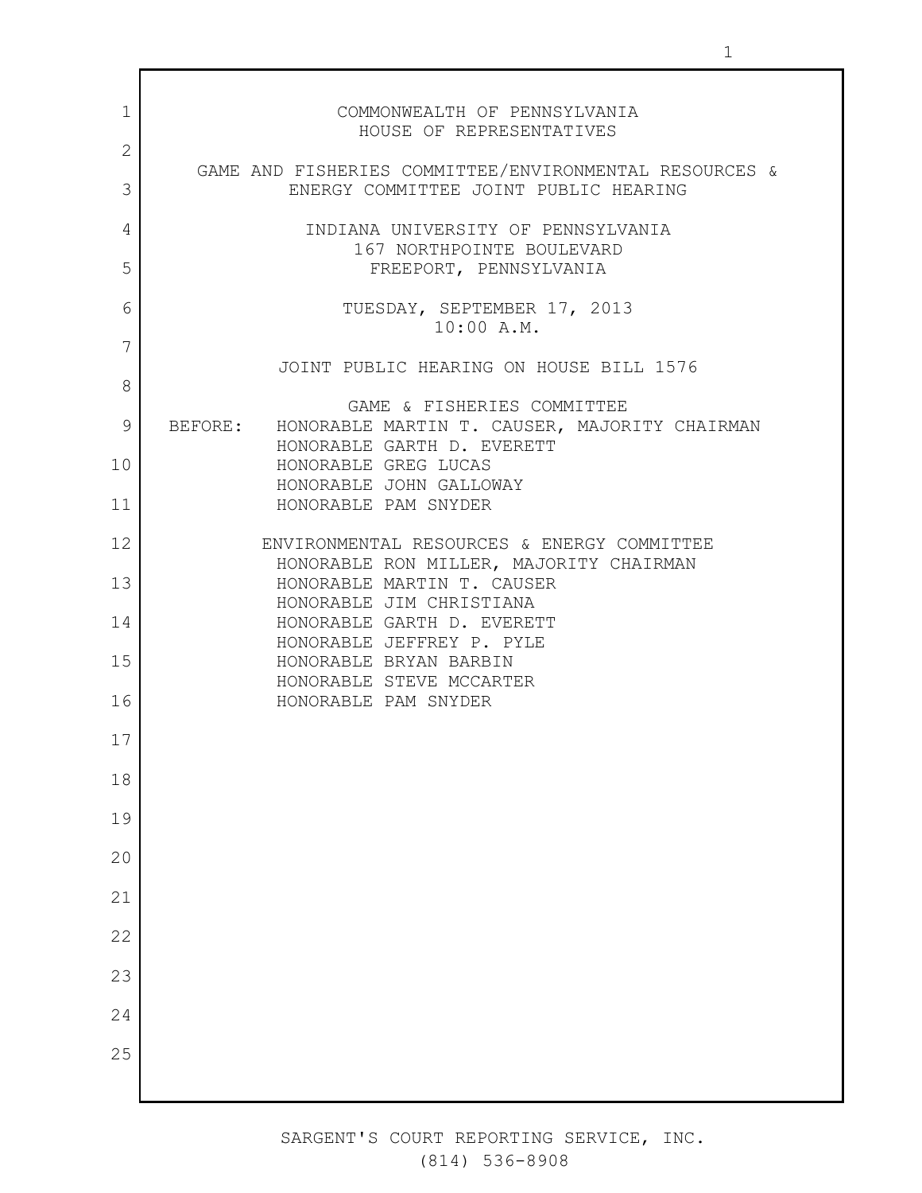COMMONWEALTH OF PENNSYLVANIA
HOUSE OF REPRESENTATIVES

GAME AND FISHERIES COMMITTEE/ENVIRONMENTAL RESOURCES & ENERGY COMMITTEE JOINT PUBLIC HEARING

INDIANA UNIVERSITY OF PENNSYLVANIA
167 NORTHPOINTE BOULEVARD
FREEPORT, PENNSYLVANIA

TUESDAY, SEPTEMBER 17, 2013
10:00 A.M.

JOINT PUBLIC HEARING ON HOUSE BILL 1576

GAME & FISHERIES COMMITTEE

BEFORE:
HONORABLE MARTIN T. CAUSER, MAJORITY CHAIRMAN
HONORABLE GARTH D. EVERETT
HONORABLE GREG LUCAS
HONORABLE JOHN GALLOWAY
HONORABLE PAM SNYDER

ENVIRONMENTAL RESOURCES & ENERGY COMMITTEE

HONORABLE RON MILLER, MAJORITY CHAIRMAN
HONORABLE MARTIN T. CAUSER
HONORABLE JIM CHRISTIANA
HONORABLE GARTH D. EVERETT
HONORABLE JEFFREY P. PYLE
HONORABLE BRYAN BARBIN
HONORABLE STEVE MCCARTER
HONORABLE PAM SNYDER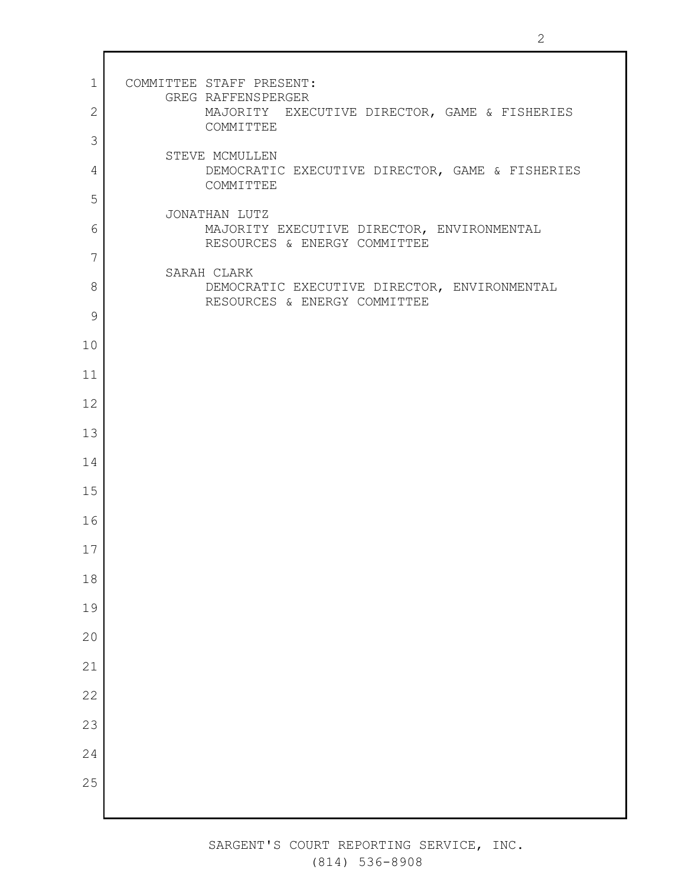COMMITTEE STAFF PRESENT:

GREG RAFFENSPERGER
MAJORITY EXECUTIVE DIRECTOR, GAME & FISHERIES COMMITTEE

STEVE MCMULLEN
DEMOCRATIC EXECUTIVE DIRECTOR, GAME & FISHERIES COMMITTEE

JONATHAN LUTZ
MAJORITY EXECUTIVE DIRECTOR, ENVIRONMENTAL RESOURCES & ENERGY COMMITTEE

SARAH CLARK
DEMOCRATIC EXECUTIVE DIRECTOR, ENVIRONMENTAL RESOURCES & ENERGY COMMITTEE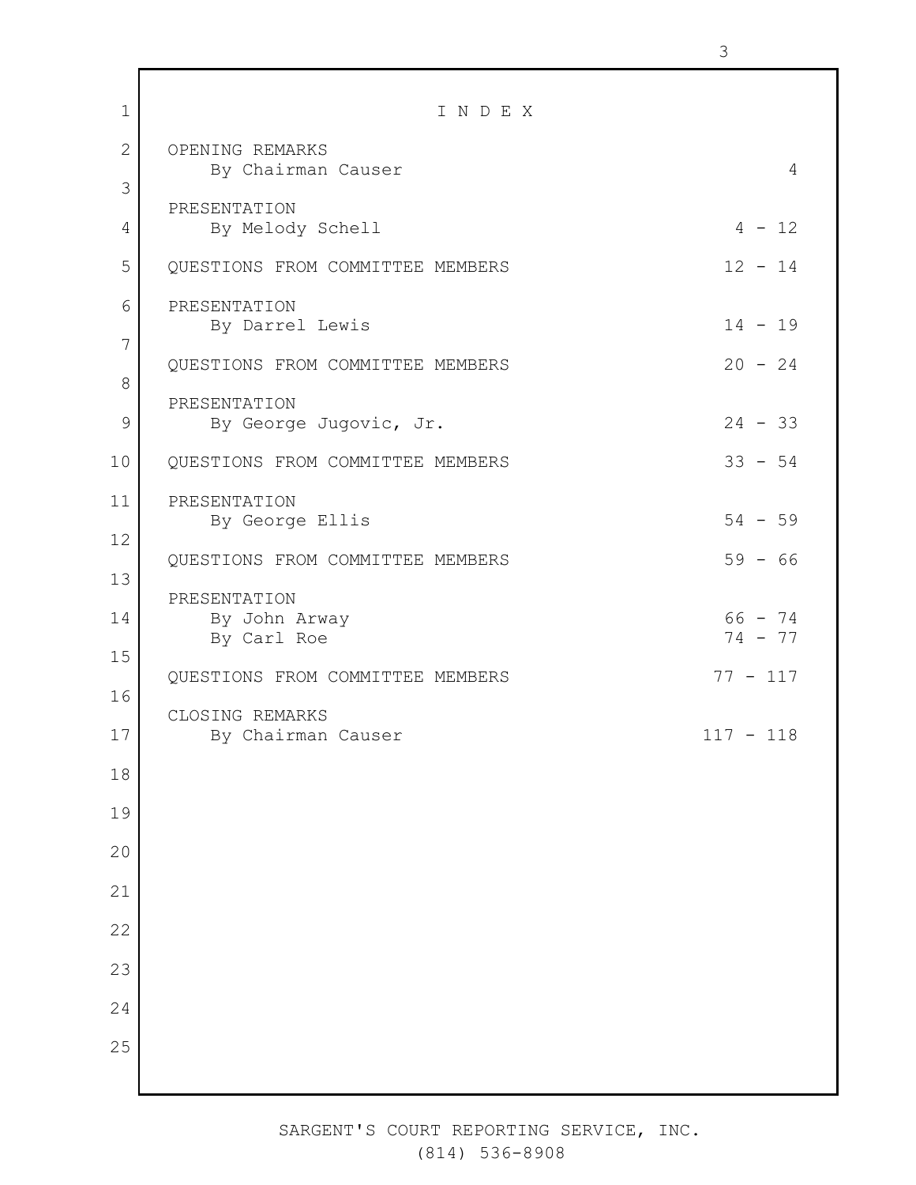# I N D E X

| | |
|---|---|
| OPENING REMARKS<br>By Chairman Causer | 4 |
| PRESENTATION<br>By Melody Schell | 4 - 12 |
| QUESTIONS FROM COMMITTEE MEMBERS | 12 - 14 |
| PRESENTATION<br>By Darrel Lewis | 14 - 19 |
| QUESTIONS FROM COMMITTEE MEMBERS | 20 - 24 |
| PRESENTATION<br>By George Jugovic, Jr. | 24 - 33 |
| QUESTIONS FROM COMMITTEE MEMBERS | 33 - 54 |
| PRESENTATION<br>By George Ellis | 54 - 59 |
| QUESTIONS FROM COMMITTEE MEMBERS | 59 - 66 |
| PRESENTATION<br>By John Arway<br>By Carl Roe | <br>66 - 74<br>74 - 77 |
| QUESTIONS FROM COMMITTEE MEMBERS | 77 - 117 |
| CLOSING REMARKS<br>By Chairman Causer | 117 - 118 |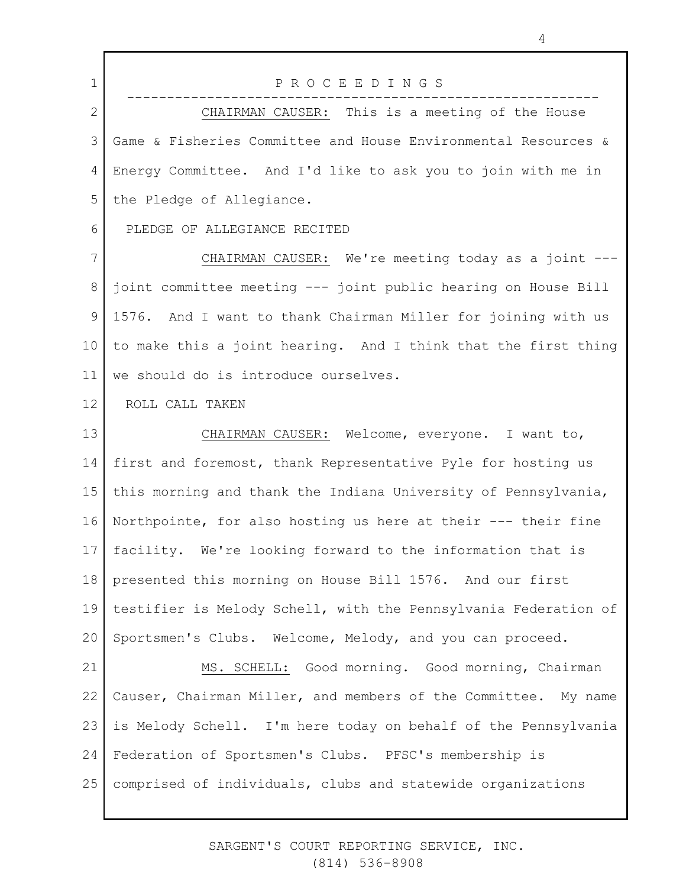P R O C E E D I N G S

---

CHAIRMAN CAUSER: This is a meeting of the House Game & Fisheries Committee and House Environmental Resources & Energy Committee. And I'd like to ask you to join with me in the Pledge of Allegiance.

PLEDGE OF ALLEGIANCE RECITED

CHAIRMAN CAUSER: We're meeting today as a joint --- joint committee meeting --- joint public hearing on House Bill 1576. And I want to thank Chairman Miller for joining with us to make this a joint hearing. And I think that the first thing we should do is introduce ourselves.

ROLL CALL TAKEN

CHAIRMAN CAUSER: Welcome, everyone. I want to, first and foremost, thank Representative Pyle for hosting us this morning and thank the Indiana University of Pennsylvania, Northpointe, for also hosting us here at their --- their fine facility. We're looking forward to the information that is presented this morning on House Bill 1576. And our first testifier is Melody Schell, with the Pennsylvania Federation of Sportsmen's Clubs. Welcome, Melody, and you can proceed.

MS. SCHELL: Good morning. Good morning, Chairman Causer, Chairman Miller, and members of the Committee. My name is Melody Schell. I'm here today on behalf of the Pennsylvania Federation of Sportsmen's Clubs. PFSC's membership is comprised of individuals, clubs and statewide organizations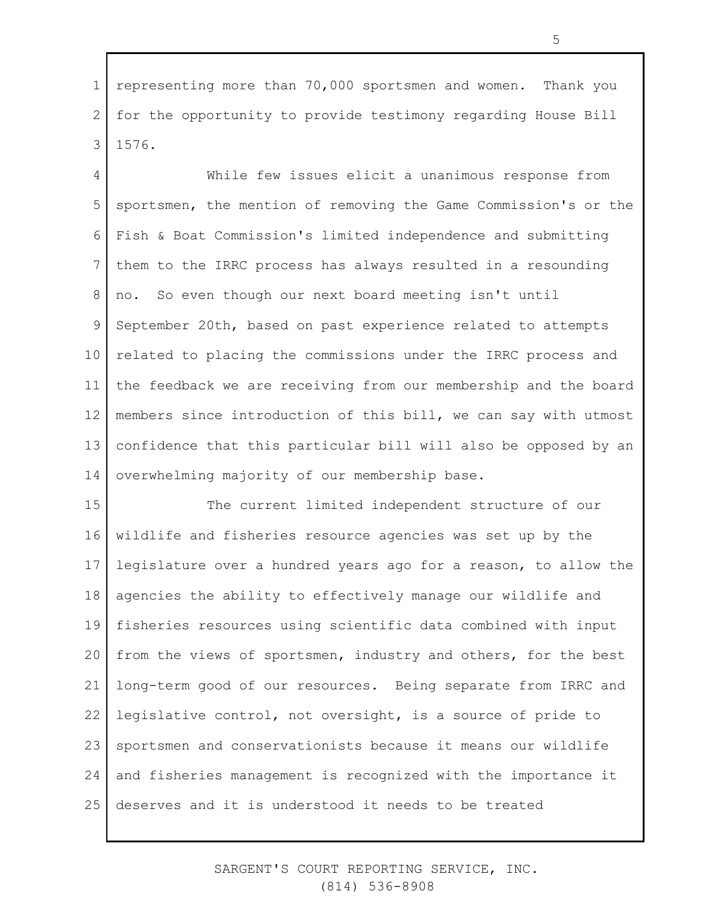representing more than 70,000 sportsmen and women. Thank you for the opportunity to provide testimony regarding House Bill 1576.

While few issues elicit a unanimous response from sportsmen, the mention of removing the Game Commission's or the Fish & Boat Commission's limited independence and submitting them to the IRRC process has always resulted in a resounding no. So even though our next board meeting isn't until September 20th, based on past experience related to attempts related to placing the commissions under the IRRC process and the feedback we are receiving from our membership and the board members since introduction of this bill, we can say with utmost confidence that this particular bill will also be opposed by an overwhelming majority of our membership base.

The current limited independent structure of our wildlife and fisheries resource agencies was set up by the legislature over a hundred years ago for a reason, to allow the agencies the ability to effectively manage our wildlife and fisheries resources using scientific data combined with input from the views of sportsmen, industry and others, for the best long-term good of our resources. Being separate from IRRC and legislative control, not oversight, is a source of pride to sportsmen and conservationists because it means our wildlife and fisheries management is recognized with the importance it deserves and it is understood it needs to be treated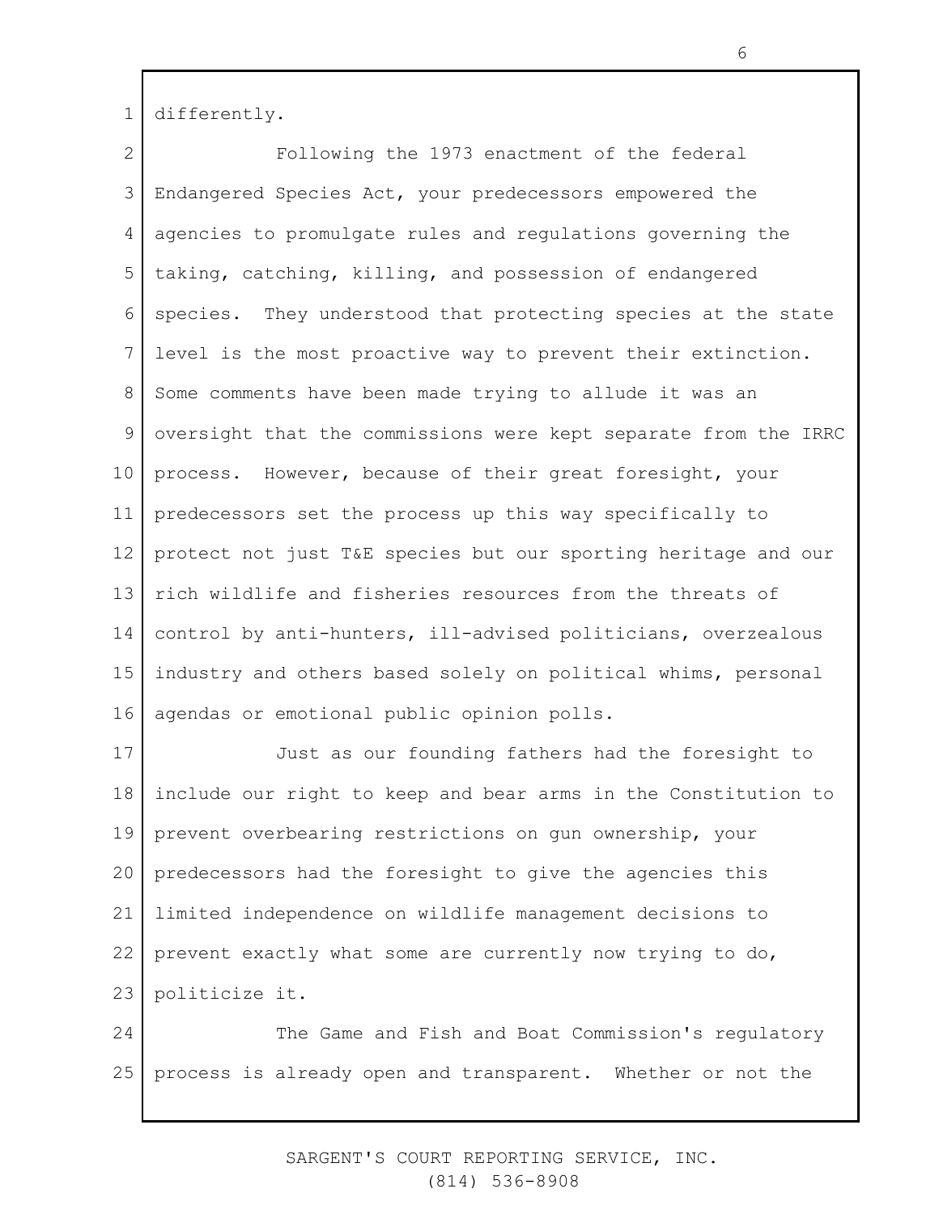differently.

Following the 1973 enactment of the federal Endangered Species Act, your predecessors empowered the agencies to promulgate rules and regulations governing the taking, catching, killing, and possession of endangered species. They understood that protecting species at the state level is the most proactive way to prevent their extinction. Some comments have been made trying to allude it was an oversight that the commissions were kept separate from the IRRC process. However, because of their great foresight, your predecessors set the process up this way specifically to protect not just T&E species but our sporting heritage and our rich wildlife and fisheries resources from the threats of control by anti-hunters, ill-advised politicians, overzealous industry and others based solely on political whims, personal agendas or emotional public opinion polls.

Just as our founding fathers had the foresight to include our right to keep and bear arms in the Constitution to prevent overbearing restrictions on gun ownership, your predecessors had the foresight to give the agencies this limited independence on wildlife management decisions to prevent exactly what some are currently now trying to do, politicize it.

The Game and Fish and Boat Commission's regulatory process is already open and transparent. Whether or not the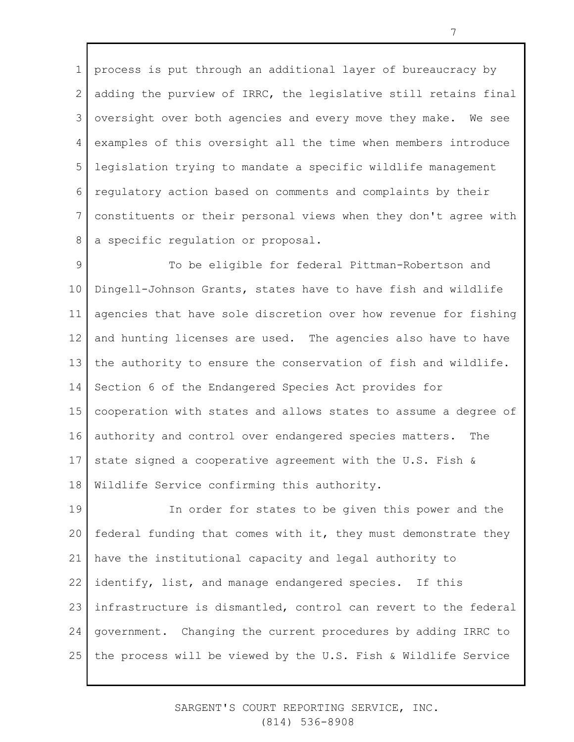process is put through an additional layer of bureaucracy by adding the purview of IRRC, the legislative still retains final oversight over both agencies and every move they make. We see examples of this oversight all the time when members introduce legislation trying to mandate a specific wildlife management regulatory action based on comments and complaints by their constituents or their personal views when they don't agree with a specific regulation or proposal.

To be eligible for federal Pittman-Robertson and Dingell-Johnson Grants, states have to have fish and wildlife agencies that have sole discretion over how revenue for fishing and hunting licenses are used. The agencies also have to have the authority to ensure the conservation of fish and wildlife. Section 6 of the Endangered Species Act provides for cooperation with states and allows states to assume a degree of authority and control over endangered species matters. The state signed a cooperative agreement with the U.S. Fish & Wildlife Service confirming this authority.

In order for states to be given this power and the federal funding that comes with it, they must demonstrate they have the institutional capacity and legal authority to identify, list, and manage endangered species. If this infrastructure is dismantled, control can revert to the federal government. Changing the current procedures by adding IRRC to the process will be viewed by the U.S. Fish & Wildlife Service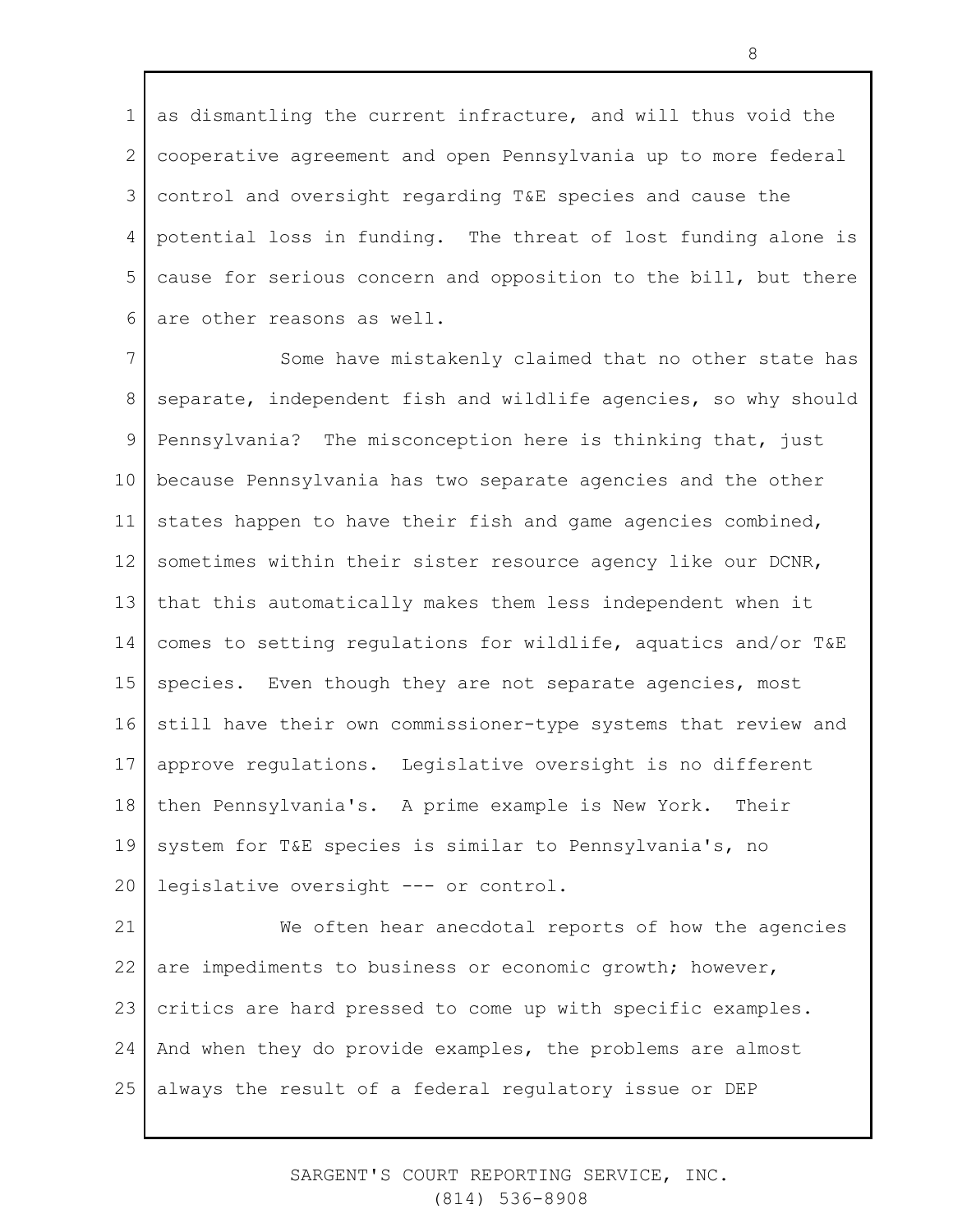as dismantling the current infracture, and will thus void the cooperative agreement and open Pennsylvania up to more federal control and oversight regarding T&E species and cause the potential loss in funding. The threat of lost funding alone is cause for serious concern and opposition to the bill, but there are other reasons as well.

Some have mistakenly claimed that no other state has separate, independent fish and wildlife agencies, so why should Pennsylvania? The misconception here is thinking that, just because Pennsylvania has two separate agencies and the other states happen to have their fish and game agencies combined, sometimes within their sister resource agency like our DCNR, that this automatically makes them less independent when it comes to setting regulations for wildlife, aquatics and/or T&E species. Even though they are not separate agencies, most still have their own commissioner-type systems that review and approve regulations. Legislative oversight is no different then Pennsylvania's. A prime example is New York. Their system for T&E species is similar to Pennsylvania's, no legislative oversight --- or control.

We often hear anecdotal reports of how the agencies are impediments to business or economic growth; however, critics are hard pressed to come up with specific examples. And when they do provide examples, the problems are almost always the result of a federal regulatory issue or DEP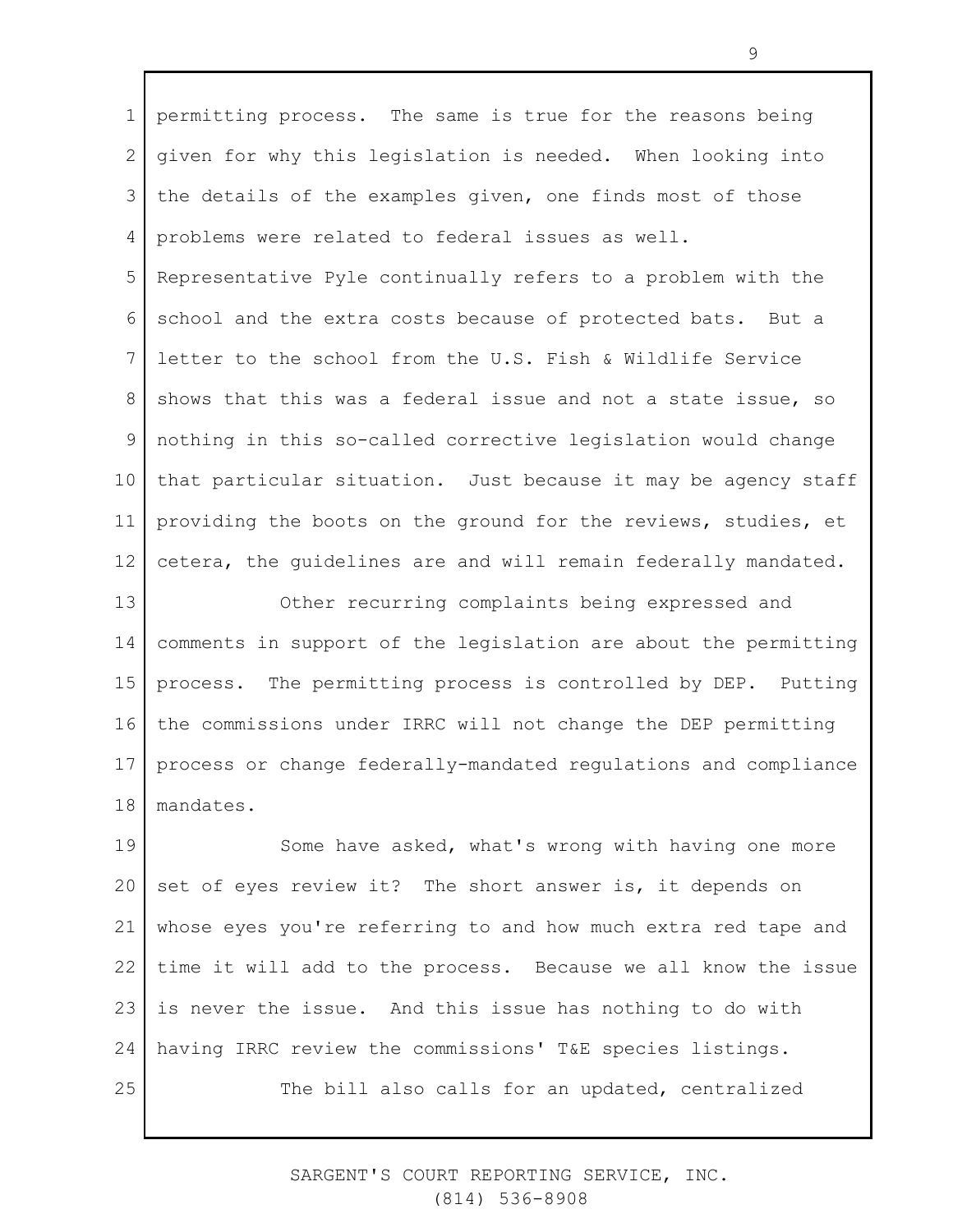permitting process. The same is true for the reasons being given for why this legislation is needed. When looking into the details of the examples given, one finds most of those problems were related to federal issues as well. Representative Pyle continually refers to a problem with the school and the extra costs because of protected bats. But a letter to the school from the U.S. Fish & Wildlife Service shows that this was a federal issue and not a state issue, so nothing in this so-called corrective legislation would change that particular situation. Just because it may be agency staff providing the boots on the ground for the reviews, studies, et cetera, the guidelines are and will remain federally mandated.

Other recurring complaints being expressed and comments in support of the legislation are about the permitting process. The permitting process is controlled by DEP. Putting the commissions under IRRC will not change the DEP permitting process or change federally-mandated regulations and compliance mandates.

Some have asked, what's wrong with having one more set of eyes review it? The short answer is, it depends on whose eyes you're referring to and how much extra red tape and time it will add to the process. Because we all know the issue is never the issue. And this issue has nothing to do with having IRRC review the commissions' T&E species listings.

The bill also calls for an updated, centralized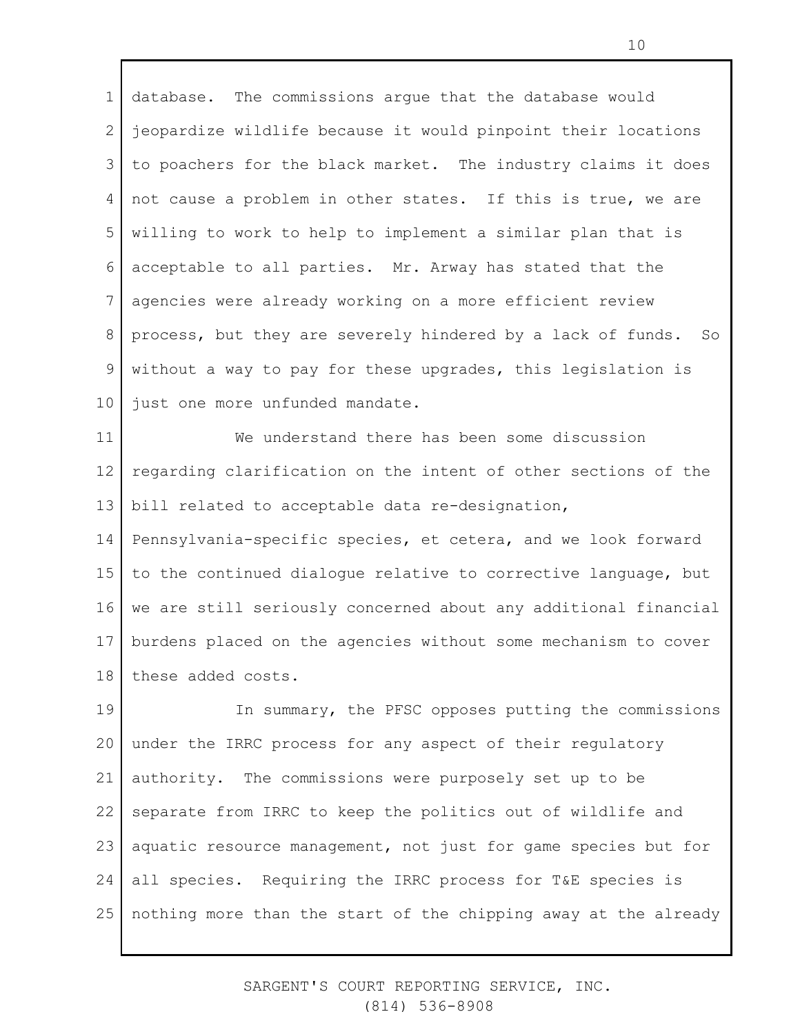database. The commissions argue that the database would jeopardize wildlife because it would pinpoint their locations to poachers for the black market. The industry claims it does not cause a problem in other states. If this is true, we are willing to work to help to implement a similar plan that is acceptable to all parties. Mr. Arway has stated that the agencies were already working on a more efficient review process, but they are severely hindered by a lack of funds. So without a way to pay for these upgrades, this legislation is just one more unfunded mandate.

We understand there has been some discussion regarding clarification on the intent of other sections of the bill related to acceptable data re-designation, Pennsylvania-specific species, et cetera, and we look forward to the continued dialogue relative to corrective language, but we are still seriously concerned about any additional financial burdens placed on the agencies without some mechanism to cover these added costs.

In summary, the PFSC opposes putting the commissions under the IRRC process for any aspect of their regulatory authority. The commissions were purposely set up to be separate from IRRC to keep the politics out of wildlife and aquatic resource management, not just for game species but for all species. Requiring the IRRC process for T&E species is nothing more than the start of the chipping away at the already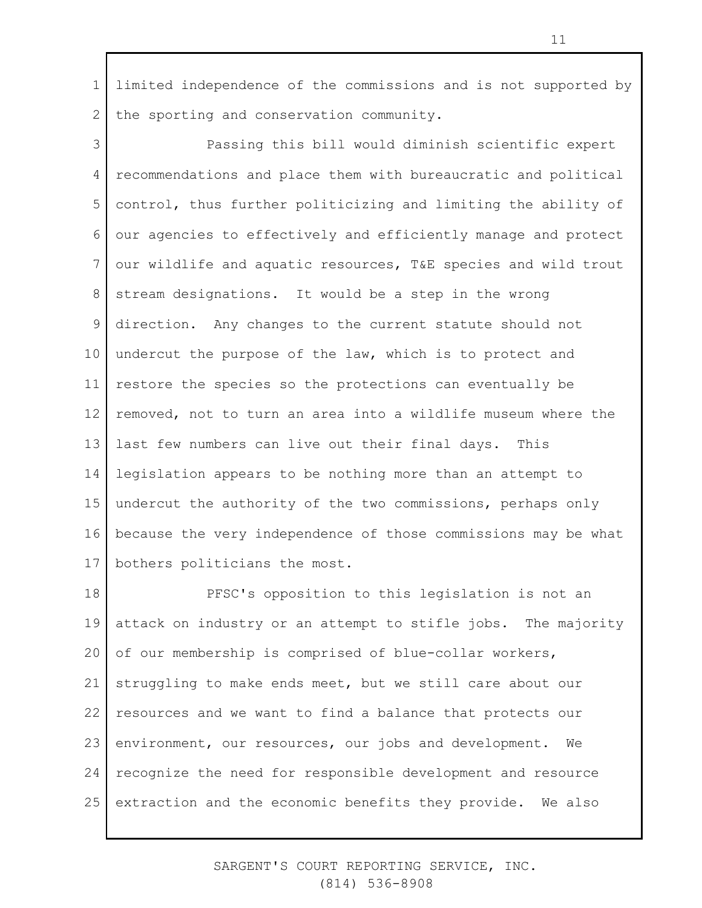limited independence of the commissions and is not supported by the sporting and conservation community.

Passing this bill would diminish scientific expert recommendations and place them with bureaucratic and political control, thus further politicizing and limiting the ability of our agencies to effectively and efficiently manage and protect our wildlife and aquatic resources, T&E species and wild trout stream designations. It would be a step in the wrong direction. Any changes to the current statute should not undercut the purpose of the law, which is to protect and restore the species so the protections can eventually be removed, not to turn an area into a wildlife museum where the last few numbers can live out their final days. This legislation appears to be nothing more than an attempt to undercut the authority of the two commissions, perhaps only because the very independence of those commissions may be what bothers politicians the most.

PFSC's opposition to this legislation is not an attack on industry or an attempt to stifle jobs. The majority of our membership is comprised of blue-collar workers, struggling to make ends meet, but we still care about our resources and we want to find a balance that protects our environment, our resources, our jobs and development. We recognize the need for responsible development and resource extraction and the economic benefits they provide. We also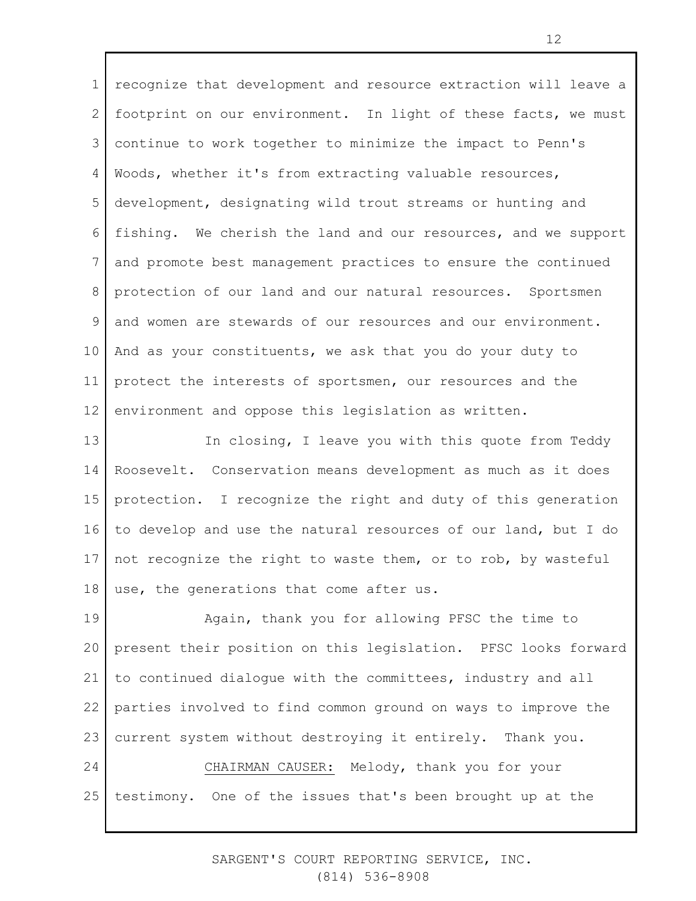recognize that development and resource extraction will leave a footprint on our environment. In light of these facts, we must continue to work together to minimize the impact to Penn's Woods, whether it's from extracting valuable resources, development, designating wild trout streams or hunting and fishing. We cherish the land and our resources, and we support and promote best management practices to ensure the continued protection of our land and our natural resources. Sportsmen and women are stewards of our resources and our environment. And as your constituents, we ask that you do your duty to protect the interests of sportsmen, our resources and the environment and oppose this legislation as written.

In closing, I leave you with this quote from Teddy Roosevelt. Conservation means development as much as it does protection. I recognize the right and duty of this generation to develop and use the natural resources of our land, but I do not recognize the right to waste them, or to rob, by wasteful use, the generations that come after us.

Again, thank you for allowing PFSC the time to present their position on this legislation. PFSC looks forward to continued dialogue with the committees, industry and all parties involved to find common ground on ways to improve the current system without destroying it entirely. Thank you.

CHAIRMAN CAUSER: Melody, thank you for your testimony. One of the issues that's been brought up at the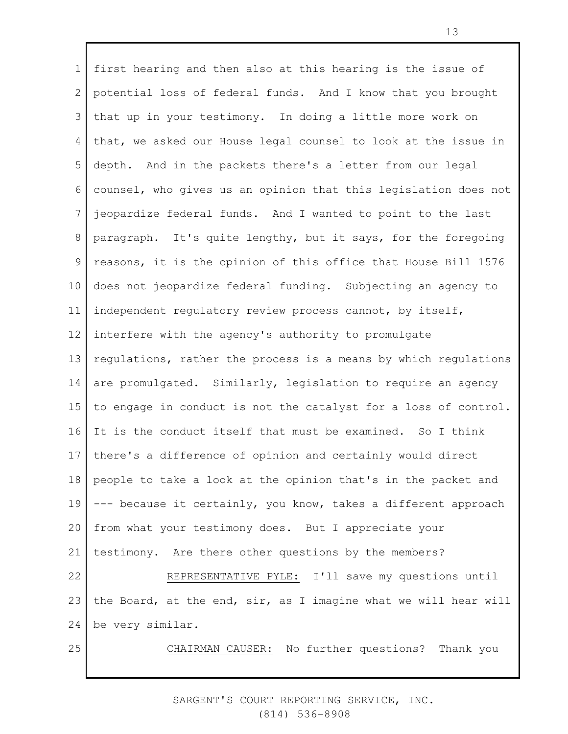first hearing and then also at this hearing is the issue of potential loss of federal funds. And I know that you brought that up in your testimony. In doing a little more work on that, we asked our House legal counsel to look at the issue in depth. And in the packets there's a letter from our legal counsel, who gives us an opinion that this legislation does not jeopardize federal funds. And I wanted to point to the last paragraph. It's quite lengthy, but it says, for the foregoing reasons, it is the opinion of this office that House Bill 1576 does not jeopardize federal funding. Subjecting an agency to independent regulatory review process cannot, by itself, interfere with the agency's authority to promulgate regulations, rather the process is a means by which regulations are promulgated. Similarly, legislation to require an agency to engage in conduct is not the catalyst for a loss of control. It is the conduct itself that must be examined. So I think there's a difference of opinion and certainly would direct people to take a look at the opinion that's in the packet and --- because it certainly, you know, takes a different approach from what your testimony does. But I appreciate your testimony. Are there other questions by the members?

REPRESENTATIVE PYLE: I'll save my questions until the Board, at the end, sir, as I imagine what we will hear will be very similar.

CHAIRMAN CAUSER: No further questions? Thank you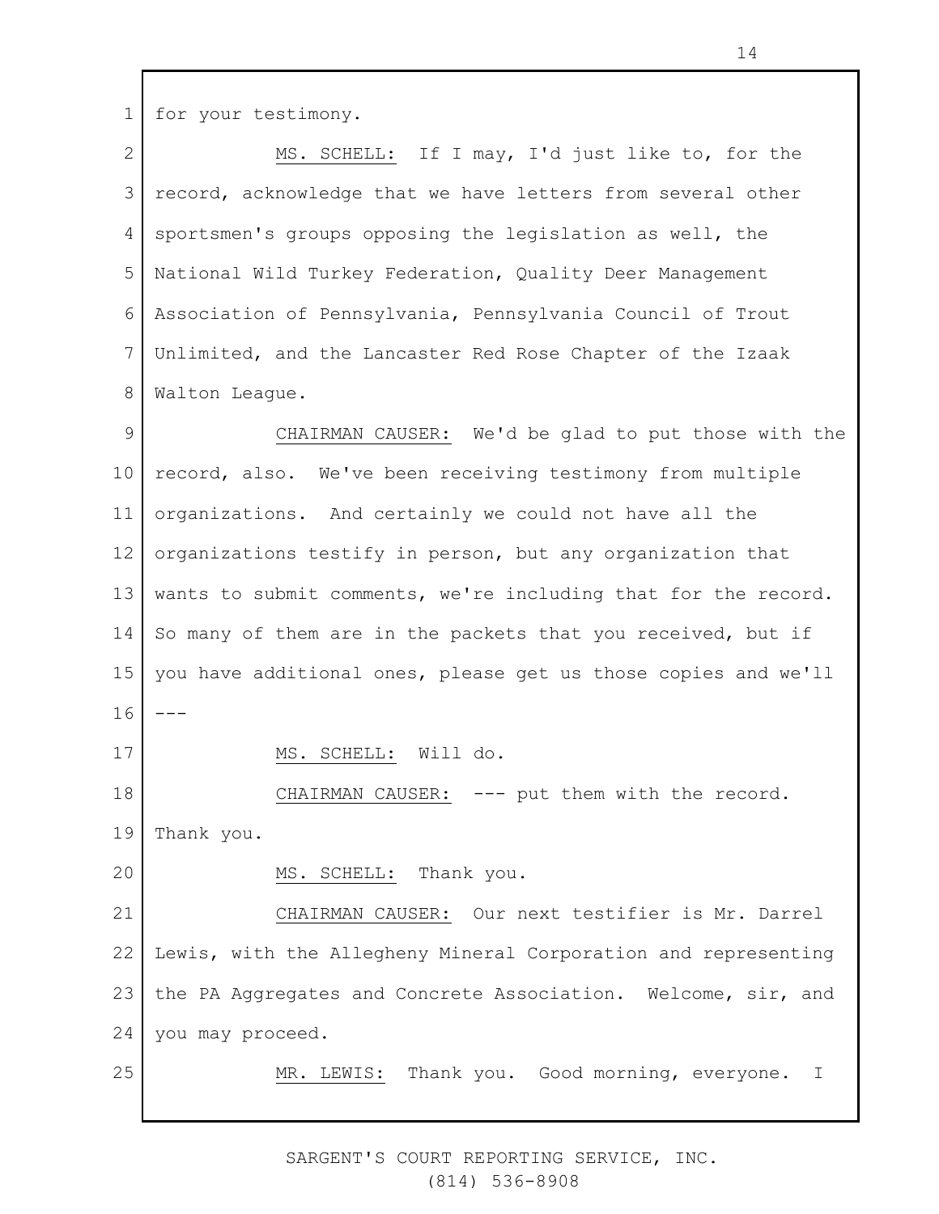for your testimony.

MS. SCHELL: If I may, I'd just like to, for the record, acknowledge that we have letters from several other sportsmen's groups opposing the legislation as well, the National Wild Turkey Federation, Quality Deer Management Association of Pennsylvania, Pennsylvania Council of Trout Unlimited, and the Lancaster Red Rose Chapter of the Izaak Walton League.

CHAIRMAN CAUSER: We'd be glad to put those with the record, also. We've been receiving testimony from multiple organizations. And certainly we could not have all the organizations testify in person, but any organization that wants to submit comments, we're including that for the record. So many of them are in the packets that you received, but if you have additional ones, please get us those copies and we'll ---

MS. SCHELL: Will do.

CHAIRMAN CAUSER: --- put them with the record. Thank you.

MS. SCHELL: Thank you.

CHAIRMAN CAUSER: Our next testifier is Mr. Darrel Lewis, with the Allegheny Mineral Corporation and representing the PA Aggregates and Concrete Association. Welcome, sir, and you may proceed.

MR. LEWIS: Thank you. Good morning, everyone. I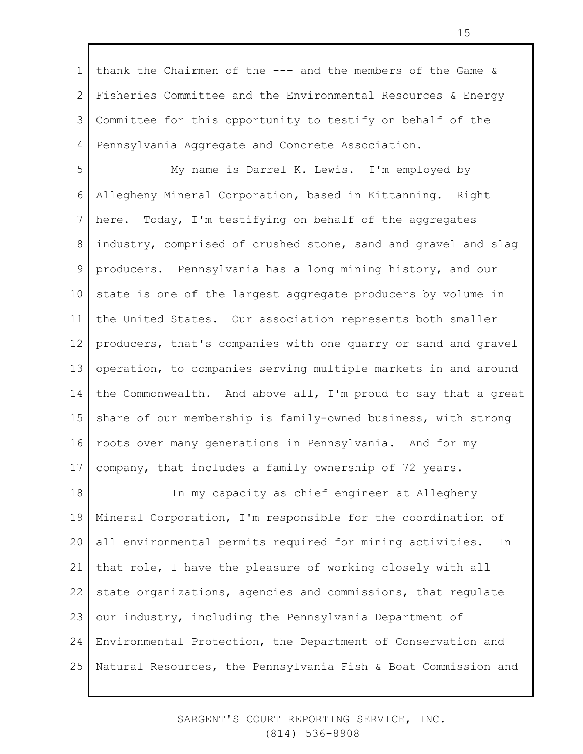thank the Chairmen of the --- and the members of the Game & Fisheries Committee and the Environmental Resources & Energy Committee for this opportunity to testify on behalf of the Pennsylvania Aggregate and Concrete Association.

My name is Darrel K. Lewis. I'm employed by Allegheny Mineral Corporation, based in Kittanning. Right here. Today, I'm testifying on behalf of the aggregates industry, comprised of crushed stone, sand and gravel and slag producers. Pennsylvania has a long mining history, and our state is one of the largest aggregate producers by volume in the United States. Our association represents both smaller producers, that's companies with one quarry or sand and gravel operation, to companies serving multiple markets in and around the Commonwealth. And above all, I'm proud to say that a great share of our membership is family-owned business, with strong roots over many generations in Pennsylvania. And for my company, that includes a family ownership of 72 years.

In my capacity as chief engineer at Allegheny Mineral Corporation, I'm responsible for the coordination of all environmental permits required for mining activities. In that role, I have the pleasure of working closely with all state organizations, agencies and commissions, that regulate our industry, including the Pennsylvania Department of Environmental Protection, the Department of Conservation and Natural Resources, the Pennsylvania Fish & Boat Commission and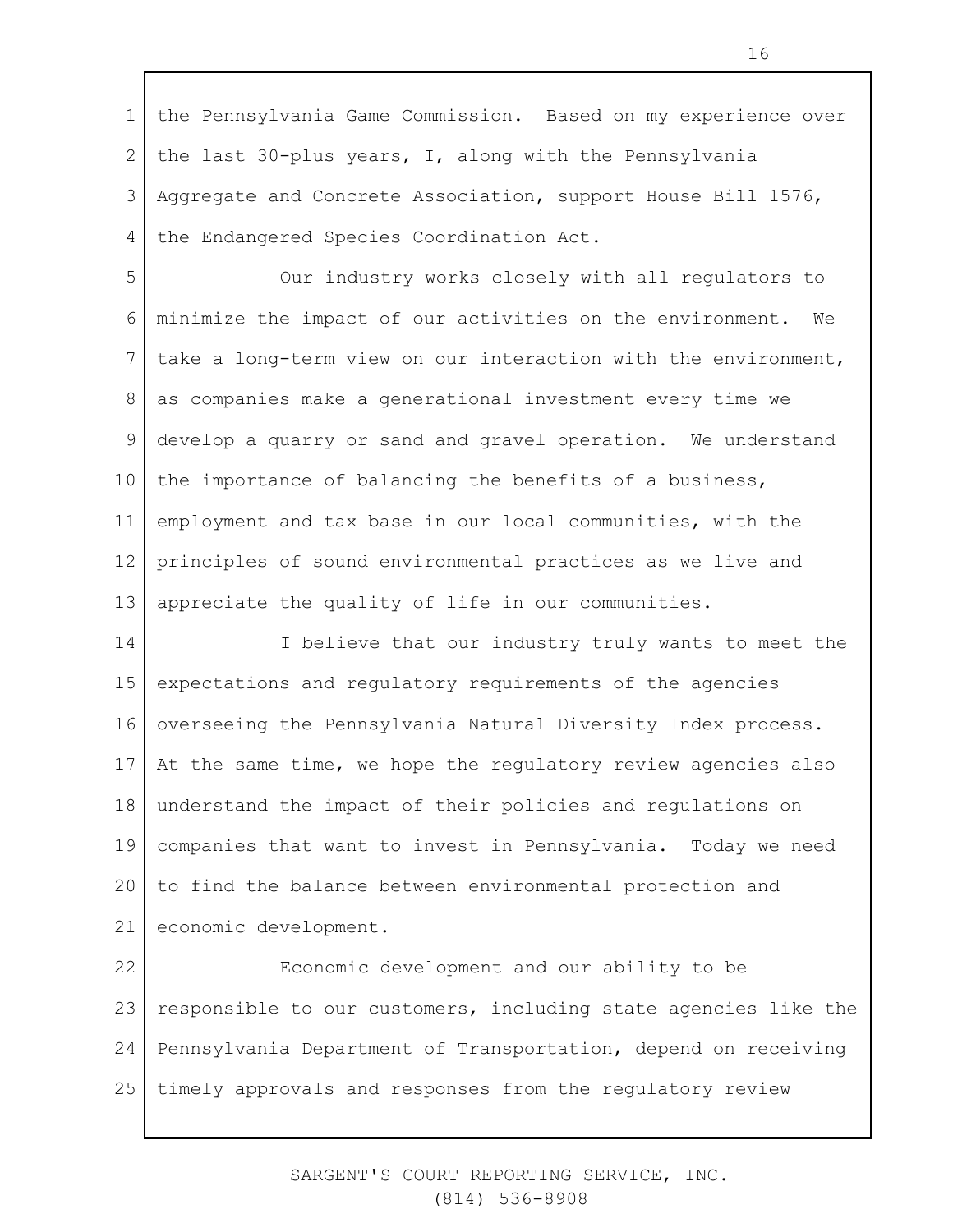the Pennsylvania Game Commission. Based on my experience over the last 30-plus years, I, along with the Pennsylvania Aggregate and Concrete Association, support House Bill 1576, the Endangered Species Coordination Act.

Our industry works closely with all regulators to minimize the impact of our activities on the environment. We take a long-term view on our interaction with the environment, as companies make a generational investment every time we develop a quarry or sand and gravel operation. We understand the importance of balancing the benefits of a business, employment and tax base in our local communities, with the principles of sound environmental practices as we live and appreciate the quality of life in our communities.

I believe that our industry truly wants to meet the expectations and regulatory requirements of the agencies overseeing the Pennsylvania Natural Diversity Index process. At the same time, we hope the regulatory review agencies also understand the impact of their policies and regulations on companies that want to invest in Pennsylvania. Today we need to find the balance between environmental protection and economic development.

Economic development and our ability to be responsible to our customers, including state agencies like the Pennsylvania Department of Transportation, depend on receiving timely approvals and responses from the regulatory review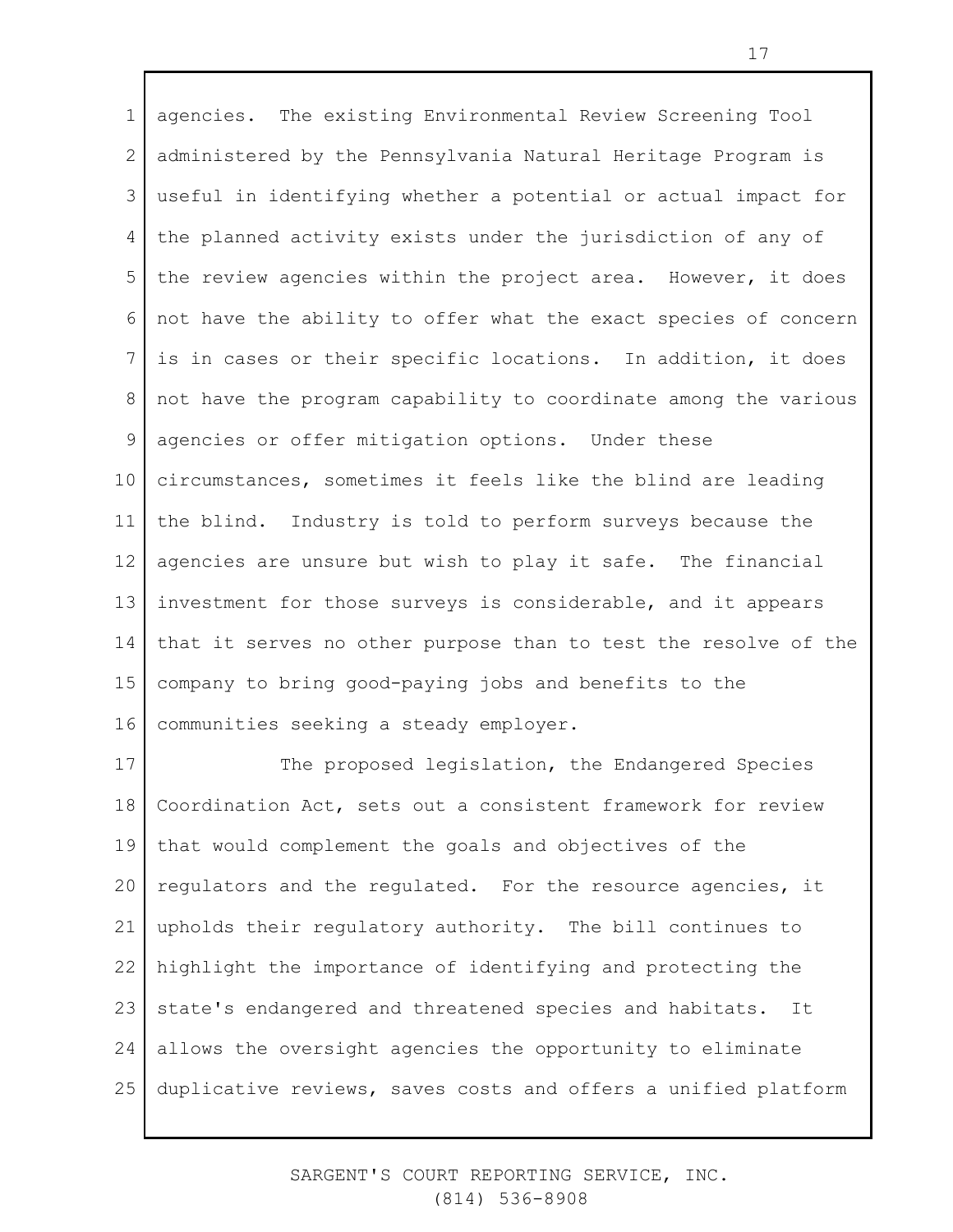agencies. The existing Environmental Review Screening Tool administered by the Pennsylvania Natural Heritage Program is useful in identifying whether a potential or actual impact for the planned activity exists under the jurisdiction of any of the review agencies within the project area. However, it does not have the ability to offer what the exact species of concern is in cases or their specific locations. In addition, it does not have the program capability to coordinate among the various agencies or offer mitigation options. Under these circumstances, sometimes it feels like the blind are leading the blind. Industry is told to perform surveys because the agencies are unsure but wish to play it safe. The financial investment for those surveys is considerable, and it appears that it serves no other purpose than to test the resolve of the company to bring good-paying jobs and benefits to the communities seeking a steady employer.

The proposed legislation, the Endangered Species Coordination Act, sets out a consistent framework for review that would complement the goals and objectives of the regulators and the regulated. For the resource agencies, it upholds their regulatory authority. The bill continues to highlight the importance of identifying and protecting the state's endangered and threatened species and habitats. It allows the oversight agencies the opportunity to eliminate duplicative reviews, saves costs and offers a unified platform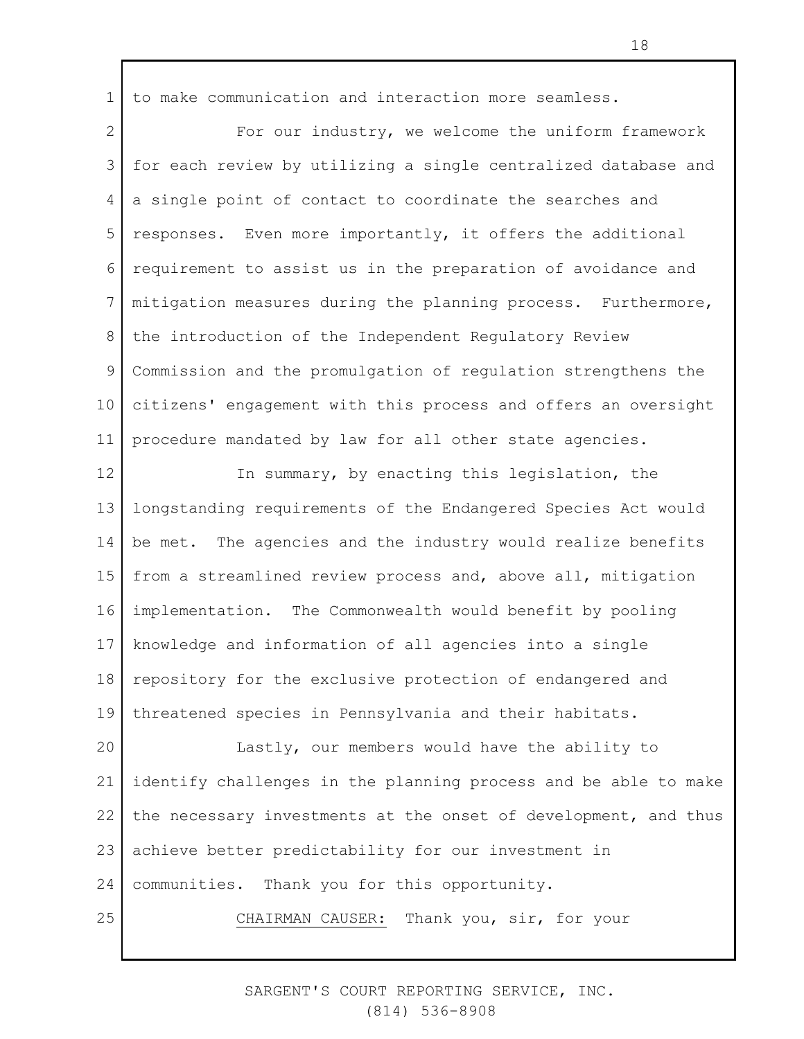to make communication and interaction more seamless.

For our industry, we welcome the uniform framework for each review by utilizing a single centralized database and a single point of contact to coordinate the searches and responses. Even more importantly, it offers the additional requirement to assist us in the preparation of avoidance and mitigation measures during the planning process. Furthermore, the introduction of the Independent Regulatory Review Commission and the promulgation of regulation strengthens the citizens' engagement with this process and offers an oversight procedure mandated by law for all other state agencies.

In summary, by enacting this legislation, the longstanding requirements of the Endangered Species Act would be met. The agencies and the industry would realize benefits from a streamlined review process and, above all, mitigation implementation. The Commonwealth would benefit by pooling knowledge and information of all agencies into a single repository for the exclusive protection of endangered and threatened species in Pennsylvania and their habitats.

Lastly, our members would have the ability to identify challenges in the planning process and be able to make the necessary investments at the onset of development, and thus achieve better predictability for our investment in communities. Thank you for this opportunity.

CHAIRMAN CAUSER: Thank you, sir, for your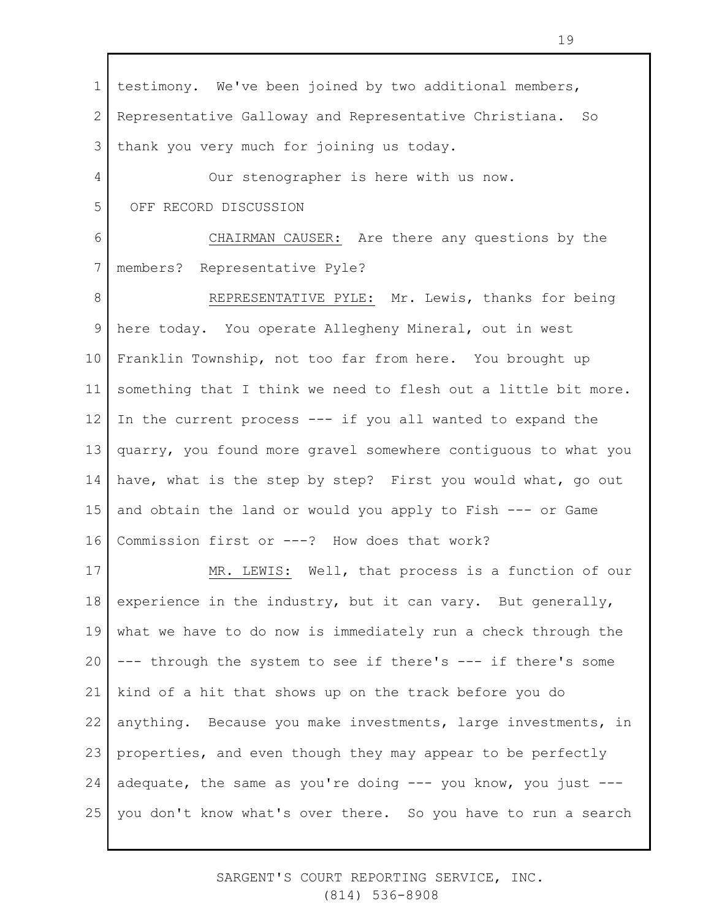testimony. We've been joined by two additional members, Representative Galloway and Representative Christiana. So thank you very much for joining us today.

Our stenographer is here with us now.

OFF RECORD DISCUSSION

CHAIRMAN CAUSER: Are there any questions by the members? Representative Pyle?

REPRESENTATIVE PYLE: Mr. Lewis, thanks for being here today. You operate Allegheny Mineral, out in west Franklin Township, not too far from here. You brought up something that I think we need to flesh out a little bit more. In the current process --- if you all wanted to expand the quarry, you found more gravel somewhere contiguous to what you have, what is the step by step? First you would what, go out and obtain the land or would you apply to Fish --- or Game Commission first or ---? How does that work?

MR. LEWIS: Well, that process is a function of our experience in the industry, but it can vary. But generally, what we have to do now is immediately run a check through the --- through the system to see if there's --- if there's some kind of a hit that shows up on the track before you do anything. Because you make investments, large investments, in properties, and even though they may appear to be perfectly adequate, the same as you're doing --- you know, you just --- you don't know what's over there. So you have to run a search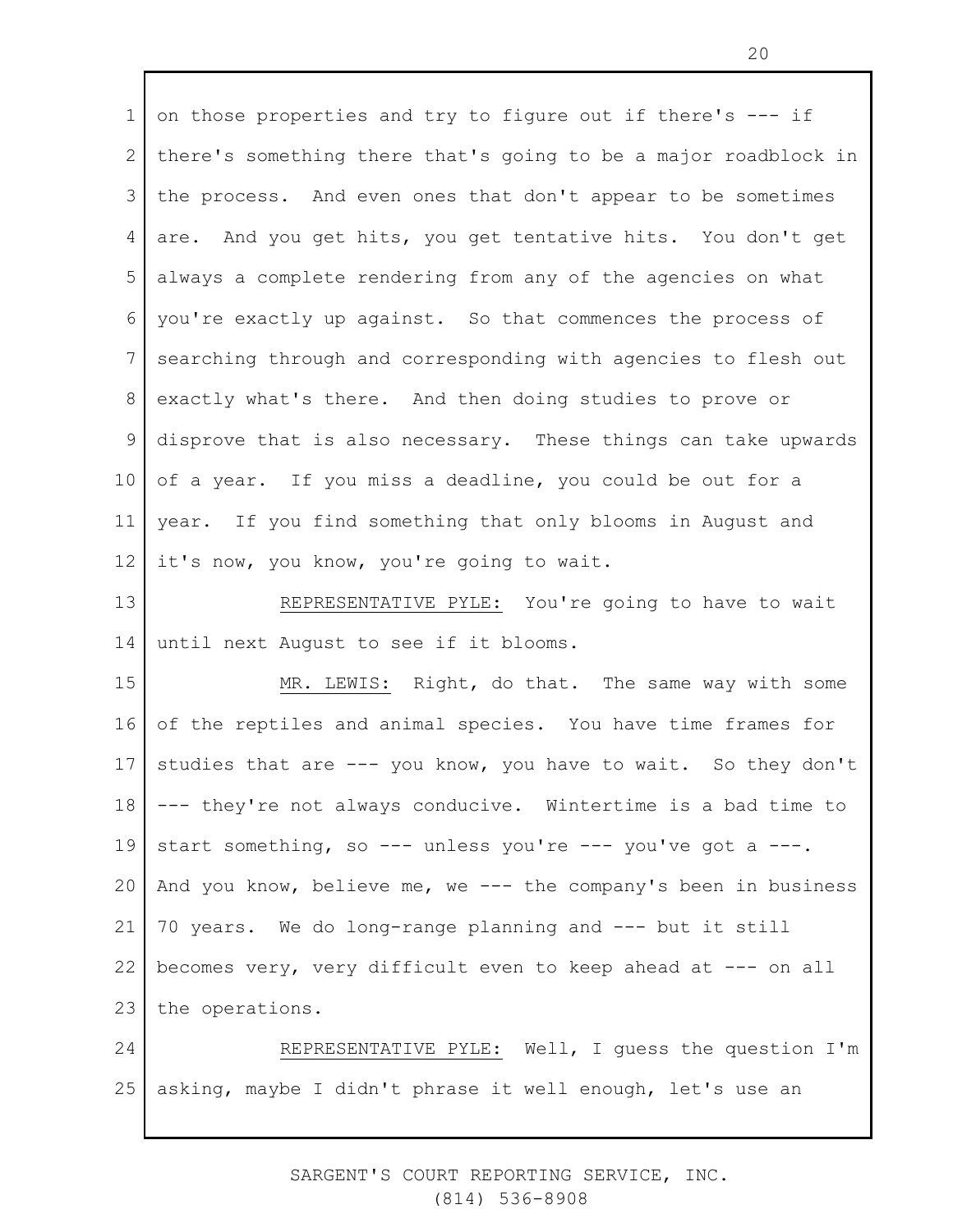on those properties and try to figure out if there's --- if there's something there that's going to be a major roadblock in the process. And even ones that don't appear to be sometimes are. And you get hits, you get tentative hits. You don't get always a complete rendering from any of the agencies on what you're exactly up against. So that commences the process of searching through and corresponding with agencies to flesh out exactly what's there. And then doing studies to prove or disprove that is also necessary. These things can take upwards of a year. If you miss a deadline, you could be out for a year. If you find something that only blooms in August and it's now, you know, you're going to wait.

REPRESENTATIVE PYLE: You're going to have to wait until next August to see if it blooms.

MR. LEWIS: Right, do that. The same way with some of the reptiles and animal species. You have time frames for studies that are --- you know, you have to wait. So they don't --- they're not always conducive. Wintertime is a bad time to start something, so --- unless you're --- you've got a ---. And you know, believe me, we --- the company's been in business 70 years. We do long-range planning and --- but it still becomes very, very difficult even to keep ahead at --- on all the operations.

REPRESENTATIVE PYLE: Well, I guess the question I'm asking, maybe I didn't phrase it well enough, let's use an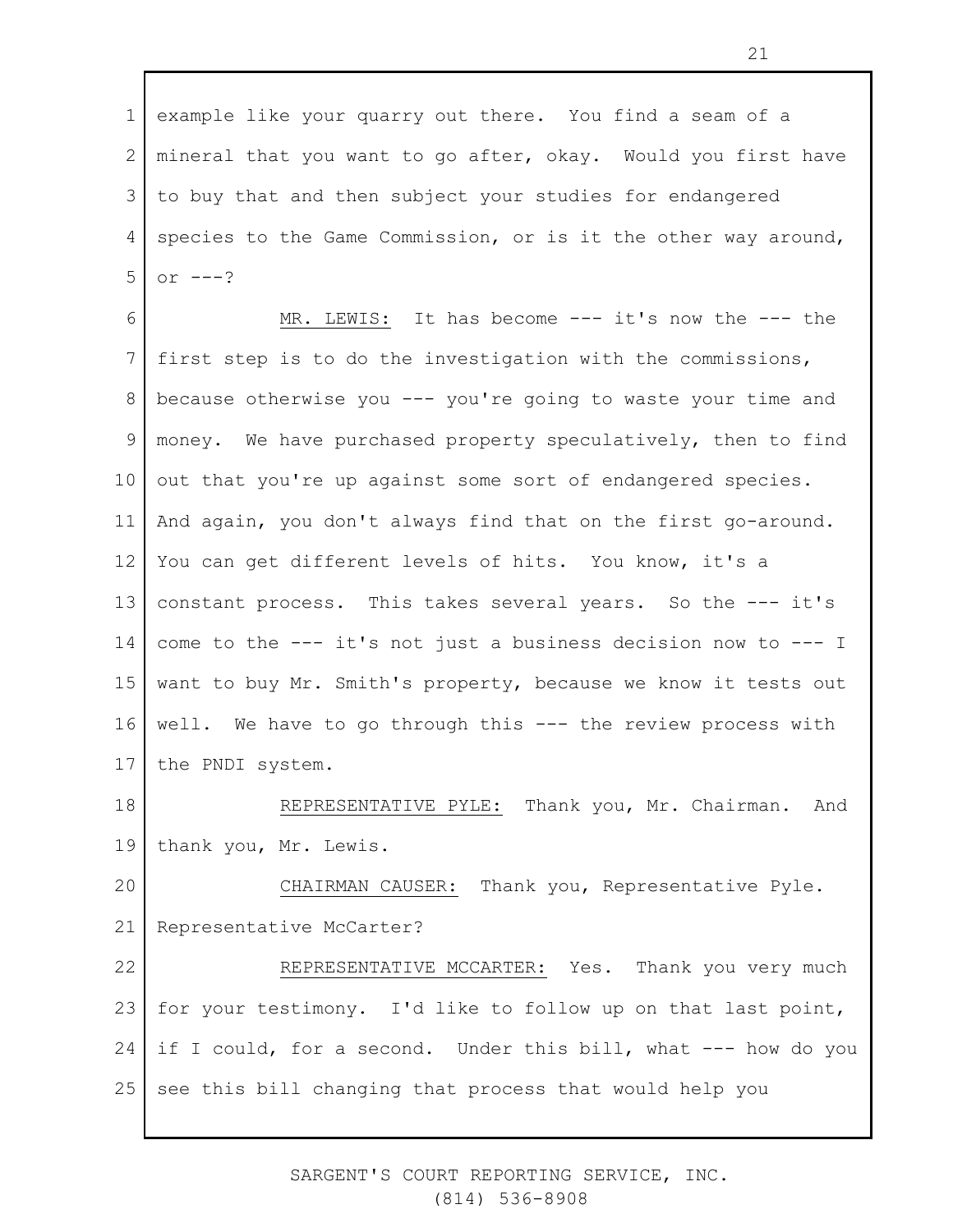example like your quarry out there. You find a seam of a mineral that you want to go after, okay. Would you first have to buy that and then subject your studies for endangered species to the Game Commission, or is it the other way around, or ---?

MR. LEWIS: It has become --- it's now the --- the first step is to do the investigation with the commissions, because otherwise you --- you're going to waste your time and money. We have purchased property speculatively, then to find out that you're up against some sort of endangered species. And again, you don't always find that on the first go-around. You can get different levels of hits. You know, it's a constant process. This takes several years. So the --- it's come to the --- it's not just a business decision now to --- I want to buy Mr. Smith's property, because we know it tests out well. We have to go through this --- the review process with the PNDI system.

REPRESENTATIVE PYLE: Thank you, Mr. Chairman. And thank you, Mr. Lewis.

CHAIRMAN CAUSER: Thank you, Representative Pyle. Representative McCarter?

REPRESENTATIVE MCCARTER: Yes. Thank you very much for your testimony. I'd like to follow up on that last point, if I could, for a second. Under this bill, what --- how do you see this bill changing that process that would help you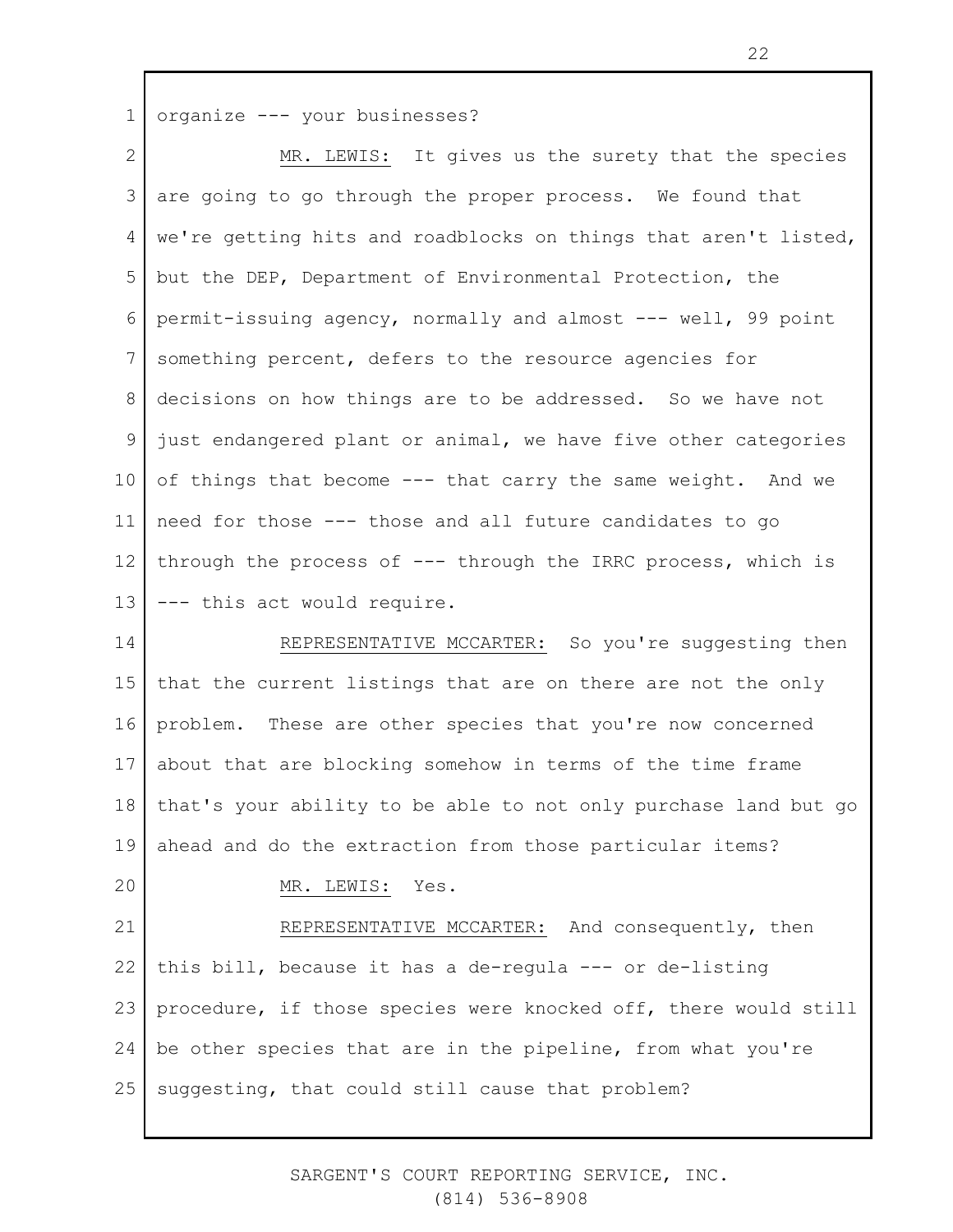organize --- your businesses?

MR. LEWIS: It gives us the surety that the species are going to go through the proper process. We found that we're getting hits and roadblocks on things that aren't listed, but the DEP, Department of Environmental Protection, the permit-issuing agency, normally and almost --- well, 99 point something percent, defers to the resource agencies for decisions on how things are to be addressed. So we have not just endangered plant or animal, we have five other categories of things that become --- that carry the same weight. And we need for those --- those and all future candidates to go through the process of --- through the IRRC process, which is --- this act would require.

REPRESENTATIVE MCCARTER: So you're suggesting then that the current listings that are on there are not the only problem. These are other species that you're now concerned about that are blocking somehow in terms of the time frame that's your ability to be able to not only purchase land but go ahead and do the extraction from those particular items?

MR. LEWIS: Yes.

REPRESENTATIVE MCCARTER: And consequently, then this bill, because it has a de-regula --- or de-listing procedure, if those species were knocked off, there would still be other species that are in the pipeline, from what you're suggesting, that could still cause that problem?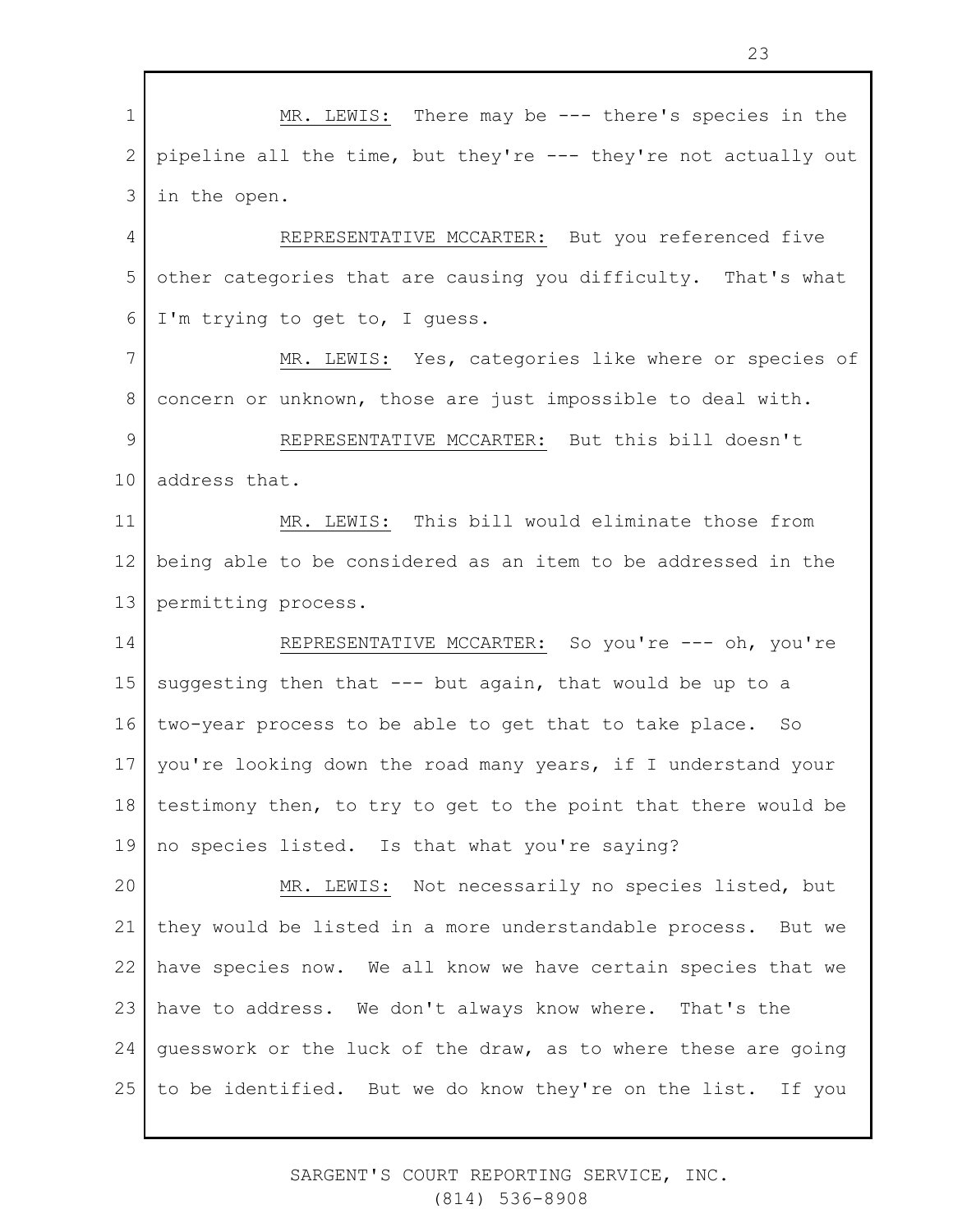MR. LEWIS: There may be --- there's species in the pipeline all the time, but they're --- they're not actually out in the open.

REPRESENTATIVE MCCARTER: But you referenced five other categories that are causing you difficulty. That's what I'm trying to get to, I guess.

MR. LEWIS: Yes, categories like where or species of concern or unknown, those are just impossible to deal with.

REPRESENTATIVE MCCARTER: But this bill doesn't address that.

MR. LEWIS: This bill would eliminate those from being able to be considered as an item to be addressed in the permitting process.

REPRESENTATIVE MCCARTER: So you're --- oh, you're suggesting then that --- but again, that would be up to a two-year process to be able to get that to take place. So you're looking down the road many years, if I understand your testimony then, to try to get to the point that there would be no species listed. Is that what you're saying?

MR. LEWIS: Not necessarily no species listed, but they would be listed in a more understandable process. But we have species now. We all know we have certain species that we have to address. We don't always know where. That's the guesswork or the luck of the draw, as to where these are going to be identified. But we do know they're on the list. If you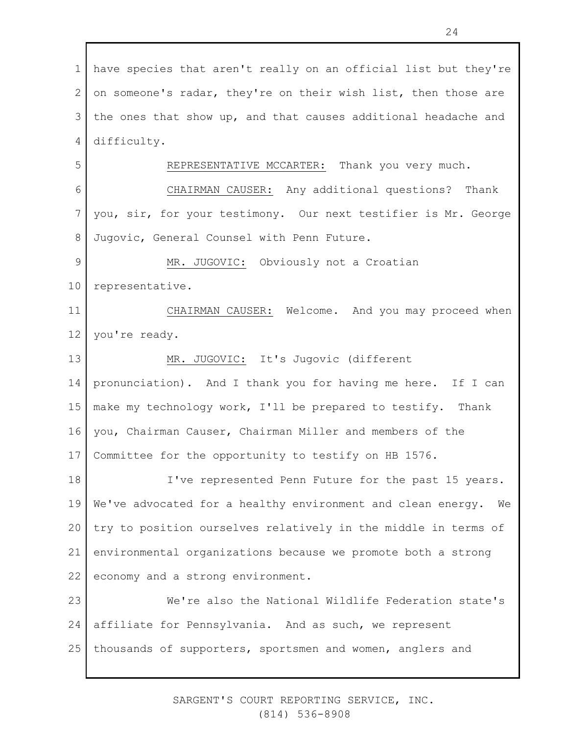have species that aren't really on an official list but they're on someone's radar, they're on their wish list, then those are the ones that show up, and that causes additional headache and difficulty.

REPRESENTATIVE MCCARTER: Thank you very much.

CHAIRMAN CAUSER: Any additional questions? Thank you, sir, for your testimony. Our next testifier is Mr. George Jugovic, General Counsel with Penn Future.

MR. JUGOVIC: Obviously not a Croatian representative.

CHAIRMAN CAUSER: Welcome. And you may proceed when you're ready.

MR. JUGOVIC: It's Jugovic (different pronunciation). And I thank you for having me here. If I can make my technology work, I'll be prepared to testify. Thank you, Chairman Causer, Chairman Miller and members of the Committee for the opportunity to testify on HB 1576.

I've represented Penn Future for the past 15 years. We've advocated for a healthy environment and clean energy. We try to position ourselves relatively in the middle in terms of environmental organizations because we promote both a strong economy and a strong environment.

We're also the National Wildlife Federation state's affiliate for Pennsylvania. And as such, we represent thousands of supporters, sportsmen and women, anglers and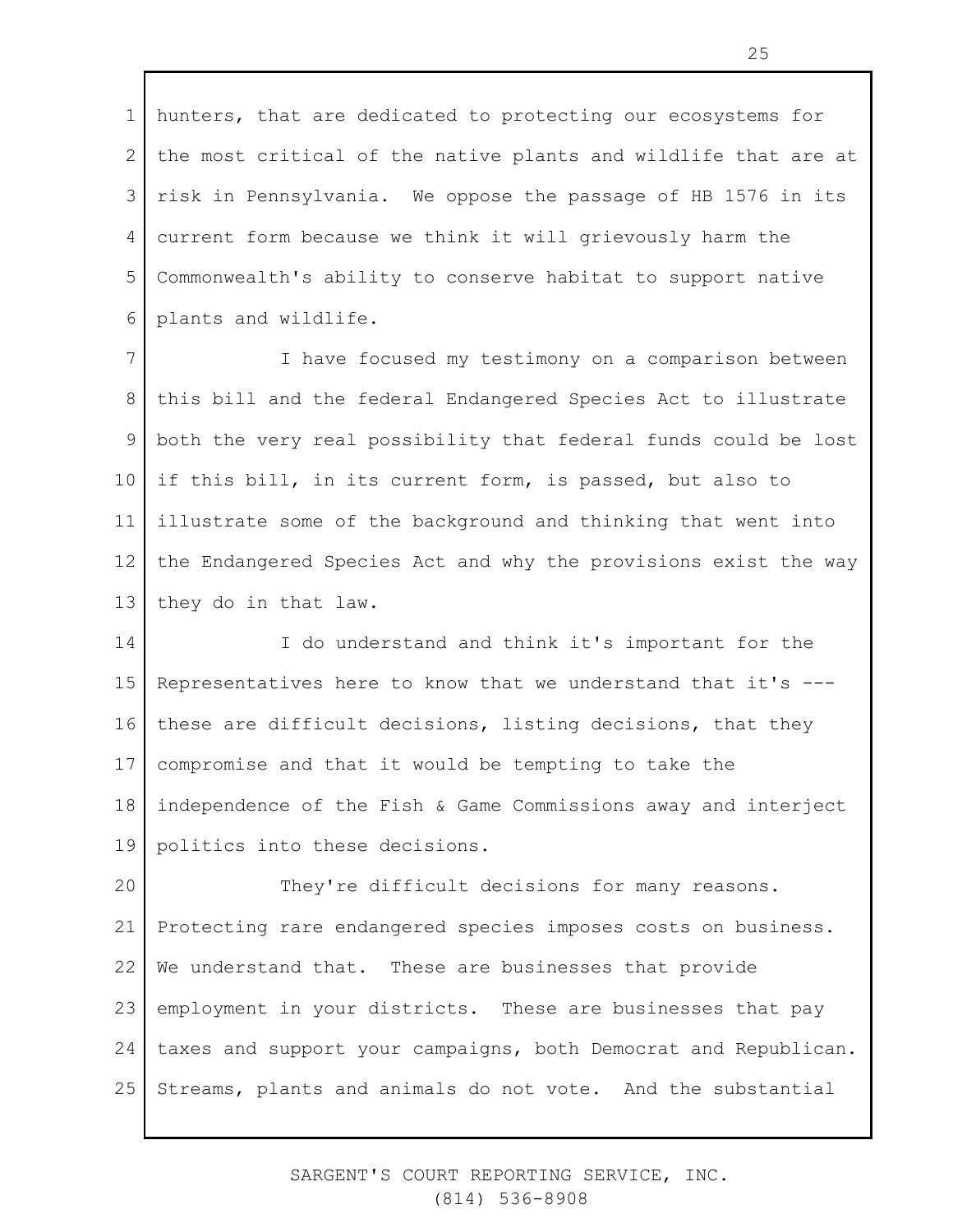hunters, that are dedicated to protecting our ecosystems for the most critical of the native plants and wildlife that are at risk in Pennsylvania. We oppose the passage of HB 1576 in its current form because we think it will grievously harm the Commonwealth's ability to conserve habitat to support native plants and wildlife.

I have focused my testimony on a comparison between this bill and the federal Endangered Species Act to illustrate both the very real possibility that federal funds could be lost if this bill, in its current form, is passed, but also to illustrate some of the background and thinking that went into the Endangered Species Act and why the provisions exist the way they do in that law.

I do understand and think it's important for the Representatives here to know that we understand that it's --- these are difficult decisions, listing decisions, that they compromise and that it would be tempting to take the independence of the Fish & Game Commissions away and interject politics into these decisions.

They're difficult decisions for many reasons. Protecting rare endangered species imposes costs on business. We understand that. These are businesses that provide employment in your districts. These are businesses that pay taxes and support your campaigns, both Democrat and Republican. Streams, plants and animals do not vote. And the substantial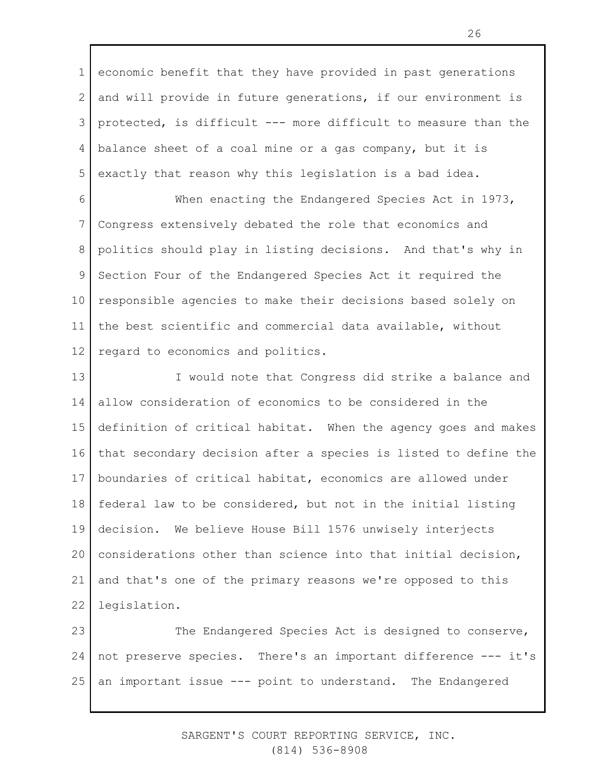economic benefit that they have provided in past generations and will provide in future generations, if our environment is protected, is difficult --- more difficult to measure than the balance sheet of a coal mine or a gas company, but it is exactly that reason why this legislation is a bad idea.

When enacting the Endangered Species Act in 1973, Congress extensively debated the role that economics and politics should play in listing decisions. And that's why in Section Four of the Endangered Species Act it required the responsible agencies to make their decisions based solely on the best scientific and commercial data available, without regard to economics and politics.

I would note that Congress did strike a balance and allow consideration of economics to be considered in the definition of critical habitat. When the agency goes and makes that secondary decision after a species is listed to define the boundaries of critical habitat, economics are allowed under federal law to be considered, but not in the initial listing decision. We believe House Bill 1576 unwisely interjects considerations other than science into that initial decision, and that's one of the primary reasons we're opposed to this legislation.

The Endangered Species Act is designed to conserve, not preserve species. There's an important difference --- it's an important issue --- point to understand. The Endangered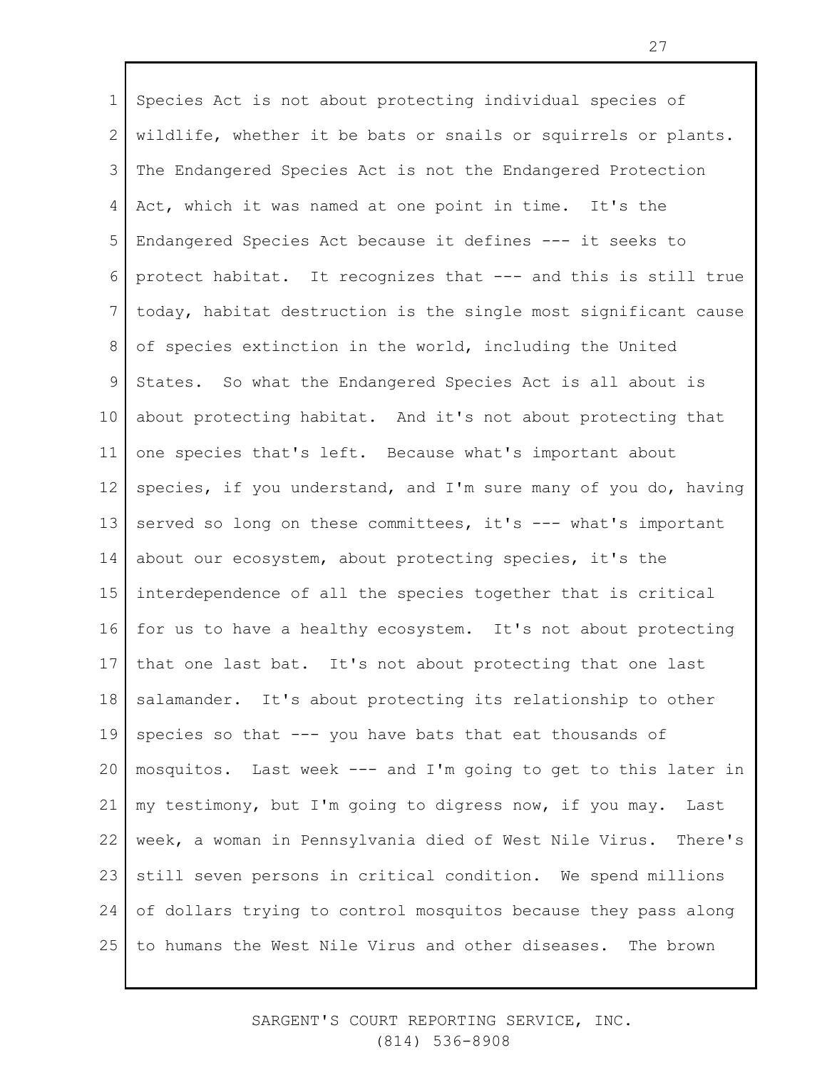Species Act is not about protecting individual species of wildlife, whether it be bats or snails or squirrels or plants. The Endangered Species Act is not the Endangered Protection Act, which it was named at one point in time. It's the Endangered Species Act because it defines --- it seeks to protect habitat. It recognizes that --- and this is still true today, habitat destruction is the single most significant cause of species extinction in the world, including the United States. So what the Endangered Species Act is all about is about protecting habitat. And it's not about protecting that one species that's left. Because what's important about species, if you understand, and I'm sure many of you do, having served so long on these committees, it's --- what's important about our ecosystem, about protecting species, it's the interdependence of all the species together that is critical for us to have a healthy ecosystem. It's not about protecting that one last bat. It's not about protecting that one last salamander. It's about protecting its relationship to other species so that --- you have bats that eat thousands of mosquitos. Last week --- and I'm going to get to this later in my testimony, but I'm going to digress now, if you may. Last week, a woman in Pennsylvania died of West Nile Virus. There's still seven persons in critical condition. We spend millions of dollars trying to control mosquitos because they pass along to humans the West Nile Virus and other diseases. The brown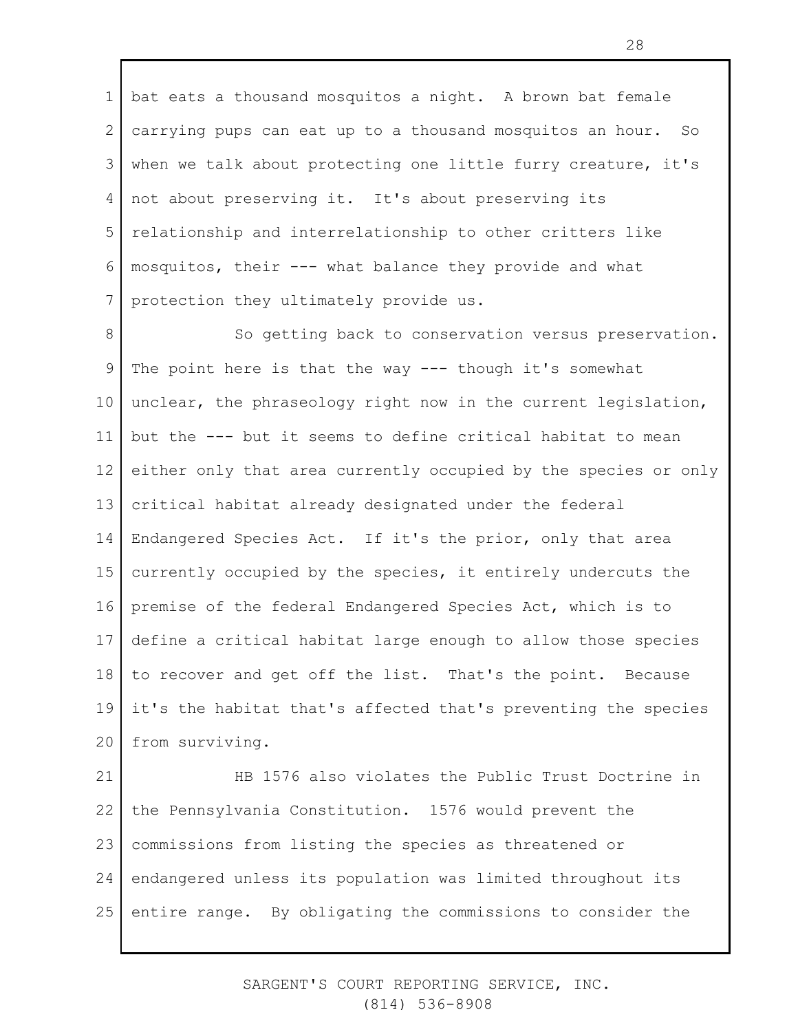bat eats a thousand mosquitos a night. A brown bat female carrying pups can eat up to a thousand mosquitos an hour. So when we talk about protecting one little furry creature, it's not about preserving it. It's about preserving its relationship and interrelationship to other critters like mosquitos, their --- what balance they provide and what protection they ultimately provide us.

So getting back to conservation versus preservation. The point here is that the way --- though it's somewhat unclear, the phraseology right now in the current legislation, but the --- but it seems to define critical habitat to mean either only that area currently occupied by the species or only critical habitat already designated under the federal Endangered Species Act. If it's the prior, only that area currently occupied by the species, it entirely undercuts the premise of the federal Endangered Species Act, which is to define a critical habitat large enough to allow those species to recover and get off the list. That's the point. Because it's the habitat that's affected that's preventing the species from surviving.

HB 1576 also violates the Public Trust Doctrine in the Pennsylvania Constitution. 1576 would prevent the commissions from listing the species as threatened or endangered unless its population was limited throughout its entire range. By obligating the commissions to consider the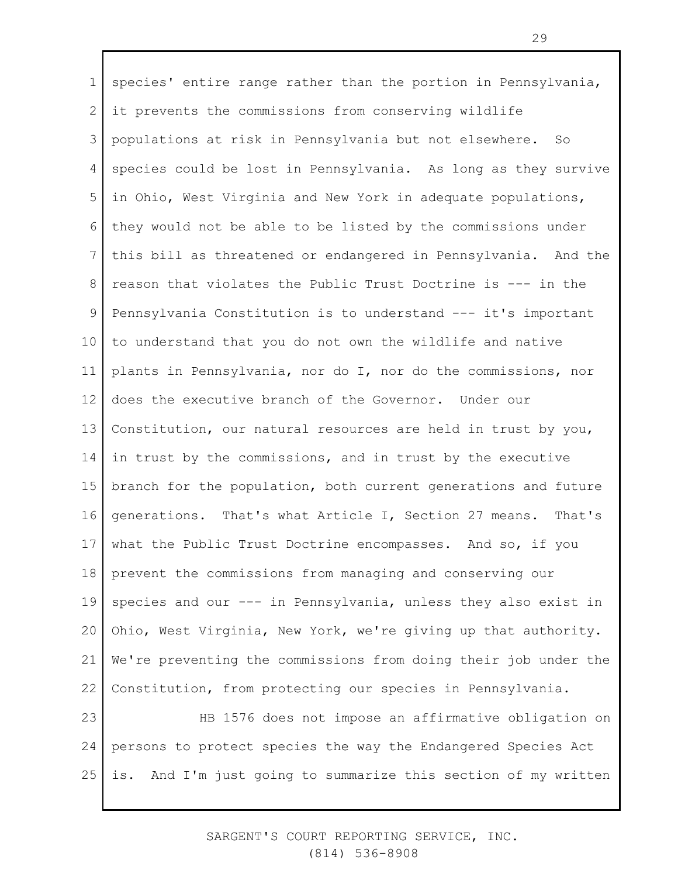species' entire range rather than the portion in Pennsylvania, it prevents the commissions from conserving wildlife populations at risk in Pennsylvania but not elsewhere. So species could be lost in Pennsylvania. As long as they survive in Ohio, West Virginia and New York in adequate populations, they would not be able to be listed by the commissions under this bill as threatened or endangered in Pennsylvania. And the reason that violates the Public Trust Doctrine is --- in the Pennsylvania Constitution is to understand --- it's important to understand that you do not own the wildlife and native plants in Pennsylvania, nor do I, nor do the commissions, nor does the executive branch of the Governor. Under our Constitution, our natural resources are held in trust by you, in trust by the commissions, and in trust by the executive branch for the population, both current generations and future generations. That's what Article I, Section 27 means. That's what the Public Trust Doctrine encompasses. And so, if you prevent the commissions from managing and conserving our species and our --- in Pennsylvania, unless they also exist in Ohio, West Virginia, New York, we're giving up that authority. We're preventing the commissions from doing their job under the Constitution, from protecting our species in Pennsylvania.

HB 1576 does not impose an affirmative obligation on persons to protect species the way the Endangered Species Act is. And I'm just going to summarize this section of my written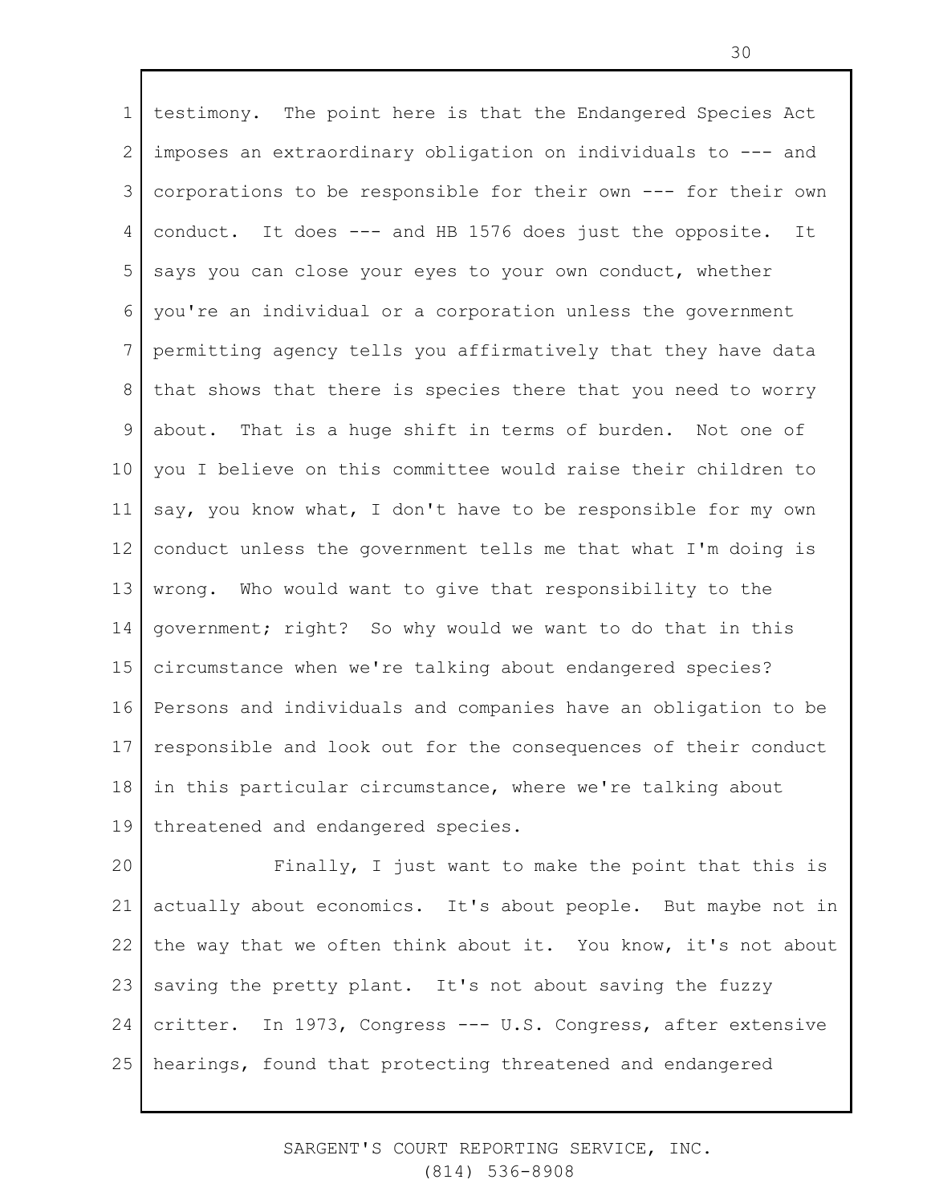testimony. The point here is that the Endangered Species Act imposes an extraordinary obligation on individuals to --- and corporations to be responsible for their own --- for their own conduct. It does --- and HB 1576 does just the opposite. It says you can close your eyes to your own conduct, whether you're an individual or a corporation unless the government permitting agency tells you affirmatively that they have data that shows that there is species there that you need to worry about. That is a huge shift in terms of burden. Not one of you I believe on this committee would raise their children to say, you know what, I don't have to be responsible for my own conduct unless the government tells me that what I'm doing is wrong. Who would want to give that responsibility to the government; right? So why would we want to do that in this circumstance when we're talking about endangered species? Persons and individuals and companies have an obligation to be responsible and look out for the consequences of their conduct in this particular circumstance, where we're talking about threatened and endangered species.

Finally, I just want to make the point that this is actually about economics. It's about people. But maybe not in the way that we often think about it. You know, it's not about saving the pretty plant. It's not about saving the fuzzy critter. In 1973, Congress --- U.S. Congress, after extensive hearings, found that protecting threatened and endangered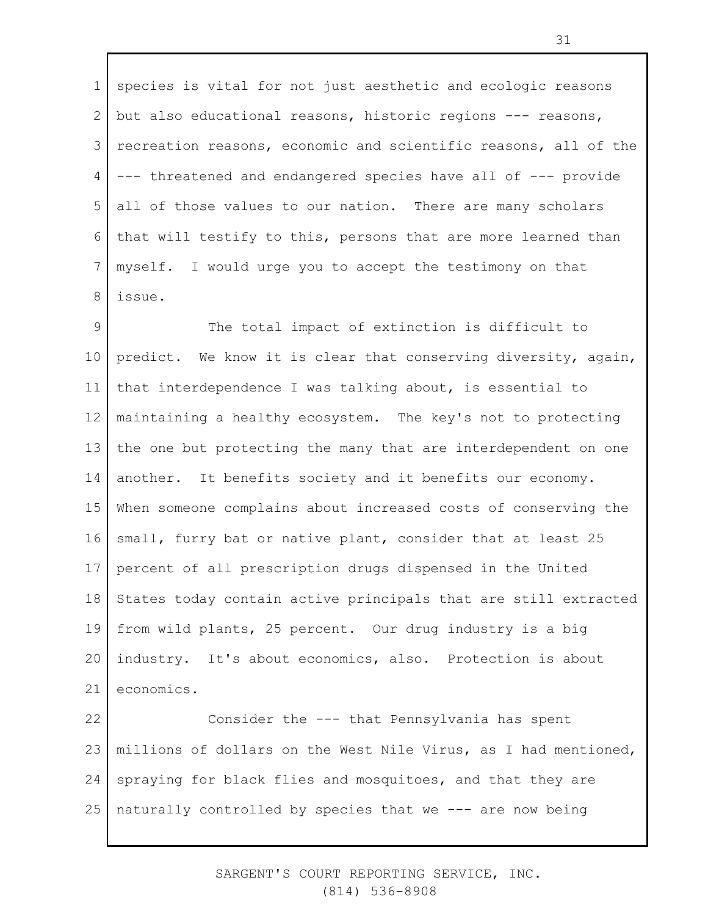species is vital for not just aesthetic and ecologic reasons but also educational reasons, historic regions --- reasons, recreation reasons, economic and scientific reasons, all of the --- threatened and endangered species have all of --- provide all of those values to our nation. There are many scholars that will testify to this, persons that are more learned than myself. I would urge you to accept the testimony on that issue.

The total impact of extinction is difficult to predict. We know it is clear that conserving diversity, again, that interdependence I was talking about, is essential to maintaining a healthy ecosystem. The key's not to protecting the one but protecting the many that are interdependent on one another. It benefits society and it benefits our economy. When someone complains about increased costs of conserving the small, furry bat or native plant, consider that at least 25 percent of all prescription drugs dispensed in the United States today contain active principals that are still extracted from wild plants, 25 percent. Our drug industry is a big industry. It's about economics, also. Protection is about economics.

Consider the --- that Pennsylvania has spent millions of dollars on the West Nile Virus, as I had mentioned, spraying for black flies and mosquitoes, and that they are naturally controlled by species that we --- are now being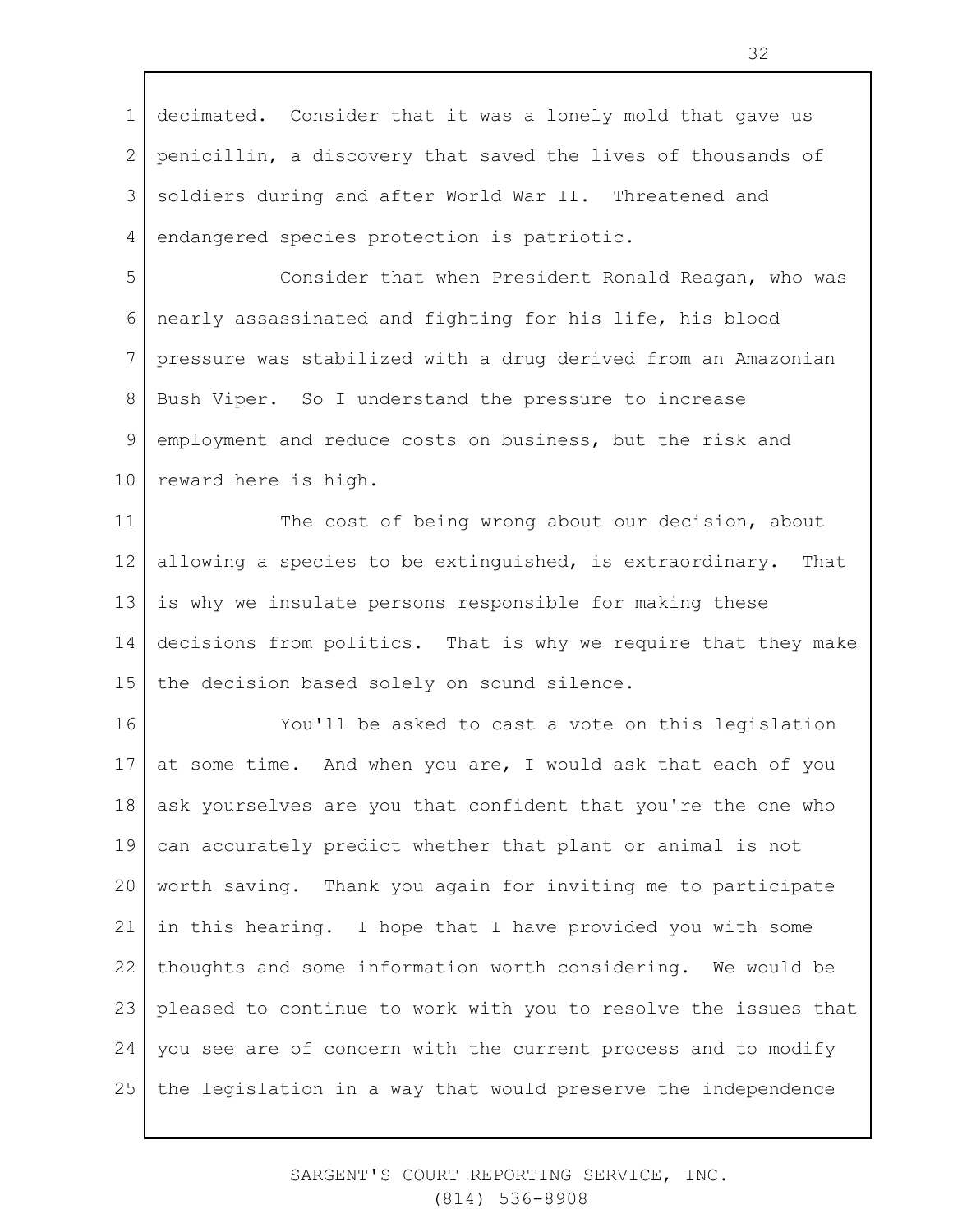decimated. Consider that it was a lonely mold that gave us penicillin, a discovery that saved the lives of thousands of soldiers during and after World War II. Threatened and endangered species protection is patriotic.

Consider that when President Ronald Reagan, who was nearly assassinated and fighting for his life, his blood pressure was stabilized with a drug derived from an Amazonian Bush Viper. So I understand the pressure to increase employment and reduce costs on business, but the risk and reward here is high.

The cost of being wrong about our decision, about allowing a species to be extinguished, is extraordinary. That is why we insulate persons responsible for making these decisions from politics. That is why we require that they make the decision based solely on sound silence.

You'll be asked to cast a vote on this legislation at some time. And when you are, I would ask that each of you ask yourselves are you that confident that you're the one who can accurately predict whether that plant or animal is not worth saving. Thank you again for inviting me to participate in this hearing. I hope that I have provided you with some thoughts and some information worth considering. We would be pleased to continue to work with you to resolve the issues that you see are of concern with the current process and to modify the legislation in a way that would preserve the independence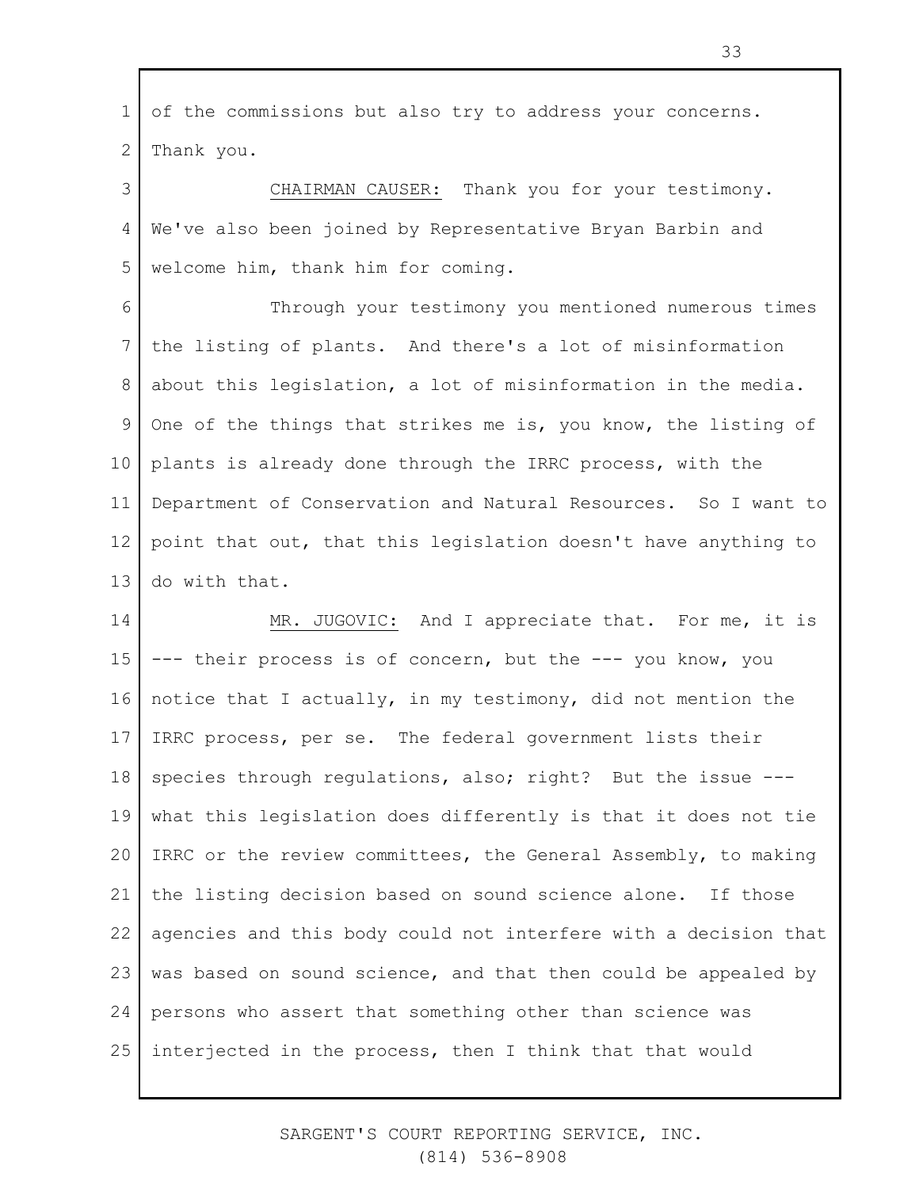of the commissions but also try to address your concerns. Thank you.

CHAIRMAN CAUSER: Thank you for your testimony. We've also been joined by Representative Bryan Barbin and welcome him, thank him for coming.

Through your testimony you mentioned numerous times the listing of plants. And there's a lot of misinformation about this legislation, a lot of misinformation in the media. One of the things that strikes me is, you know, the listing of plants is already done through the IRRC process, with the Department of Conservation and Natural Resources. So I want to point that out, that this legislation doesn't have anything to do with that.

MR. JUGOVIC: And I appreciate that. For me, it is --- their process is of concern, but the --- you know, you notice that I actually, in my testimony, did not mention the IRRC process, per se. The federal government lists their species through regulations, also; right? But the issue --- what this legislation does differently is that it does not tie IRRC or the review committees, the General Assembly, to making the listing decision based on sound science alone. If those agencies and this body could not interfere with a decision that was based on sound science, and that then could be appealed by persons who assert that something other than science was interjected in the process, then I think that that would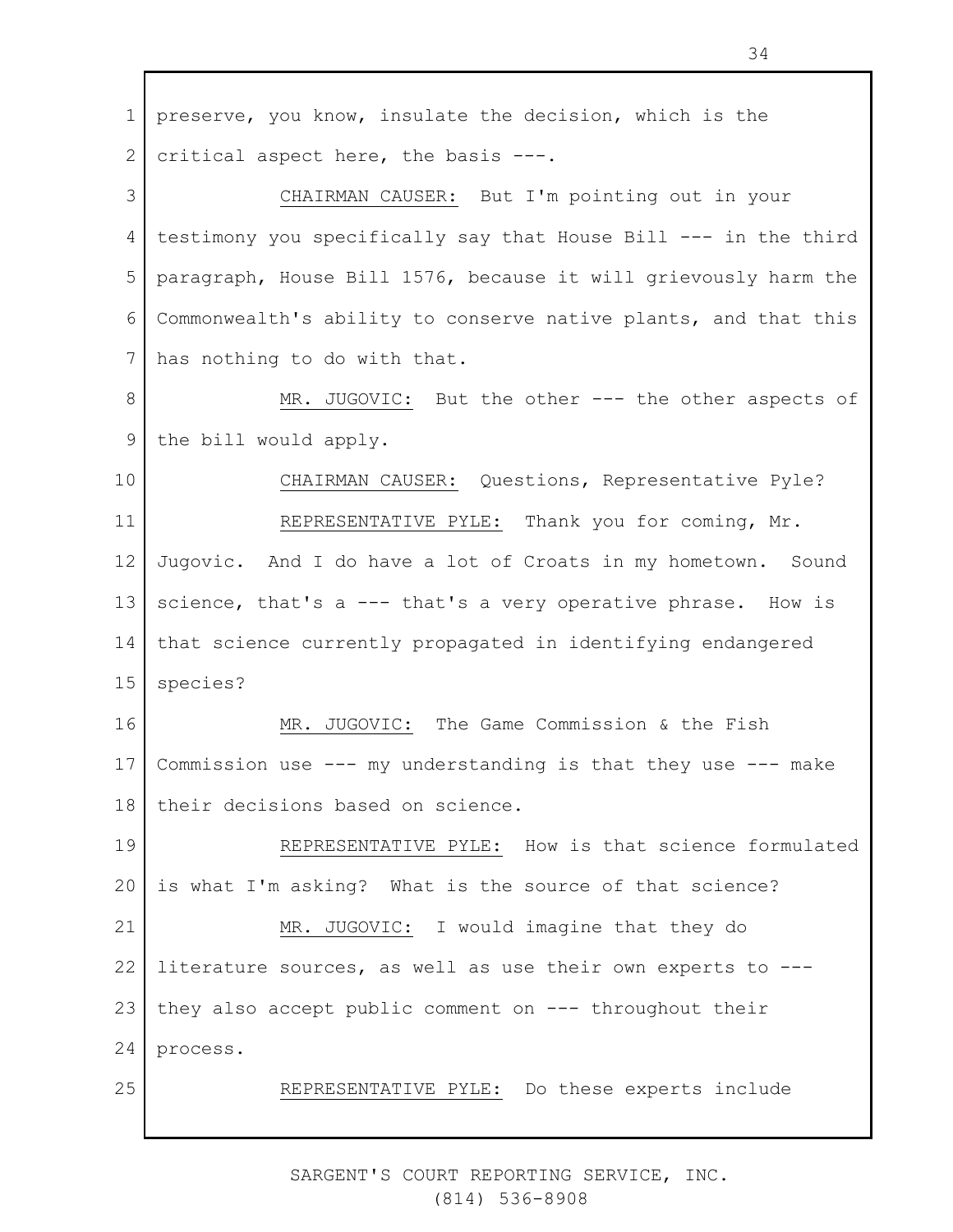preserve, you know, insulate the decision, which is the critical aspect here, the basis ---.

CHAIRMAN CAUSER: But I'm pointing out in your testimony you specifically say that House Bill --- in the third paragraph, House Bill 1576, because it will grievously harm the Commonwealth's ability to conserve native plants, and that this has nothing to do with that.

MR. JUGOVIC: But the other --- the other aspects of the bill would apply.

CHAIRMAN CAUSER: Questions, Representative Pyle?

REPRESENTATIVE PYLE: Thank you for coming, Mr. Jugovic. And I do have a lot of Croats in my hometown. Sound science, that's a --- that's a very operative phrase. How is that science currently propagated in identifying endangered species?

MR. JUGOVIC: The Game Commission & the Fish Commission use --- my understanding is that they use --- make their decisions based on science.

REPRESENTATIVE PYLE: How is that science formulated is what I'm asking? What is the source of that science?

MR. JUGOVIC: I would imagine that they do literature sources, as well as use their own experts to --- they also accept public comment on --- throughout their process.

REPRESENTATIVE PYLE: Do these experts include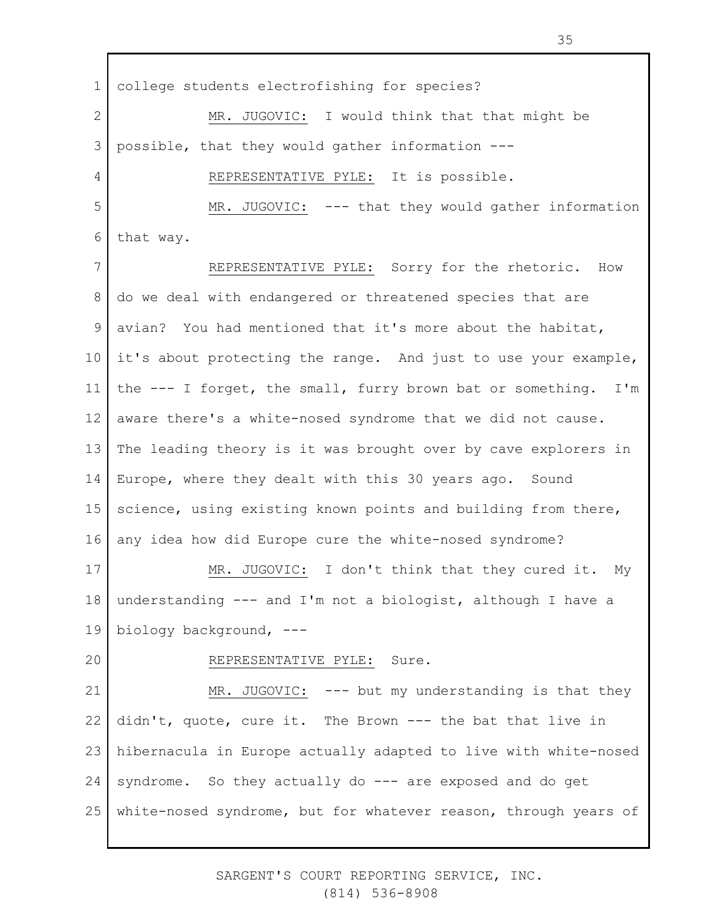college students electrofishing for species?

MR. JUGOVIC: I would think that that might be possible, that they would gather information ---

REPRESENTATIVE PYLE: It is possible.

MR. JUGOVIC: --- that they would gather information that way.

REPRESENTATIVE PYLE: Sorry for the rhetoric. How do we deal with endangered or threatened species that are avian? You had mentioned that it's more about the habitat, it's about protecting the range. And just to use your example, the --- I forget, the small, furry brown bat or something. I'm aware there's a white-nosed syndrome that we did not cause. The leading theory is it was brought over by cave explorers in Europe, where they dealt with this 30 years ago. Sound science, using existing known points and building from there, any idea how did Europe cure the white-nosed syndrome?

MR. JUGOVIC: I don't think that they cured it. My understanding --- and I'm not a biologist, although I have a biology background, ---

REPRESENTATIVE PYLE: Sure.

MR. JUGOVIC: --- but my understanding is that they didn't, quote, cure it. The Brown --- the bat that live in hibernacula in Europe actually adapted to live with white-nosed syndrome. So they actually do --- are exposed and do get white-nosed syndrome, but for whatever reason, through years of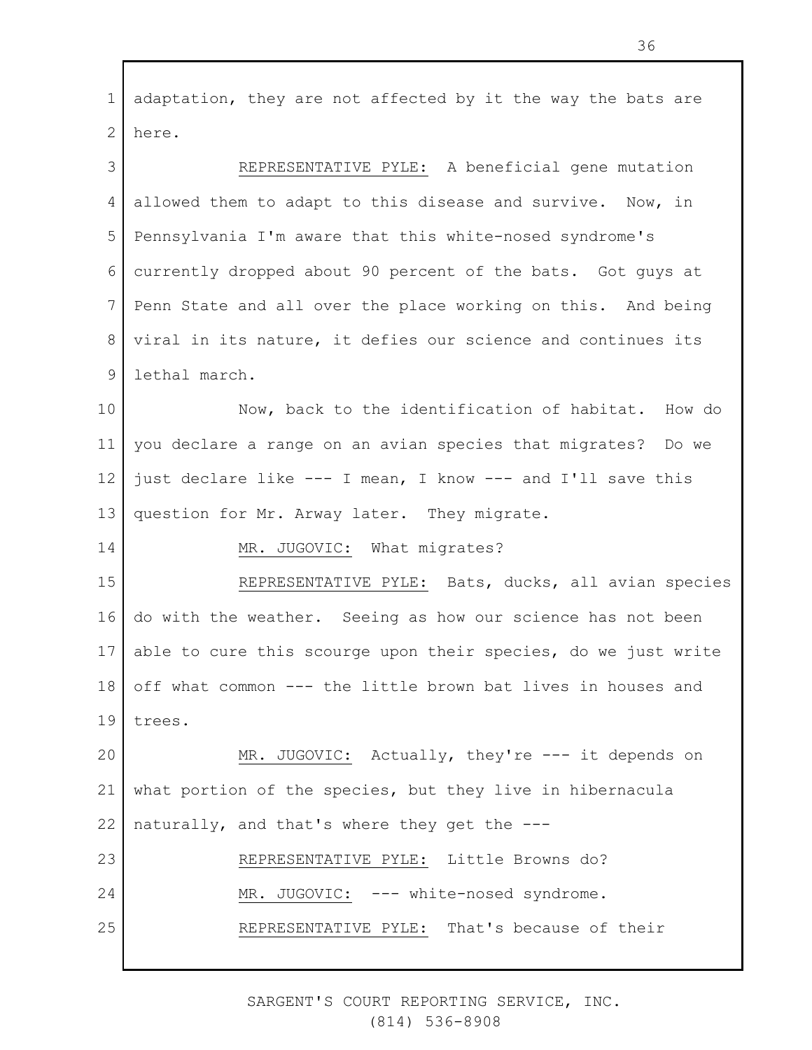adaptation, they are not affected by it the way the bats are here.

REPRESENTATIVE PYLE: A beneficial gene mutation allowed them to adapt to this disease and survive. Now, in Pennsylvania I'm aware that this white-nosed syndrome's currently dropped about 90 percent of the bats. Got guys at Penn State and all over the place working on this. And being viral in its nature, it defies our science and continues its lethal march.

Now, back to the identification of habitat. How do you declare a range on an avian species that migrates? Do we just declare like --- I mean, I know --- and I'll save this question for Mr. Arway later. They migrate.

MR. JUGOVIC: What migrates?

REPRESENTATIVE PYLE: Bats, ducks, all avian species do with the weather. Seeing as how our science has not been able to cure this scourge upon their species, do we just write off what common --- the little brown bat lives in houses and trees.

MR. JUGOVIC: Actually, they're --- it depends on what portion of the species, but they live in hibernacula naturally, and that's where they get the ---

REPRESENTATIVE PYLE: Little Browns do?

MR. JUGOVIC: --- white-nosed syndrome.

REPRESENTATIVE PYLE: That's because of their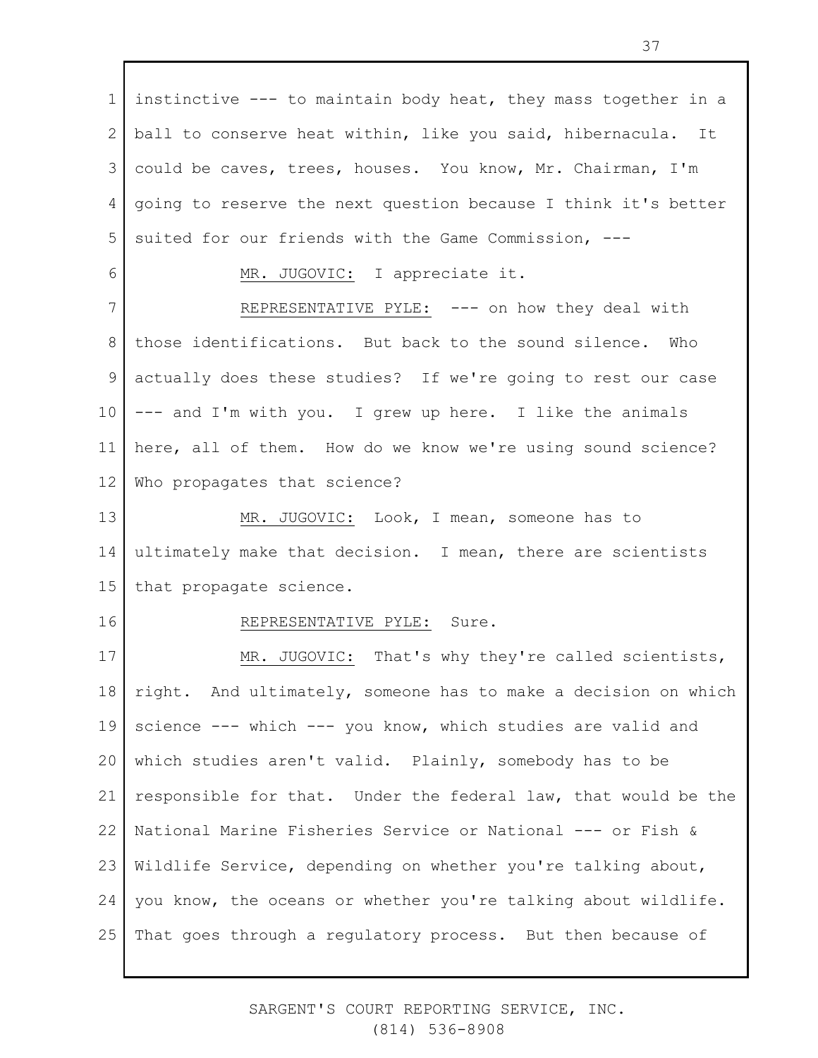instinctive --- to maintain body heat, they mass together in a ball to conserve heat within, like you said, hibernacula. It could be caves, trees, houses. You know, Mr. Chairman, I'm going to reserve the next question because I think it's better suited for our friends with the Game Commission, ---

MR. JUGOVIC: I appreciate it.

REPRESENTATIVE PYLE: --- on how they deal with those identifications. But back to the sound silence. Who actually does these studies? If we're going to rest our case --- and I'm with you. I grew up here. I like the animals here, all of them. How do we know we're using sound science? Who propagates that science?

MR. JUGOVIC: Look, I mean, someone has to ultimately make that decision. I mean, there are scientists that propagate science.

REPRESENTATIVE PYLE: Sure.

MR. JUGOVIC: That's why they're called scientists, right. And ultimately, someone has to make a decision on which science --- which --- you know, which studies are valid and which studies aren't valid. Plainly, somebody has to be responsible for that. Under the federal law, that would be the National Marine Fisheries Service or National --- or Fish & Wildlife Service, depending on whether you're talking about, you know, the oceans or whether you're talking about wildlife. That goes through a regulatory process. But then because of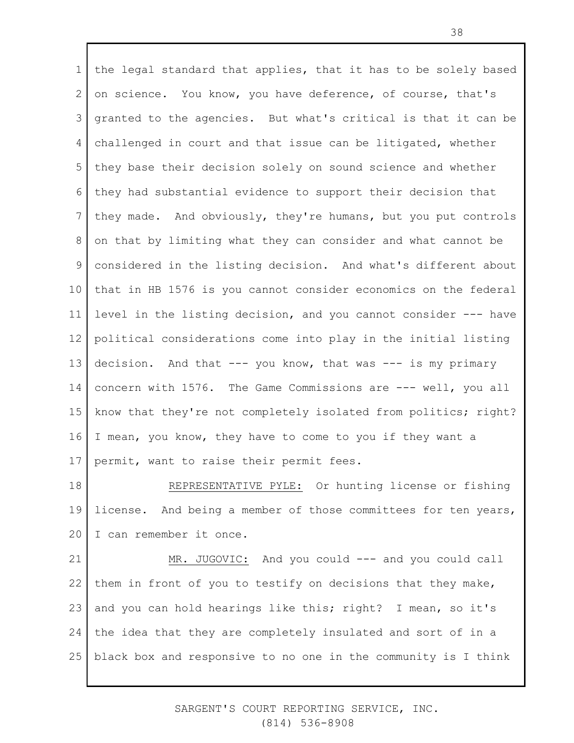the legal standard that applies, that it has to be solely based on science. You know, you have deference, of course, that's granted to the agencies. But what's critical is that it can be challenged in court and that issue can be litigated, whether they base their decision solely on sound science and whether they had substantial evidence to support their decision that they made. And obviously, they're humans, but you put controls on that by limiting what they can consider and what cannot be considered in the listing decision. And what's different about that in HB 1576 is you cannot consider economics on the federal level in the listing decision, and you cannot consider --- have political considerations come into play in the initial listing decision. And that --- you know, that was --- is my primary concern with 1576. The Game Commissions are --- well, you all know that they're not completely isolated from politics; right? I mean, you know, they have to come to you if they want a permit, want to raise their permit fees.

<u>REPRESENTATIVE PYLE:</u> Or hunting license or fishing license. And being a member of those committees for ten years, I can remember it once.

<u>MR. JUGOVIC:</u> And you could --- and you could call them in front of you to testify on decisions that they make, and you can hold hearings like this; right? I mean, so it's the idea that they are completely insulated and sort of in a black box and responsive to no one in the community is I think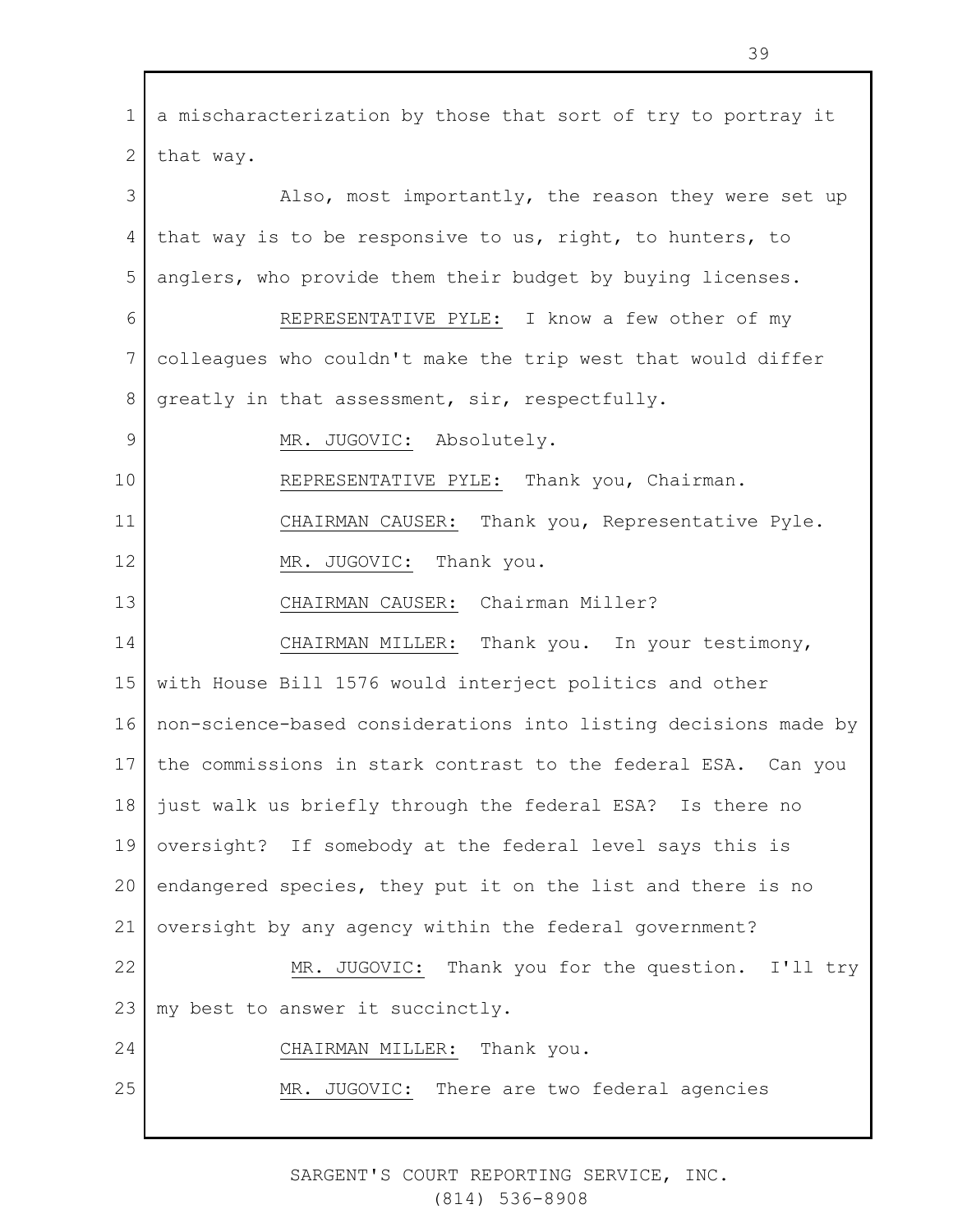a mischaracterization by those that sort of try to portray it that way.

Also, most importantly, the reason they were set up that way is to be responsive to us, right, to hunters, to anglers, who provide them their budget by buying licenses.

REPRESENTATIVE PYLE: I know a few other of my colleagues who couldn't make the trip west that would differ greatly in that assessment, sir, respectfully.

MR. JUGOVIC: Absolutely.

REPRESENTATIVE PYLE: Thank you, Chairman.

CHAIRMAN CAUSER: Thank you, Representative Pyle.

MR. JUGOVIC: Thank you.

CHAIRMAN CAUSER: Chairman Miller?

CHAIRMAN MILLER: Thank you. In your testimony, with House Bill 1576 would interject politics and other non-science-based considerations into listing decisions made by the commissions in stark contrast to the federal ESA. Can you just walk us briefly through the federal ESA? Is there no oversight? If somebody at the federal level says this is endangered species, they put it on the list and there is no oversight by any agency within the federal government?

MR. JUGOVIC: Thank you for the question. I'll try my best to answer it succinctly.

CHAIRMAN MILLER: Thank you.

MR. JUGOVIC: There are two federal agencies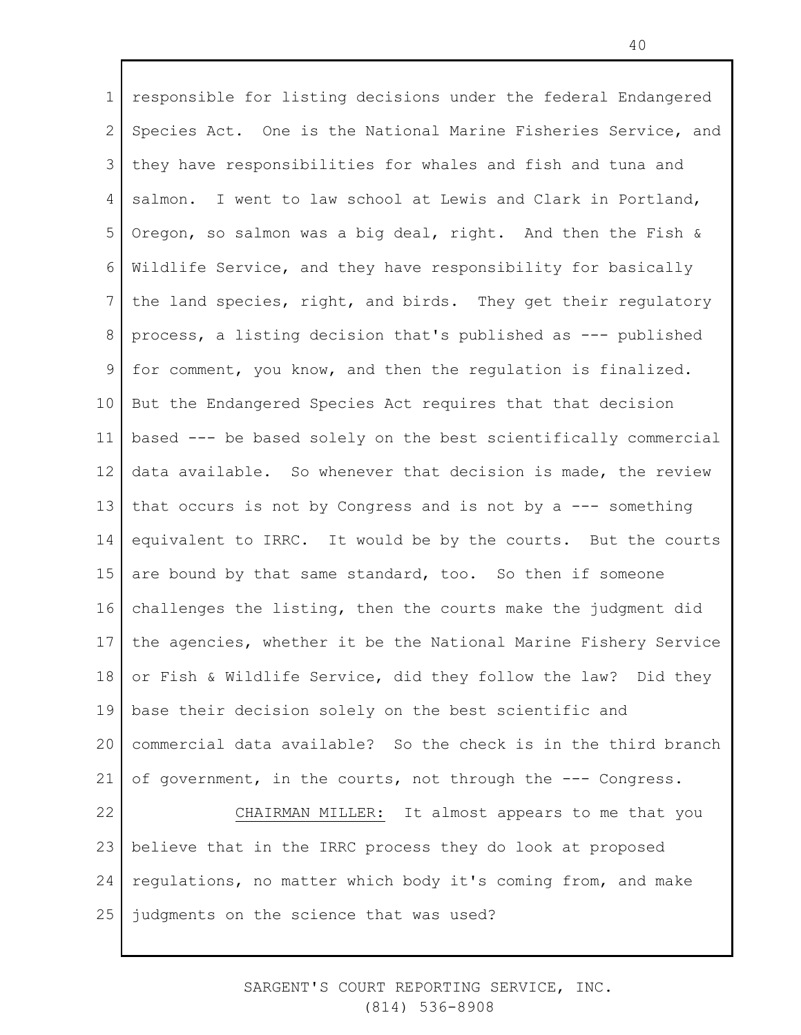responsible for listing decisions under the federal Endangered Species Act. One is the National Marine Fisheries Service, and they have responsibilities for whales and fish and tuna and salmon. I went to law school at Lewis and Clark in Portland, Oregon, so salmon was a big deal, right. And then the Fish & Wildlife Service, and they have responsibility for basically the land species, right, and birds. They get their regulatory process, a listing decision that's published as --- published for comment, you know, and then the regulation is finalized. But the Endangered Species Act requires that that decision based --- be based solely on the best scientifically commercial data available. So whenever that decision is made, the review that occurs is not by Congress and is not by a --- something equivalent to IRRC. It would be by the courts. But the courts are bound by that same standard, too. So then if someone challenges the listing, then the courts make the judgment did the agencies, whether it be the National Marine Fishery Service or Fish & Wildlife Service, did they follow the law? Did they base their decision solely on the best scientific and commercial data available? So the check is in the third branch of government, in the courts, not through the --- Congress.

CHAIRMAN MILLER: It almost appears to me that you believe that in the IRRC process they do look at proposed regulations, no matter which body it's coming from, and make judgments on the science that was used?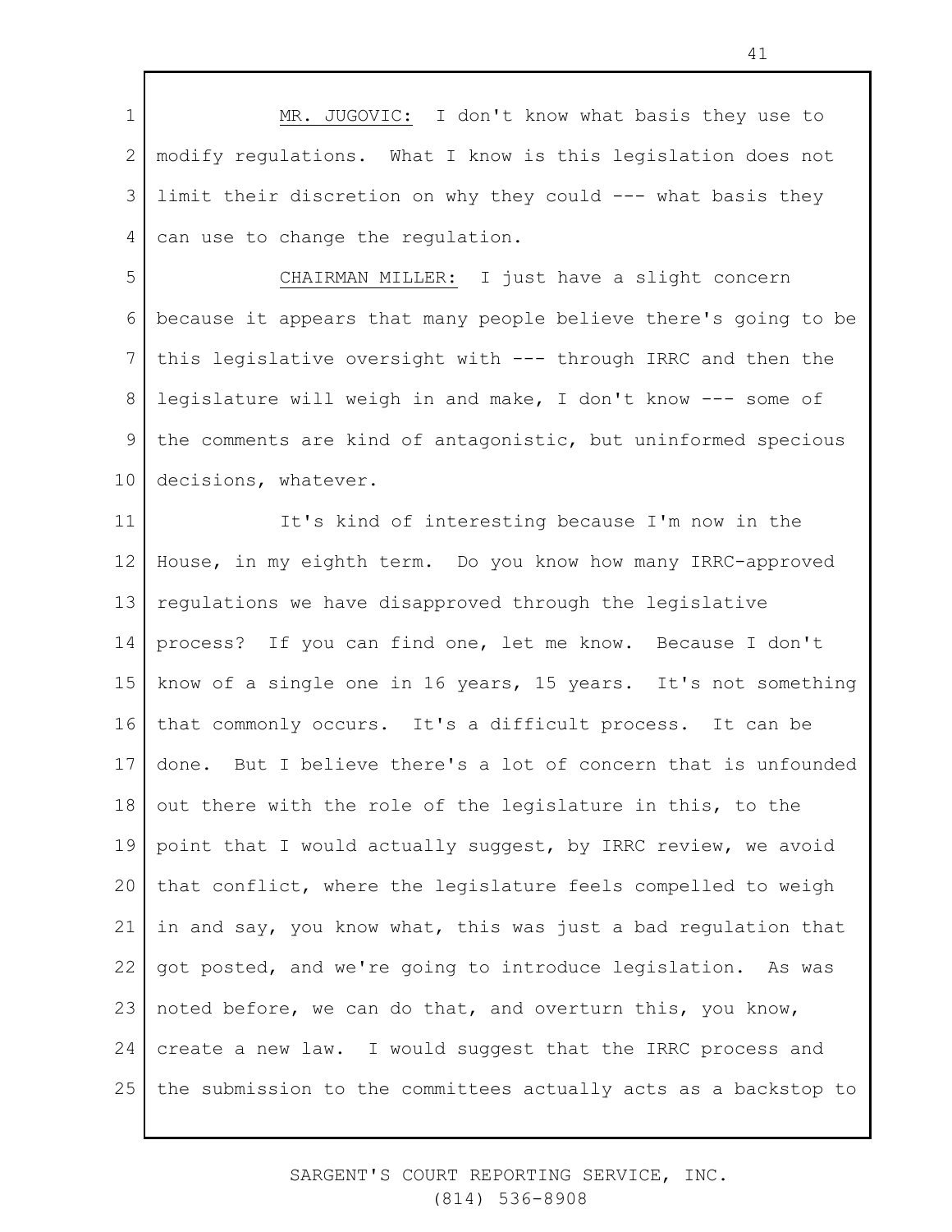MR. JUGOVIC: I don't know what basis they use to modify regulations. What I know is this legislation does not limit their discretion on why they could --- what basis they can use to change the regulation.

CHAIRMAN MILLER: I just have a slight concern because it appears that many people believe there's going to be this legislative oversight with --- through IRRC and then the legislature will weigh in and make, I don't know --- some of the comments are kind of antagonistic, but uninformed specious decisions, whatever.

It's kind of interesting because I'm now in the House, in my eighth term. Do you know how many IRRC-approved regulations we have disapproved through the legislative process? If you can find one, let me know. Because I don't know of a single one in 16 years, 15 years. It's not something that commonly occurs. It's a difficult process. It can be done. But I believe there's a lot of concern that is unfounded out there with the role of the legislature in this, to the point that I would actually suggest, by IRRC review, we avoid that conflict, where the legislature feels compelled to weigh in and say, you know what, this was just a bad regulation that got posted, and we're going to introduce legislation. As was noted before, we can do that, and overturn this, you know, create a new law. I would suggest that the IRRC process and the submission to the committees actually acts as a backstop to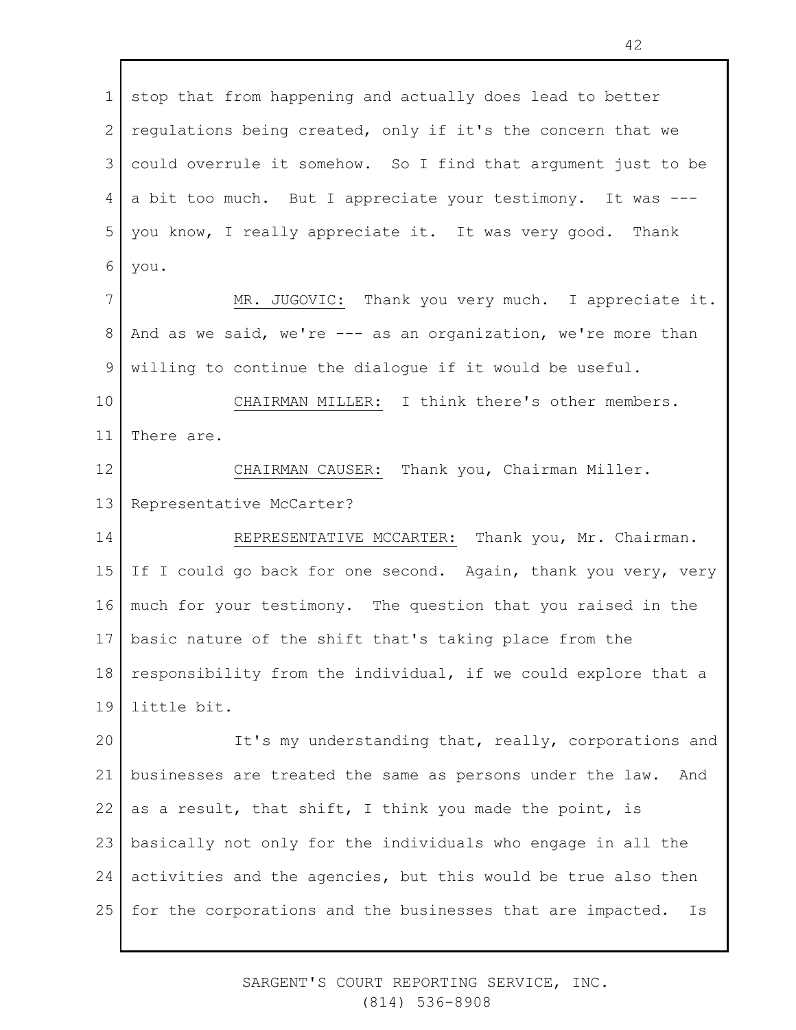stop that from happening and actually does lead to better regulations being created, only if it's the concern that we could overrule it somehow. So I find that argument just to be a bit too much. But I appreciate your testimony. It was --- you know, I really appreciate it. It was very good. Thank you.

MR. JUGOVIC: Thank you very much. I appreciate it. And as we said, we're --- as an organization, we're more than willing to continue the dialogue if it would be useful.

CHAIRMAN MILLER: I think there's other members. There are.

CHAIRMAN CAUSER: Thank you, Chairman Miller. Representative McCarter?

REPRESENTATIVE MCCARTER: Thank you, Mr. Chairman. If I could go back for one second. Again, thank you very, very much for your testimony. The question that you raised in the basic nature of the shift that's taking place from the responsibility from the individual, if we could explore that a little bit.

It's my understanding that, really, corporations and businesses are treated the same as persons under the law. And as a result, that shift, I think you made the point, is basically not only for the individuals who engage in all the activities and the agencies, but this would be true also then for the corporations and the businesses that are impacted. Is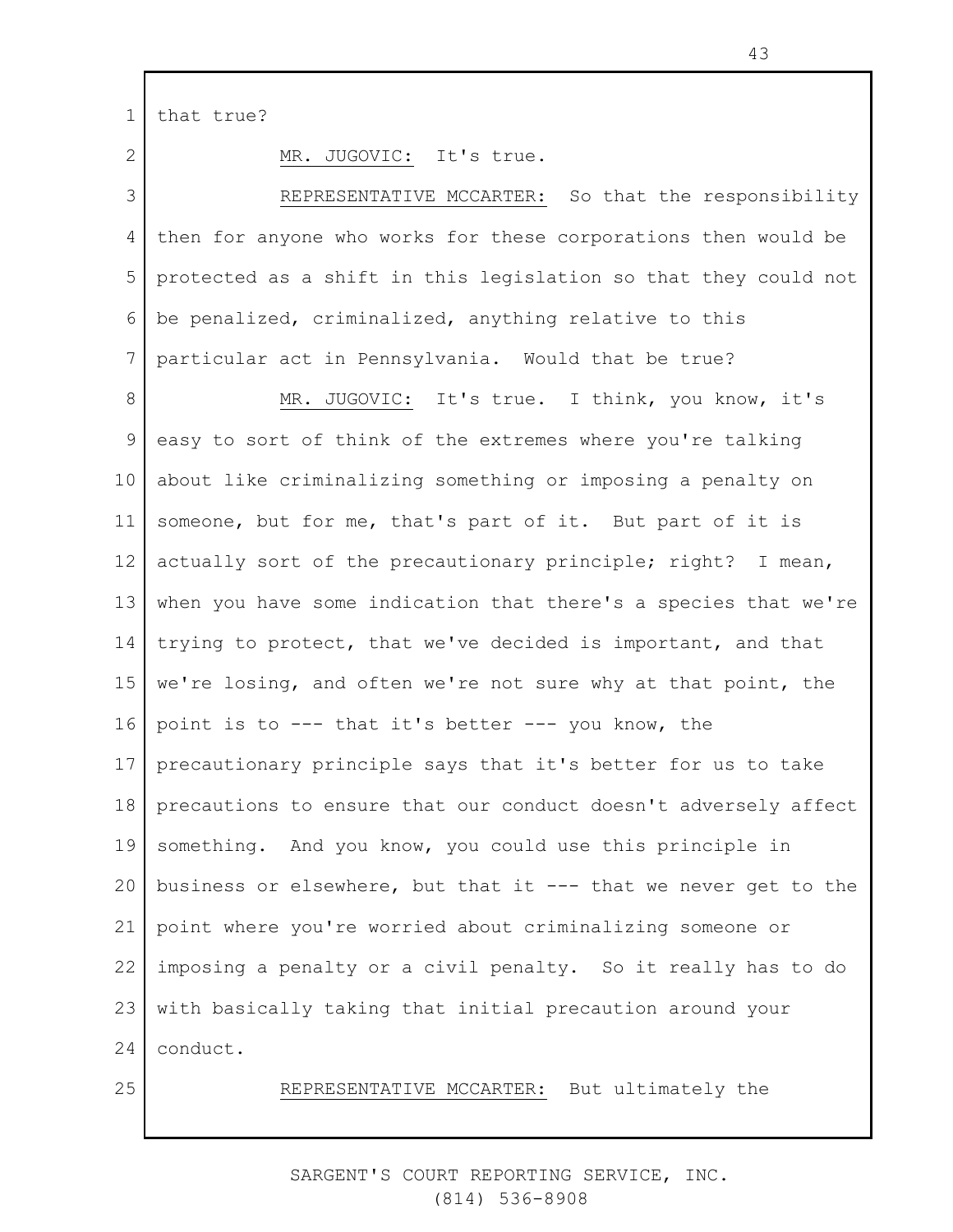that true?

MR. JUGOVIC: It's true.

REPRESENTATIVE MCCARTER: So that the responsibility then for anyone who works for these corporations then would be protected as a shift in this legislation so that they could not be penalized, criminalized, anything relative to this particular act in Pennsylvania. Would that be true?

MR. JUGOVIC: It's true. I think, you know, it's easy to sort of think of the extremes where you're talking about like criminalizing something or imposing a penalty on someone, but for me, that's part of it. But part of it is actually sort of the precautionary principle; right? I mean, when you have some indication that there's a species that we're trying to protect, that we've decided is important, and that we're losing, and often we're not sure why at that point, the point is to --- that it's better --- you know, the precautionary principle says that it's better for us to take precautions to ensure that our conduct doesn't adversely affect something. And you know, you could use this principle in business or elsewhere, but that it --- that we never get to the point where you're worried about criminalizing someone or imposing a penalty or a civil penalty. So it really has to do with basically taking that initial precaution around your conduct.

REPRESENTATIVE MCCARTER: But ultimately the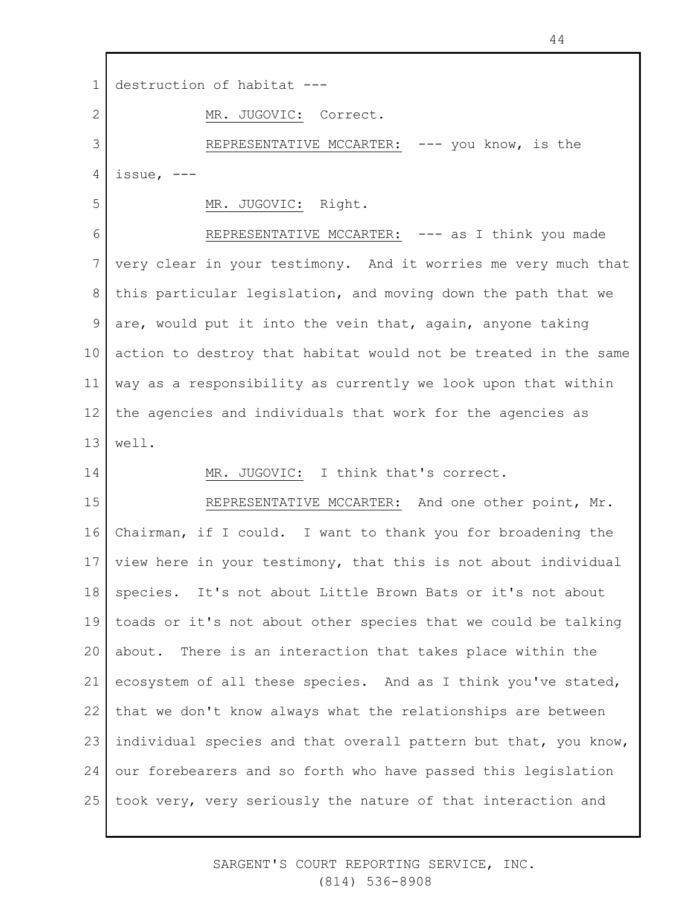destruction of habitat ---

MR. JUGOVIC: Correct.

REPRESENTATIVE MCCARTER: --- you know, is the issue, ---

MR. JUGOVIC: Right.

REPRESENTATIVE MCCARTER: --- as I think you made very clear in your testimony. And it worries me very much that this particular legislation, and moving down the path that we are, would put it into the vein that, again, anyone taking action to destroy that habitat would not be treated in the same way as a responsibility as currently we look upon that within the agencies and individuals that work for the agencies as well.

MR. JUGOVIC: I think that's correct.

REPRESENTATIVE MCCARTER: And one other point, Mr. Chairman, if I could. I want to thank you for broadening the view here in your testimony, that this is not about individual species. It's not about Little Brown Bats or it's not about toads or it's not about other species that we could be talking about. There is an interaction that takes place within the ecosystem of all these species. And as I think you've stated, that we don't know always what the relationships are between individual species and that overall pattern but that, you know, our forebearers and so forth who have passed this legislation took very, very seriously the nature of that interaction and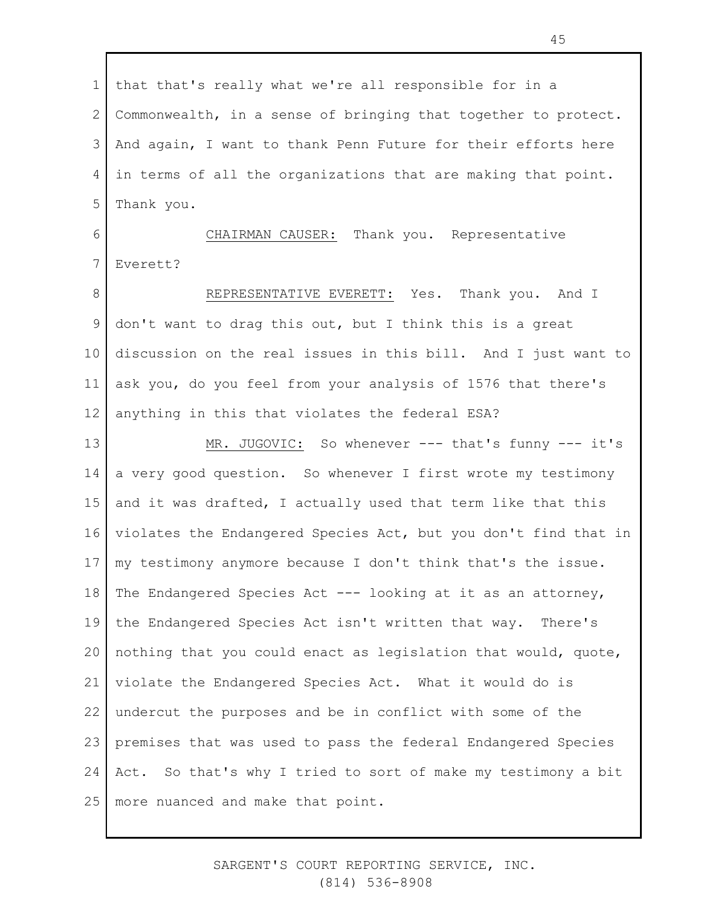that that's really what we're all responsible for in a Commonwealth, in a sense of bringing that together to protect. And again, I want to thank Penn Future for their efforts here in terms of all the organizations that are making that point. Thank you.

CHAIRMAN CAUSER: Thank you. Representative Everett?

REPRESENTATIVE EVERETT: Yes. Thank you. And I don't want to drag this out, but I think this is a great discussion on the real issues in this bill. And I just want to ask you, do you feel from your analysis of 1576 that there's anything in this that violates the federal ESA?

MR. JUGOVIC: So whenever --- that's funny --- it's a very good question. So whenever I first wrote my testimony and it was drafted, I actually used that term like that this violates the Endangered Species Act, but you don't find that in my testimony anymore because I don't think that's the issue. The Endangered Species Act --- looking at it as an attorney, the Endangered Species Act isn't written that way. There's nothing that you could enact as legislation that would, quote, violate the Endangered Species Act. What it would do is undercut the purposes and be in conflict with some of the premises that was used to pass the federal Endangered Species Act. So that's why I tried to sort of make my testimony a bit more nuanced and make that point.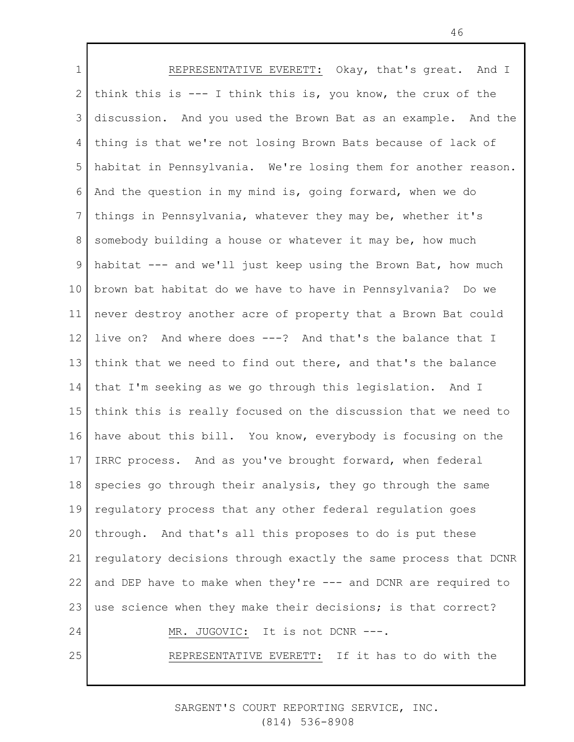REPRESENTATIVE EVERETT: Okay, that's great. And I think this is --- I think this is, you know, the crux of the discussion. And you used the Brown Bat as an example. And the thing is that we're not losing Brown Bats because of lack of habitat in Pennsylvania. We're losing them for another reason. And the question in my mind is, going forward, when we do things in Pennsylvania, whatever they may be, whether it's somebody building a house or whatever it may be, how much habitat --- and we'll just keep using the Brown Bat, how much brown bat habitat do we have to have in Pennsylvania? Do we never destroy another acre of property that a Brown Bat could live on? And where does ---? And that's the balance that I think that we need to find out there, and that's the balance that I'm seeking as we go through this legislation. And I think this is really focused on the discussion that we need to have about this bill. You know, everybody is focusing on the IRRC process. And as you've brought forward, when federal species go through their analysis, they go through the same regulatory process that any other federal regulation goes through. And that's all this proposes to do is put these regulatory decisions through exactly the same process that DCNR and DEP have to make when they're --- and DCNR are required to use science when they make their decisions; is that correct?

MR. JUGOVIC: It is not DCNR ---.

REPRESENTATIVE EVERETT: If it has to do with the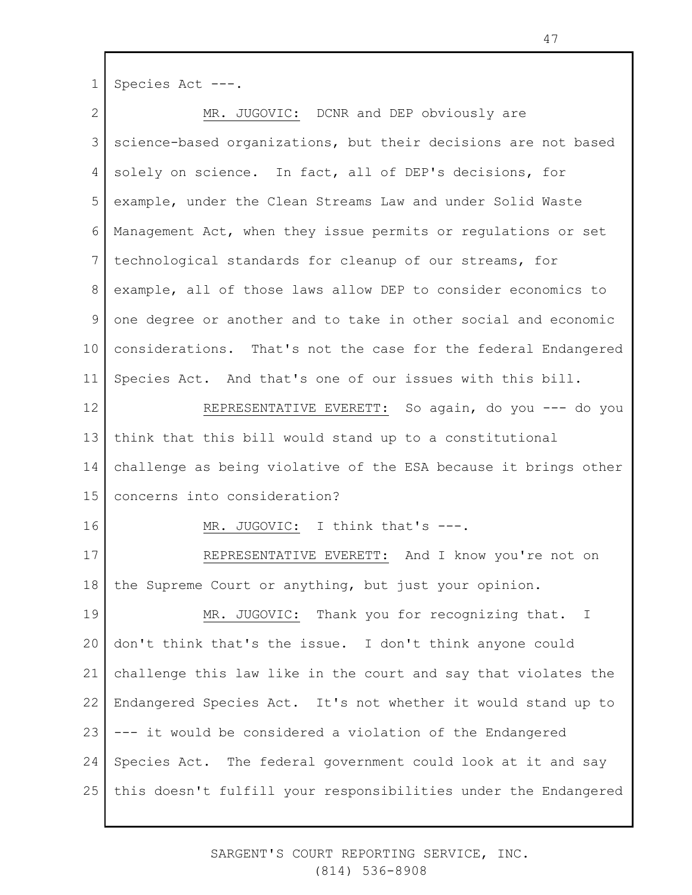Species Act ---.

MR. JUGOVIC: DCNR and DEP obviously are science-based organizations, but their decisions are not based solely on science. In fact, all of DEP's decisions, for example, under the Clean Streams Law and under Solid Waste Management Act, when they issue permits or regulations or set technological standards for cleanup of our streams, for example, all of those laws allow DEP to consider economics to one degree or another and to take in other social and economic considerations. That's not the case for the federal Endangered Species Act. And that's one of our issues with this bill.

REPRESENTATIVE EVERETT: So again, do you --- do you think that this bill would stand up to a constitutional challenge as being violative of the ESA because it brings other concerns into consideration?

MR. JUGOVIC: I think that's ---.

REPRESENTATIVE EVERETT: And I know you're not on the Supreme Court or anything, but just your opinion.

MR. JUGOVIC: Thank you for recognizing that. I don't think that's the issue. I don't think anyone could challenge this law like in the court and say that violates the Endangered Species Act. It's not whether it would stand up to --- it would be considered a violation of the Endangered Species Act. The federal government could look at it and say this doesn't fulfill your responsibilities under the Endangered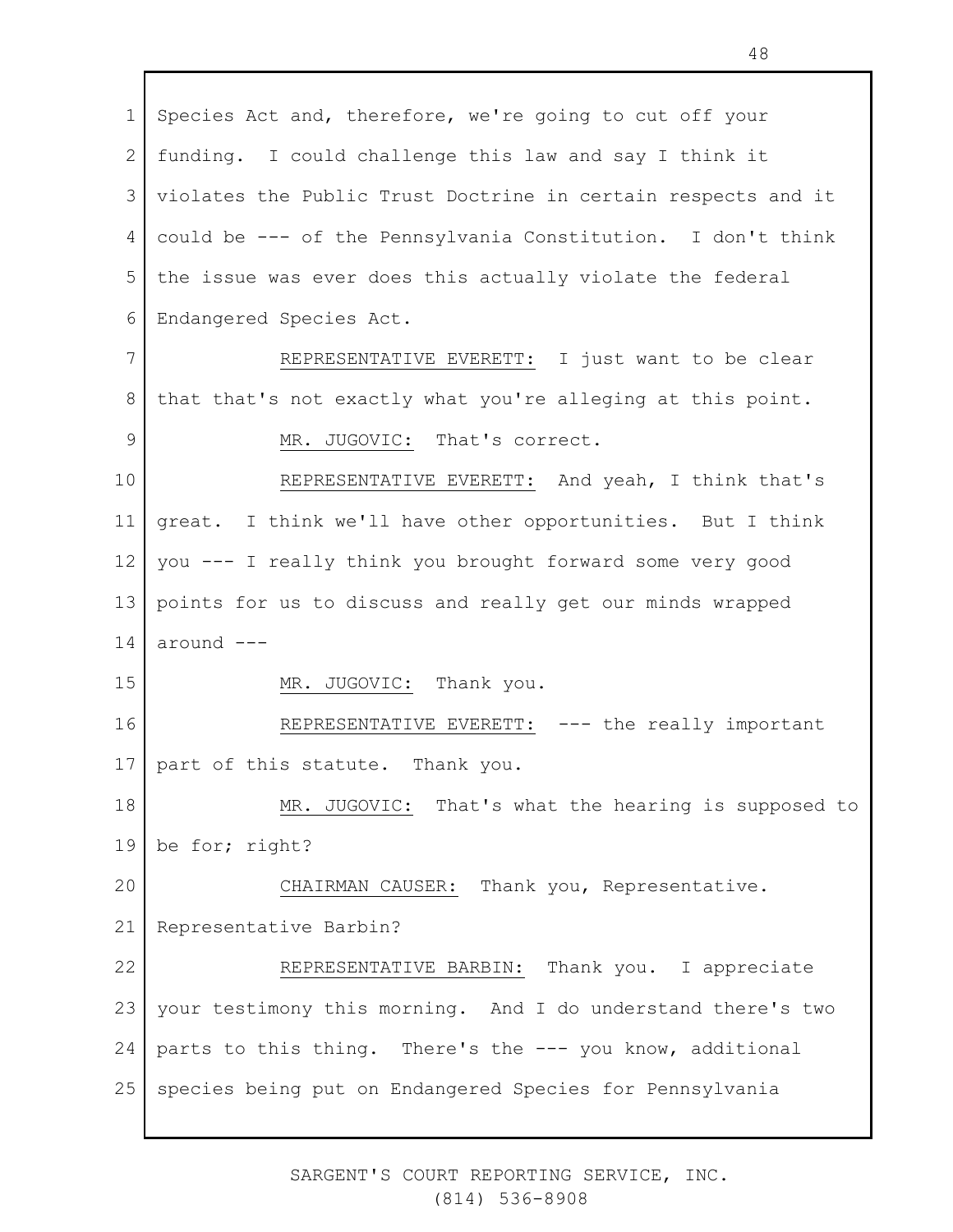Species Act and, therefore, we're going to cut off your funding. I could challenge this law and say I think it violates the Public Trust Doctrine in certain respects and it could be --- of the Pennsylvania Constitution. I don't think the issue was ever does this actually violate the federal Endangered Species Act.

REPRESENTATIVE EVERETT: I just want to be clear that that's not exactly what you're alleging at this point.

MR. JUGOVIC: That's correct.

REPRESENTATIVE EVERETT: And yeah, I think that's great. I think we'll have other opportunities. But I think you --- I really think you brought forward some very good points for us to discuss and really get our minds wrapped around ---

MR. JUGOVIC: Thank you.

REPRESENTATIVE EVERETT: --- the really important part of this statute. Thank you.

MR. JUGOVIC: That's what the hearing is supposed to be for; right?

CHAIRMAN CAUSER: Thank you, Representative. Representative Barbin?

REPRESENTATIVE BARBIN: Thank you. I appreciate your testimony this morning. And I do understand there's two parts to this thing. There's the --- you know, additional species being put on Endangered Species for Pennsylvania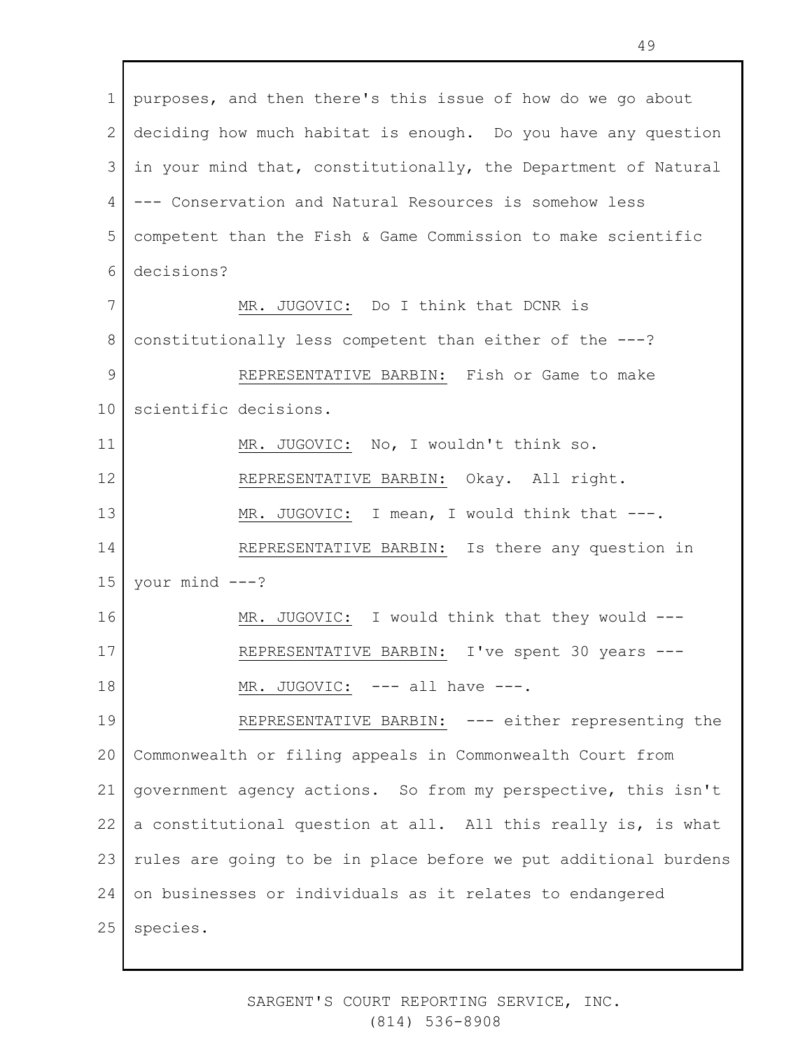purposes, and then there's this issue of how do we go about deciding how much habitat is enough. Do you have any question in your mind that, constitutionally, the Department of Natural --- Conservation and Natural Resources is somehow less competent than the Fish & Game Commission to make scientific decisions?

MR. JUGOVIC: Do I think that DCNR is constitutionally less competent than either of the ---?

REPRESENTATIVE BARBIN: Fish or Game to make scientific decisions.

MR. JUGOVIC: No, I wouldn't think so.

REPRESENTATIVE BARBIN: Okay. All right.

MR. JUGOVIC: I mean, I would think that ---.

REPRESENTATIVE BARBIN: Is there any question in your mind ---?

MR. JUGOVIC: I would think that they would ---

REPRESENTATIVE BARBIN: I've spent 30 years ---

MR. JUGOVIC: --- all have ---.

REPRESENTATIVE BARBIN: --- either representing the Commonwealth or filing appeals in Commonwealth Court from government agency actions. So from my perspective, this isn't a constitutional question at all. All this really is, is what rules are going to be in place before we put additional burdens on businesses or individuals as it relates to endangered species.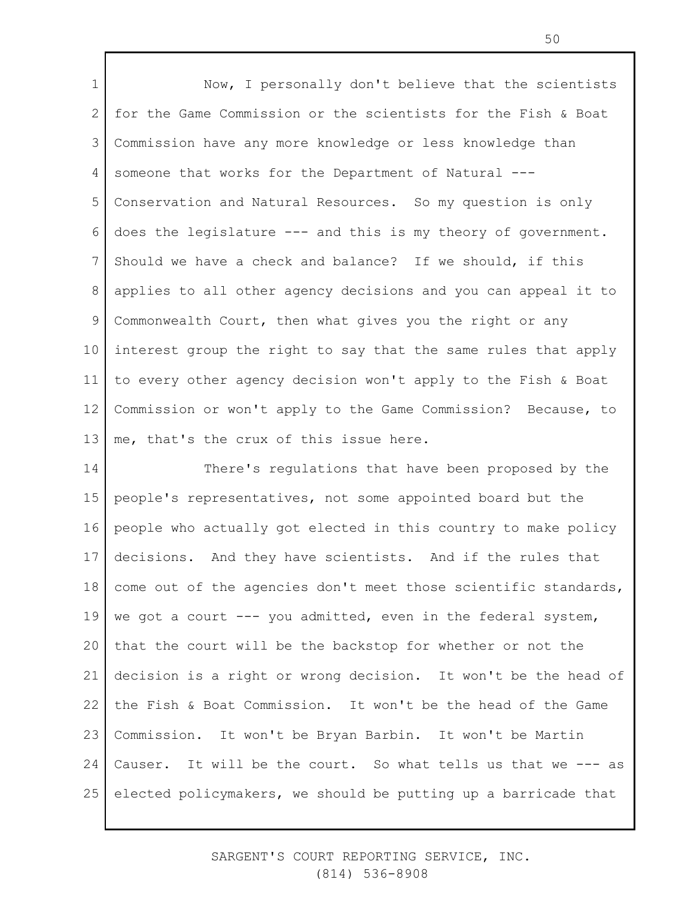Now, I personally don't believe that the scientists for the Game Commission or the scientists for the Fish & Boat Commission have any more knowledge or less knowledge than someone that works for the Department of Natural --- Conservation and Natural Resources. So my question is only does the legislature --- and this is my theory of government. Should we have a check and balance? If we should, if this applies to all other agency decisions and you can appeal it to Commonwealth Court, then what gives you the right or any interest group the right to say that the same rules that apply to every other agency decision won't apply to the Fish & Boat Commission or won't apply to the Game Commission? Because, to me, that's the crux of this issue here.

There's regulations that have been proposed by the people's representatives, not some appointed board but the people who actually got elected in this country to make policy decisions. And they have scientists. And if the rules that come out of the agencies don't meet those scientific standards, we got a court --- you admitted, even in the federal system, that the court will be the backstop for whether or not the decision is a right or wrong decision. It won't be the head of the Fish & Boat Commission. It won't be the head of the Game Commission. It won't be Bryan Barbin. It won't be Martin Causer. It will be the court. So what tells us that we --- as elected policymakers, we should be putting up a barricade that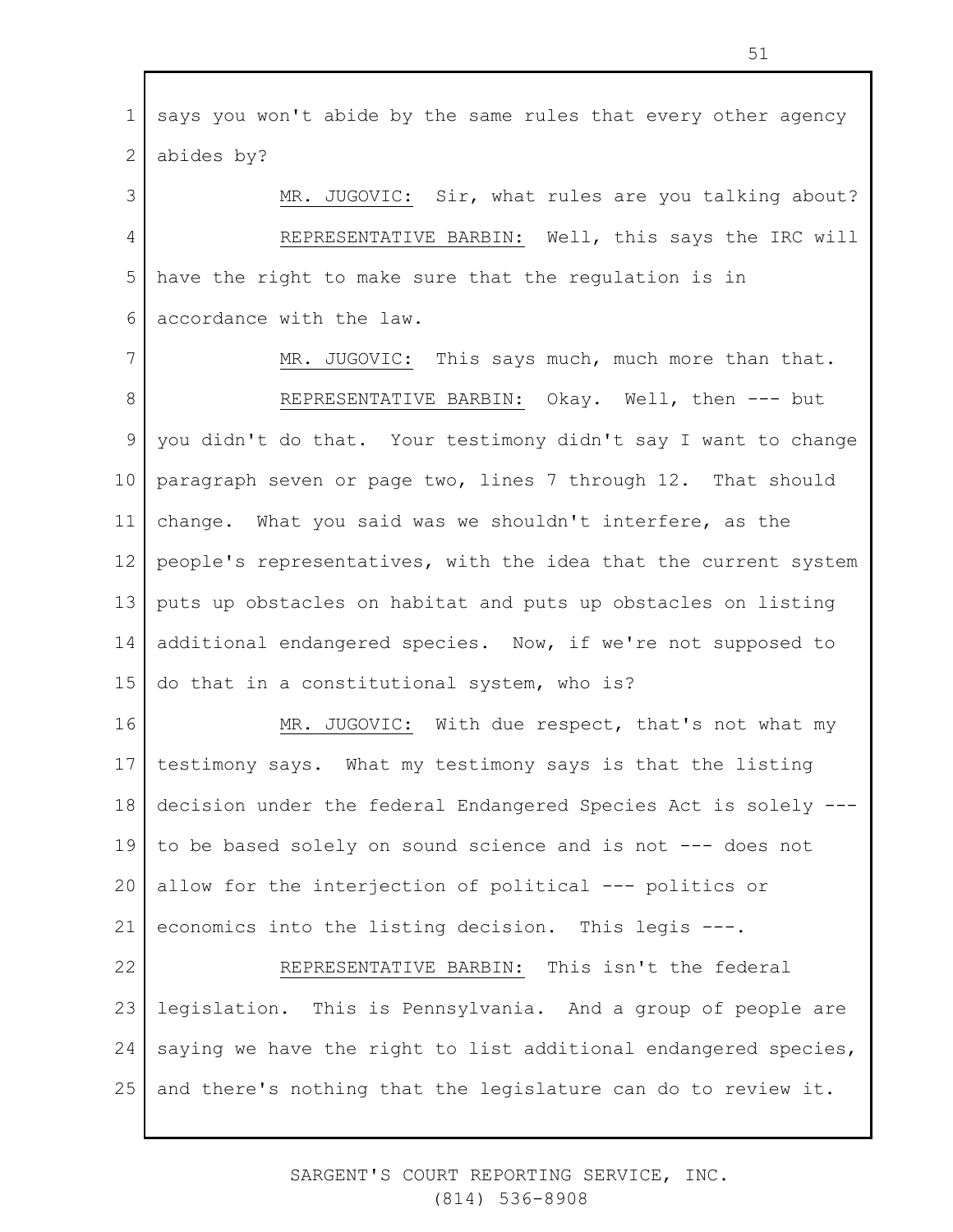says you won't abide by the same rules that every other agency abides by?

MR. JUGOVIC: Sir, what rules are you talking about?

REPRESENTATIVE BARBIN: Well, this says the IRC will have the right to make sure that the regulation is in accordance with the law.

MR. JUGOVIC: This says much, much more than that.

REPRESENTATIVE BARBIN: Okay. Well, then --- but you didn't do that. Your testimony didn't say I want to change paragraph seven or page two, lines 7 through 12. That should change. What you said was we shouldn't interfere, as the people's representatives, with the idea that the current system puts up obstacles on habitat and puts up obstacles on listing additional endangered species. Now, if we're not supposed to do that in a constitutional system, who is?

MR. JUGOVIC: With due respect, that's not what my testimony says. What my testimony says is that the listing decision under the federal Endangered Species Act is solely --- to be based solely on sound science and is not --- does not allow for the interjection of political --- politics or economics into the listing decision. This legis ---.

REPRESENTATIVE BARBIN: This isn't the federal legislation. This is Pennsylvania. And a group of people are saying we have the right to list additional endangered species, and there's nothing that the legislature can do to review it.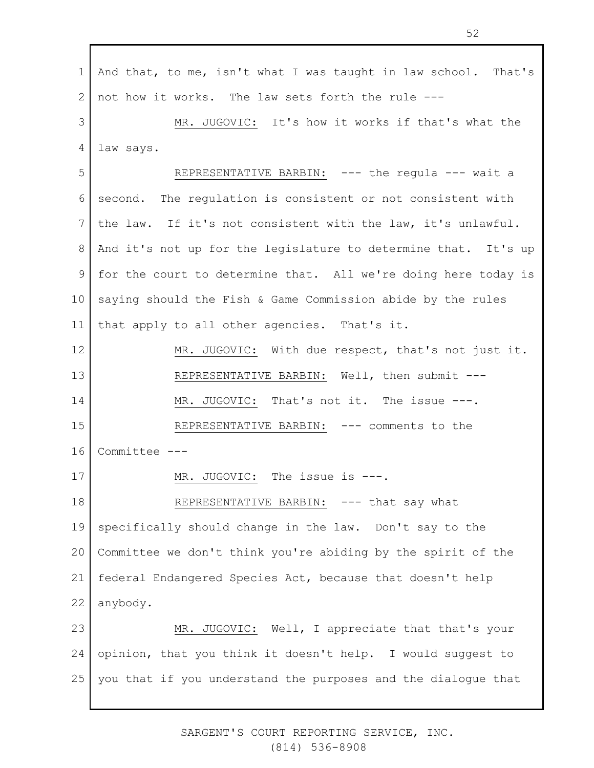And that, to me, isn't what I was taught in law school. That's not how it works. The law sets forth the rule ---

MR. JUGOVIC: It's how it works if that's what the law says.

REPRESENTATIVE BARBIN: --- the regula --- wait a second. The regulation is consistent or not consistent with the law. If it's not consistent with the law, it's unlawful. And it's not up for the legislature to determine that. It's up for the court to determine that. All we're doing here today is saying should the Fish & Game Commission abide by the rules that apply to all other agencies. That's it.

MR. JUGOVIC: With due respect, that's not just it.

REPRESENTATIVE BARBIN: Well, then submit ---

MR. JUGOVIC: That's not it. The issue ---.

REPRESENTATIVE BARBIN: --- comments to the Committee ---

MR. JUGOVIC: The issue is ---.

REPRESENTATIVE BARBIN: --- that say what specifically should change in the law. Don't say to the Committee we don't think you're abiding by the spirit of the federal Endangered Species Act, because that doesn't help anybody.

MR. JUGOVIC: Well, I appreciate that that's your opinion, that you think it doesn't help. I would suggest to you that if you understand the purposes and the dialogue that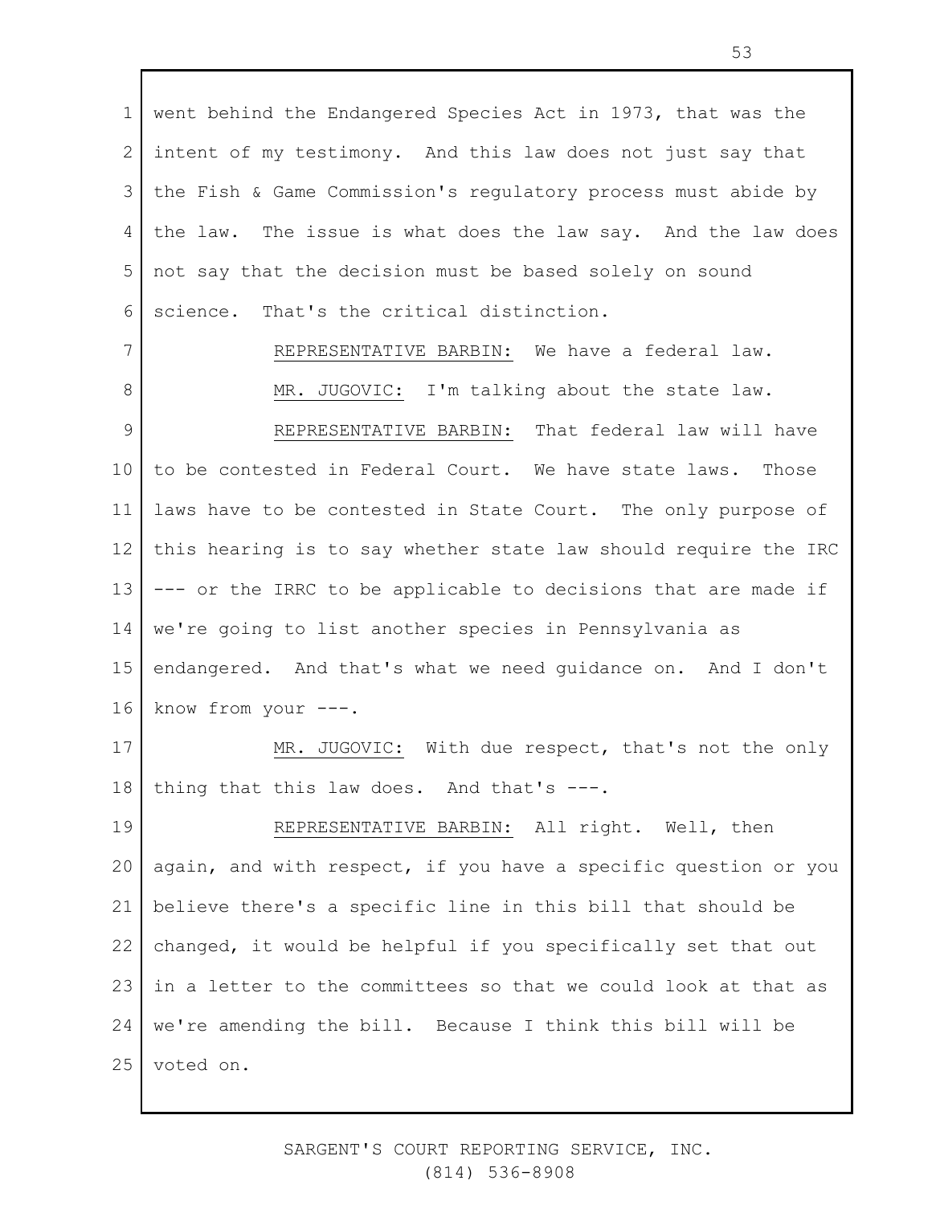went behind the Endangered Species Act in 1973, that was the intent of my testimony. And this law does not just say that the Fish & Game Commission's regulatory process must abide by the law. The issue is what does the law say. And the law does not say that the decision must be based solely on sound science. That's the critical distinction.

REPRESENTATIVE BARBIN: We have a federal law.

MR. JUGOVIC: I'm talking about the state law.

REPRESENTATIVE BARBIN: That federal law will have to be contested in Federal Court. We have state laws. Those laws have to be contested in State Court. The only purpose of this hearing is to say whether state law should require the IRC --- or the IRRC to be applicable to decisions that are made if we're going to list another species in Pennsylvania as endangered. And that's what we need guidance on. And I don't know from your ---.

MR. JUGOVIC: With due respect, that's not the only thing that this law does. And that's ---.

REPRESENTATIVE BARBIN: All right. Well, then again, and with respect, if you have a specific question or you believe there's a specific line in this bill that should be changed, it would be helpful if you specifically set that out in a letter to the committees so that we could look at that as we're amending the bill. Because I think this bill will be voted on.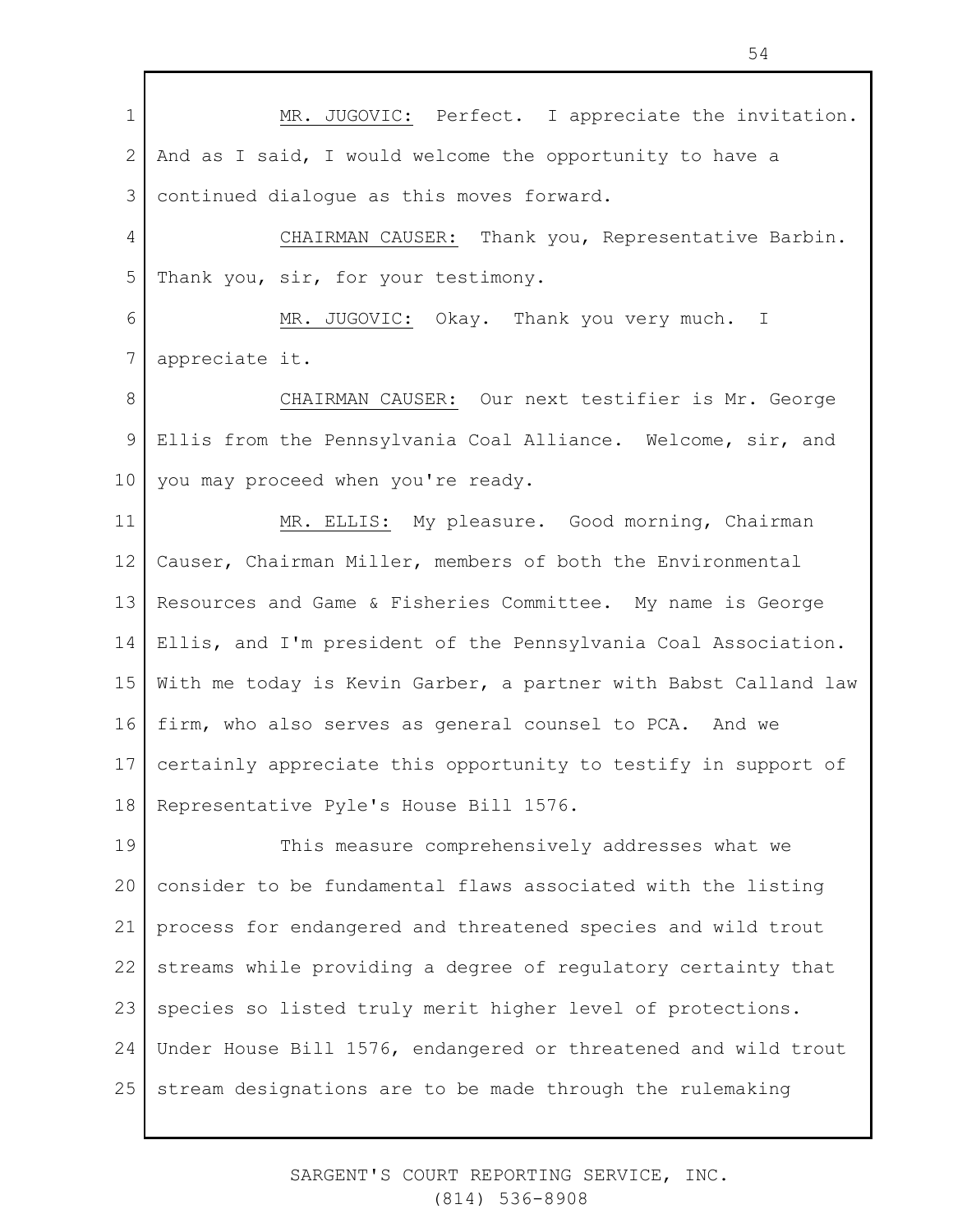MR. JUGOVIC: Perfect. I appreciate the invitation. And as I said, I would welcome the opportunity to have a continued dialogue as this moves forward.

CHAIRMAN CAUSER: Thank you, Representative Barbin. Thank you, sir, for your testimony.

MR. JUGOVIC: Okay. Thank you very much. I appreciate it.

CHAIRMAN CAUSER: Our next testifier is Mr. George Ellis from the Pennsylvania Coal Alliance. Welcome, sir, and you may proceed when you're ready.

MR. ELLIS: My pleasure. Good morning, Chairman Causer, Chairman Miller, members of both the Environmental Resources and Game & Fisheries Committee. My name is George Ellis, and I'm president of the Pennsylvania Coal Association. With me today is Kevin Garber, a partner with Babst Calland law firm, who also serves as general counsel to PCA. And we certainly appreciate this opportunity to testify in support of Representative Pyle's House Bill 1576.

This measure comprehensively addresses what we consider to be fundamental flaws associated with the listing process for endangered and threatened species and wild trout streams while providing a degree of regulatory certainty that species so listed truly merit higher level of protections. Under House Bill 1576, endangered or threatened and wild trout stream designations are to be made through the rulemaking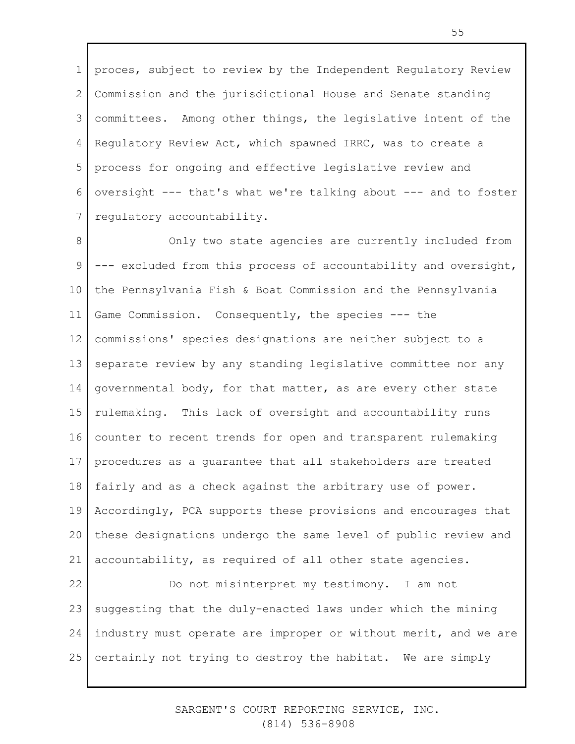proces, subject to review by the Independent Regulatory Review Commission and the jurisdictional House and Senate standing committees. Among other things, the legislative intent of the Regulatory Review Act, which spawned IRRC, was to create a process for ongoing and effective legislative review and oversight --- that's what we're talking about --- and to foster regulatory accountability.

Only two state agencies are currently included from --- excluded from this process of accountability and oversight, the Pennsylvania Fish & Boat Commission and the Pennsylvania Game Commission. Consequently, the species --- the commissions' species designations are neither subject to a separate review by any standing legislative committee nor any governmental body, for that matter, as are every other state rulemaking. This lack of oversight and accountability runs counter to recent trends for open and transparent rulemaking procedures as a guarantee that all stakeholders are treated fairly and as a check against the arbitrary use of power. Accordingly, PCA supports these provisions and encourages that these designations undergo the same level of public review and accountability, as required of all other state agencies.

Do not misinterpret my testimony. I am not suggesting that the duly-enacted laws under which the mining industry must operate are improper or without merit, and we are certainly not trying to destroy the habitat. We are simply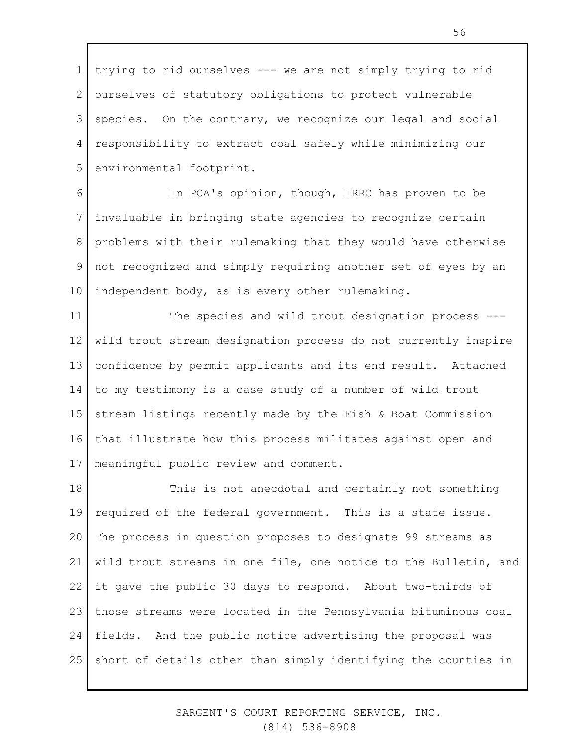trying to rid ourselves --- we are not simply trying to rid ourselves of statutory obligations to protect vulnerable species. On the contrary, we recognize our legal and social responsibility to extract coal safely while minimizing our environmental footprint.

In PCA's opinion, though, IRRC has proven to be invaluable in bringing state agencies to recognize certain problems with their rulemaking that they would have otherwise not recognized and simply requiring another set of eyes by an independent body, as is every other rulemaking.

The species and wild trout designation process --- wild trout stream designation process do not currently inspire confidence by permit applicants and its end result. Attached to my testimony is a case study of a number of wild trout stream listings recently made by the Fish & Boat Commission that illustrate how this process militates against open and meaningful public review and comment.

This is not anecdotal and certainly not something required of the federal government. This is a state issue. The process in question proposes to designate 99 streams as wild trout streams in one file, one notice to the Bulletin, and it gave the public 30 days to respond. About two-thirds of those streams were located in the Pennsylvania bituminous coal fields. And the public notice advertising the proposal was short of details other than simply identifying the counties in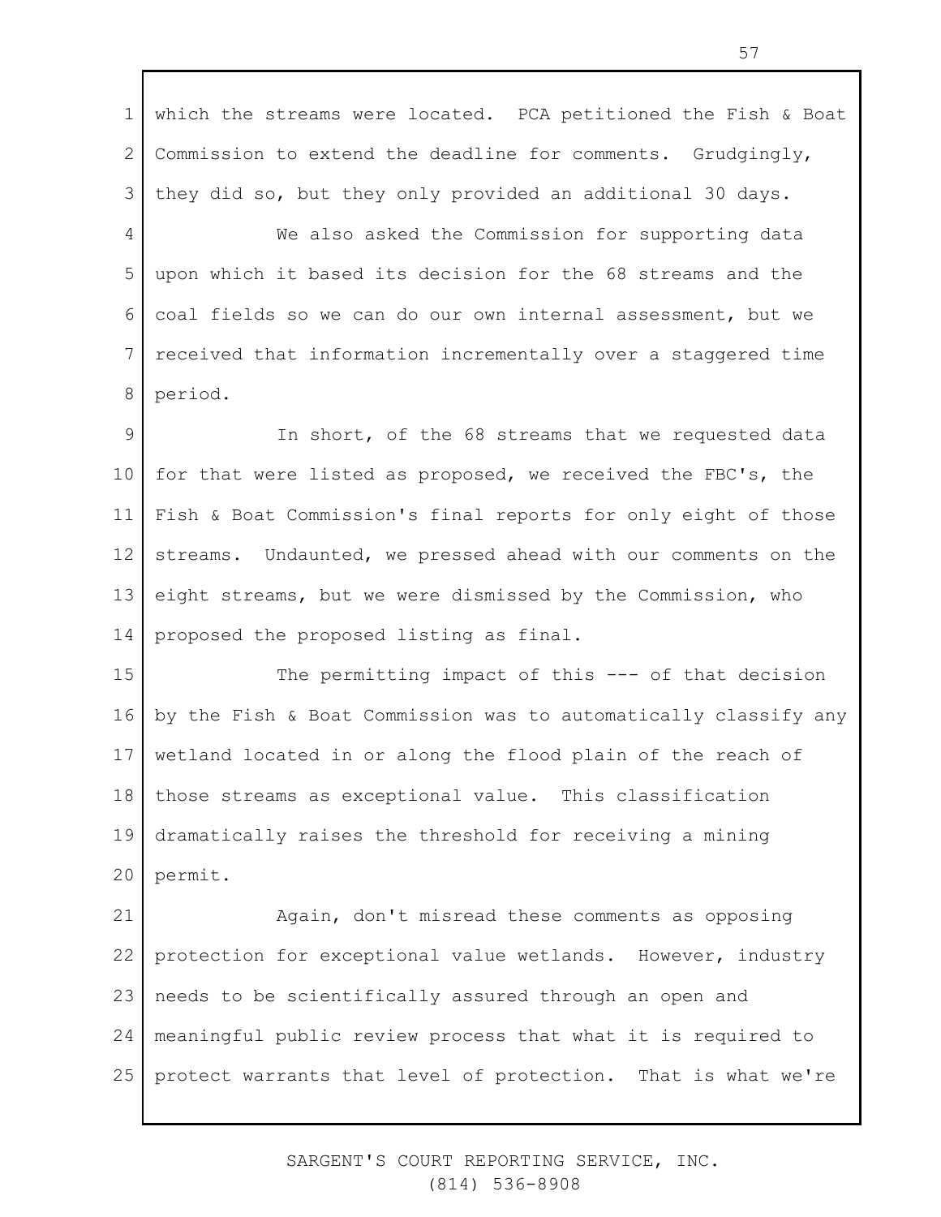which the streams were located. PCA petitioned the Fish & Boat Commission to extend the deadline for comments. Grudgingly, they did so, but they only provided an additional 30 days.

We also asked the Commission for supporting data upon which it based its decision for the 68 streams and the coal fields so we can do our own internal assessment, but we received that information incrementally over a staggered time period.

In short, of the 68 streams that we requested data for that were listed as proposed, we received the FBC's, the Fish & Boat Commission's final reports for only eight of those streams. Undaunted, we pressed ahead with our comments on the eight streams, but we were dismissed by the Commission, who proposed the proposed listing as final.

The permitting impact of this --- of that decision by the Fish & Boat Commission was to automatically classify any wetland located in or along the flood plain of the reach of those streams as exceptional value. This classification dramatically raises the threshold for receiving a mining permit.

Again, don't misread these comments as opposing protection for exceptional value wetlands. However, industry needs to be scientifically assured through an open and meaningful public review process that what it is required to protect warrants that level of protection. That is what we're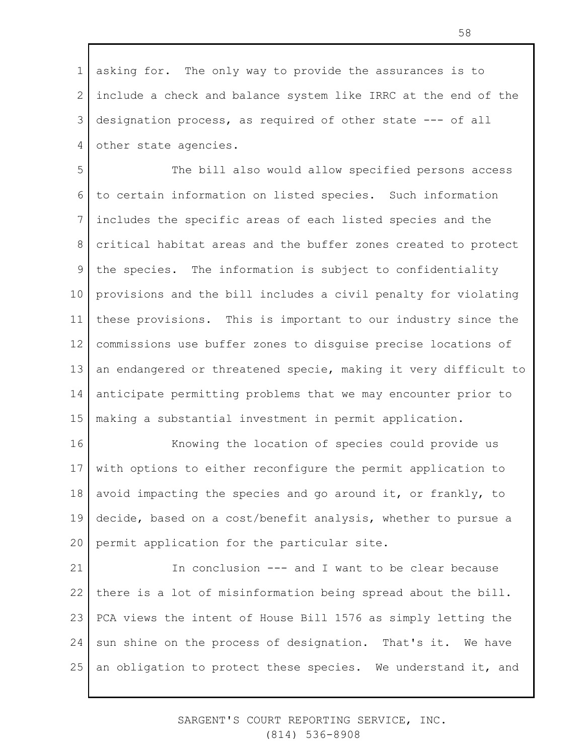asking for. The only way to provide the assurances is to include a check and balance system like IRRC at the end of the designation process, as required of other state --- of all other state agencies.

The bill also would allow specified persons access to certain information on listed species. Such information includes the specific areas of each listed species and the critical habitat areas and the buffer zones created to protect the species. The information is subject to confidentiality provisions and the bill includes a civil penalty for violating these provisions. This is important to our industry since the commissions use buffer zones to disguise precise locations of an endangered or threatened specie, making it very difficult to anticipate permitting problems that we may encounter prior to making a substantial investment in permit application.

Knowing the location of species could provide us with options to either reconfigure the permit application to avoid impacting the species and go around it, or frankly, to decide, based on a cost/benefit analysis, whether to pursue a permit application for the particular site.

In conclusion --- and I want to be clear because there is a lot of misinformation being spread about the bill. PCA views the intent of House Bill 1576 as simply letting the sun shine on the process of designation. That's it. We have an obligation to protect these species. We understand it, and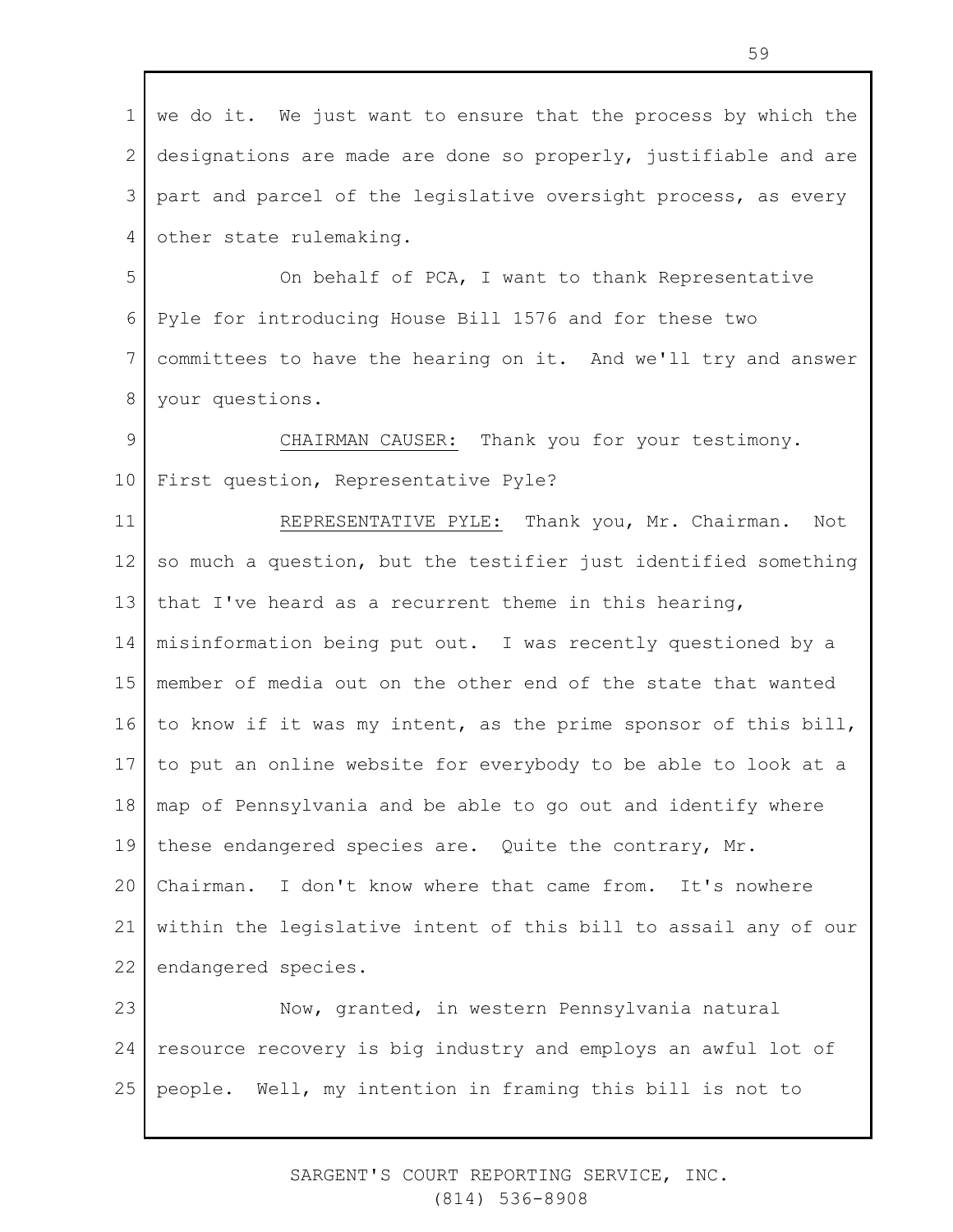we do it. We just want to ensure that the process by which the designations are made are done so properly, justifiable and are part and parcel of the legislative oversight process, as every other state rulemaking.

On behalf of PCA, I want to thank Representative Pyle for introducing House Bill 1576 and for these two committees to have the hearing on it. And we'll try and answer your questions.

CHAIRMAN CAUSER: Thank you for your testimony. First question, Representative Pyle?

REPRESENTATIVE PYLE: Thank you, Mr. Chairman. Not so much a question, but the testifier just identified something that I've heard as a recurrent theme in this hearing, misinformation being put out. I was recently questioned by a member of media out on the other end of the state that wanted to know if it was my intent, as the prime sponsor of this bill, to put an online website for everybody to be able to look at a map of Pennsylvania and be able to go out and identify where these endangered species are. Quite the contrary, Mr. Chairman. I don't know where that came from. It's nowhere within the legislative intent of this bill to assail any of our endangered species.

Now, granted, in western Pennsylvania natural resource recovery is big industry and employs an awful lot of people. Well, my intention in framing this bill is not to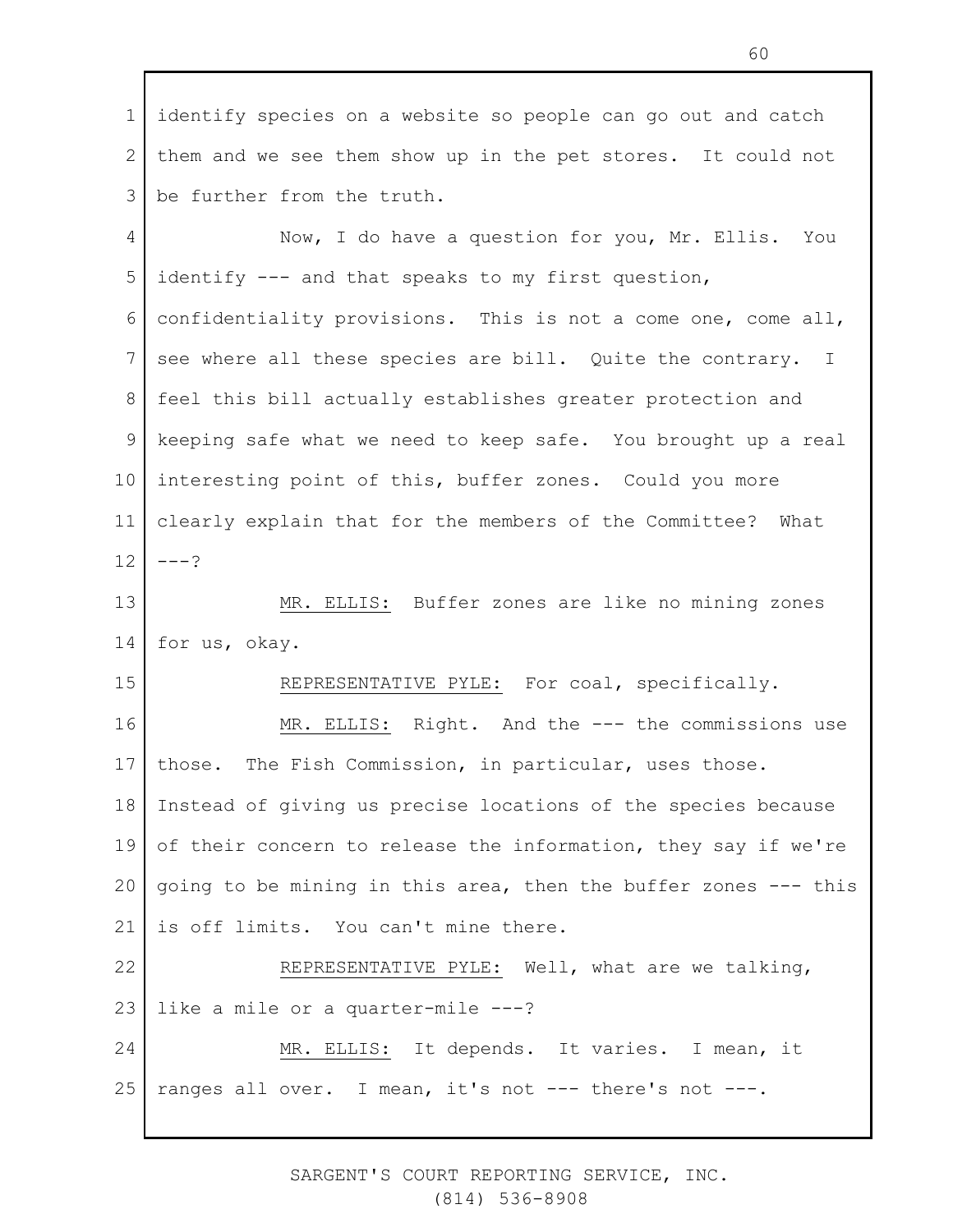identify species on a website so people can go out and catch them and we see them show up in the pet stores. It could not be further from the truth.

Now, I do have a question for you, Mr. Ellis. You identify --- and that speaks to my first question, confidentiality provisions. This is not a come one, come all, see where all these species are bill. Quite the contrary. I feel this bill actually establishes greater protection and keeping safe what we need to keep safe. You brought up a real interesting point of this, buffer zones. Could you more clearly explain that for the members of the Committee? What ---?

MR. ELLIS: Buffer zones are like no mining zones for us, okay.

REPRESENTATIVE PYLE: For coal, specifically.

MR. ELLIS: Right. And the --- the commissions use those. The Fish Commission, in particular, uses those. Instead of giving us precise locations of the species because of their concern to release the information, they say if we're going to be mining in this area, then the buffer zones --- this is off limits. You can't mine there.

REPRESENTATIVE PYLE: Well, what are we talking, like a mile or a quarter-mile ---?

MR. ELLIS: It depends. It varies. I mean, it ranges all over. I mean, it's not --- there's not ---.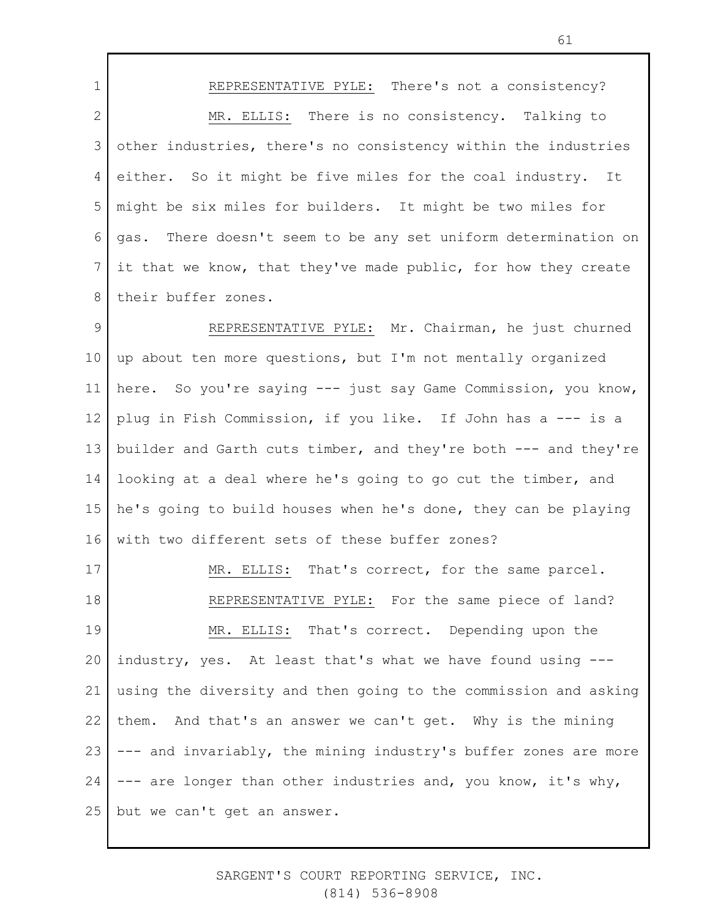REPRESENTATIVE PYLE: There's not a consistency?

MR. ELLIS: There is no consistency. Talking to other industries, there's no consistency within the industries either. So it might be five miles for the coal industry. It might be six miles for builders. It might be two miles for gas. There doesn't seem to be any set uniform determination on it that we know, that they've made public, for how they create their buffer zones.

REPRESENTATIVE PYLE: Mr. Chairman, he just churned up about ten more questions, but I'm not mentally organized here. So you're saying --- just say Game Commission, you know, plug in Fish Commission, if you like. If John has a --- is a builder and Garth cuts timber, and they're both --- and they're looking at a deal where he's going to go cut the timber, and he's going to build houses when he's done, they can be playing with two different sets of these buffer zones?

MR. ELLIS: That's correct, for the same parcel.

REPRESENTATIVE PYLE: For the same piece of land?

MR. ELLIS: That's correct. Depending upon the industry, yes. At least that's what we have found using --- using the diversity and then going to the commission and asking them. And that's an answer we can't get. Why is the mining --- and invariably, the mining industry's buffer zones are more --- are longer than other industries and, you know, it's why, but we can't get an answer.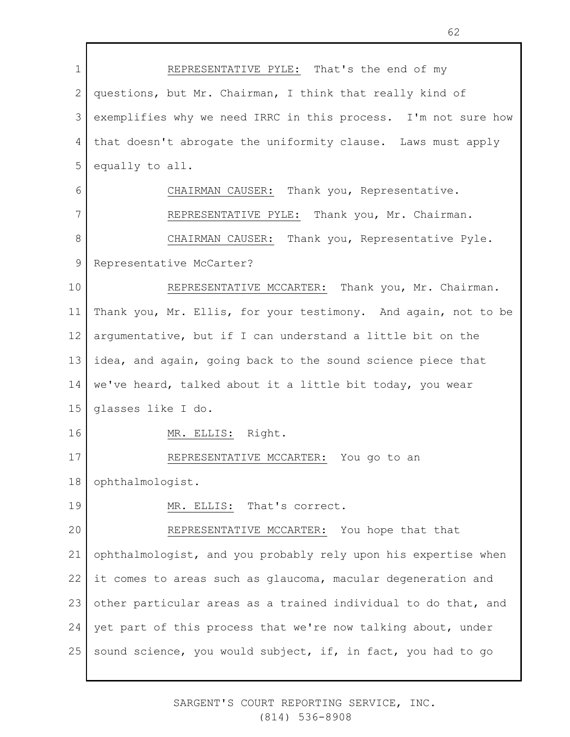REPRESENTATIVE PYLE: That's the end of my questions, but Mr. Chairman, I think that really kind of exemplifies why we need IRRC in this process. I'm not sure how that doesn't abrogate the uniformity clause. Laws must apply equally to all.

CHAIRMAN CAUSER: Thank you, Representative.

REPRESENTATIVE PYLE: Thank you, Mr. Chairman.

CHAIRMAN CAUSER: Thank you, Representative Pyle. Representative McCarter?

REPRESENTATIVE MCCARTER: Thank you, Mr. Chairman. Thank you, Mr. Ellis, for your testimony. And again, not to be argumentative, but if I can understand a little bit on the idea, and again, going back to the sound science piece that we've heard, talked about it a little bit today, you wear glasses like I do.

MR. ELLIS: Right.

REPRESENTATIVE MCCARTER: You go to an ophthalmologist.

MR. ELLIS: That's correct.

REPRESENTATIVE MCCARTER: You hope that that ophthalmologist, and you probably rely upon his expertise when it comes to areas such as glaucoma, macular degeneration and other particular areas as a trained individual to do that, and yet part of this process that we're now talking about, under sound science, you would subject, if, in fact, you had to go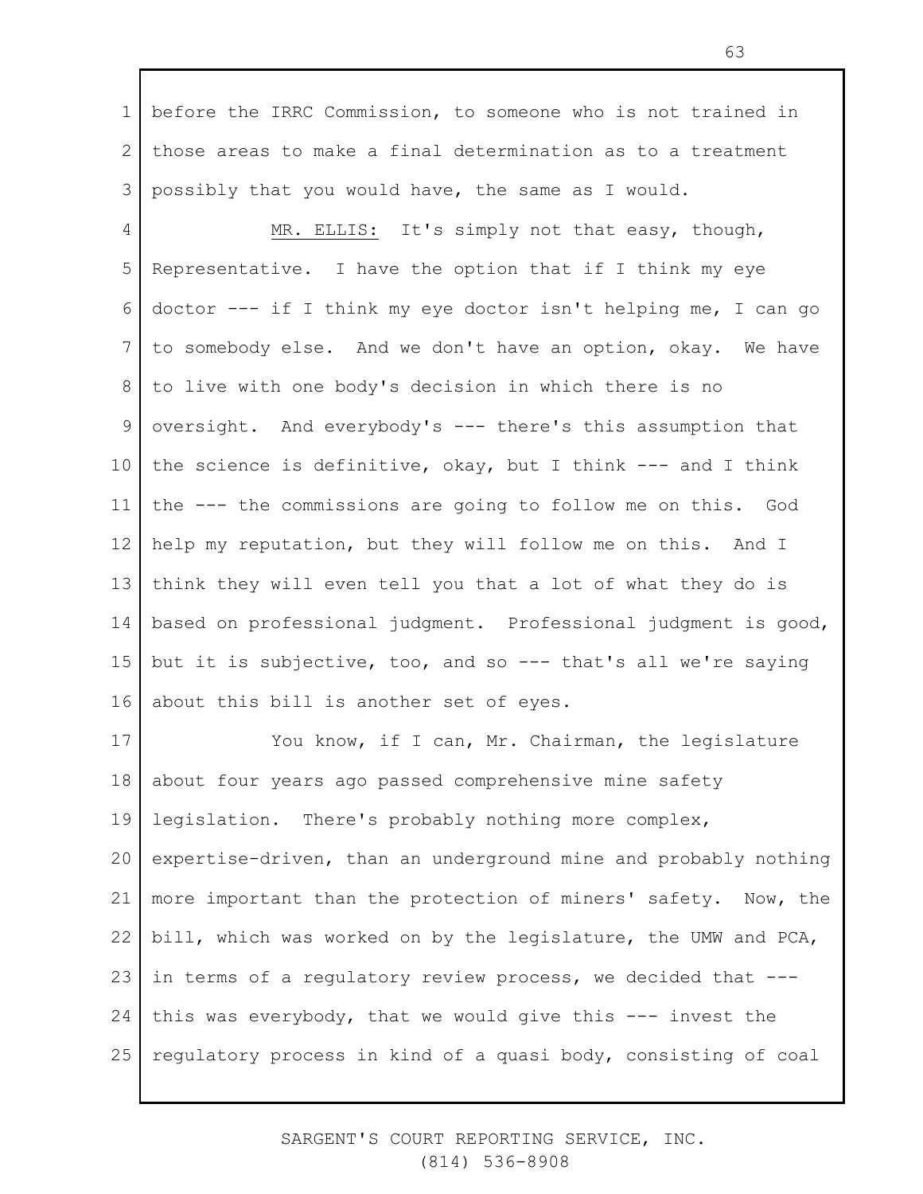before the IRRC Commission, to someone who is not trained in those areas to make a final determination as to a treatment possibly that you would have, the same as I would.

MR. ELLIS: It's simply not that easy, though, Representative. I have the option that if I think my eye doctor --- if I think my eye doctor isn't helping me, I can go to somebody else. And we don't have an option, okay. We have to live with one body's decision in which there is no oversight. And everybody's --- there's this assumption that the science is definitive, okay, but I think --- and I think the --- the commissions are going to follow me on this. God help my reputation, but they will follow me on this. And I think they will even tell you that a lot of what they do is based on professional judgment. Professional judgment is good, but it is subjective, too, and so --- that's all we're saying about this bill is another set of eyes.

You know, if I can, Mr. Chairman, the legislature about four years ago passed comprehensive mine safety legislation. There's probably nothing more complex, expertise-driven, than an underground mine and probably nothing more important than the protection of miners' safety. Now, the bill, which was worked on by the legislature, the UMW and PCA, in terms of a regulatory review process, we decided that --- this was everybody, that we would give this --- invest the regulatory process in kind of a quasi body, consisting of coal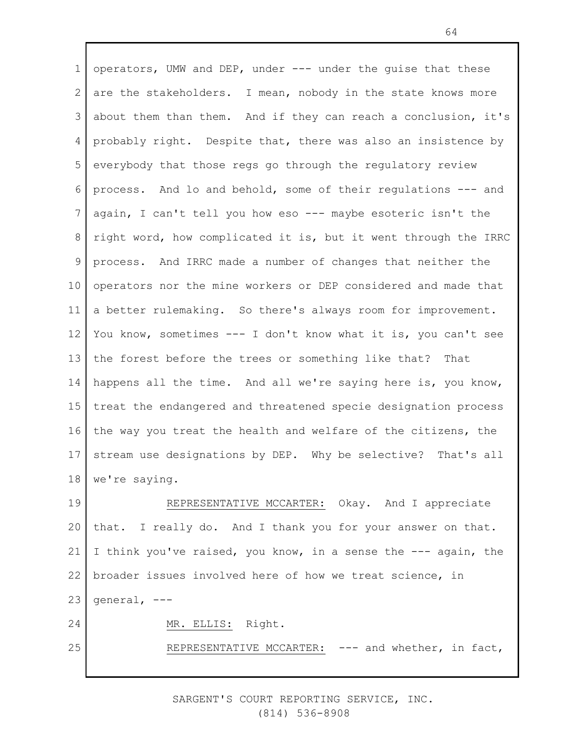operators, UMW and DEP, under --- under the guise that these are the stakeholders. I mean, nobody in the state knows more about them than them. And if they can reach a conclusion, it's probably right. Despite that, there was also an insistence by everybody that those regs go through the regulatory review process. And lo and behold, some of their regulations --- and again, I can't tell you how eso --- maybe esoteric isn't the right word, how complicated it is, but it went through the IRRC process. And IRRC made a number of changes that neither the operators nor the mine workers or DEP considered and made that a better rulemaking. So there's always room for improvement. You know, sometimes --- I don't know what it is, you can't see the forest before the trees or something like that? That happens all the time. And all we're saying here is, you know, treat the endangered and threatened specie designation process the way you treat the health and welfare of the citizens, the stream use designations by DEP. Why be selective? That's all we're saying.

REPRESENTATIVE MCCARTER: Okay. And I appreciate that. I really do. And I thank you for your answer on that. I think you've raised, you know, in a sense the --- again, the broader issues involved here of how we treat science, in general, ---

MR. ELLIS: Right.

REPRESENTATIVE MCCARTER: --- and whether, in fact,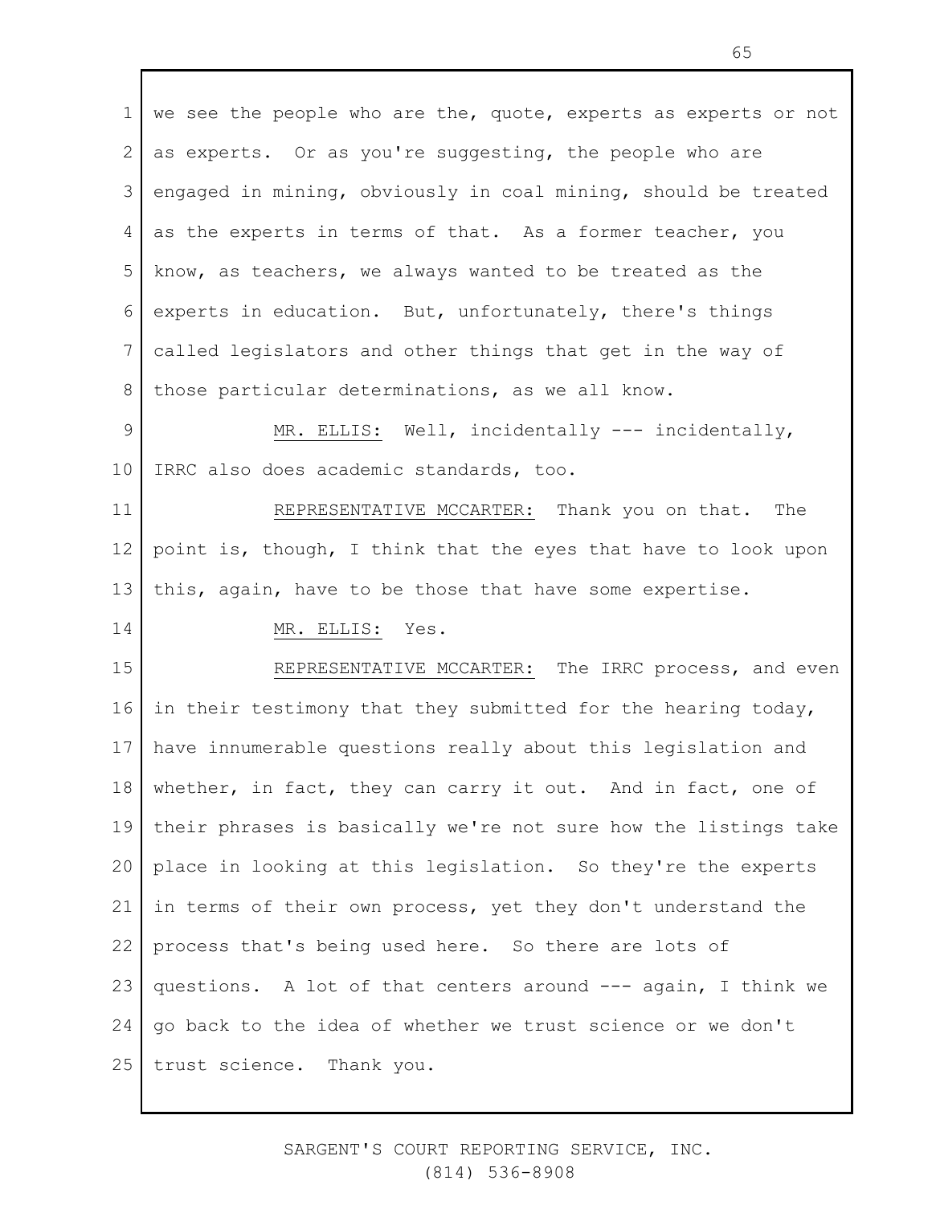we see the people who are the, quote, experts as experts or not as experts. Or as you're suggesting, the people who are engaged in mining, obviously in coal mining, should be treated as the experts in terms of that. As a former teacher, you know, as teachers, we always wanted to be treated as the experts in education. But, unfortunately, there's things called legislators and other things that get in the way of those particular determinations, as we all know.

MR. ELLIS: Well, incidentally --- incidentally, IRRC also does academic standards, too.

REPRESENTATIVE MCCARTER: Thank you on that. The point is, though, I think that the eyes that have to look upon this, again, have to be those that have some expertise.

MR. ELLIS: Yes.

REPRESENTATIVE MCCARTER: The IRRC process, and even in their testimony that they submitted for the hearing today, have innumerable questions really about this legislation and whether, in fact, they can carry it out. And in fact, one of their phrases is basically we're not sure how the listings take place in looking at this legislation. So they're the experts in terms of their own process, yet they don't understand the process that's being used here. So there are lots of questions. A lot of that centers around --- again, I think we go back to the idea of whether we trust science or we don't trust science. Thank you.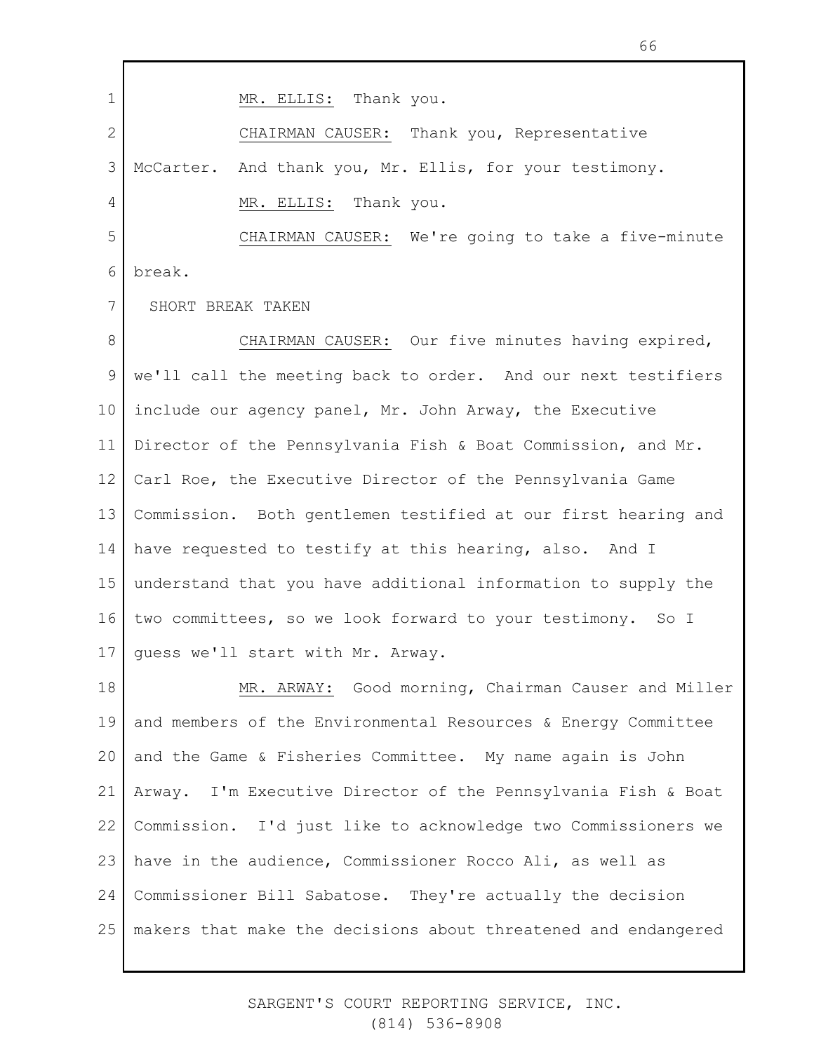MR. ELLIS: Thank you.

CHAIRMAN CAUSER: Thank you, Representative McCarter. And thank you, Mr. Ellis, for your testimony.

MR. ELLIS: Thank you.

CHAIRMAN CAUSER: We're going to take a five-minute break.

SHORT BREAK TAKEN

CHAIRMAN CAUSER: Our five minutes having expired, we'll call the meeting back to order. And our next testifiers include our agency panel, Mr. John Arway, the Executive Director of the Pennsylvania Fish & Boat Commission, and Mr. Carl Roe, the Executive Director of the Pennsylvania Game Commission. Both gentlemen testified at our first hearing and have requested to testify at this hearing, also. And I understand that you have additional information to supply the two committees, so we look forward to your testimony. So I guess we'll start with Mr. Arway.

MR. ARWAY: Good morning, Chairman Causer and Miller and members of the Environmental Resources & Energy Committee and the Game & Fisheries Committee. My name again is John Arway. I'm Executive Director of the Pennsylvania Fish & Boat Commission. I'd just like to acknowledge two Commissioners we have in the audience, Commissioner Rocco Ali, as well as Commissioner Bill Sabatose. They're actually the decision makers that make the decisions about threatened and endangered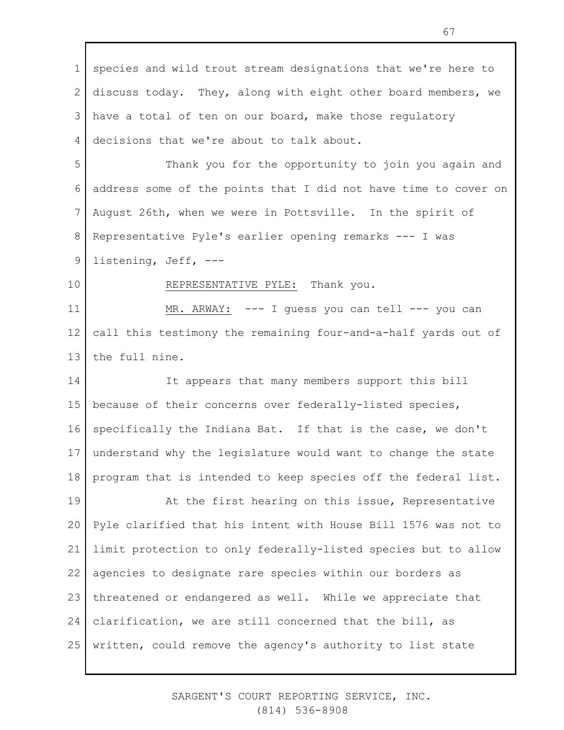species and wild trout stream designations that we're here to discuss today. They, along with eight other board members, we have a total of ten on our board, make those regulatory decisions that we're about to talk about.

Thank you for the opportunity to join you again and address some of the points that I did not have time to cover on August 26th, when we were in Pottsville. In the spirit of Representative Pyle's earlier opening remarks --- I was listening, Jeff, ---

REPRESENTATIVE PYLE: Thank you.

MR. ARWAY: --- I guess you can tell --- you can call this testimony the remaining four-and-a-half yards out of the full nine.

It appears that many members support this bill because of their concerns over federally-listed species, specifically the Indiana Bat. If that is the case, we don't understand why the legislature would want to change the state program that is intended to keep species off the federal list.

At the first hearing on this issue, Representative Pyle clarified that his intent with House Bill 1576 was not to limit protection to only federally-listed species but to allow agencies to designate rare species within our borders as threatened or endangered as well. While we appreciate that clarification, we are still concerned that the bill, as written, could remove the agency's authority to list state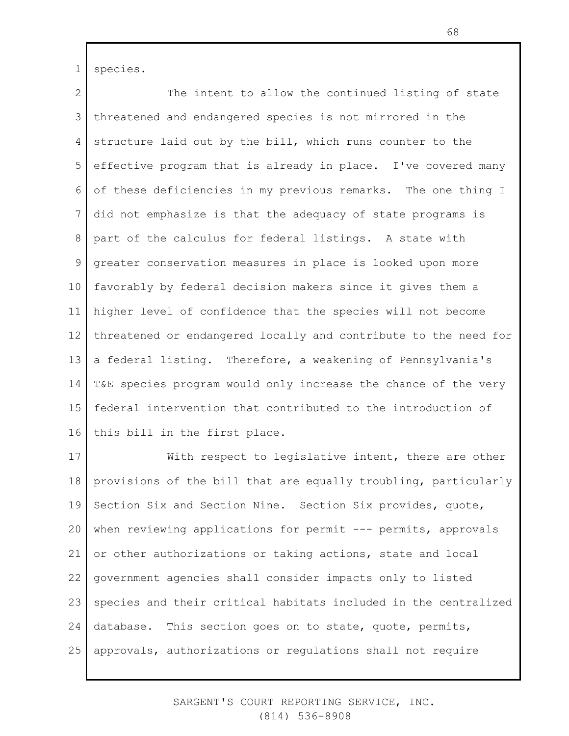species.

The intent to allow the continued listing of state threatened and endangered species is not mirrored in the structure laid out by the bill, which runs counter to the effective program that is already in place. I've covered many of these deficiencies in my previous remarks. The one thing I did not emphasize is that the adequacy of state programs is part of the calculus for federal listings. A state with greater conservation measures in place is looked upon more favorably by federal decision makers since it gives them a higher level of confidence that the species will not become threatened or endangered locally and contribute to the need for a federal listing. Therefore, a weakening of Pennsylvania's T&E species program would only increase the chance of the very federal intervention that contributed to the introduction of this bill in the first place.

With respect to legislative intent, there are other provisions of the bill that are equally troubling, particularly Section Six and Section Nine. Section Six provides, quote, when reviewing applications for permit --- permits, approvals or other authorizations or taking actions, state and local government agencies shall consider impacts only to listed species and their critical habitats included in the centralized database. This section goes on to state, quote, permits, approvals, authorizations or regulations shall not require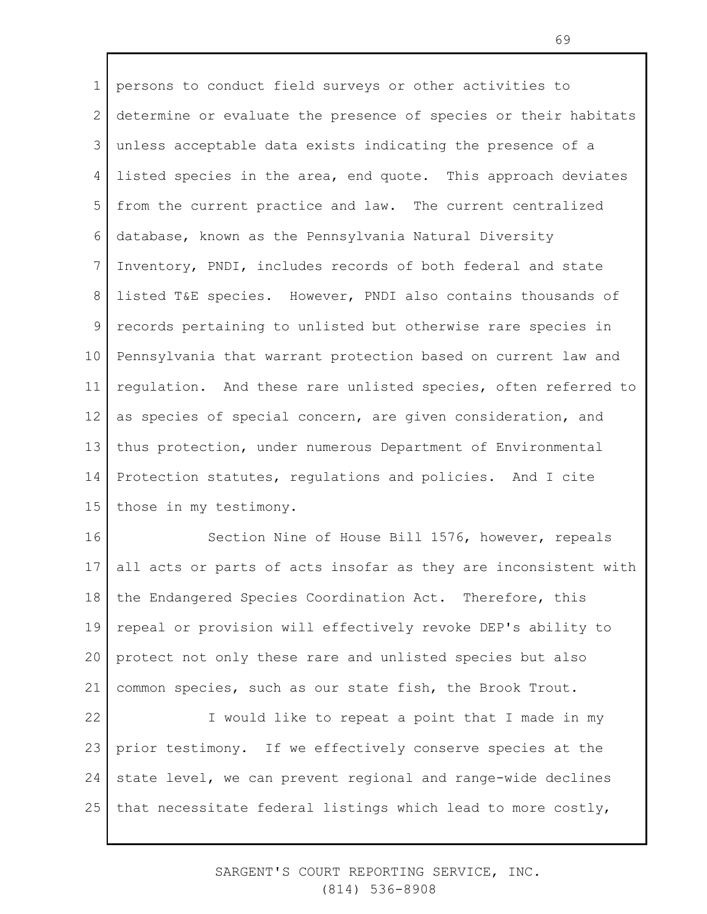persons to conduct field surveys or other activities to determine or evaluate the presence of species or their habitats unless acceptable data exists indicating the presence of a listed species in the area, end quote. This approach deviates from the current practice and law. The current centralized database, known as the Pennsylvania Natural Diversity Inventory, PNDI, includes records of both federal and state listed T&E species. However, PNDI also contains thousands of records pertaining to unlisted but otherwise rare species in Pennsylvania that warrant protection based on current law and regulation. And these rare unlisted species, often referred to as species of special concern, are given consideration, and thus protection, under numerous Department of Environmental Protection statutes, regulations and policies. And I cite those in my testimony.

Section Nine of House Bill 1576, however, repeals all acts or parts of acts insofar as they are inconsistent with the Endangered Species Coordination Act. Therefore, this repeal or provision will effectively revoke DEP's ability to protect not only these rare and unlisted species but also common species, such as our state fish, the Brook Trout.

I would like to repeat a point that I made in my prior testimony. If we effectively conserve species at the state level, we can prevent regional and range-wide declines that necessitate federal listings which lead to more costly,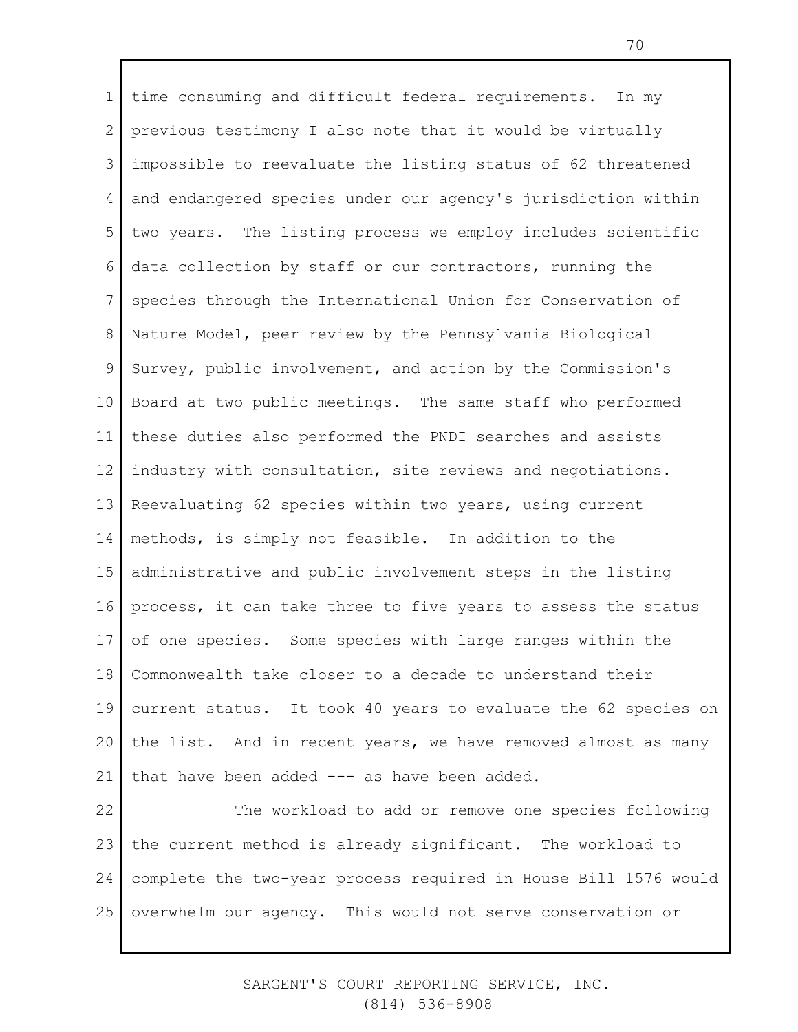time consuming and difficult federal requirements. In my previous testimony I also note that it would be virtually impossible to reevaluate the listing status of 62 threatened and endangered species under our agency's jurisdiction within two years. The listing process we employ includes scientific data collection by staff or our contractors, running the species through the International Union for Conservation of Nature Model, peer review by the Pennsylvania Biological Survey, public involvement, and action by the Commission's Board at two public meetings. The same staff who performed these duties also performed the PNDI searches and assists industry with consultation, site reviews and negotiations. Reevaluating 62 species within two years, using current methods, is simply not feasible. In addition to the administrative and public involvement steps in the listing process, it can take three to five years to assess the status of one species. Some species with large ranges within the Commonwealth take closer to a decade to understand their current status. It took 40 years to evaluate the 62 species on the list. And in recent years, we have removed almost as many that have been added --- as have been added.

The workload to add or remove one species following the current method is already significant. The workload to complete the two-year process required in House Bill 1576 would overwhelm our agency. This would not serve conservation or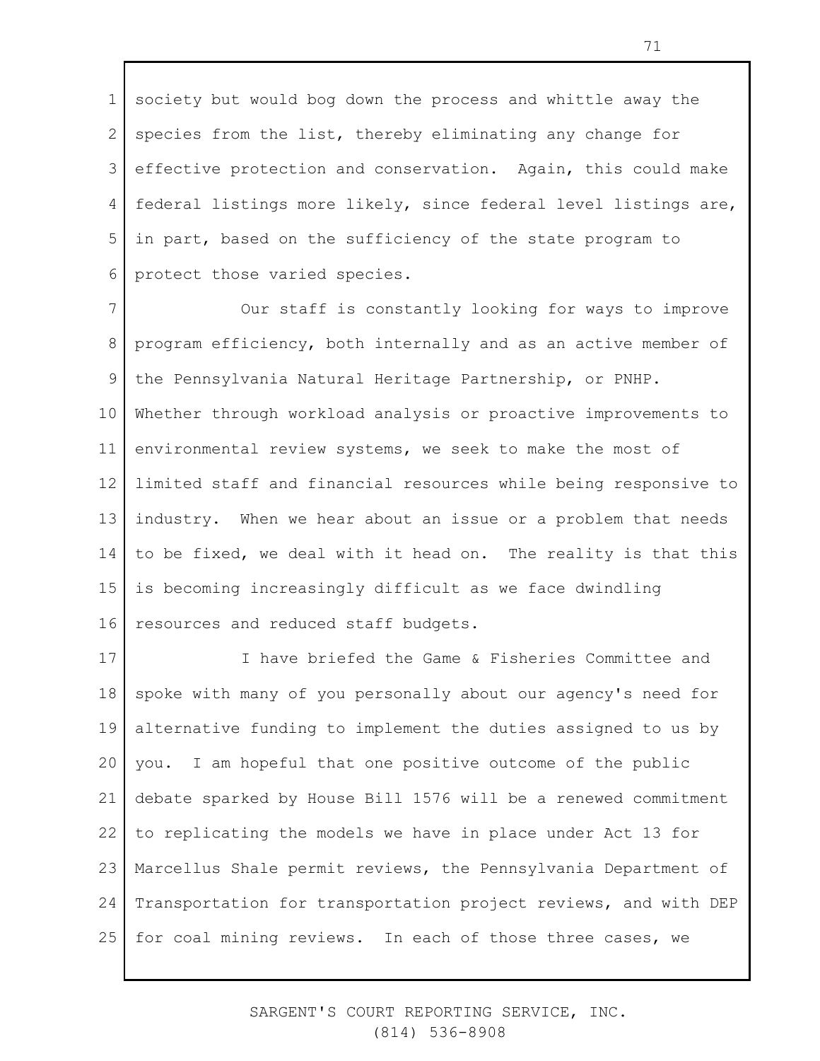society but would bog down the process and whittle away the species from the list, thereby eliminating any change for effective protection and conservation. Again, this could make federal listings more likely, since federal level listings are, in part, based on the sufficiency of the state program to protect those varied species.

Our staff is constantly looking for ways to improve program efficiency, both internally and as an active member of the Pennsylvania Natural Heritage Partnership, or PNHP. Whether through workload analysis or proactive improvements to environmental review systems, we seek to make the most of limited staff and financial resources while being responsive to industry. When we hear about an issue or a problem that needs to be fixed, we deal with it head on. The reality is that this is becoming increasingly difficult as we face dwindling resources and reduced staff budgets.

I have briefed the Game & Fisheries Committee and spoke with many of you personally about our agency's need for alternative funding to implement the duties assigned to us by you. I am hopeful that one positive outcome of the public debate sparked by House Bill 1576 will be a renewed commitment to replicating the models we have in place under Act 13 for Marcellus Shale permit reviews, the Pennsylvania Department of Transportation for transportation project reviews, and with DEP for coal mining reviews. In each of those three cases, we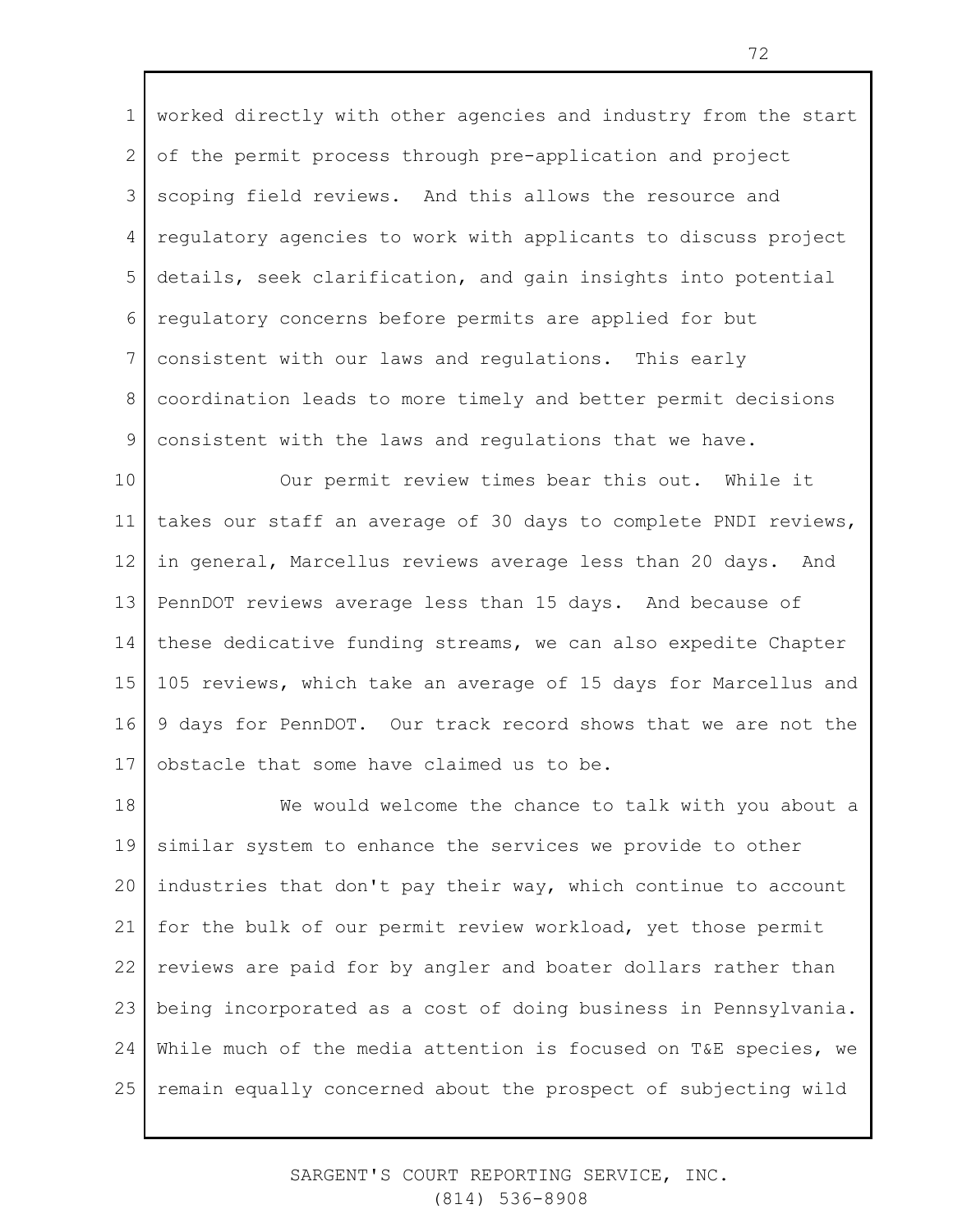worked directly with other agencies and industry from the start of the permit process through pre-application and project scoping field reviews. And this allows the resource and regulatory agencies to work with applicants to discuss project details, seek clarification, and gain insights into potential regulatory concerns before permits are applied for but consistent with our laws and regulations. This early coordination leads to more timely and better permit decisions consistent with the laws and regulations that we have.

Our permit review times bear this out. While it takes our staff an average of 30 days to complete PNDI reviews, in general, Marcellus reviews average less than 20 days. And PennDOT reviews average less than 15 days. And because of these dedicative funding streams, we can also expedite Chapter 105 reviews, which take an average of 15 days for Marcellus and 9 days for PennDOT. Our track record shows that we are not the obstacle that some have claimed us to be.

We would welcome the chance to talk with you about a similar system to enhance the services we provide to other industries that don't pay their way, which continue to account for the bulk of our permit review workload, yet those permit reviews are paid for by angler and boater dollars rather than being incorporated as a cost of doing business in Pennsylvania. While much of the media attention is focused on T&E species, we remain equally concerned about the prospect of subjecting wild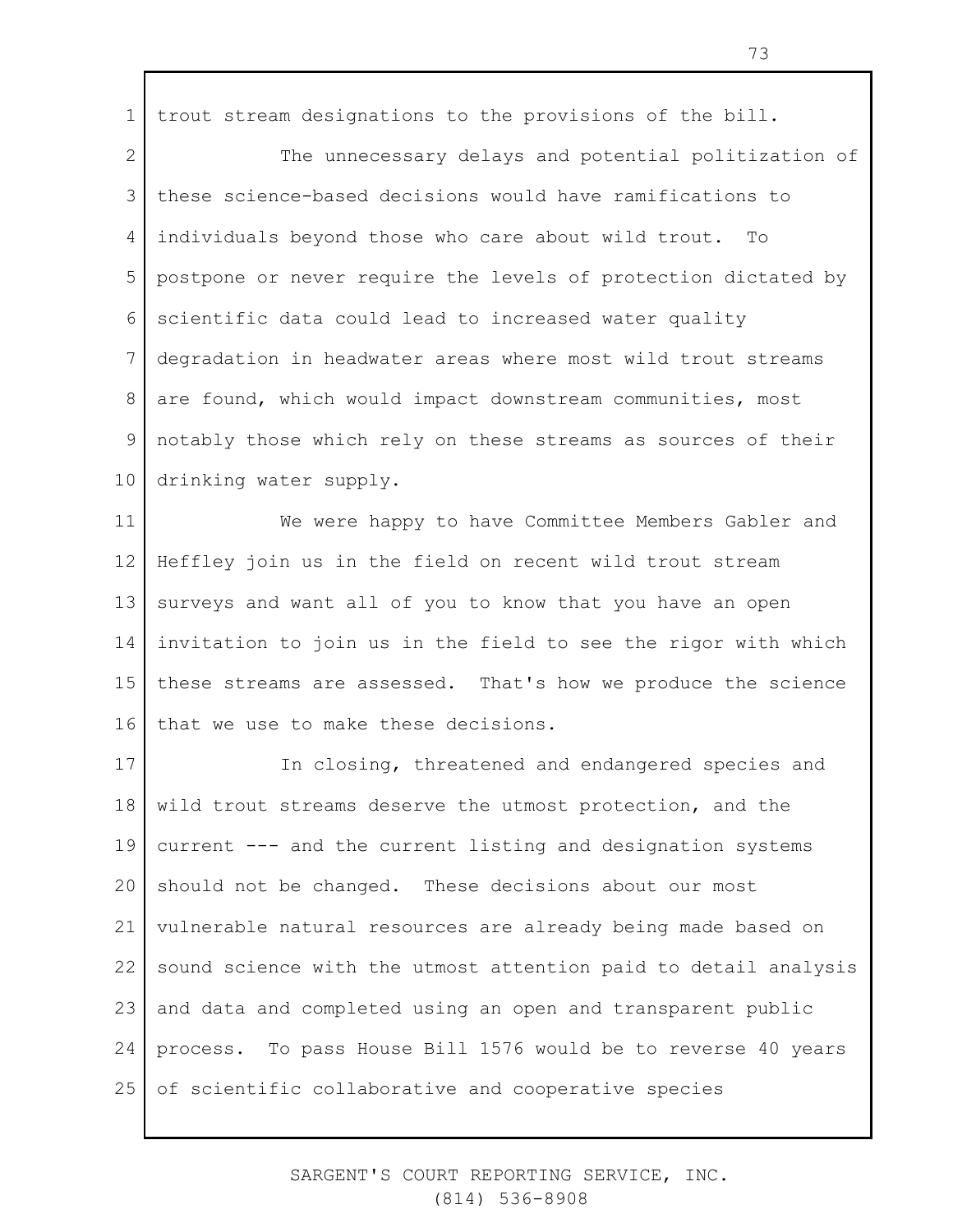trout stream designations to the provisions of the bill.

The unnecessary delays and potential politization of these science-based decisions would have ramifications to individuals beyond those who care about wild trout. To postpone or never require the levels of protection dictated by scientific data could lead to increased water quality degradation in headwater areas where most wild trout streams are found, which would impact downstream communities, most notably those which rely on these streams as sources of their drinking water supply.

We were happy to have Committee Members Gabler and Heffley join us in the field on recent wild trout stream surveys and want all of you to know that you have an open invitation to join us in the field to see the rigor with which these streams are assessed. That's how we produce the science that we use to make these decisions.

In closing, threatened and endangered species and wild trout streams deserve the utmost protection, and the current --- and the current listing and designation systems should not be changed. These decisions about our most vulnerable natural resources are already being made based on sound science with the utmost attention paid to detail analysis and data and completed using an open and transparent public process. To pass House Bill 1576 would be to reverse 40 years of scientific collaborative and cooperative species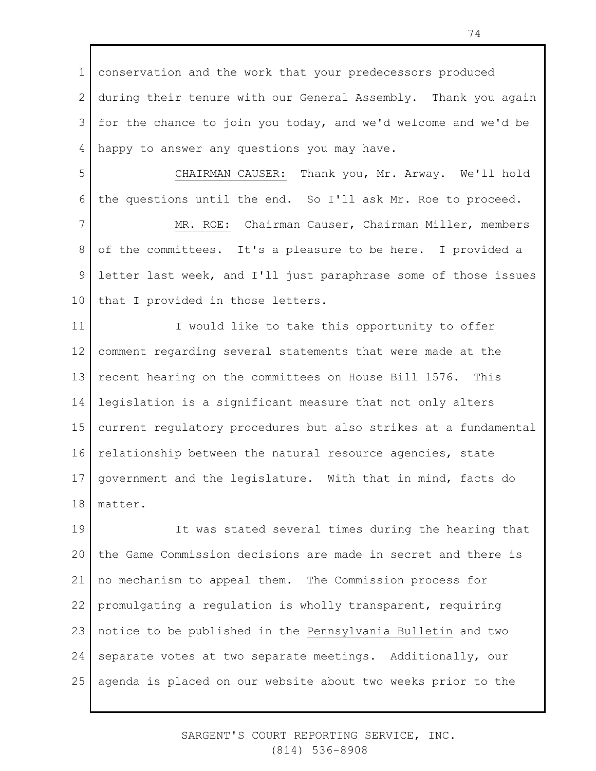conservation and the work that your predecessors produced during their tenure with our General Assembly. Thank you again for the chance to join you today, and we'd welcome and we'd be happy to answer any questions you may have.

CHAIRMAN CAUSER: Thank you, Mr. Arway. We'll hold the questions until the end. So I'll ask Mr. Roe to proceed.

MR. ROE: Chairman Causer, Chairman Miller, members of the committees. It's a pleasure to be here. I provided a letter last week, and I'll just paraphrase some of those issues that I provided in those letters.

I would like to take this opportunity to offer comment regarding several statements that were made at the recent hearing on the committees on House Bill 1576. This legislation is a significant measure that not only alters current regulatory procedures but also strikes at a fundamental relationship between the natural resource agencies, state government and the legislature. With that in mind, facts do matter.

It was stated several times during the hearing that the Game Commission decisions are made in secret and there is no mechanism to appeal them. The Commission process for promulgating a regulation is wholly transparent, requiring notice to be published in the Pennsylvania Bulletin and two separate votes at two separate meetings. Additionally, our agenda is placed on our website about two weeks prior to the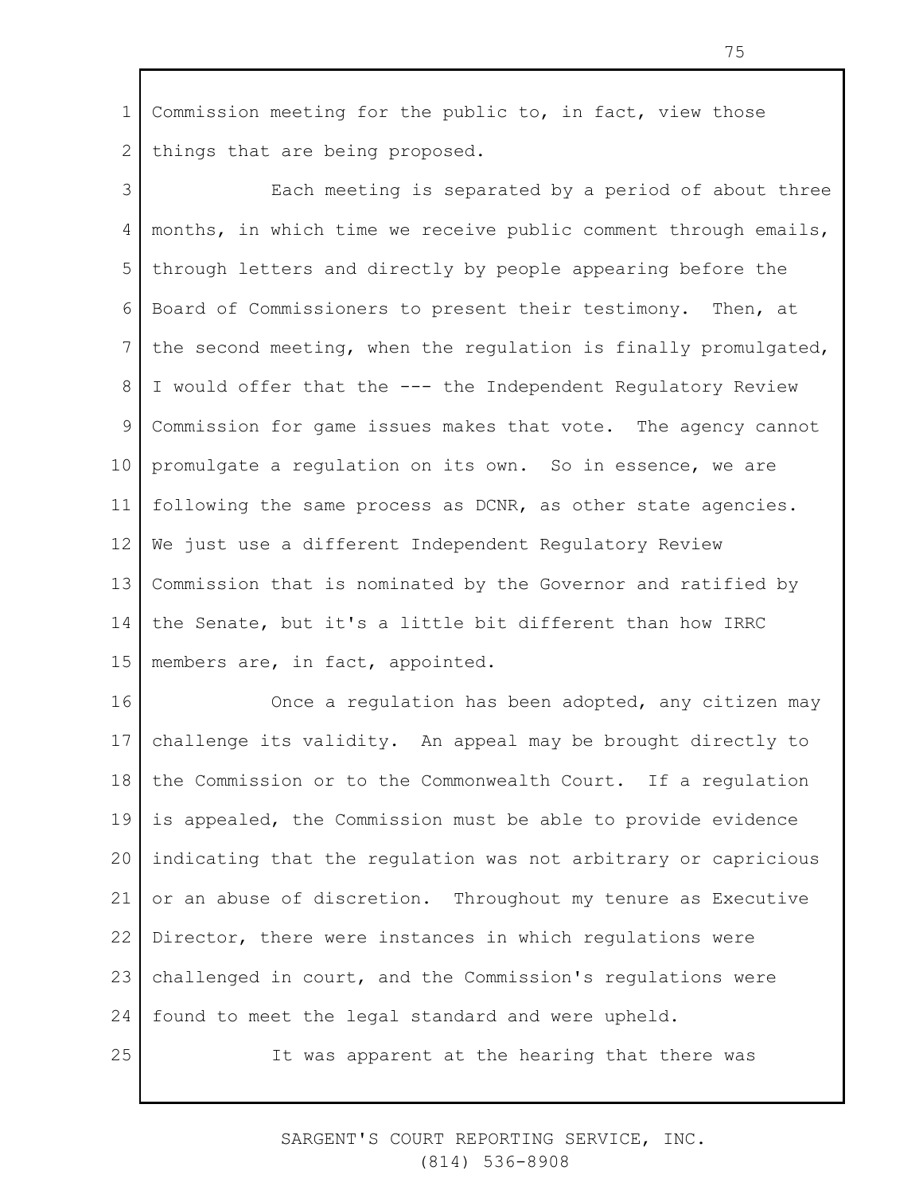Commission meeting for the public to, in fact, view those things that are being proposed.

Each meeting is separated by a period of about three months, in which time we receive public comment through emails, through letters and directly by people appearing before the Board of Commissioners to present their testimony. Then, at the second meeting, when the regulation is finally promulgated, I would offer that the --- the Independent Regulatory Review Commission for game issues makes that vote. The agency cannot promulgate a regulation on its own. So in essence, we are following the same process as DCNR, as other state agencies. We just use a different Independent Regulatory Review Commission that is nominated by the Governor and ratified by the Senate, but it's a little bit different than how IRRC members are, in fact, appointed.

Once a regulation has been adopted, any citizen may challenge its validity. An appeal may be brought directly to the Commission or to the Commonwealth Court. If a regulation is appealed, the Commission must be able to provide evidence indicating that the regulation was not arbitrary or capricious or an abuse of discretion. Throughout my tenure as Executive Director, there were instances in which regulations were challenged in court, and the Commission's regulations were found to meet the legal standard and were upheld.

It was apparent at the hearing that there was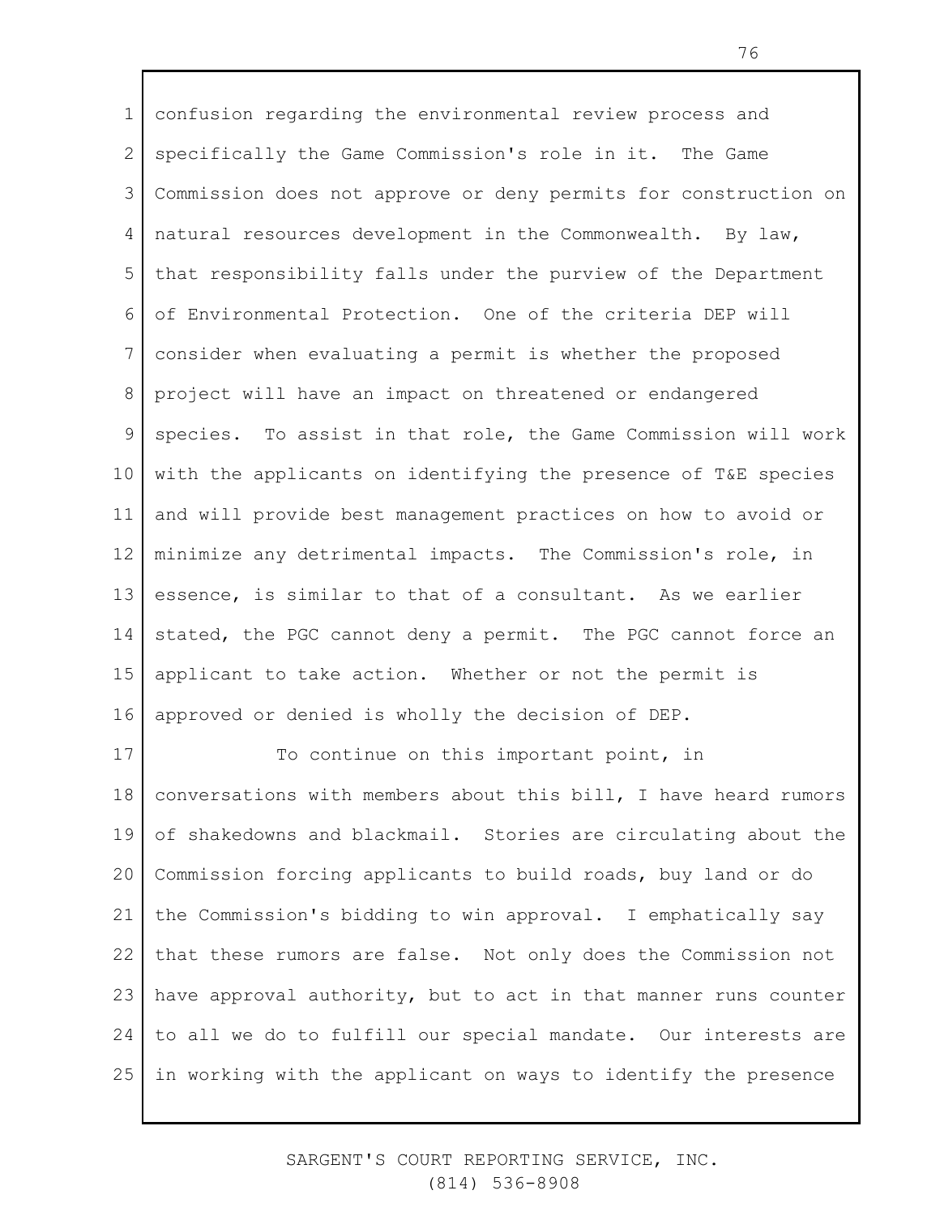confusion regarding the environmental review process and specifically the Game Commission's role in it. The Game Commission does not approve or deny permits for construction on natural resources development in the Commonwealth. By law, that responsibility falls under the purview of the Department of Environmental Protection. One of the criteria DEP will consider when evaluating a permit is whether the proposed project will have an impact on threatened or endangered species. To assist in that role, the Game Commission will work with the applicants on identifying the presence of T&E species and will provide best management practices on how to avoid or minimize any detrimental impacts. The Commission's role, in essence, is similar to that of a consultant. As we earlier stated, the PGC cannot deny a permit. The PGC cannot force an applicant to take action. Whether or not the permit is approved or denied is wholly the decision of DEP.

To continue on this important point, in conversations with members about this bill, I have heard rumors of shakedowns and blackmail. Stories are circulating about the Commission forcing applicants to build roads, buy land or do the Commission's bidding to win approval. I emphatically say that these rumors are false. Not only does the Commission not have approval authority, but to act in that manner runs counter to all we do to fulfill our special mandate. Our interests are in working with the applicant on ways to identify the presence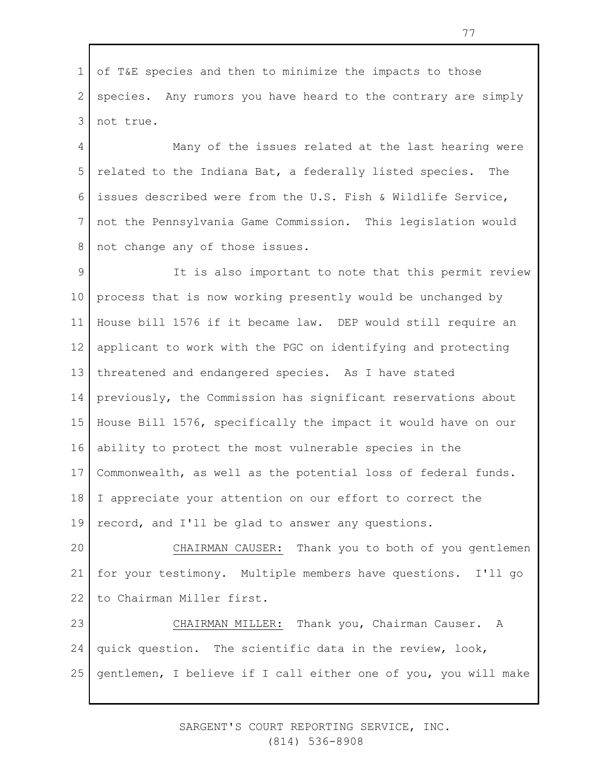of T&E species and then to minimize the impacts to those species. Any rumors you have heard to the contrary are simply not true.

Many of the issues related at the last hearing were related to the Indiana Bat, a federally listed species. The issues described were from the U.S. Fish & Wildlife Service, not the Pennsylvania Game Commission. This legislation would not change any of those issues.

It is also important to note that this permit review process that is now working presently would be unchanged by House bill 1576 if it became law. DEP would still require an applicant to work with the PGC on identifying and protecting threatened and endangered species. As I have stated previously, the Commission has significant reservations about House Bill 1576, specifically the impact it would have on our ability to protect the most vulnerable species in the Commonwealth, as well as the potential loss of federal funds. I appreciate your attention on our effort to correct the record, and I'll be glad to answer any questions.

CHAIRMAN CAUSER: Thank you to both of you gentlemen for your testimony. Multiple members have questions. I'll go to Chairman Miller first.

CHAIRMAN MILLER: Thank you, Chairman Causer. A quick question. The scientific data in the review, look, gentlemen, I believe if I call either one of you, you will make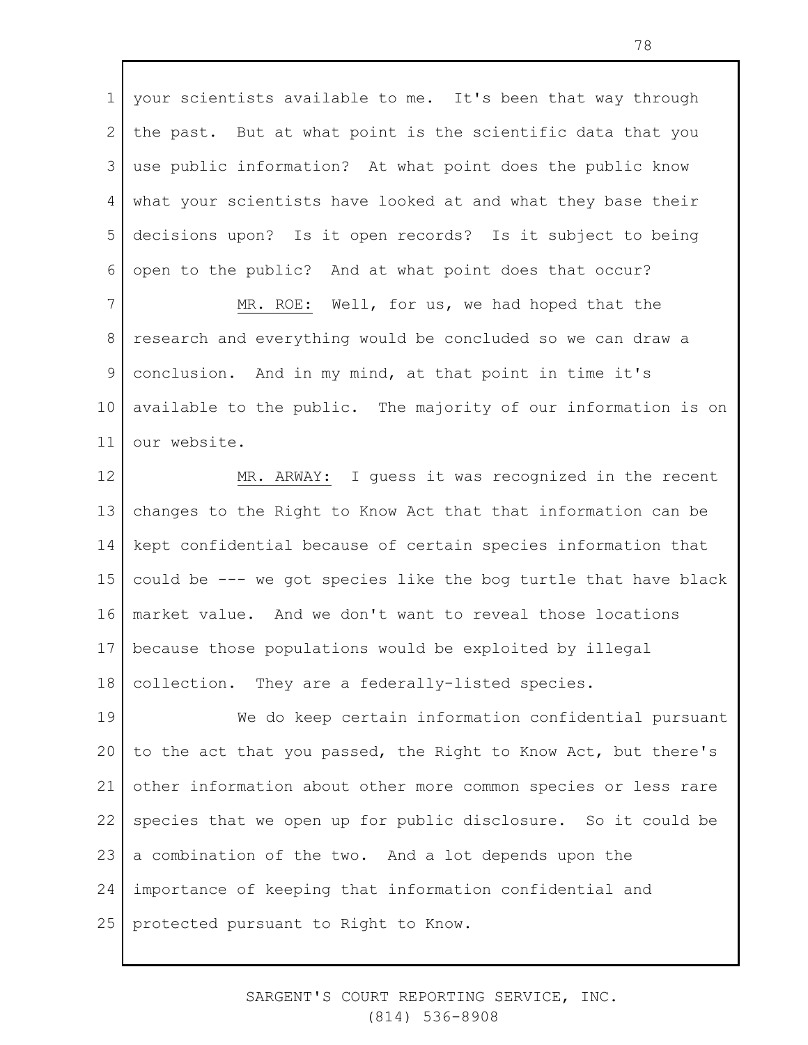your scientists available to me. It's been that way through the past. But at what point is the scientific data that you use public information? At what point does the public know what your scientists have looked at and what they base their decisions upon? Is it open records? Is it subject to being open to the public? And at what point does that occur?

MR. ROE: Well, for us, we had hoped that the research and everything would be concluded so we can draw a conclusion. And in my mind, at that point in time it's available to the public. The majority of our information is on our website.

MR. ARWAY: I guess it was recognized in the recent changes to the Right to Know Act that that information can be kept confidential because of certain species information that could be --- we got species like the bog turtle that have black market value. And we don't want to reveal those locations because those populations would be exploited by illegal collection. They are a federally-listed species.

We do keep certain information confidential pursuant to the act that you passed, the Right to Know Act, but there's other information about other more common species or less rare species that we open up for public disclosure. So it could be a combination of the two. And a lot depends upon the importance of keeping that information confidential and protected pursuant to Right to Know.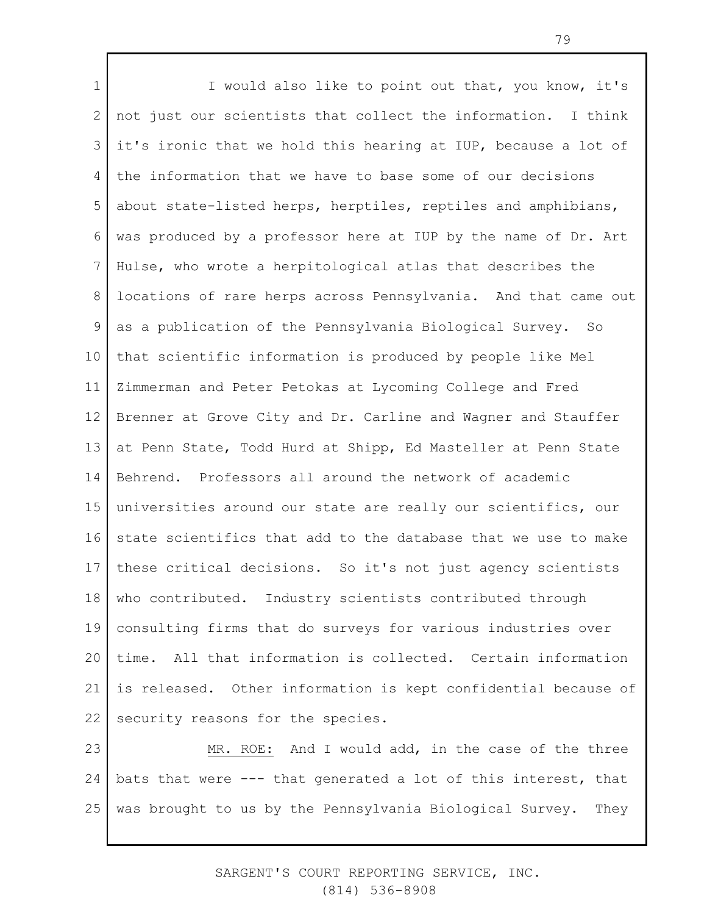I would also like to point out that, you know, it's not just our scientists that collect the information. I think it's ironic that we hold this hearing at IUP, because a lot of the information that we have to base some of our decisions about state-listed herps, herptiles, reptiles and amphibians, was produced by a professor here at IUP by the name of Dr. Art Hulse, who wrote a herpitological atlas that describes the locations of rare herps across Pennsylvania. And that came out as a publication of the Pennsylvania Biological Survey. So that scientific information is produced by people like Mel Zimmerman and Peter Petokas at Lycoming College and Fred Brenner at Grove City and Dr. Carline and Wagner and Stauffer at Penn State, Todd Hurd at Shipp, Ed Masteller at Penn State Behrend. Professors all around the network of academic universities around our state are really our scientifics, our state scientifics that add to the database that we use to make these critical decisions. So it's not just agency scientists who contributed. Industry scientists contributed through consulting firms that do surveys for various industries over time. All that information is collected. Certain information is released. Other information is kept confidential because of security reasons for the species.

MR. ROE: And I would add, in the case of the three bats that were --- that generated a lot of this interest, that was brought to us by the Pennsylvania Biological Survey. They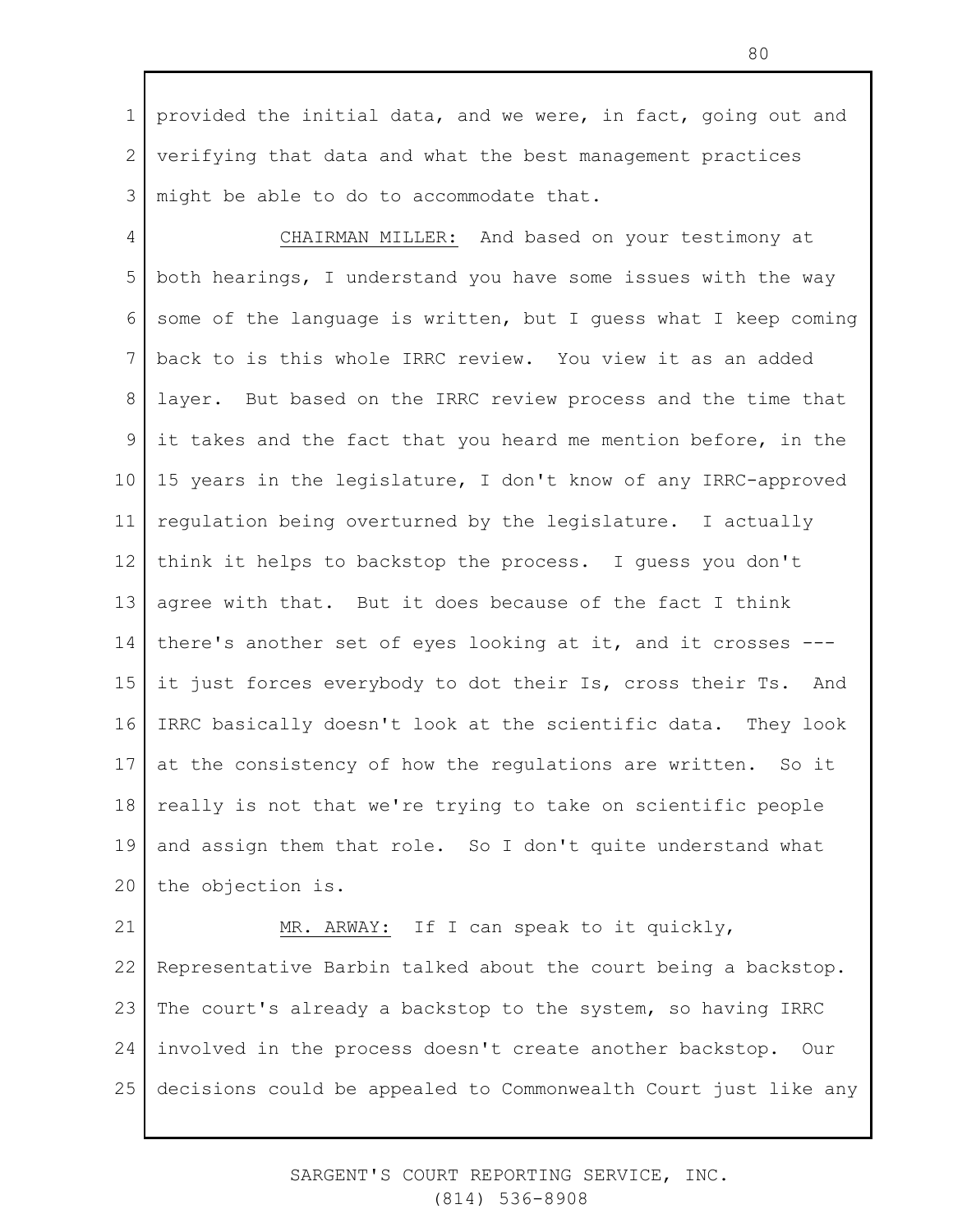provided the initial data, and we were, in fact, going out and verifying that data and what the best management practices might be able to do to accommodate that.

CHAIRMAN MILLER: And based on your testimony at both hearings, I understand you have some issues with the way some of the language is written, but I guess what I keep coming back to is this whole IRRC review. You view it as an added layer. But based on the IRRC review process and the time that it takes and the fact that you heard me mention before, in the 15 years in the legislature, I don't know of any IRRC-approved regulation being overturned by the legislature. I actually think it helps to backstop the process. I guess you don't agree with that. But it does because of the fact I think there's another set of eyes looking at it, and it crosses --- it just forces everybody to dot their Is, cross their Ts. And IRRC basically doesn't look at the scientific data. They look at the consistency of how the regulations are written. So it really is not that we're trying to take on scientific people and assign them that role. So I don't quite understand what the objection is.

MR. ARWAY: If I can speak to it quickly, Representative Barbin talked about the court being a backstop. The court's already a backstop to the system, so having IRRC involved in the process doesn't create another backstop. Our decisions could be appealed to Commonwealth Court just like any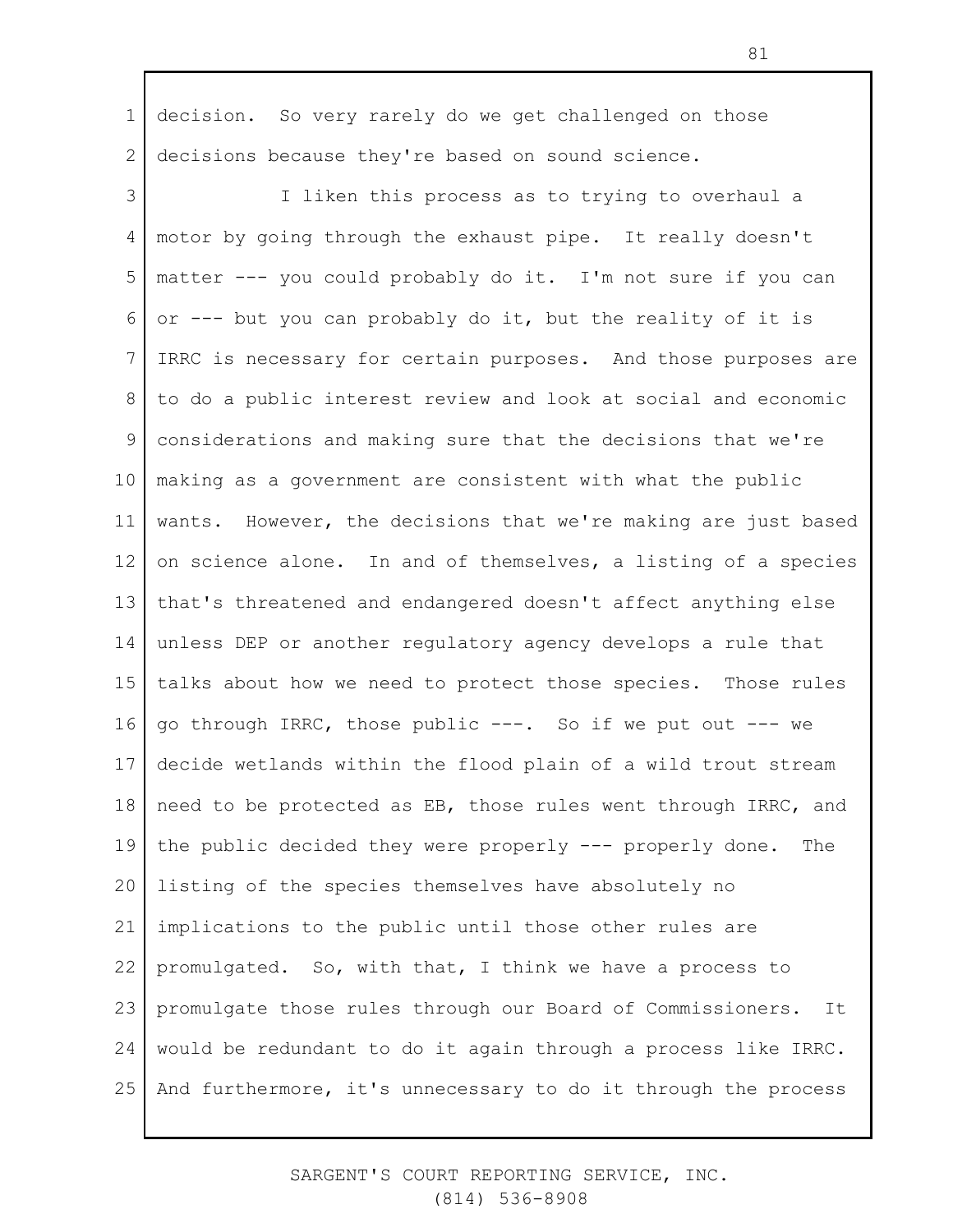decision. So very rarely do we get challenged on those decisions because they're based on sound science.

I liken this process as to trying to overhaul a motor by going through the exhaust pipe. It really doesn't matter --- you could probably do it. I'm not sure if you can or --- but you can probably do it, but the reality of it is IRRC is necessary for certain purposes. And those purposes are to do a public interest review and look at social and economic considerations and making sure that the decisions that we're making as a government are consistent with what the public wants. However, the decisions that we're making are just based on science alone. In and of themselves, a listing of a species that's threatened and endangered doesn't affect anything else unless DEP or another regulatory agency develops a rule that talks about how we need to protect those species. Those rules go through IRRC, those public ---. So if we put out --- we decide wetlands within the flood plain of a wild trout stream need to be protected as EB, those rules went through IRRC, and the public decided they were properly --- properly done. The listing of the species themselves have absolutely no implications to the public until those other rules are promulgated. So, with that, I think we have a process to promulgate those rules through our Board of Commissioners. It would be redundant to do it again through a process like IRRC. And furthermore, it's unnecessary to do it through the process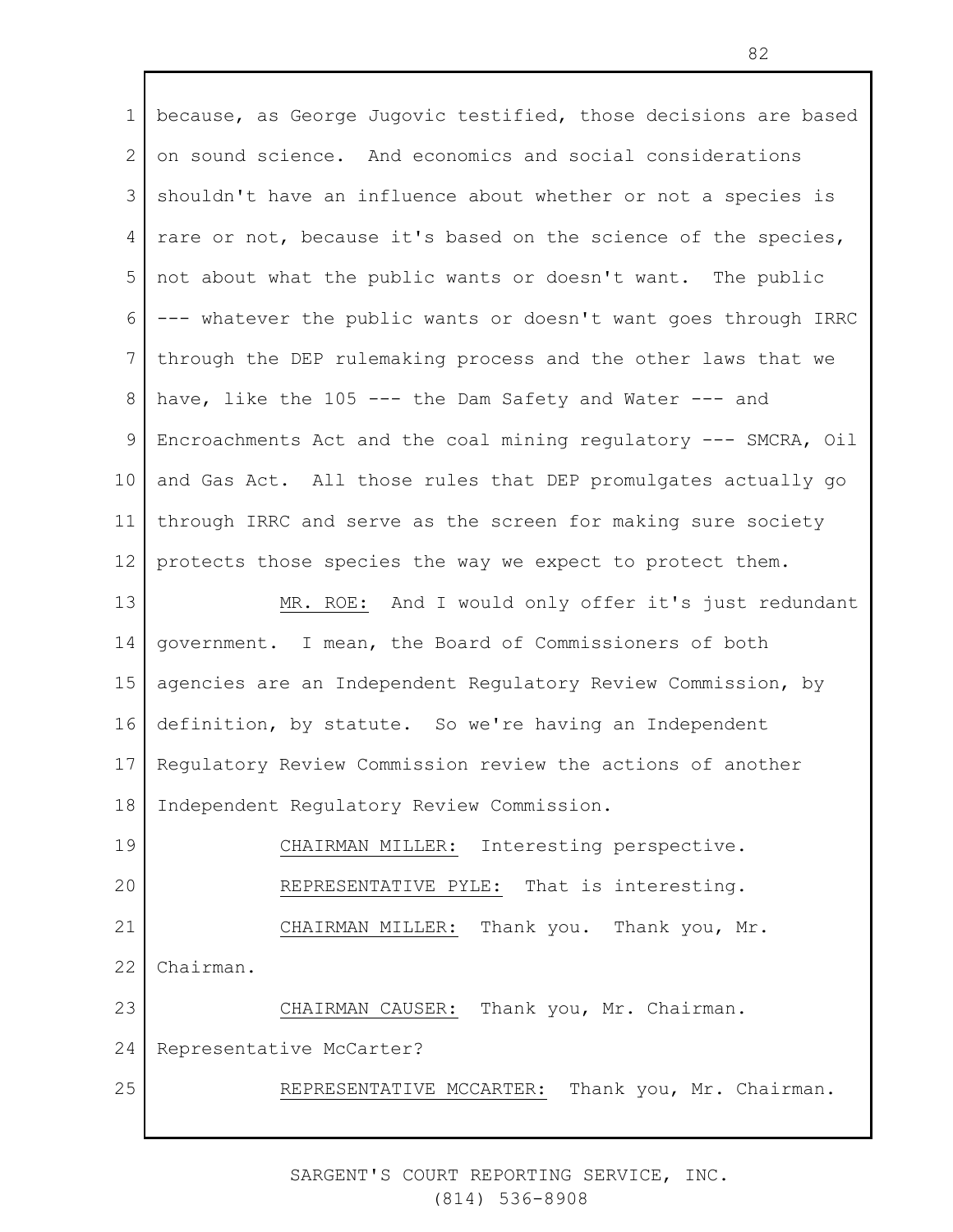because, as George Jugovic testified, those decisions are based on sound science. And economics and social considerations shouldn't have an influence about whether or not a species is rare or not, because it's based on the science of the species, not about what the public wants or doesn't want. The public --- whatever the public wants or doesn't want goes through IRRC through the DEP rulemaking process and the other laws that we have, like the 105 --- the Dam Safety and Water --- and Encroachments Act and the coal mining regulatory --- SMCRA, Oil and Gas Act. All those rules that DEP promulgates actually go through IRRC and serve as the screen for making sure society protects those species the way we expect to protect them.

MR. ROE: And I would only offer it's just redundant government. I mean, the Board of Commissioners of both agencies are an Independent Regulatory Review Commission, by definition, by statute. So we're having an Independent Regulatory Review Commission review the actions of another Independent Regulatory Review Commission.

CHAIRMAN MILLER: Interesting perspective.

REPRESENTATIVE PYLE: That is interesting.

CHAIRMAN MILLER: Thank you. Thank you, Mr. Chairman.

CHAIRMAN CAUSER: Thank you, Mr. Chairman. Representative McCarter?

REPRESENTATIVE MCCARTER: Thank you, Mr. Chairman.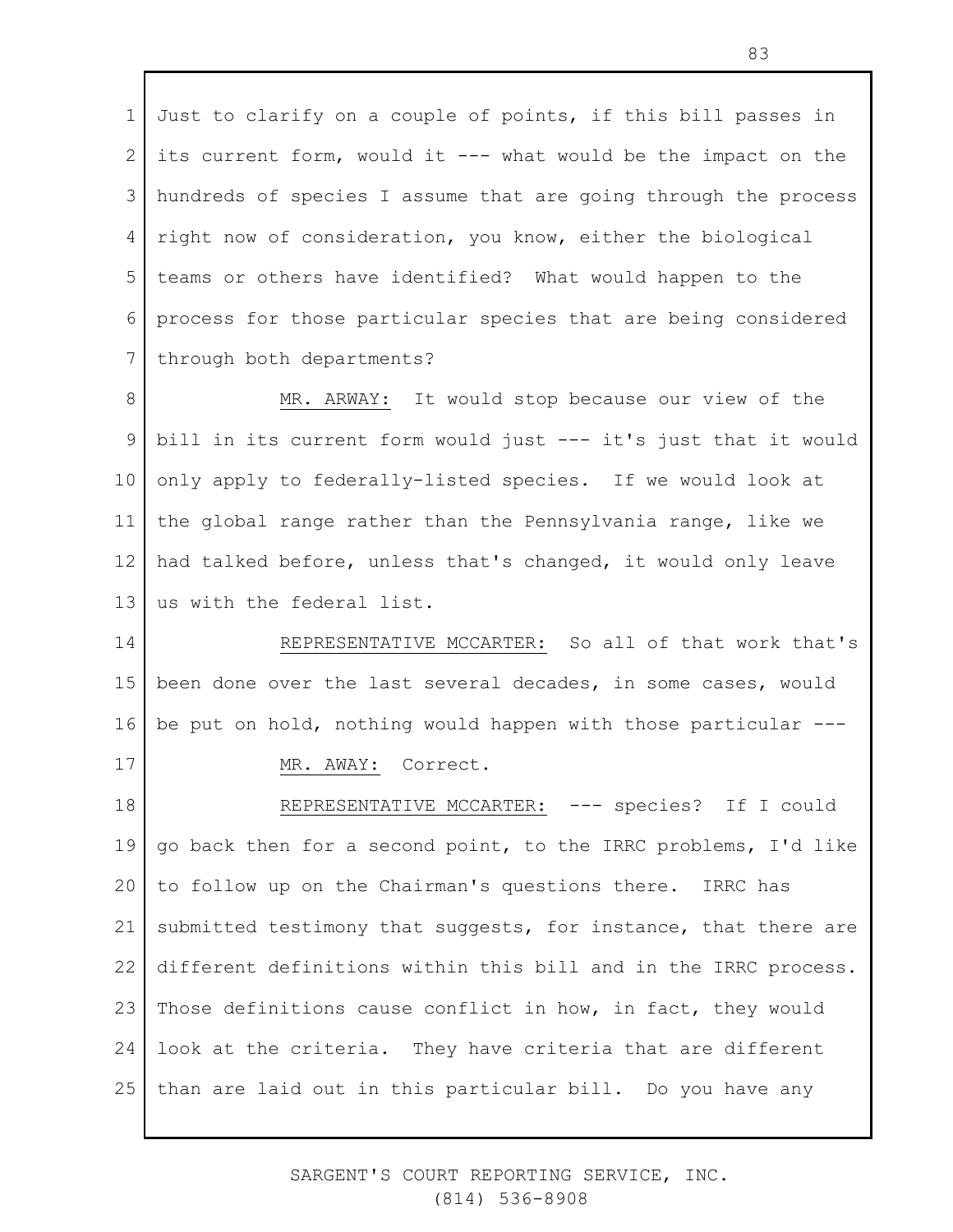Just to clarify on a couple of points, if this bill passes in its current form, would it --- what would be the impact on the hundreds of species I assume that are going through the process right now of consideration, you know, either the biological teams or others have identified? What would happen to the process for those particular species that are being considered through both departments?

MR. ARWAY: It would stop because our view of the bill in its current form would just --- it's just that it would only apply to federally-listed species. If we would look at the global range rather than the Pennsylvania range, like we had talked before, unless that's changed, it would only leave us with the federal list.

REPRESENTATIVE MCCARTER: So all of that work that's been done over the last several decades, in some cases, would be put on hold, nothing would happen with those particular ---

MR. AWAY: Correct.

REPRESENTATIVE MCCARTER: --- species? If I could go back then for a second point, to the IRRC problems, I'd like to follow up on the Chairman's questions there. IRRC has submitted testimony that suggests, for instance, that there are different definitions within this bill and in the IRRC process. Those definitions cause conflict in how, in fact, they would look at the criteria. They have criteria that are different than are laid out in this particular bill. Do you have any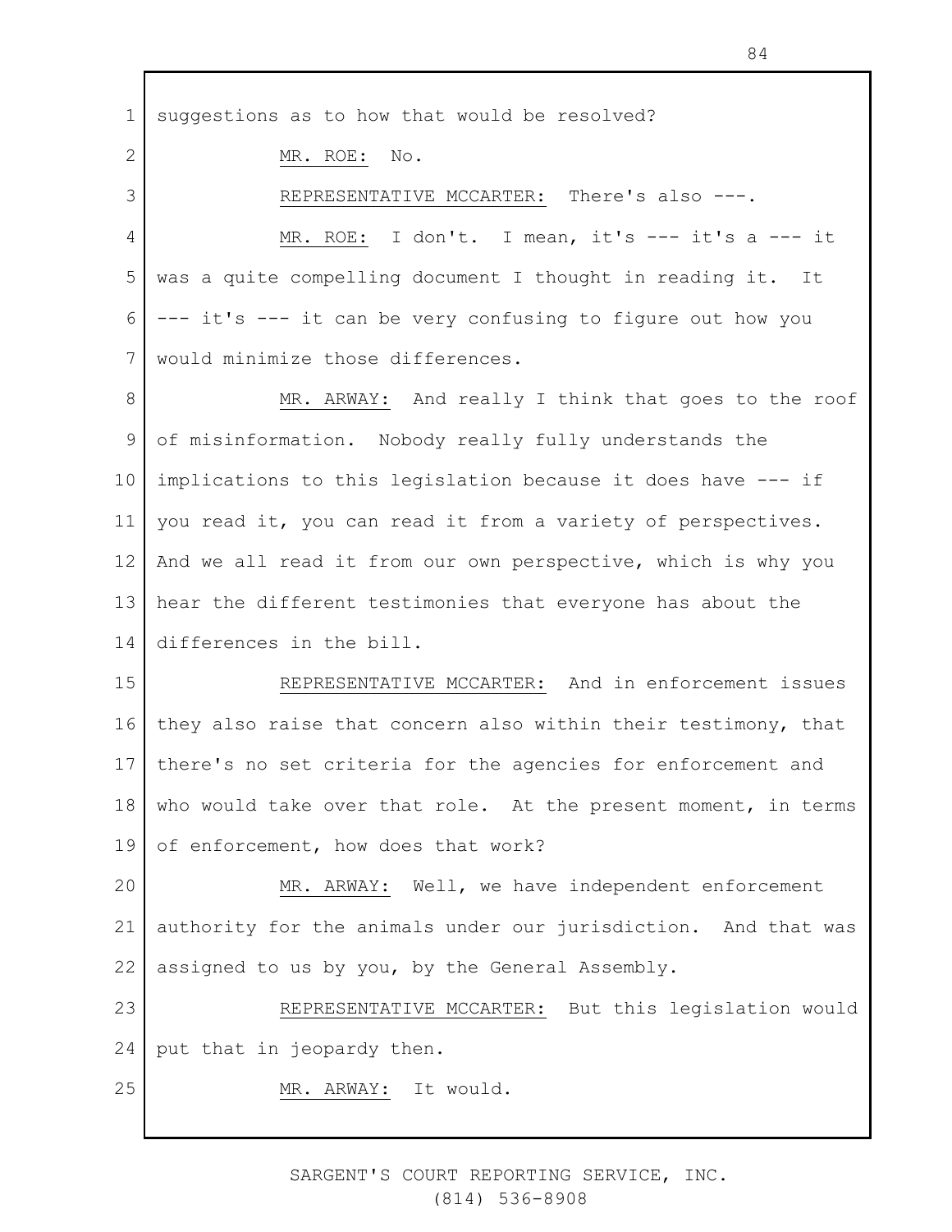suggestions as to how that would be resolved?

MR. ROE: No.

REPRESENTATIVE MCCARTER: There's also ---.

MR. ROE: I don't. I mean, it's --- it's a --- it was a quite compelling document I thought in reading it. It --- it's --- it can be very confusing to figure out how you would minimize those differences.

MR. ARWAY: And really I think that goes to the roof of misinformation. Nobody really fully understands the implications to this legislation because it does have --- if you read it, you can read it from a variety of perspectives. And we all read it from our own perspective, which is why you hear the different testimonies that everyone has about the differences in the bill.

REPRESENTATIVE MCCARTER: And in enforcement issues they also raise that concern also within their testimony, that there's no set criteria for the agencies for enforcement and who would take over that role. At the present moment, in terms of enforcement, how does that work?

MR. ARWAY: Well, we have independent enforcement authority for the animals under our jurisdiction. And that was assigned to us by you, by the General Assembly.

REPRESENTATIVE MCCARTER: But this legislation would put that in jeopardy then.

MR. ARWAY: It would.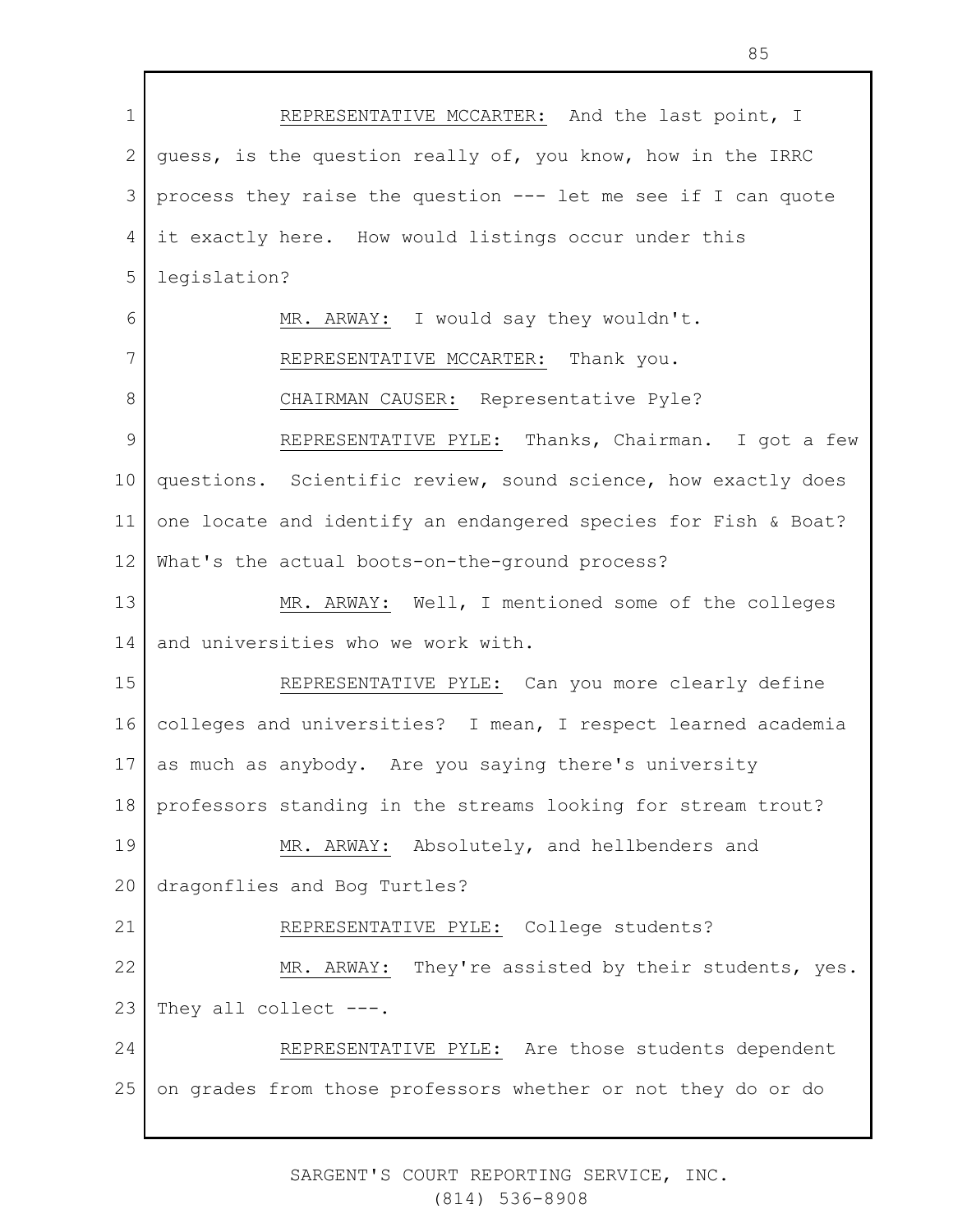REPRESENTATIVE MCCARTER: And the last point, I guess, is the question really of, you know, how in the IRRC process they raise the question --- let me see if I can quote it exactly here. How would listings occur under this legislation?

MR. ARWAY: I would say they wouldn't.

REPRESENTATIVE MCCARTER: Thank you.

CHAIRMAN CAUSER: Representative Pyle?

REPRESENTATIVE PYLE: Thanks, Chairman. I got a few questions. Scientific review, sound science, how exactly does one locate and identify an endangered species for Fish & Boat? What's the actual boots-on-the-ground process?

MR. ARWAY: Well, I mentioned some of the colleges and universities who we work with.

REPRESENTATIVE PYLE: Can you more clearly define colleges and universities? I mean, I respect learned academia as much as anybody. Are you saying there's university professors standing in the streams looking for stream trout?

MR. ARWAY: Absolutely, and hellbenders and dragonflies and Bog Turtles?

REPRESENTATIVE PYLE: College students?

MR. ARWAY: They're assisted by their students, yes. They all collect ---.

REPRESENTATIVE PYLE: Are those students dependent on grades from those professors whether or not they do or do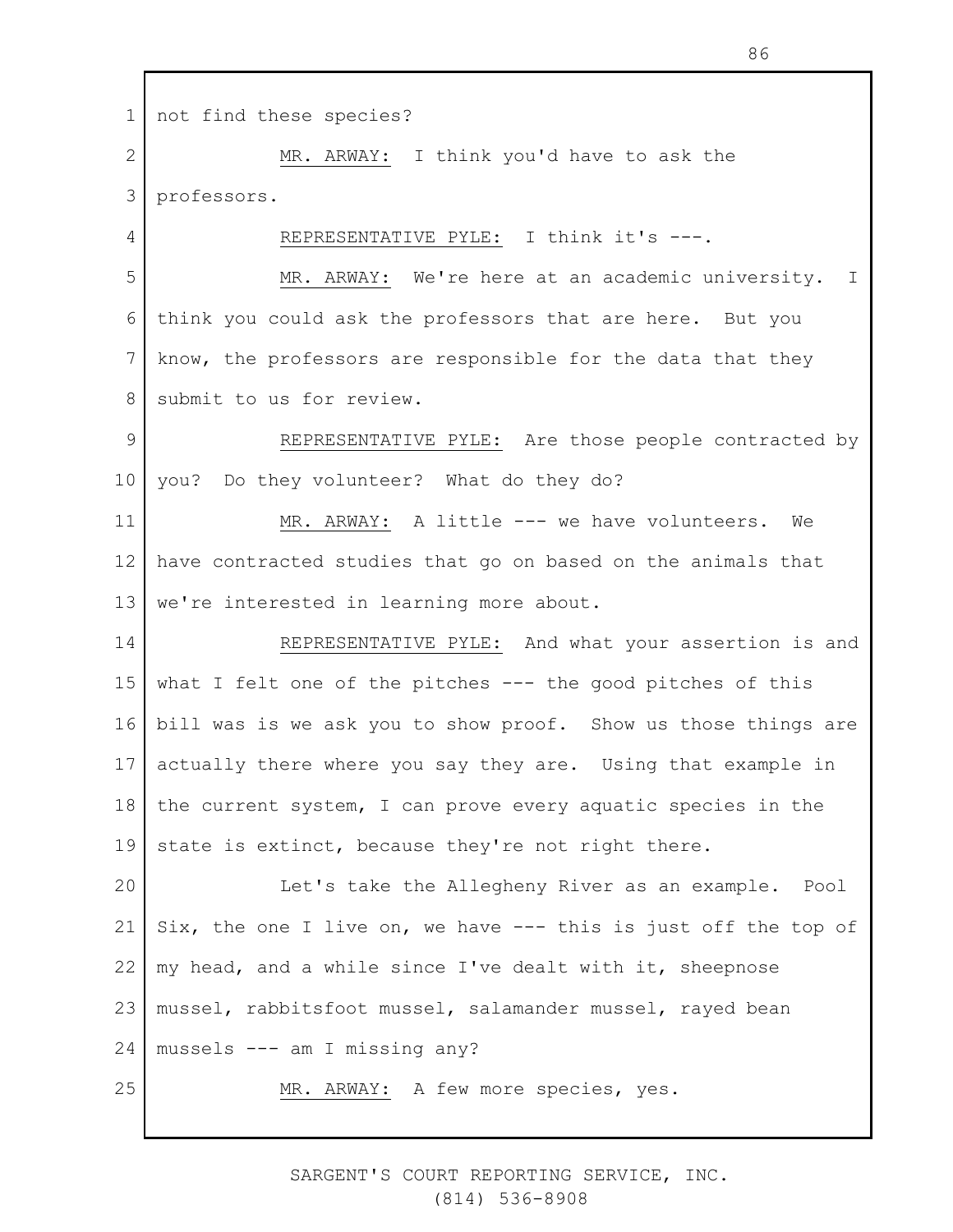not find these species?

MR. ARWAY: I think you'd have to ask the professors.

REPRESENTATIVE PYLE: I think it's ---.

MR. ARWAY: We're here at an academic university. I think you could ask the professors that are here. But you know, the professors are responsible for the data that they submit to us for review.

REPRESENTATIVE PYLE: Are those people contracted by you? Do they volunteer? What do they do?

MR. ARWAY: A little --- we have volunteers. We have contracted studies that go on based on the animals that we're interested in learning more about.

REPRESENTATIVE PYLE: And what your assertion is and what I felt one of the pitches --- the good pitches of this bill was is we ask you to show proof. Show us those things are actually there where you say they are. Using that example in the current system, I can prove every aquatic species in the state is extinct, because they're not right there.

Let's take the Allegheny River as an example. Pool Six, the one I live on, we have --- this is just off the top of my head, and a while since I've dealt with it, sheepnose mussel, rabbitsfoot mussel, salamander mussel, rayed bean mussels --- am I missing any?

MR. ARWAY: A few more species, yes.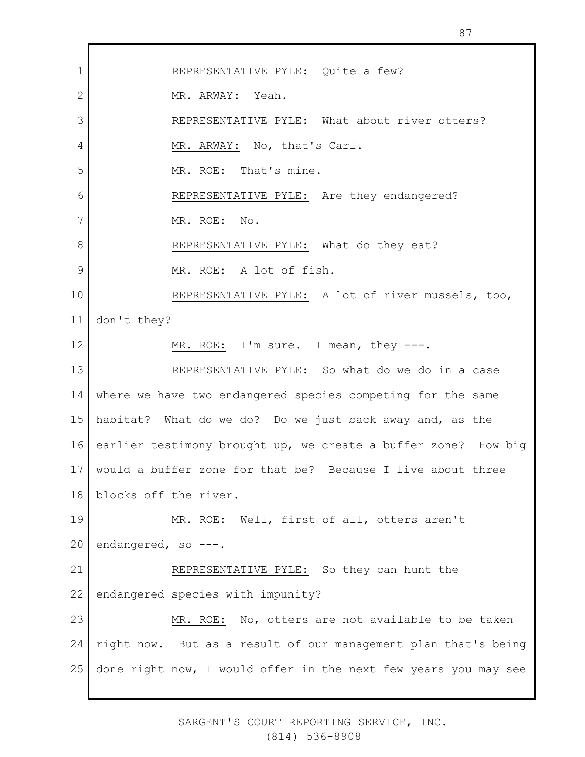REPRESENTATIVE PYLE: Quite a few?

MR. ARWAY: Yeah.

REPRESENTATIVE PYLE: What about river otters?

MR. ARWAY: No, that's Carl.

MR. ROE: That's mine.

REPRESENTATIVE PYLE: Are they endangered?

MR. ROE: No.

REPRESENTATIVE PYLE: What do they eat?

MR. ROE: A lot of fish.

REPRESENTATIVE PYLE: A lot of river mussels, too, don't they?

MR. ROE: I'm sure. I mean, they ---.

REPRESENTATIVE PYLE: So what do we do in a case where we have two endangered species competing for the same habitat? What do we do? Do we just back away and, as the earlier testimony brought up, we create a buffer zone? How big would a buffer zone for that be? Because I live about three blocks off the river.

MR. ROE: Well, first of all, otters aren't endangered, so ---.

REPRESENTATIVE PYLE: So they can hunt the endangered species with impunity?

MR. ROE: No, otters are not available to be taken right now. But as a result of our management plan that's being done right now, I would offer in the next few years you may see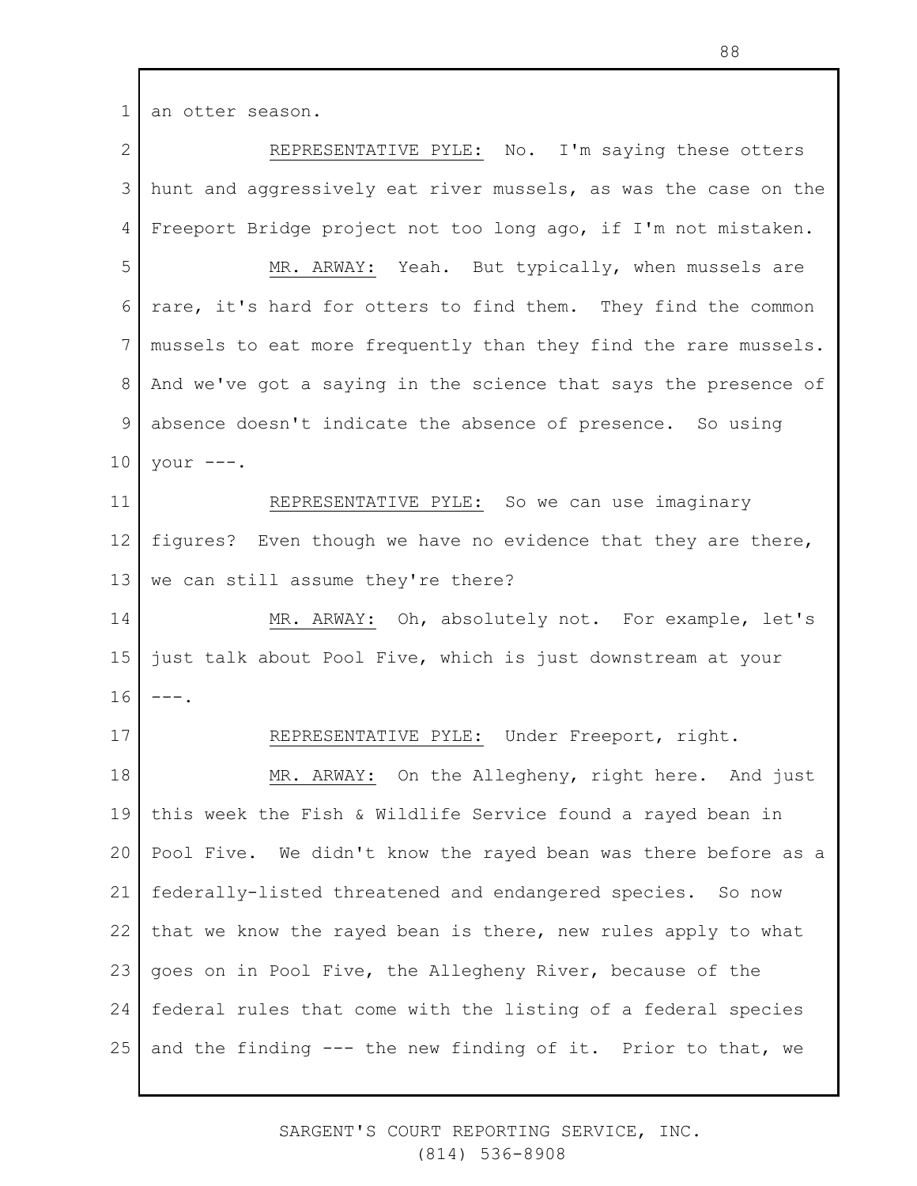an otter season.

REPRESENTATIVE PYLE: No. I'm saying these otters hunt and aggressively eat river mussels, as was the case on the Freeport Bridge project not too long ago, if I'm not mistaken.

MR. ARWAY: Yeah. But typically, when mussels are rare, it's hard for otters to find them. They find the common mussels to eat more frequently than they find the rare mussels. And we've got a saying in the science that says the presence of absence doesn't indicate the absence of presence. So using your ---.

REPRESENTATIVE PYLE: So we can use imaginary figures? Even though we have no evidence that they are there, we can still assume they're there?

MR. ARWAY: Oh, absolutely not. For example, let's just talk about Pool Five, which is just downstream at your ---.

REPRESENTATIVE PYLE: Under Freeport, right.

MR. ARWAY: On the Allegheny, right here. And just this week the Fish & Wildlife Service found a rayed bean in Pool Five. We didn't know the rayed bean was there before as a federally-listed threatened and endangered species. So now that we know the rayed bean is there, new rules apply to what goes on in Pool Five, the Allegheny River, because of the federal rules that come with the listing of a federal species and the finding --- the new finding of it. Prior to that, we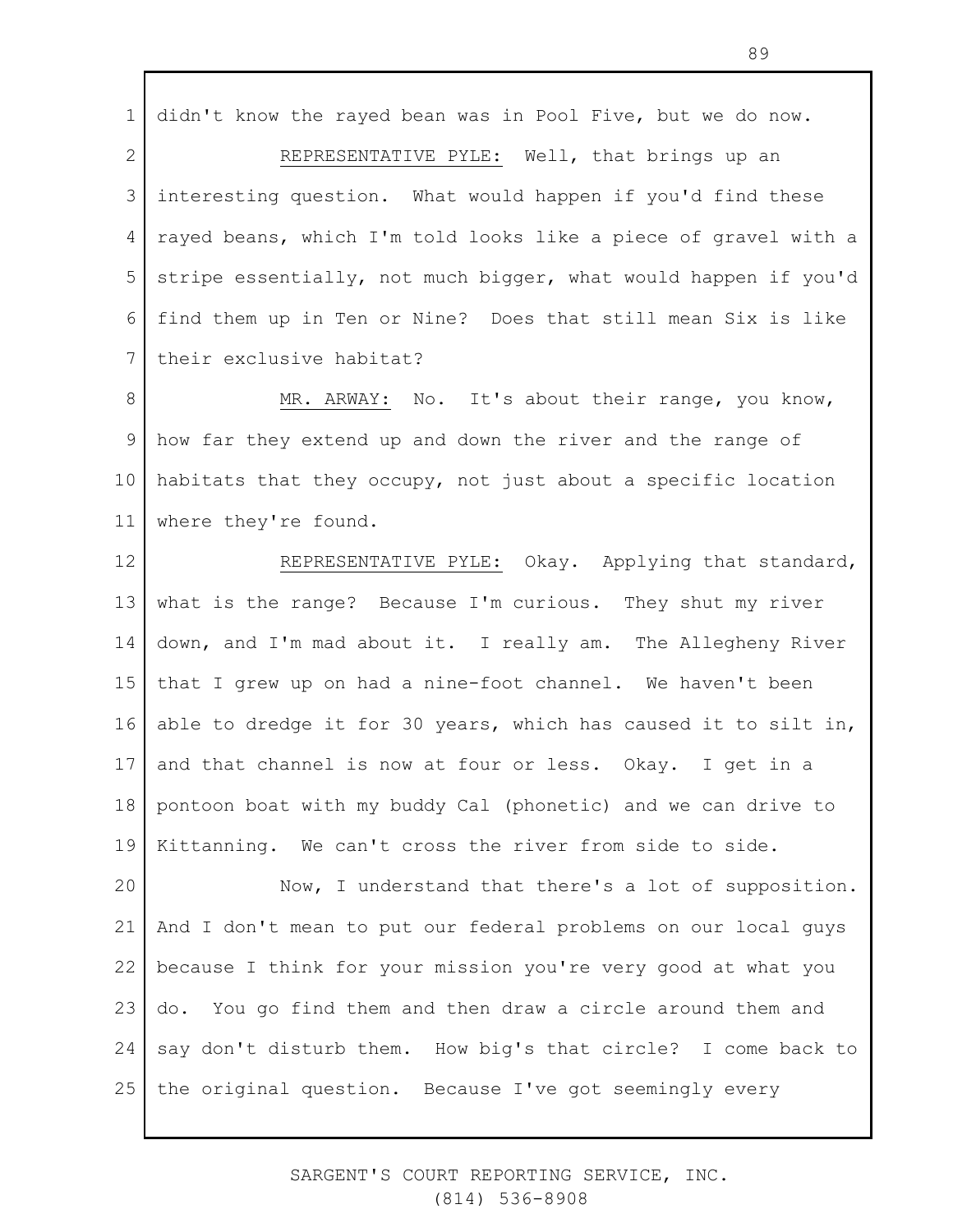didn't know the rayed bean was in Pool Five, but we do now.

REPRESENTATIVE PYLE: Well, that brings up an interesting question. What would happen if you'd find these rayed beans, which I'm told looks like a piece of gravel with a stripe essentially, not much bigger, what would happen if you'd find them up in Ten or Nine? Does that still mean Six is like their exclusive habitat?

MR. ARWAY: No. It's about their range, you know, how far they extend up and down the river and the range of habitats that they occupy, not just about a specific location where they're found.

REPRESENTATIVE PYLE: Okay. Applying that standard, what is the range? Because I'm curious. They shut my river down, and I'm mad about it. I really am. The Allegheny River that I grew up on had a nine-foot channel. We haven't been able to dredge it for 30 years, which has caused it to silt in, and that channel is now at four or less. Okay. I get in a pontoon boat with my buddy Cal (phonetic) and we can drive to Kittanning. We can't cross the river from side to side.

Now, I understand that there's a lot of supposition. And I don't mean to put our federal problems on our local guys because I think for your mission you're very good at what you do. You go find them and then draw a circle around them and say don't disturb them. How big's that circle? I come back to the original question. Because I've got seemingly every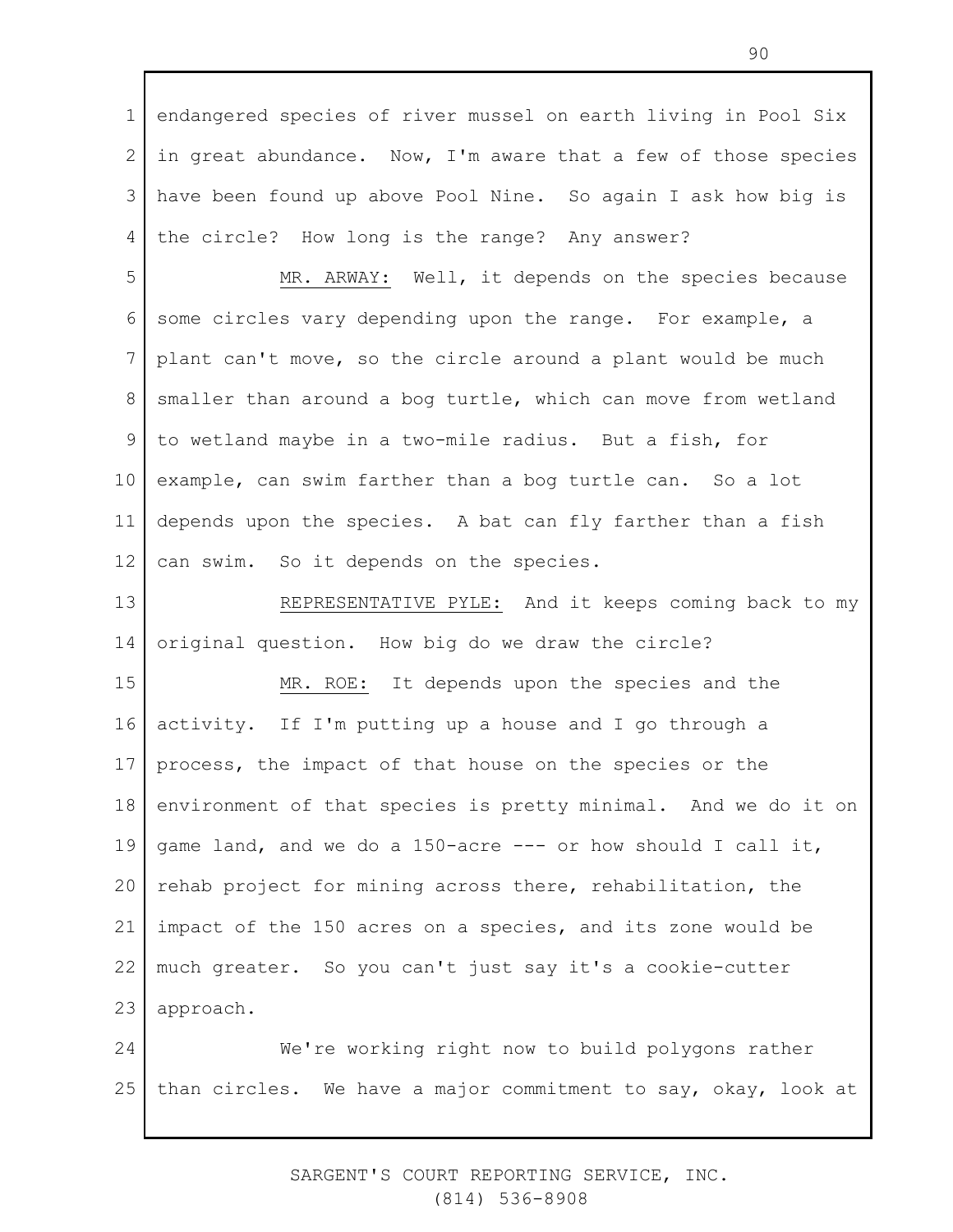endangered species of river mussel on earth living in Pool Six in great abundance. Now, I'm aware that a few of those species have been found up above Pool Nine. So again I ask how big is the circle? How long is the range? Any answer?

MR. ARWAY: Well, it depends on the species because some circles vary depending upon the range. For example, a plant can't move, so the circle around a plant would be much smaller than around a bog turtle, which can move from wetland to wetland maybe in a two-mile radius. But a fish, for example, can swim farther than a bog turtle can. So a lot depends upon the species. A bat can fly farther than a fish can swim. So it depends on the species.

REPRESENTATIVE PYLE: And it keeps coming back to my original question. How big do we draw the circle?

MR. ROE: It depends upon the species and the activity. If I'm putting up a house and I go through a process, the impact of that house on the species or the environment of that species is pretty minimal. And we do it on game land, and we do a 150-acre --- or how should I call it, rehab project for mining across there, rehabilitation, the impact of the 150 acres on a species, and its zone would be much greater. So you can't just say it's a cookie-cutter approach.

We're working right now to build polygons rather than circles. We have a major commitment to say, okay, look at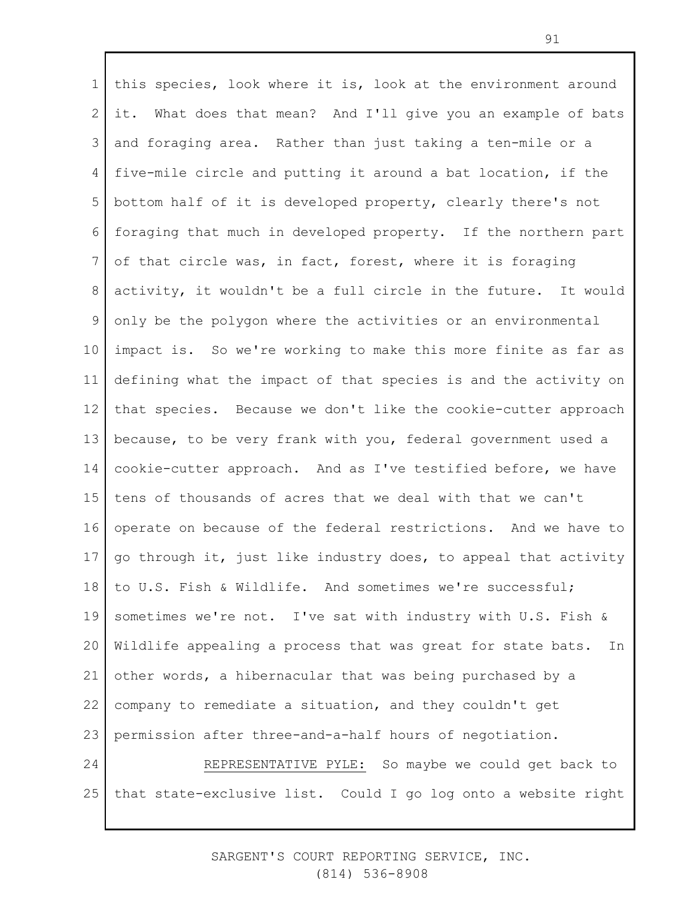this species, look where it is, look at the environment around it. What does that mean? And I'll give you an example of bats and foraging area. Rather than just taking a ten-mile or a five-mile circle and putting it around a bat location, if the bottom half of it is developed property, clearly there's not foraging that much in developed property. If the northern part of that circle was, in fact, forest, where it is foraging activity, it wouldn't be a full circle in the future. It would only be the polygon where the activities or an environmental impact is. So we're working to make this more finite as far as defining what the impact of that species is and the activity on that species. Because we don't like the cookie-cutter approach because, to be very frank with you, federal government used a cookie-cutter approach. And as I've testified before, we have tens of thousands of acres that we deal with that we can't operate on because of the federal restrictions. And we have to go through it, just like industry does, to appeal that activity to U.S. Fish & Wildlife. And sometimes we're successful; sometimes we're not. I've sat with industry with U.S. Fish & Wildlife appealing a process that was great for state bats. In other words, a hibernacular that was being purchased by a company to remediate a situation, and they couldn't get permission after three-and-a-half hours of negotiation.

REPRESENTATIVE PYLE: So maybe we could get back to that state-exclusive list. Could I go log onto a website right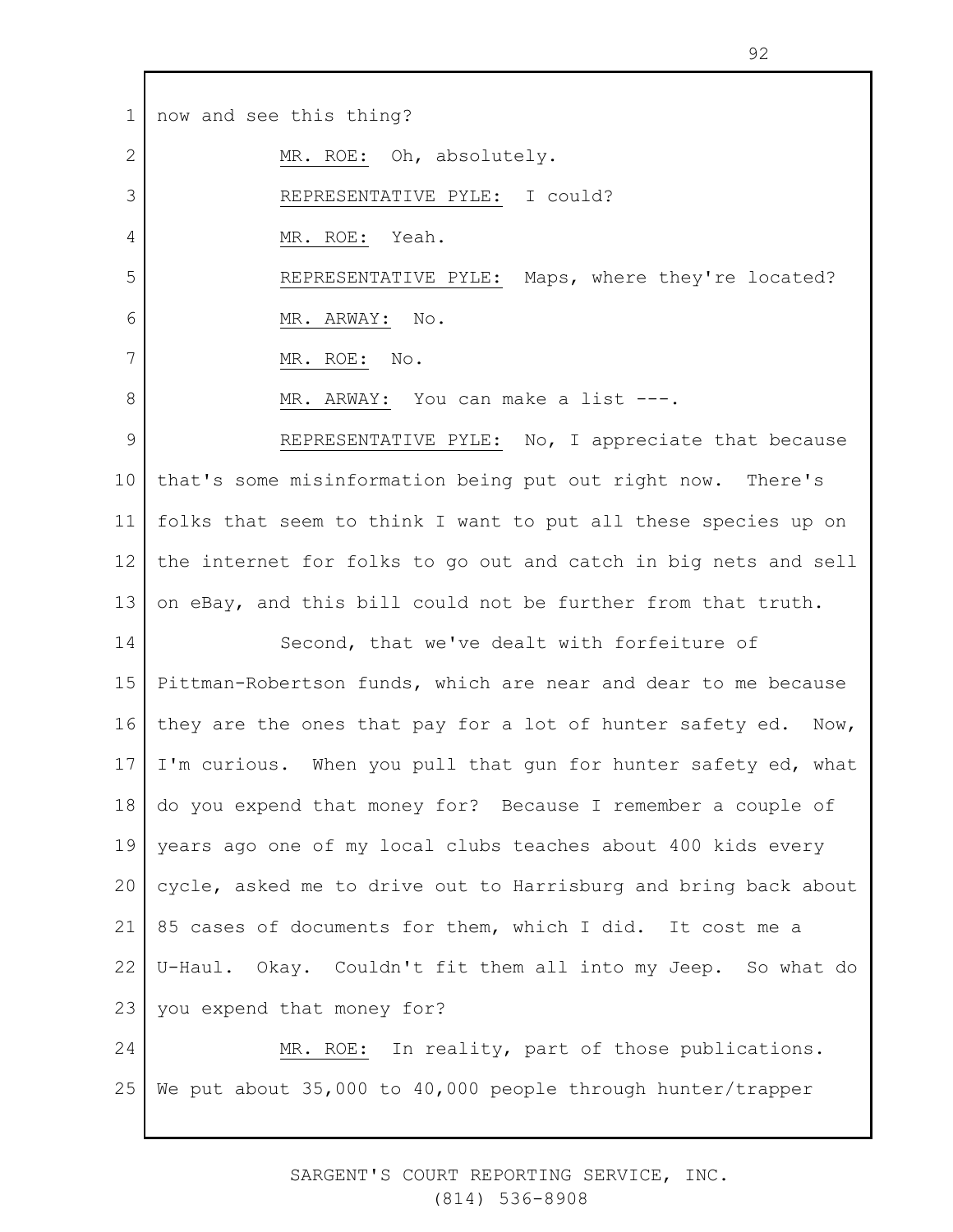now and see this thing?

MR. ROE: Oh, absolutely.

REPRESENTATIVE PYLE: I could?

MR. ROE: Yeah.

REPRESENTATIVE PYLE: Maps, where they're located?

MR. ARWAY: No.

MR. ROE: No.

MR. ARWAY: You can make a list ---.

REPRESENTATIVE PYLE: No, I appreciate that because that's some misinformation being put out right now. There's folks that seem to think I want to put all these species up on the internet for folks to go out and catch in big nets and sell on eBay, and this bill could not be further from that truth.

Second, that we've dealt with forfeiture of Pittman-Robertson funds, which are near and dear to me because they are the ones that pay for a lot of hunter safety ed. Now, I'm curious. When you pull that gun for hunter safety ed, what do you expend that money for? Because I remember a couple of years ago one of my local clubs teaches about 400 kids every cycle, asked me to drive out to Harrisburg and bring back about 85 cases of documents for them, which I did. It cost me a U-Haul. Okay. Couldn't fit them all into my Jeep. So what do you expend that money for?

MR. ROE: In reality, part of those publications. We put about 35,000 to 40,000 people through hunter/trapper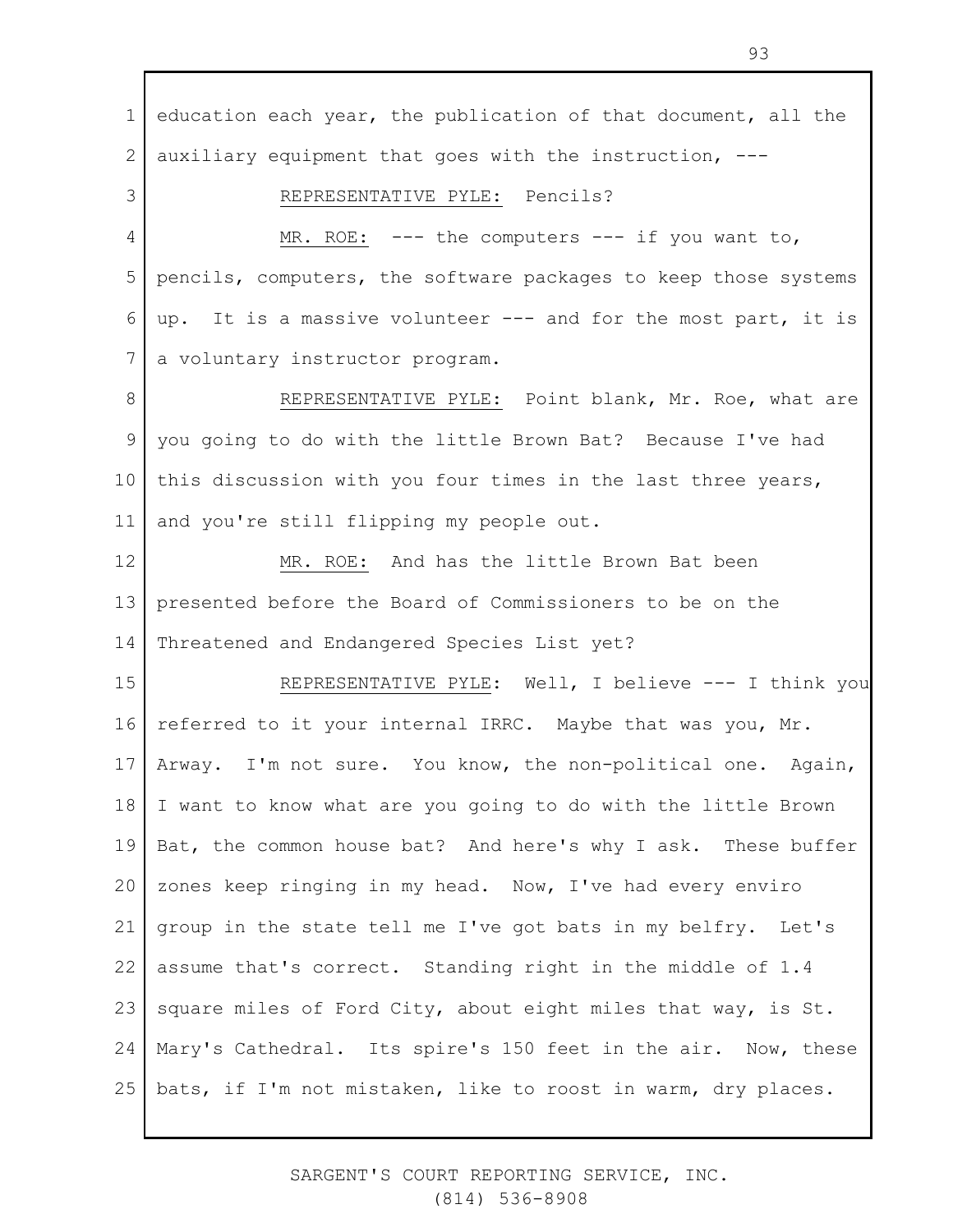education each year, the publication of that document, all the auxiliary equipment that goes with the instruction, ---

REPRESENTATIVE PYLE: Pencils?

MR. ROE: --- the computers --- if you want to, pencils, computers, the software packages to keep those systems up. It is a massive volunteer --- and for the most part, it is a voluntary instructor program.

REPRESENTATIVE PYLE: Point blank, Mr. Roe, what are you going to do with the little Brown Bat? Because I've had this discussion with you four times in the last three years, and you're still flipping my people out.

MR. ROE: And has the little Brown Bat been presented before the Board of Commissioners to be on the Threatened and Endangered Species List yet?

REPRESENTATIVE PYLE: Well, I believe --- I think you referred to it your internal IRRC. Maybe that was you, Mr. Arway. I'm not sure. You know, the non-political one. Again, I want to know what are you going to do with the little Brown Bat, the common house bat? And here's why I ask. These buffer zones keep ringing in my head. Now, I've had every enviro group in the state tell me I've got bats in my belfry. Let's assume that's correct. Standing right in the middle of 1.4 square miles of Ford City, about eight miles that way, is St. Mary's Cathedral. Its spire's 150 feet in the air. Now, these bats, if I'm not mistaken, like to roost in warm, dry places.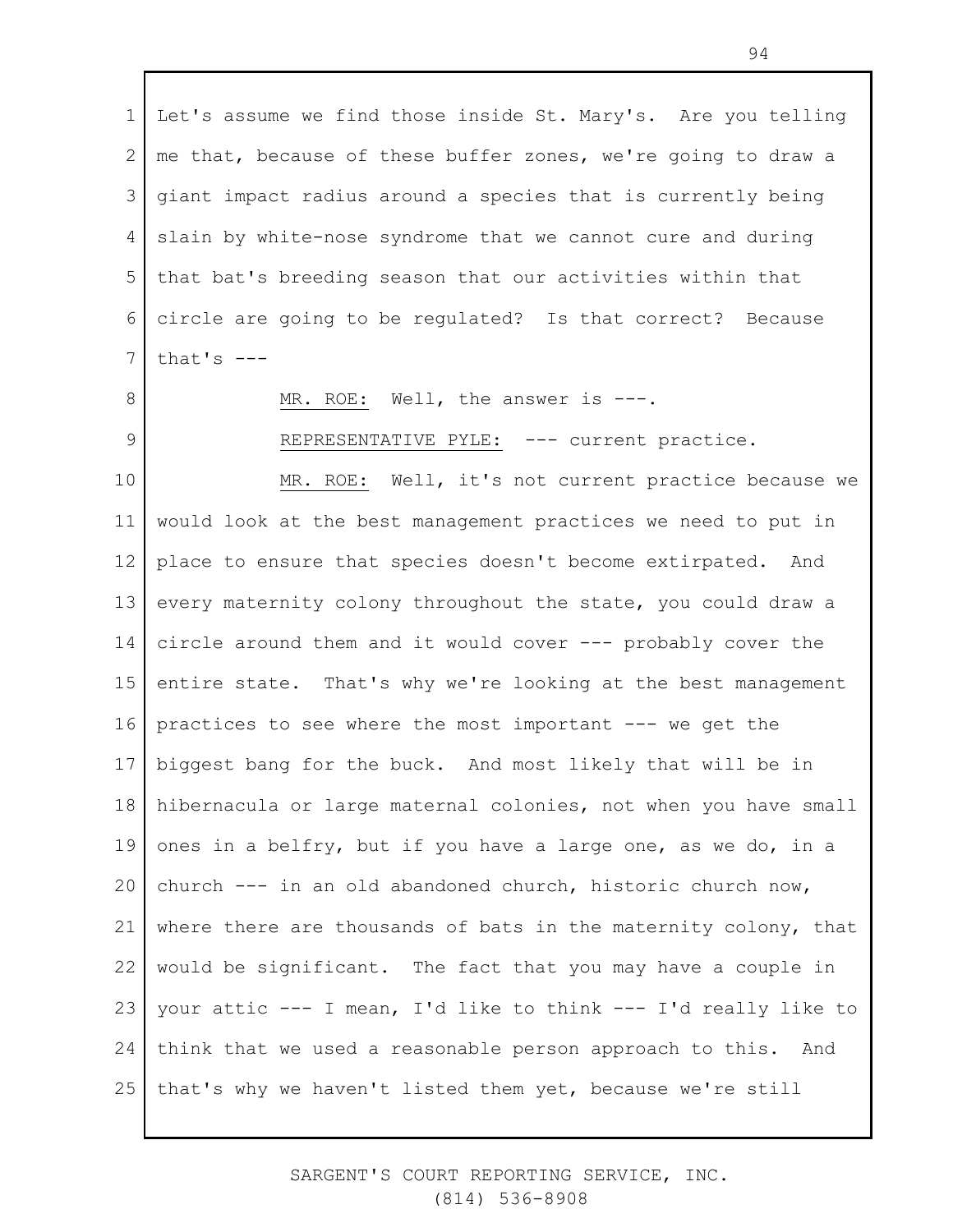Let's assume we find those inside St. Mary's. Are you telling me that, because of these buffer zones, we're going to draw a giant impact radius around a species that is currently being slain by white-nose syndrome that we cannot cure and during that bat's breeding season that our activities within that circle are going to be regulated? Is that correct? Because that's ---

MR. ROE: Well, the answer is ---.

REPRESENTATIVE PYLE: --- current practice.

MR. ROE: Well, it's not current practice because we would look at the best management practices we need to put in place to ensure that species doesn't become extirpated. And every maternity colony throughout the state, you could draw a circle around them and it would cover --- probably cover the entire state. That's why we're looking at the best management practices to see where the most important --- we get the biggest bang for the buck. And most likely that will be in hibernacula or large maternal colonies, not when you have small ones in a belfry, but if you have a large one, as we do, in a church --- in an old abandoned church, historic church now, where there are thousands of bats in the maternity colony, that would be significant. The fact that you may have a couple in your attic --- I mean, I'd like to think --- I'd really like to think that we used a reasonable person approach to this. And that's why we haven't listed them yet, because we're still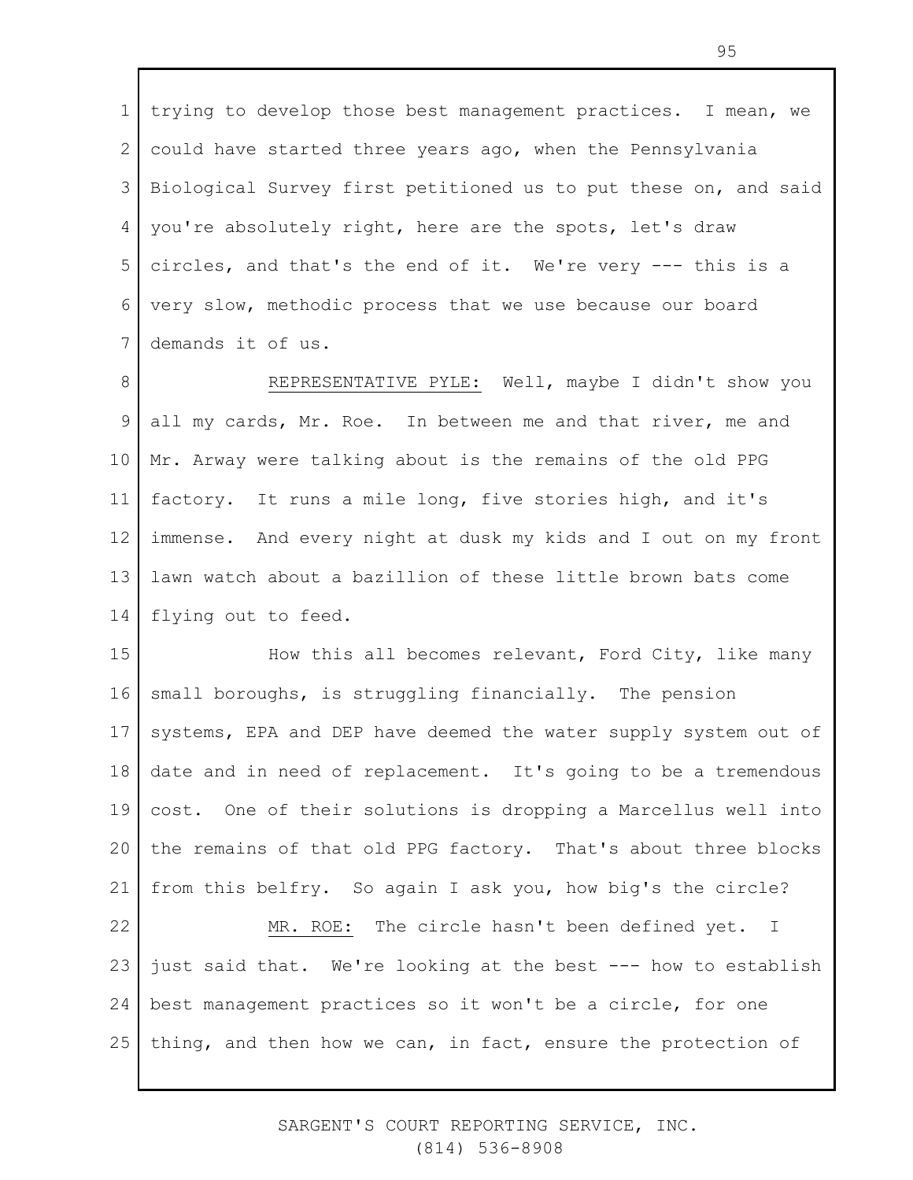trying to develop those best management practices. I mean, we could have started three years ago, when the Pennsylvania Biological Survey first petitioned us to put these on, and said you're absolutely right, here are the spots, let's draw circles, and that's the end of it. We're very --- this is a very slow, methodic process that we use because our board demands it of us.

<u>REPRESENTATIVE PYLE:</u> Well, maybe I didn't show you all my cards, Mr. Roe. In between me and that river, me and Mr. Arway were talking about is the remains of the old PPG factory. It runs a mile long, five stories high, and it's immense. And every night at dusk my kids and I out on my front lawn watch about a bazillion of these little brown bats come flying out to feed.

How this all becomes relevant, Ford City, like many small boroughs, is struggling financially. The pension systems, EPA and DEP have deemed the water supply system out of date and in need of replacement. It's going to be a tremendous cost. One of their solutions is dropping a Marcellus well into the remains of that old PPG factory. That's about three blocks from this belfry. So again I ask you, how big's the circle?

<u>MR. ROE:</u> The circle hasn't been defined yet. I just said that. We're looking at the best --- how to establish best management practices so it won't be a circle, for one thing, and then how we can, in fact, ensure the protection of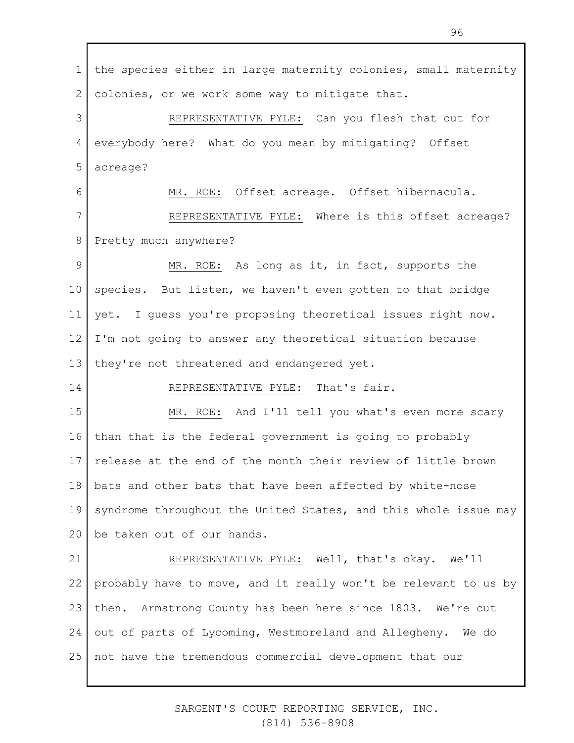the species either in large maternity colonies, small maternity colonies, or we work some way to mitigate that.

REPRESENTATIVE PYLE: Can you flesh that out for everybody here? What do you mean by mitigating? Offset acreage?

MR. ROE: Offset acreage. Offset hibernacula.

REPRESENTATIVE PYLE: Where is this offset acreage? Pretty much anywhere?

MR. ROE: As long as it, in fact, supports the species. But listen, we haven't even gotten to that bridge yet. I guess you're proposing theoretical issues right now. I'm not going to answer any theoretical situation because they're not threatened and endangered yet.

REPRESENTATIVE PYLE: That's fair.

MR. ROE: And I'll tell you what's even more scary than that is the federal government is going to probably release at the end of the month their review of little brown bats and other bats that have been affected by white-nose syndrome throughout the United States, and this whole issue may be taken out of our hands.

REPRESENTATIVE PYLE: Well, that's okay. We'll probably have to move, and it really won't be relevant to us by then. Armstrong County has been here since 1803. We're cut out of parts of Lycoming, Westmoreland and Allegheny. We do not have the tremendous commercial development that our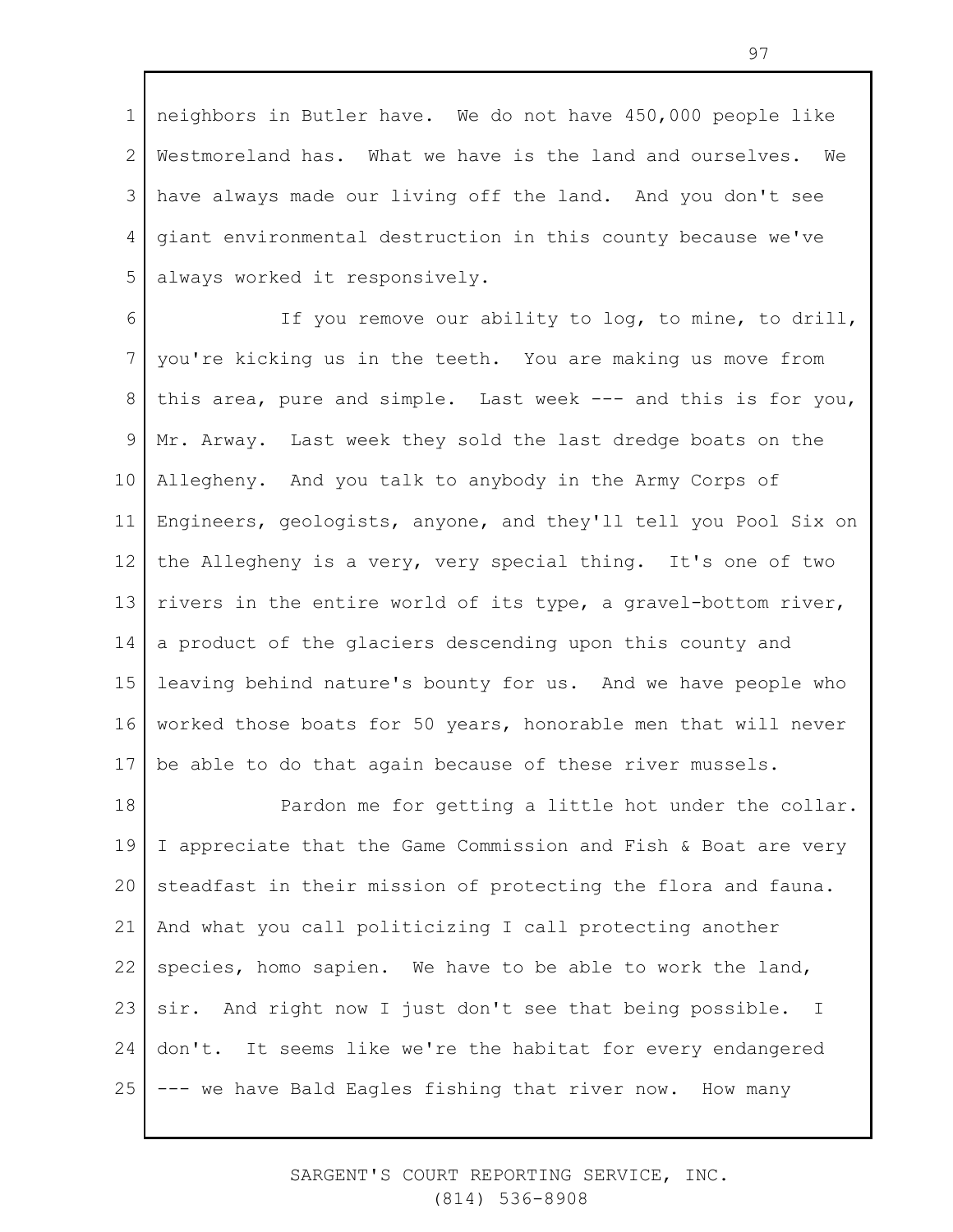neighbors in Butler have. We do not have 450,000 people like Westmoreland has. What we have is the land and ourselves. We have always made our living off the land. And you don't see giant environmental destruction in this county because we've always worked it responsively.

If you remove our ability to log, to mine, to drill, you're kicking us in the teeth. You are making us move from this area, pure and simple. Last week --- and this is for you, Mr. Arway. Last week they sold the last dredge boats on the Allegheny. And you talk to anybody in the Army Corps of Engineers, geologists, anyone, and they'll tell you Pool Six on the Allegheny is a very, very special thing. It's one of two rivers in the entire world of its type, a gravel-bottom river, a product of the glaciers descending upon this county and leaving behind nature's bounty for us. And we have people who worked those boats for 50 years, honorable men that will never be able to do that again because of these river mussels.

Pardon me for getting a little hot under the collar. I appreciate that the Game Commission and Fish & Boat are very steadfast in their mission of protecting the flora and fauna. And what you call politicizing I call protecting another species, homo sapien. We have to be able to work the land, sir. And right now I just don't see that being possible. I don't. It seems like we're the habitat for every endangered --- we have Bald Eagles fishing that river now. How many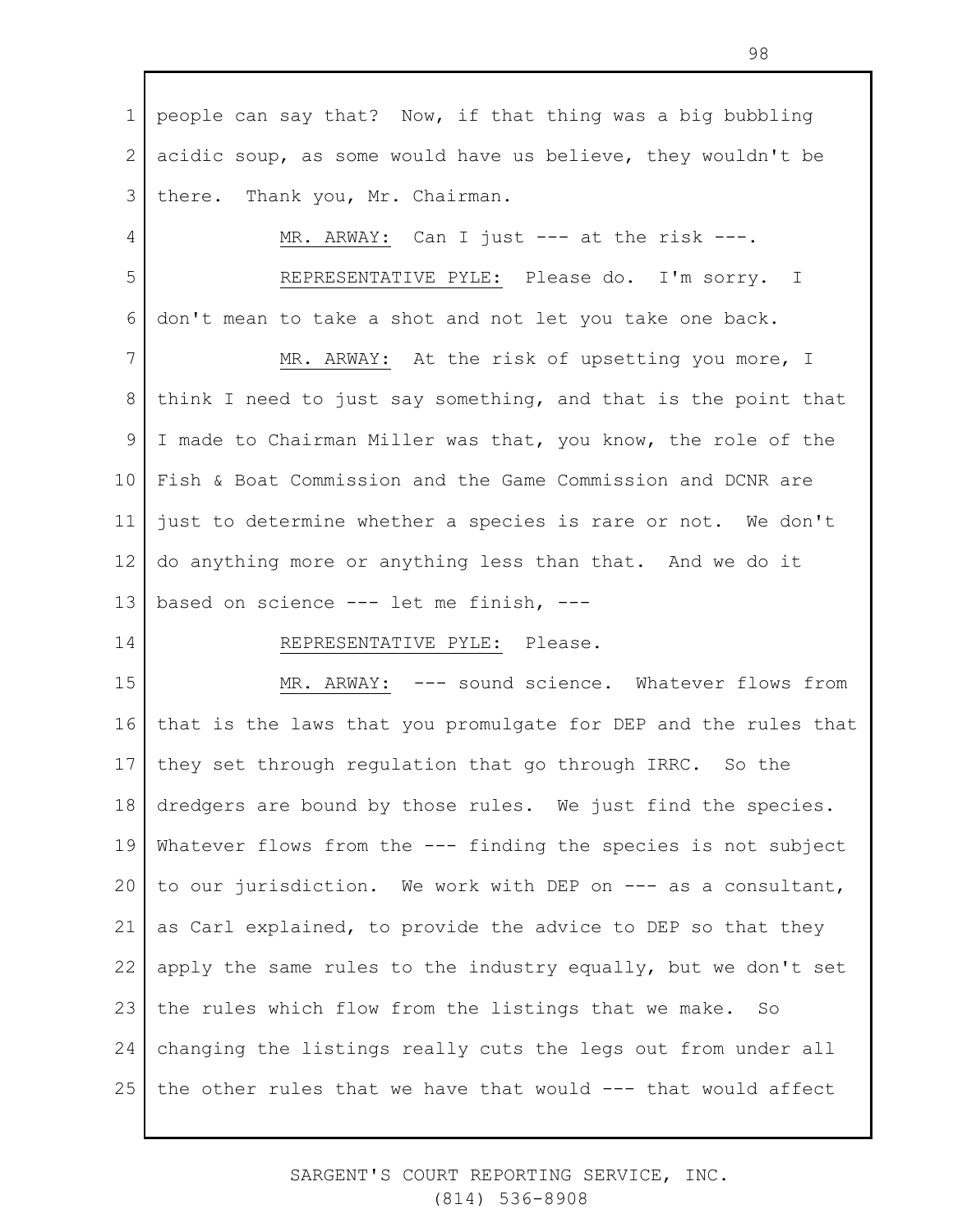people can say that? Now, if that thing was a big bubbling acidic soup, as some would have us believe, they wouldn't be there. Thank you, Mr. Chairman.

MR. ARWAY: Can I just --- at the risk ---.

REPRESENTATIVE PYLE: Please do. I'm sorry. I don't mean to take a shot and not let you take one back.

MR. ARWAY: At the risk of upsetting you more, I think I need to just say something, and that is the point that I made to Chairman Miller was that, you know, the role of the Fish & Boat Commission and the Game Commission and DCNR are just to determine whether a species is rare or not. We don't do anything more or anything less than that. And we do it based on science --- let me finish, ---

REPRESENTATIVE PYLE: Please.

MR. ARWAY: --- sound science. Whatever flows from that is the laws that you promulgate for DEP and the rules that they set through regulation that go through IRRC. So the dredgers are bound by those rules. We just find the species. Whatever flows from the --- finding the species is not subject to our jurisdiction. We work with DEP on --- as a consultant, as Carl explained, to provide the advice to DEP so that they apply the same rules to the industry equally, but we don't set the rules which flow from the listings that we make. So changing the listings really cuts the legs out from under all the other rules that we have that would --- that would affect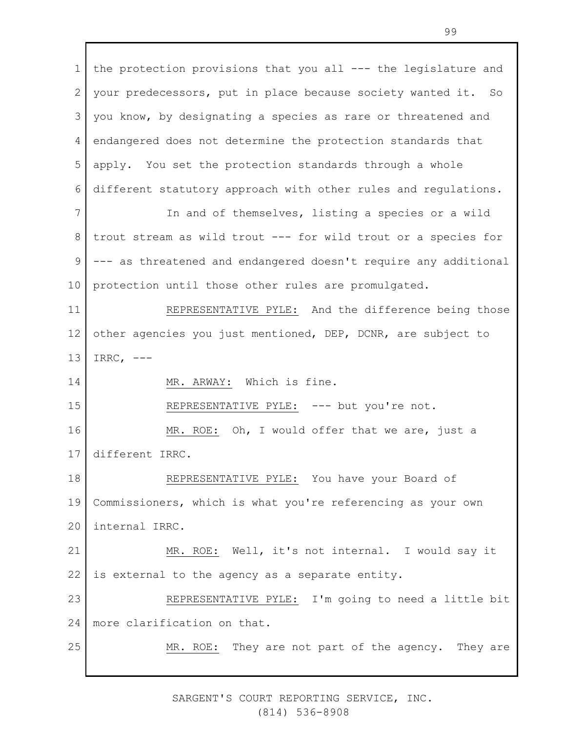the protection provisions that you all --- the legislature and your predecessors, put in place because society wanted it. So you know, by designating a species as rare or threatened and endangered does not determine the protection standards that apply. You set the protection standards through a whole different statutory approach with other rules and regulations.

In and of themselves, listing a species or a wild trout stream as wild trout --- for wild trout or a species for --- as threatened and endangered doesn't require any additional protection until those other rules are promulgated.

REPRESENTATIVE PYLE: And the difference being those other agencies you just mentioned, DEP, DCNR, are subject to IRRC, ---

MR. ARWAY: Which is fine.

REPRESENTATIVE PYLE: --- but you're not.

MR. ROE: Oh, I would offer that we are, just a different IRRC.

REPRESENTATIVE PYLE: You have your Board of Commissioners, which is what you're referencing as your own internal IRRC.

MR. ROE: Well, it's not internal. I would say it is external to the agency as a separate entity.

REPRESENTATIVE PYLE: I'm going to need a little bit more clarification on that.

MR. ROE: They are not part of the agency. They are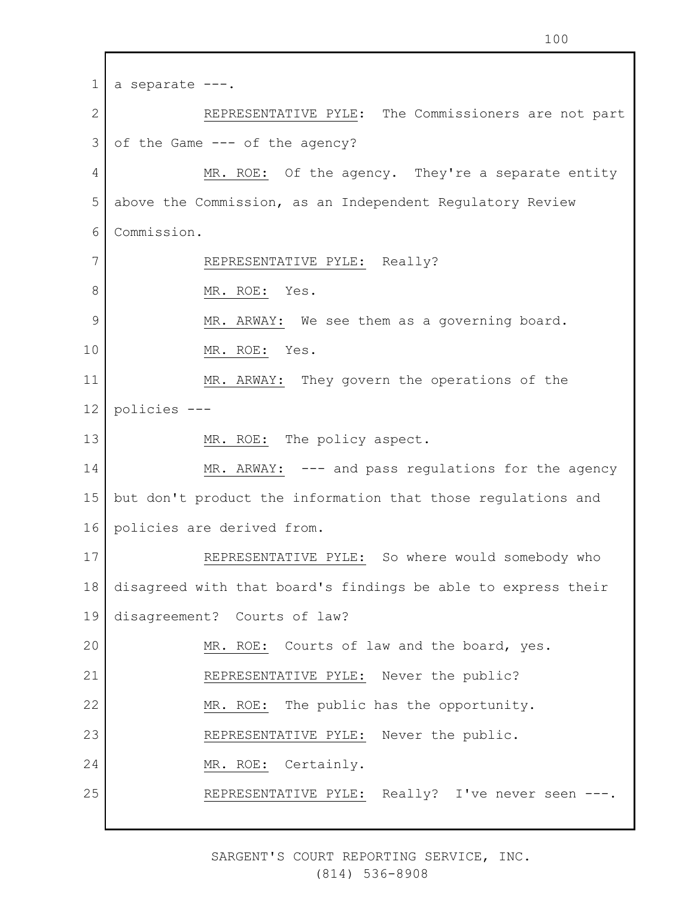a separate ---.

REPRESENTATIVE PYLE: The Commissioners are not part of the Game --- of the agency?

MR. ROE: Of the agency. They're a separate entity above the Commission, as an Independent Regulatory Review Commission.

REPRESENTATIVE PYLE: Really?

MR. ROE: Yes.

MR. ARWAY: We see them as a governing board.

MR. ROE: Yes.

MR. ARWAY: They govern the operations of the policies ---

MR. ROE: The policy aspect.

MR. ARWAY: --- and pass regulations for the agency but don't product the information that those regulations and policies are derived from.

REPRESENTATIVE PYLE: So where would somebody who disagreed with that board's findings be able to express their disagreement? Courts of law?

MR. ROE: Courts of law and the board, yes.

REPRESENTATIVE PYLE: Never the public?

MR. ROE: The public has the opportunity.

REPRESENTATIVE PYLE: Never the public.

MR. ROE: Certainly.

REPRESENTATIVE PYLE: Really? I've never seen ---.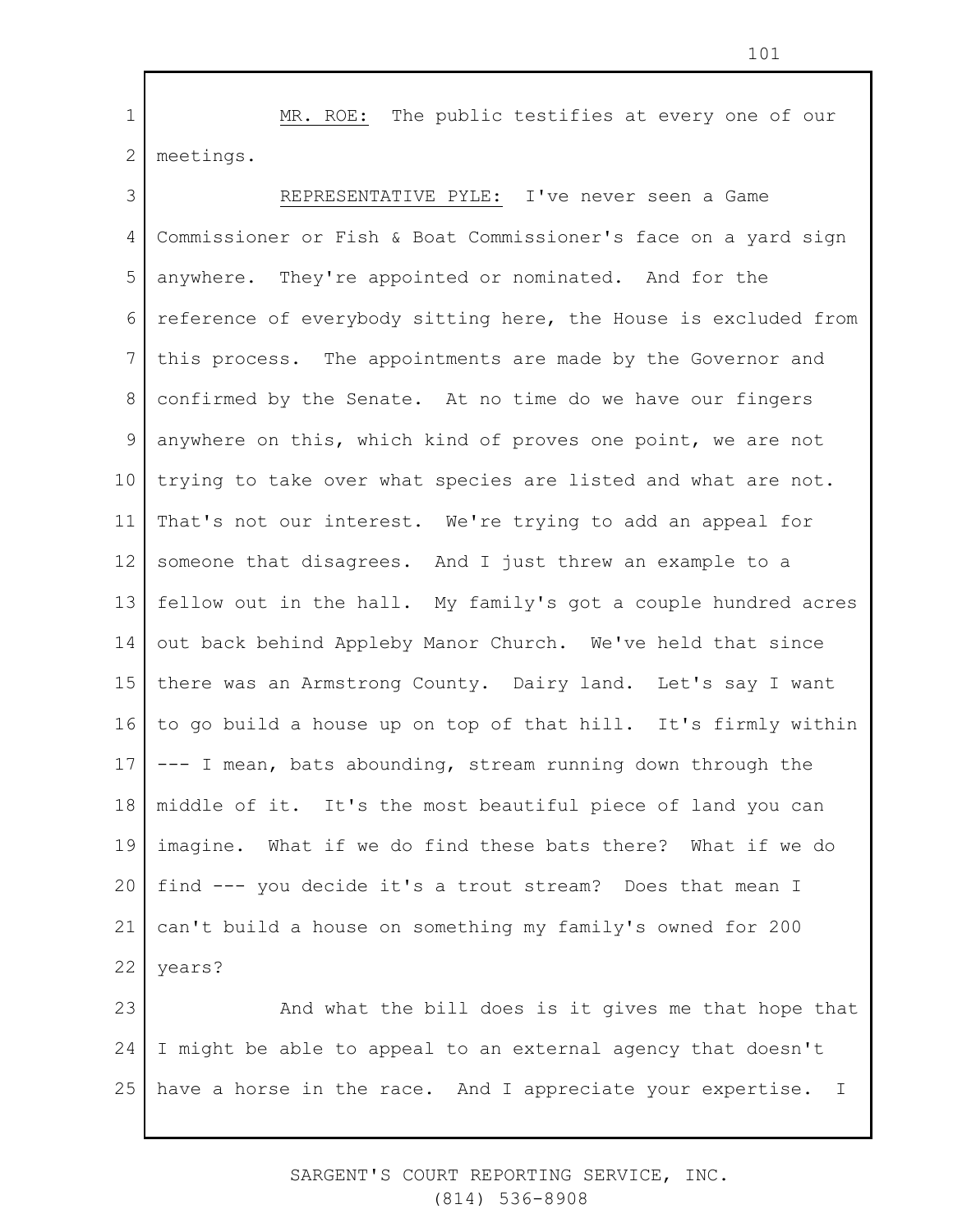MR. ROE: The public testifies at every one of our meetings.

REPRESENTATIVE PYLE: I've never seen a Game Commissioner or Fish & Boat Commissioner's face on a yard sign anywhere. They're appointed or nominated. And for the reference of everybody sitting here, the House is excluded from this process. The appointments are made by the Governor and confirmed by the Senate. At no time do we have our fingers anywhere on this, which kind of proves one point, we are not trying to take over what species are listed and what are not. That's not our interest. We're trying to add an appeal for someone that disagrees. And I just threw an example to a fellow out in the hall. My family's got a couple hundred acres out back behind Appleby Manor Church. We've held that since there was an Armstrong County. Dairy land. Let's say I want to go build a house up on top of that hill. It's firmly within --- I mean, bats abounding, stream running down through the middle of it. It's the most beautiful piece of land you can imagine. What if we do find these bats there? What if we do find --- you decide it's a trout stream? Does that mean I can't build a house on something my family's owned for 200 years?

And what the bill does is it gives me that hope that I might be able to appeal to an external agency that doesn't have a horse in the race. And I appreciate your expertise. I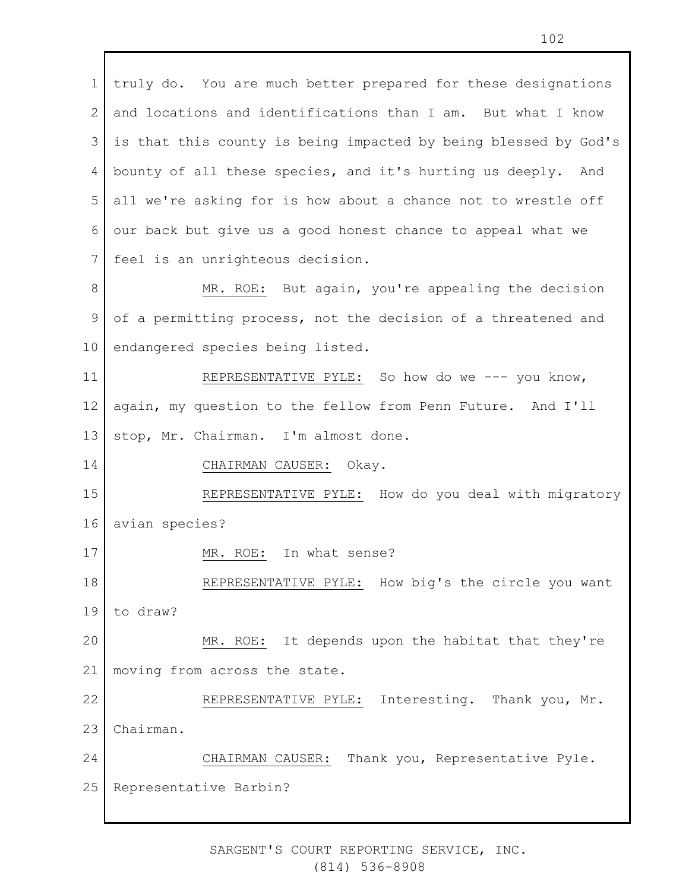truly do. You are much better prepared for these designations and locations and identifications than I am. But what I know is that this county is being impacted by being blessed by God's bounty of all these species, and it's hurting us deeply. And all we're asking for is how about a chance not to wrestle off our back but give us a good honest chance to appeal what we feel is an unrighteous decision.

MR. ROE: But again, you're appealing the decision of a permitting process, not the decision of a threatened and endangered species being listed.

REPRESENTATIVE PYLE: So how do we --- you know, again, my question to the fellow from Penn Future. And I'll stop, Mr. Chairman. I'm almost done.

CHAIRMAN CAUSER: Okay.

REPRESENTATIVE PYLE: How do you deal with migratory avian species?

MR. ROE: In what sense?

REPRESENTATIVE PYLE: How big's the circle you want to draw?

MR. ROE: It depends upon the habitat that they're moving from across the state.

REPRESENTATIVE PYLE: Interesting. Thank you, Mr. Chairman.

CHAIRMAN CAUSER: Thank you, Representative Pyle. Representative Barbin?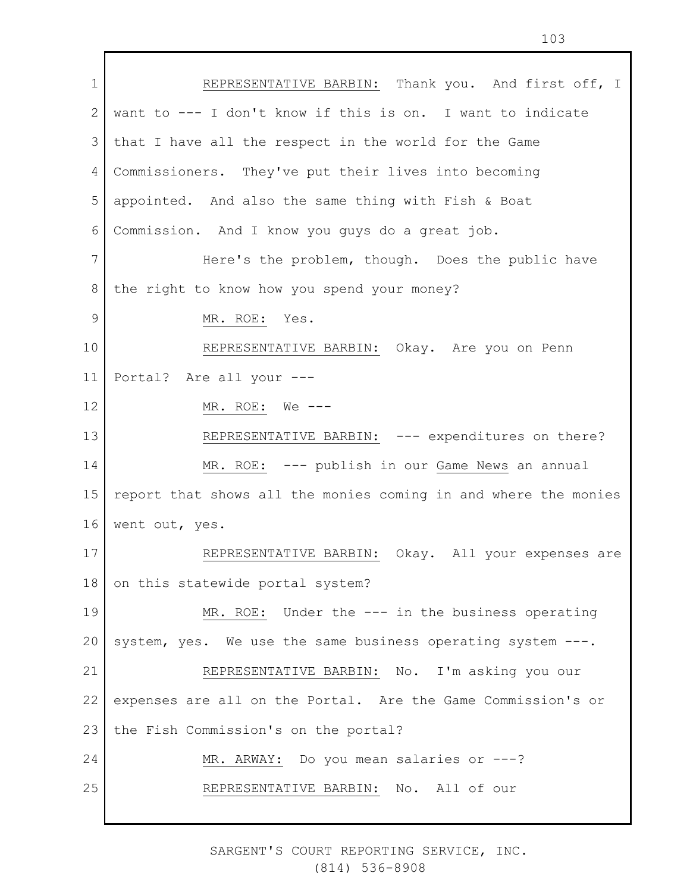REPRESENTATIVE BARBIN: Thank you. And first off, I want to --- I don't know if this is on. I want to indicate that I have all the respect in the world for the Game Commissioners. They've put their lives into becoming appointed. And also the same thing with Fish & Boat Commission. And I know you guys do a great job.

Here's the problem, though. Does the public have the right to know how you spend your money?

MR. ROE: Yes.

REPRESENTATIVE BARBIN: Okay. Are you on Penn Portal? Are all your ---

MR. ROE: We ---

REPRESENTATIVE BARBIN: --- expenditures on there?

MR. ROE: --- publish in our Game News an annual report that shows all the monies coming in and where the monies went out, yes.

REPRESENTATIVE BARBIN: Okay. All your expenses are on this statewide portal system?

MR. ROE: Under the --- in the business operating system, yes. We use the same business operating system ---.

REPRESENTATIVE BARBIN: No. I'm asking you our expenses are all on the Portal. Are the Game Commission's or the Fish Commission's on the portal?

MR. ARWAY: Do you mean salaries or ---?

REPRESENTATIVE BARBIN: No. All of our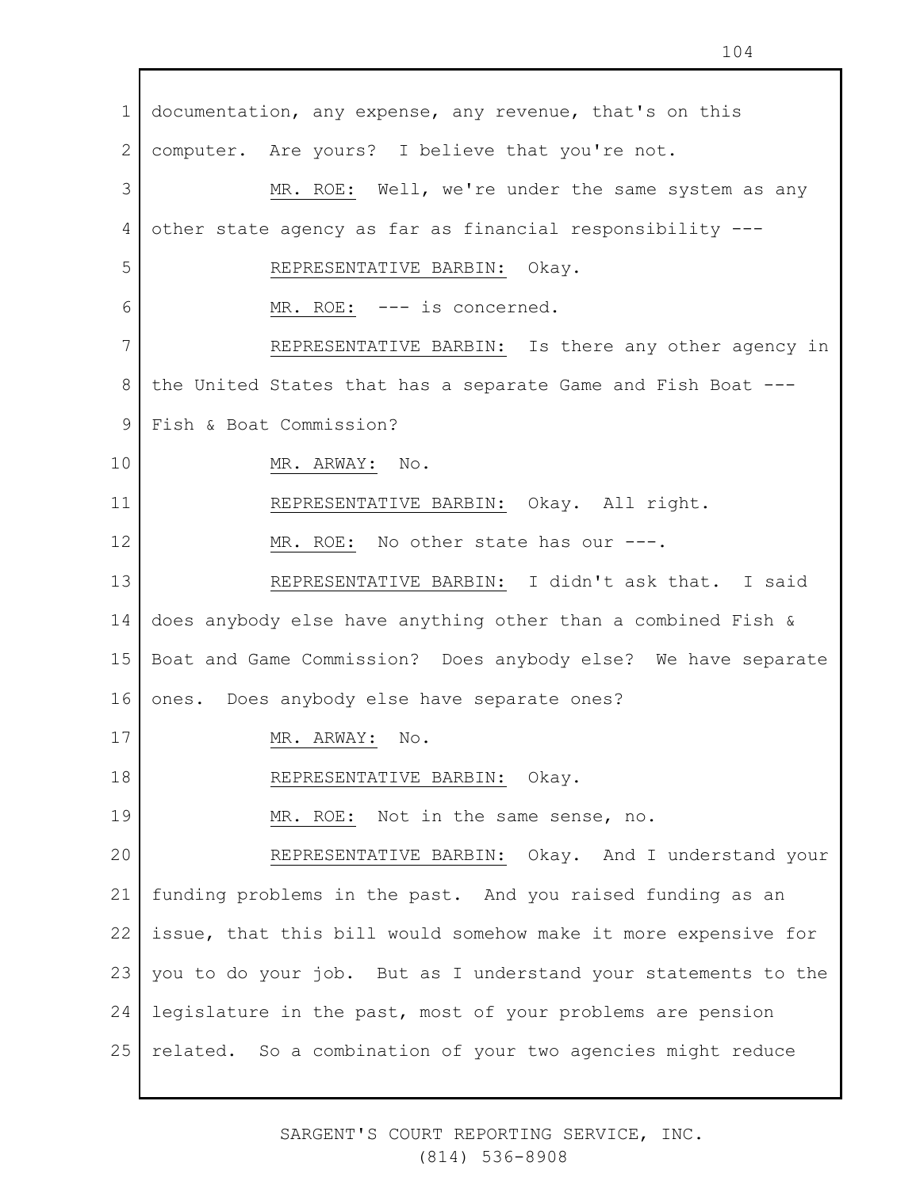documentation, any expense, any revenue, that's on this computer. Are yours? I believe that you're not.

MR. ROE: Well, we're under the same system as any other state agency as far as financial responsibility ---

REPRESENTATIVE BARBIN: Okay.

MR. ROE: --- is concerned.

REPRESENTATIVE BARBIN: Is there any other agency in the United States that has a separate Game and Fish Boat --- Fish & Boat Commission?

MR. ARWAY: No.

REPRESENTATIVE BARBIN: Okay. All right.

MR. ROE: No other state has our ---.

REPRESENTATIVE BARBIN: I didn't ask that. I said does anybody else have anything other than a combined Fish & Boat and Game Commission? Does anybody else? We have separate ones. Does anybody else have separate ones?

MR. ARWAY: No.

REPRESENTATIVE BARBIN: Okay.

MR. ROE: Not in the same sense, no.

REPRESENTATIVE BARBIN: Okay. And I understand your funding problems in the past. And you raised funding as an issue, that this bill would somehow make it more expensive for you to do your job. But as I understand your statements to the legislature in the past, most of your problems are pension related. So a combination of your two agencies might reduce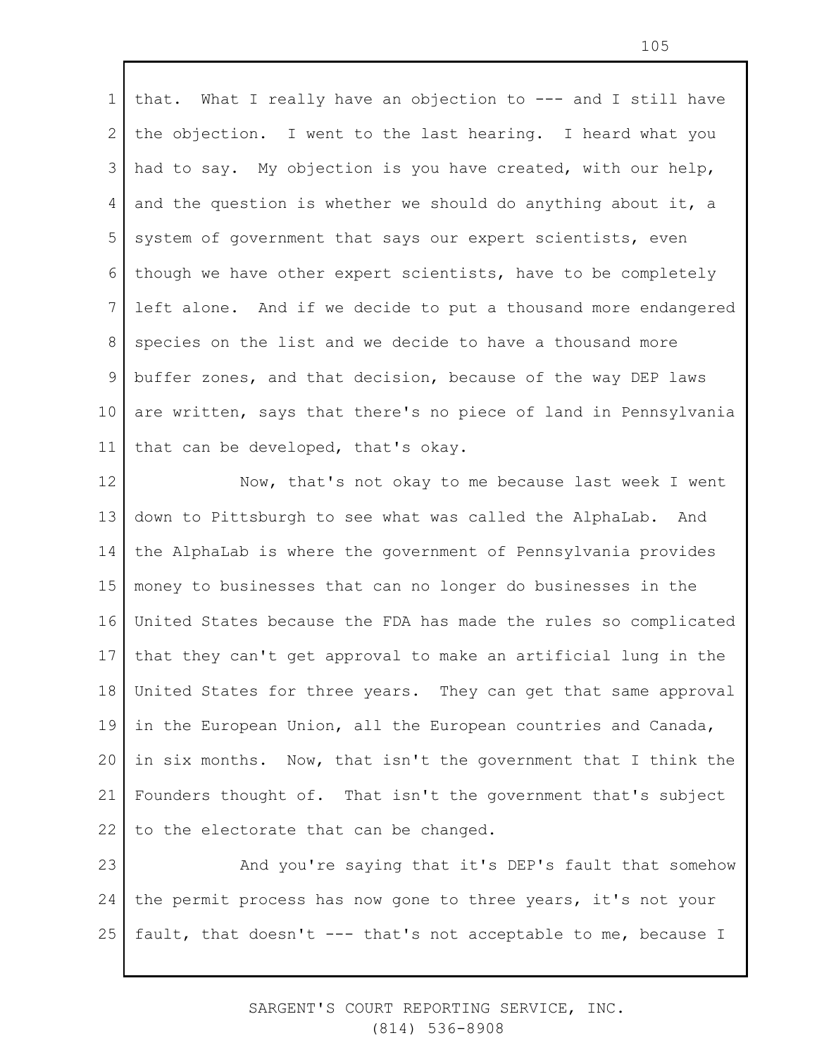that. What I really have an objection to --- and I still have the objection. I went to the last hearing. I heard what you had to say. My objection is you have created, with our help, and the question is whether we should do anything about it, a system of government that says our expert scientists, even though we have other expert scientists, have to be completely left alone. And if we decide to put a thousand more endangered species on the list and we decide to have a thousand more buffer zones, and that decision, because of the way DEP laws are written, says that there's no piece of land in Pennsylvania that can be developed, that's okay.

Now, that's not okay to me because last week I went down to Pittsburgh to see what was called the AlphaLab. And the AlphaLab is where the government of Pennsylvania provides money to businesses that can no longer do businesses in the United States because the FDA has made the rules so complicated that they can't get approval to make an artificial lung in the United States for three years. They can get that same approval in the European Union, all the European countries and Canada, in six months. Now, that isn't the government that I think the Founders thought of. That isn't the government that's subject to the electorate that can be changed.

And you're saying that it's DEP's fault that somehow the permit process has now gone to three years, it's not your fault, that doesn't --- that's not acceptable to me, because I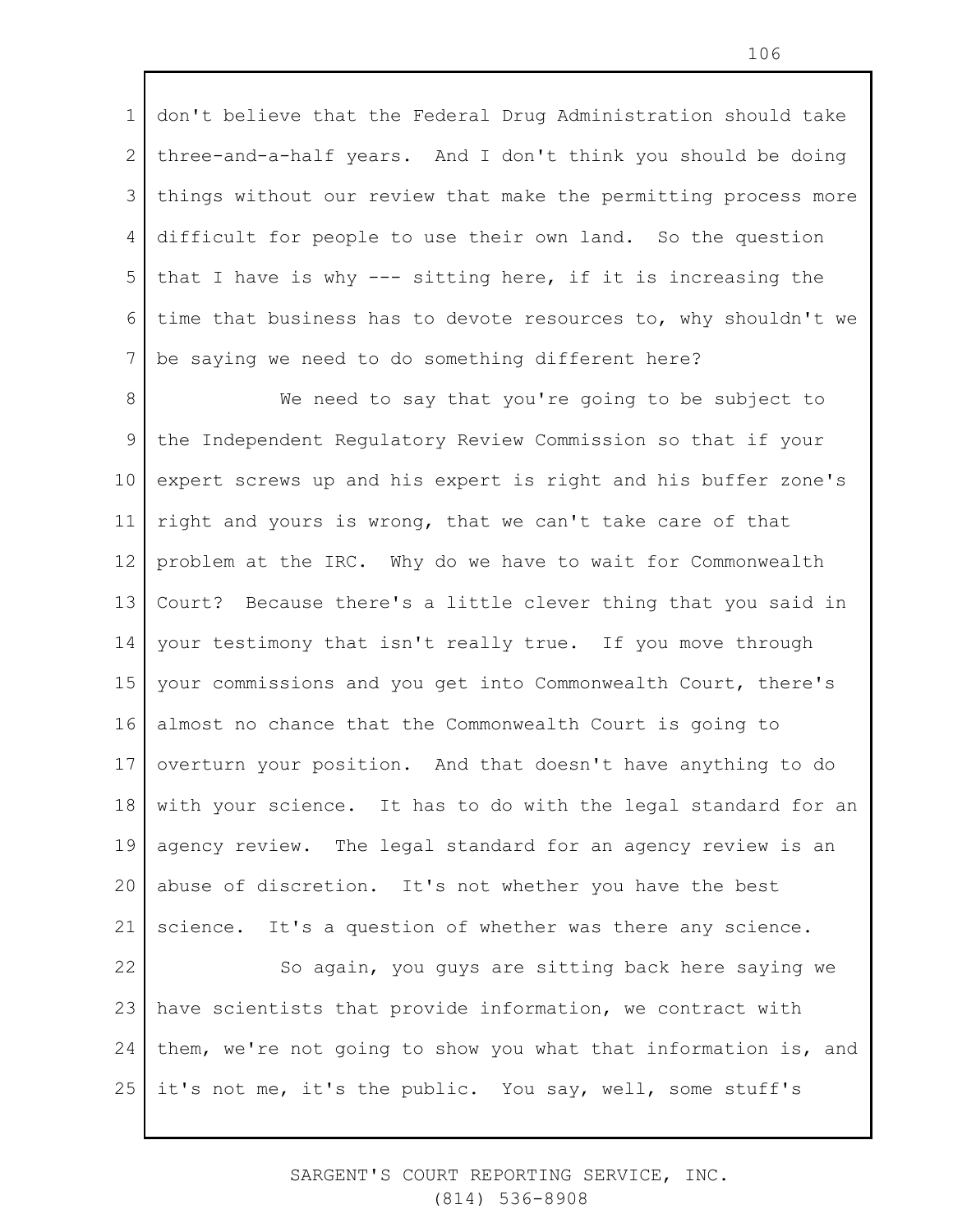don't believe that the Federal Drug Administration should take three-and-a-half years. And I don't think you should be doing things without our review that make the permitting process more difficult for people to use their own land. So the question that I have is why --- sitting here, if it is increasing the time that business has to devote resources to, why shouldn't we be saying we need to do something different here?

We need to say that you're going to be subject to the Independent Regulatory Review Commission so that if your expert screws up and his expert is right and his buffer zone's right and yours is wrong, that we can't take care of that problem at the IRC. Why do we have to wait for Commonwealth Court? Because there's a little clever thing that you said in your testimony that isn't really true. If you move through your commissions and you get into Commonwealth Court, there's almost no chance that the Commonwealth Court is going to overturn your position. And that doesn't have anything to do with your science. It has to do with the legal standard for an agency review. The legal standard for an agency review is an abuse of discretion. It's not whether you have the best science. It's a question of whether was there any science.

So again, you guys are sitting back here saying we have scientists that provide information, we contract with them, we're not going to show you what that information is, and it's not me, it's the public. You say, well, some stuff's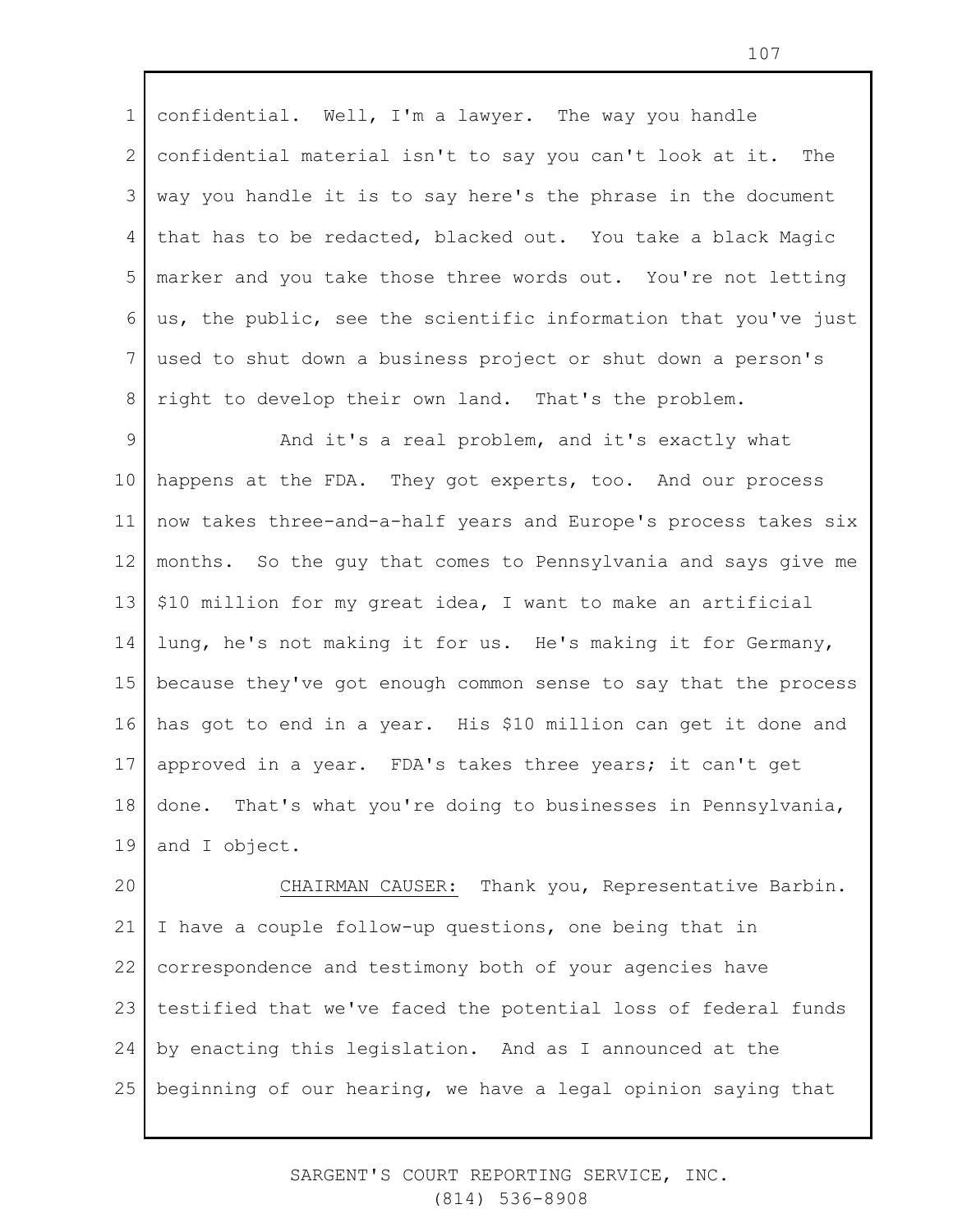confidential. Well, I'm a lawyer. The way you handle confidential material isn't to say you can't look at it. The way you handle it is to say here's the phrase in the document that has to be redacted, blacked out. You take a black Magic marker and you take those three words out. You're not letting us, the public, see the scientific information that you've just used to shut down a business project or shut down a person's right to develop their own land. That's the problem.

And it's a real problem, and it's exactly what happens at the FDA. They got experts, too. And our process now takes three-and-a-half years and Europe's process takes six months. So the guy that comes to Pennsylvania and says give me $10 million for my great idea, I want to make an artificial lung, he's not making it for us. He's making it for Germany, because they've got enough common sense to say that the process has got to end in a year. His $10 million can get it done and approved in a year. FDA's takes three years; it can't get done. That's what you're doing to businesses in Pennsylvania, and I object.

CHAIRMAN CAUSER: Thank you, Representative Barbin. I have a couple follow-up questions, one being that in correspondence and testimony both of your agencies have testified that we've faced the potential loss of federal funds by enacting this legislation. And as I announced at the beginning of our hearing, we have a legal opinion saying that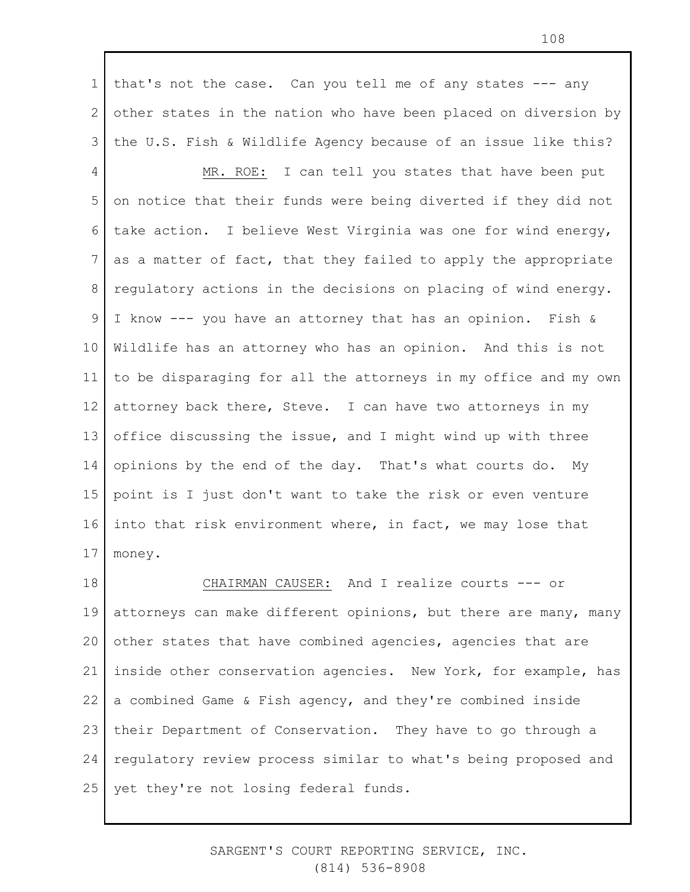that's not the case. Can you tell me of any states --- any other states in the nation who have been placed on diversion by the U.S. Fish & Wildlife Agency because of an issue like this?

MR. ROE: I can tell you states that have been put on notice that their funds were being diverted if they did not take action. I believe West Virginia was one for wind energy, as a matter of fact, that they failed to apply the appropriate regulatory actions in the decisions on placing of wind energy. I know --- you have an attorney that has an opinion. Fish & Wildlife has an attorney who has an opinion. And this is not to be disparaging for all the attorneys in my office and my own attorney back there, Steve. I can have two attorneys in my office discussing the issue, and I might wind up with three opinions by the end of the day. That's what courts do. My point is I just don't want to take the risk or even venture into that risk environment where, in fact, we may lose that money.

CHAIRMAN CAUSER: And I realize courts --- or attorneys can make different opinions, but there are many, many other states that have combined agencies, agencies that are inside other conservation agencies. New York, for example, has a combined Game & Fish agency, and they're combined inside their Department of Conservation. They have to go through a regulatory review process similar to what's being proposed and yet they're not losing federal funds.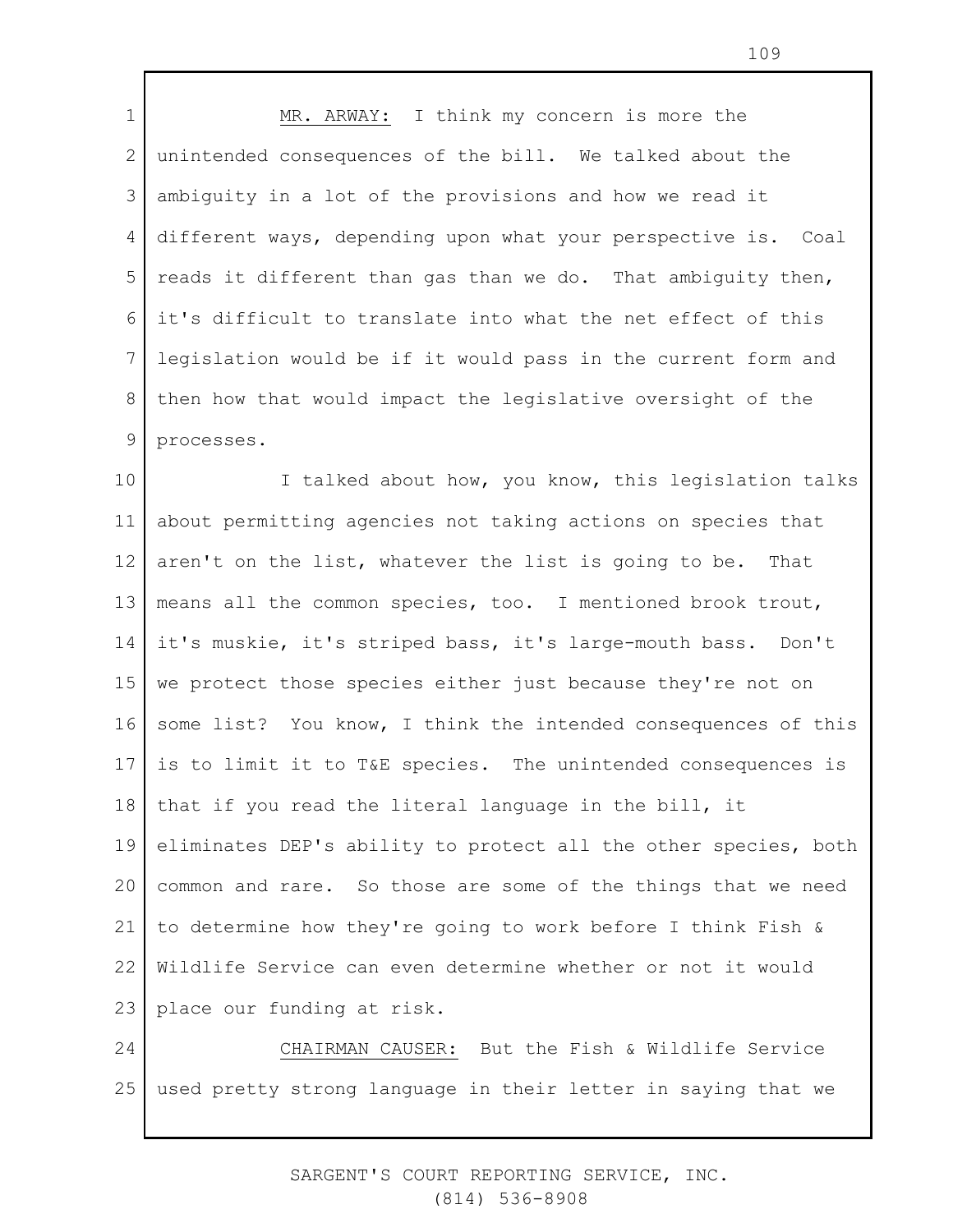MR. ARWAY: I think my concern is more the unintended consequences of the bill. We talked about the ambiguity in a lot of the provisions and how we read it different ways, depending upon what your perspective is. Coal reads it different than gas than we do. That ambiguity then, it's difficult to translate into what the net effect of this legislation would be if it would pass in the current form and then how that would impact the legislative oversight of the processes.

I talked about how, you know, this legislation talks about permitting agencies not taking actions on species that aren't on the list, whatever the list is going to be. That means all the common species, too. I mentioned brook trout, it's muskie, it's striped bass, it's large-mouth bass. Don't we protect those species either just because they're not on some list? You know, I think the intended consequences of this is to limit it to T&E species. The unintended consequences is that if you read the literal language in the bill, it eliminates DEP's ability to protect all the other species, both common and rare. So those are some of the things that we need to determine how they're going to work before I think Fish & Wildlife Service can even determine whether or not it would place our funding at risk.

CHAIRMAN CAUSER: But the Fish & Wildlife Service used pretty strong language in their letter in saying that we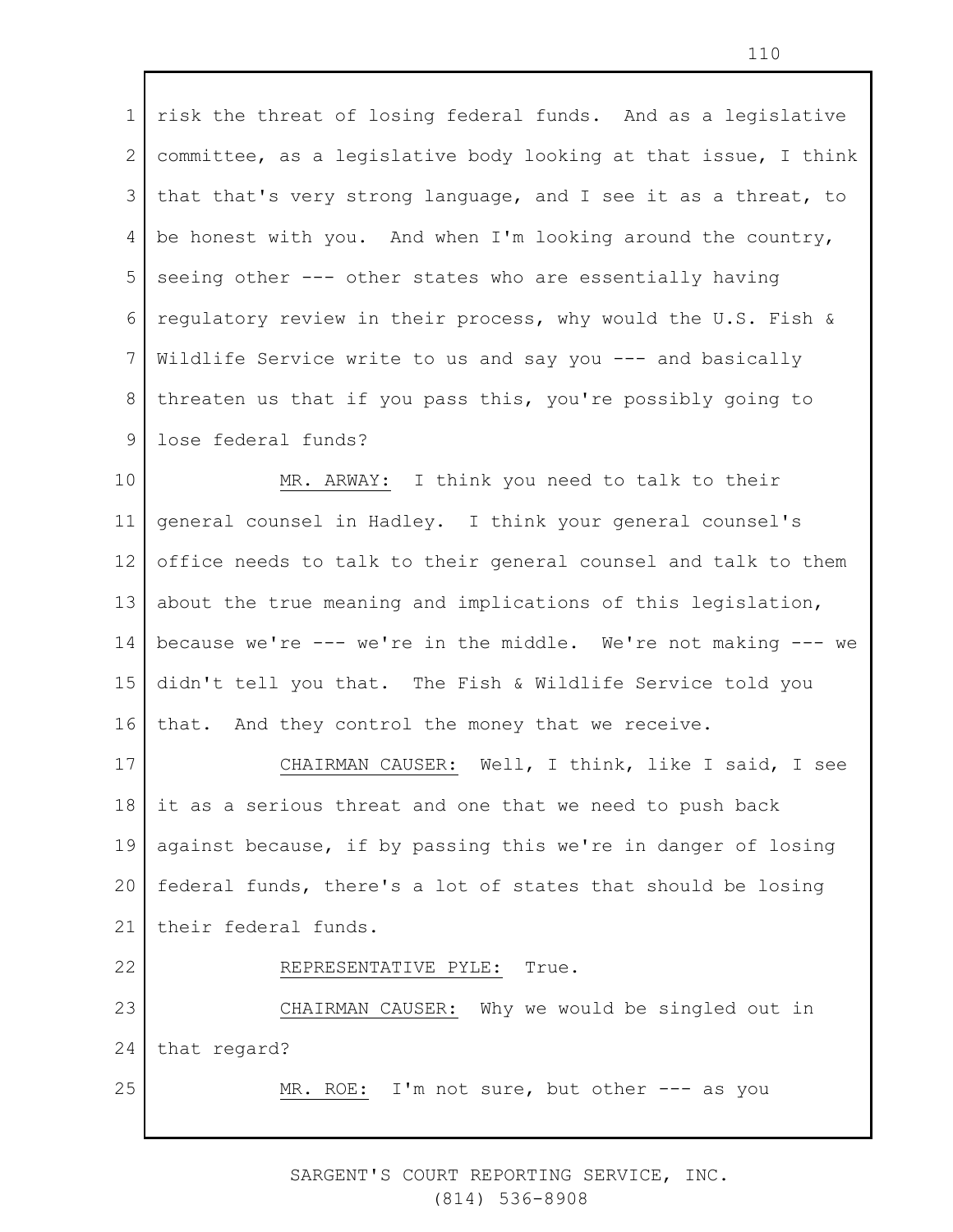risk the threat of losing federal funds. And as a legislative committee, as a legislative body looking at that issue, I think that that's very strong language, and I see it as a threat, to be honest with you. And when I'm looking around the country, seeing other --- other states who are essentially having regulatory review in their process, why would the U.S. Fish & Wildlife Service write to us and say you --- and basically threaten us that if you pass this, you're possibly going to lose federal funds?

MR. ARWAY: I think you need to talk to their general counsel in Hadley. I think your general counsel's office needs to talk to their general counsel and talk to them about the true meaning and implications of this legislation, because we're --- we're in the middle. We're not making --- we didn't tell you that. The Fish & Wildlife Service told you that. And they control the money that we receive.

CHAIRMAN CAUSER: Well, I think, like I said, I see it as a serious threat and one that we need to push back against because, if by passing this we're in danger of losing federal funds, there's a lot of states that should be losing their federal funds.

REPRESENTATIVE PYLE: True.

CHAIRMAN CAUSER: Why we would be singled out in that regard?

MR. ROE: I'm not sure, but other --- as you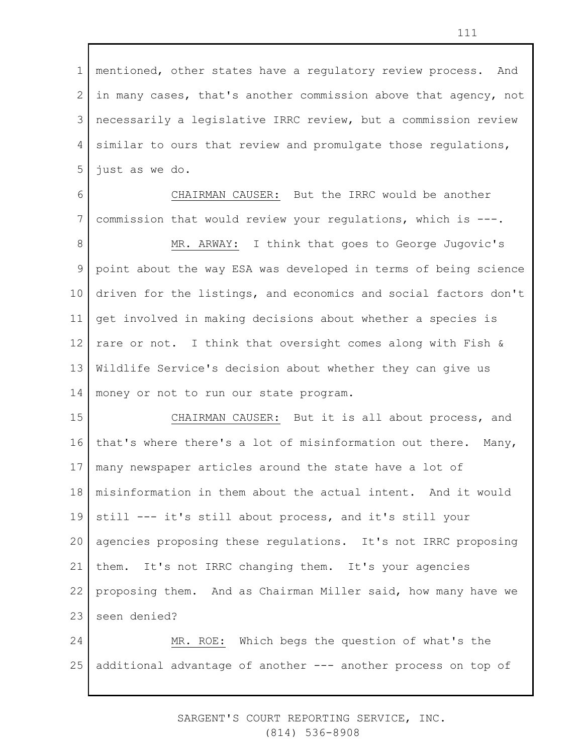mentioned, other states have a regulatory review process. And in many cases, that's another commission above that agency, not necessarily a legislative IRRC review, but a commission review similar to ours that review and promulgate those regulations, just as we do.

CHAIRMAN CAUSER: But the IRRC would be another commission that would review your regulations, which is ---.

MR. ARWAY: I think that goes to George Jugovic's point about the way ESA was developed in terms of being science driven for the listings, and economics and social factors don't get involved in making decisions about whether a species is rare or not. I think that oversight comes along with Fish & Wildlife Service's decision about whether they can give us money or not to run our state program.

CHAIRMAN CAUSER: But it is all about process, and that's where there's a lot of misinformation out there. Many, many newspaper articles around the state have a lot of misinformation in them about the actual intent. And it would still --- it's still about process, and it's still your agencies proposing these regulations. It's not IRRC proposing them. It's not IRRC changing them. It's your agencies proposing them. And as Chairman Miller said, how many have we seen denied?

MR. ROE: Which begs the question of what's the additional advantage of another --- another process on top of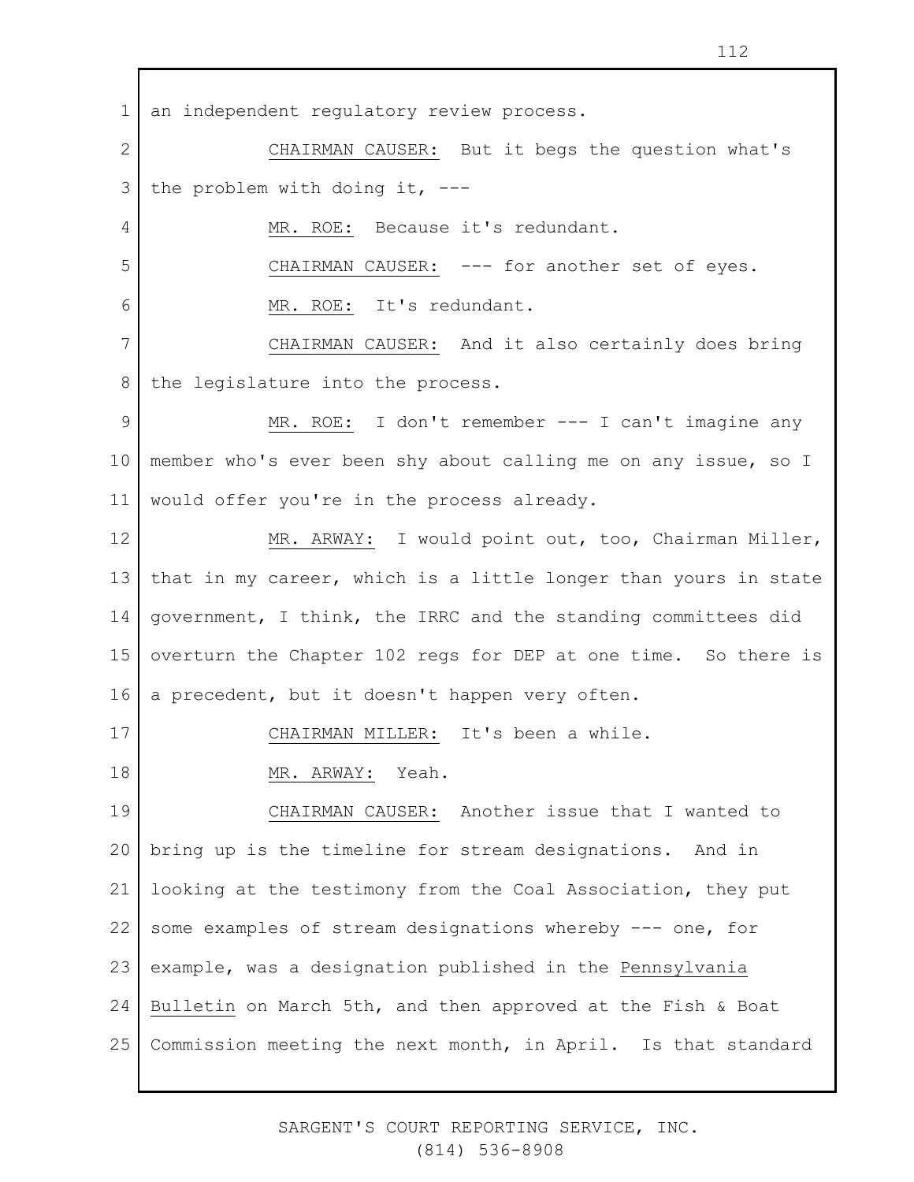an independent regulatory review process.

<u>CHAIRMAN CAUSER:</u> But it begs the question what's the problem with doing it, ---

<u>MR. ROE:</u> Because it's redundant.

<u>CHAIRMAN CAUSER:</u> --- for another set of eyes.

<u>MR. ROE:</u> It's redundant.

<u>CHAIRMAN CAUSER:</u> And it also certainly does bring the legislature into the process.

<u>MR. ROE:</u> I don't remember --- I can't imagine any member who's ever been shy about calling me on any issue, so I would offer you're in the process already.

<u>MR. ARWAY:</u> I would point out, too, Chairman Miller, that in my career, which is a little longer than yours in state government, I think, the IRRC and the standing committees did overturn the Chapter 102 regs for DEP at one time. So there is a precedent, but it doesn't happen very often.

<u>CHAIRMAN MILLER:</u> It's been a while.

<u>MR. ARWAY:</u> Yeah.

<u>CHAIRMAN CAUSER:</u> Another issue that I wanted to bring up is the timeline for stream designations. And in looking at the testimony from the Coal Association, they put some examples of stream designations whereby --- one, for example, was a designation published in the <u>Pennsylvania Bulletin</u> on March 5th, and then approved at the Fish & Boat Commission meeting the next month, in April. Is that standard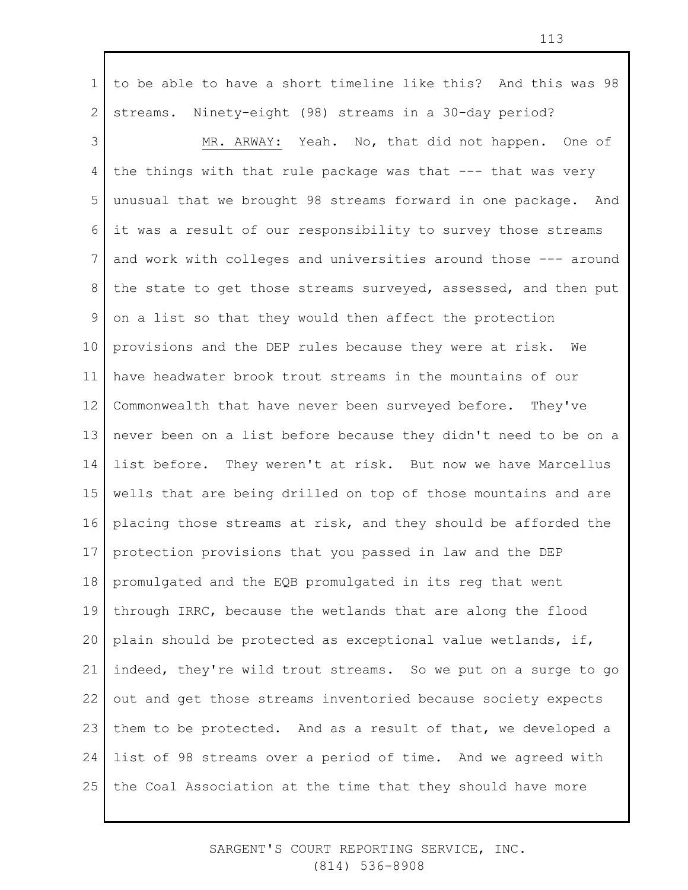to be able to have a short timeline like this? And this was 98 streams. Ninety-eight (98) streams in a 30-day period?

MR. ARWAY: Yeah. No, that did not happen. One of the things with that rule package was that --- that was very unusual that we brought 98 streams forward in one package. And it was a result of our responsibility to survey those streams and work with colleges and universities around those --- around the state to get those streams surveyed, assessed, and then put on a list so that they would then affect the protection provisions and the DEP rules because they were at risk. We have headwater brook trout streams in the mountains of our Commonwealth that have never been surveyed before. They've never been on a list before because they didn't need to be on a list before. They weren't at risk. But now we have Marcellus wells that are being drilled on top of those mountains and are placing those streams at risk, and they should be afforded the protection provisions that you passed in law and the DEP promulgated and the EQB promulgated in its reg that went through IRRC, because the wetlands that are along the flood plain should be protected as exceptional value wetlands, if, indeed, they're wild trout streams. So we put on a surge to go out and get those streams inventoried because society expects them to be protected. And as a result of that, we developed a list of 98 streams over a period of time. And we agreed with the Coal Association at the time that they should have more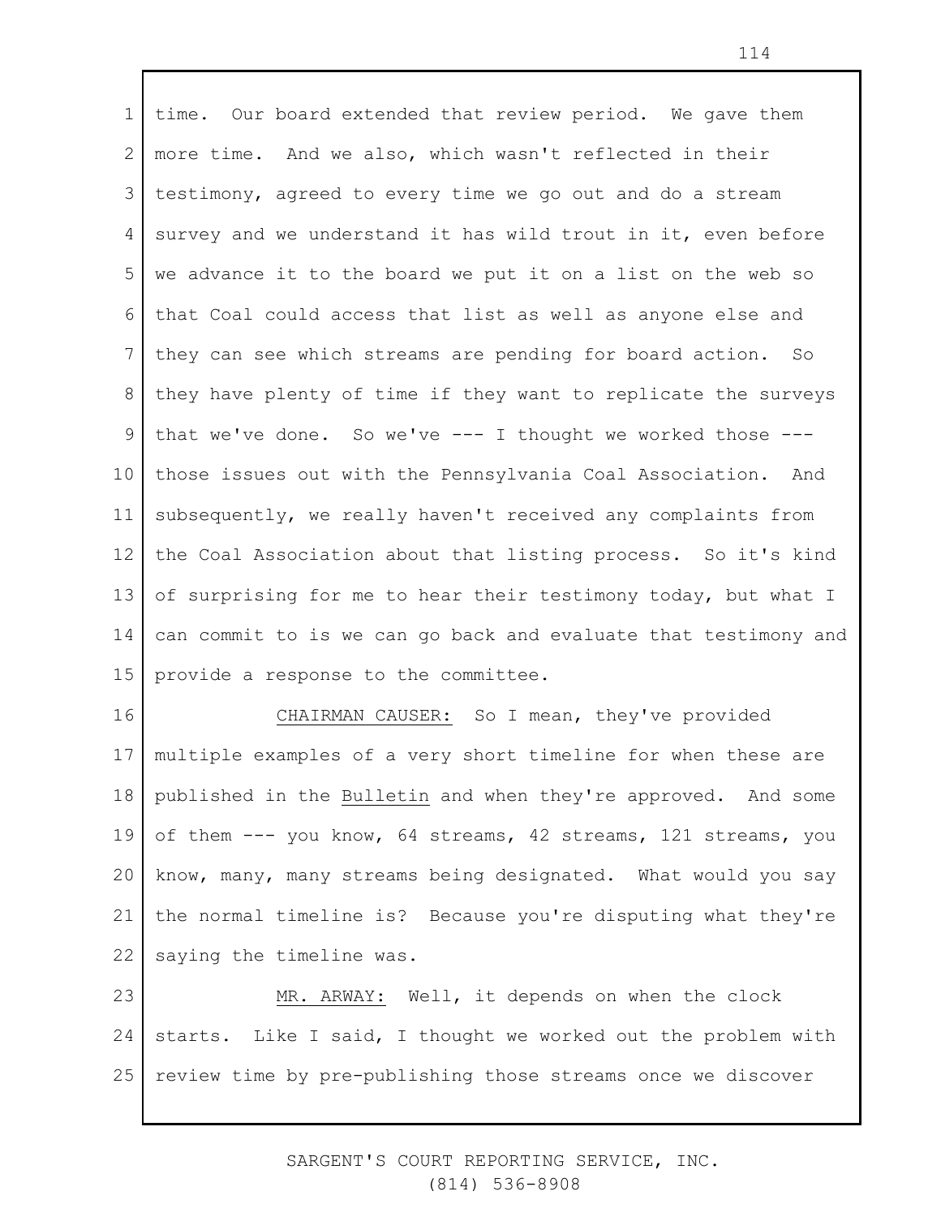time. Our board extended that review period. We gave them more time. And we also, which wasn't reflected in their testimony, agreed to every time we go out and do a stream survey and we understand it has wild trout in it, even before we advance it to the board we put it on a list on the web so that Coal could access that list as well as anyone else and they can see which streams are pending for board action. So they have plenty of time if they want to replicate the surveys that we've done. So we've --- I thought we worked those --- those issues out with the Pennsylvania Coal Association. And subsequently, we really haven't received any complaints from the Coal Association about that listing process. So it's kind of surprising for me to hear their testimony today, but what I can commit to is we can go back and evaluate that testimony and provide a response to the committee.

CHAIRMAN CAUSER: So I mean, they've provided multiple examples of a very short timeline for when these are published in the *Bulletin* and when they're approved. And some of them --- you know, 64 streams, 42 streams, 121 streams, you know, many, many streams being designated. What would you say the normal timeline is? Because you're disputing what they're saying the timeline was.

MR. ARWAY: Well, it depends on when the clock starts. Like I said, I thought we worked out the problem with review time by pre-publishing those streams once we discover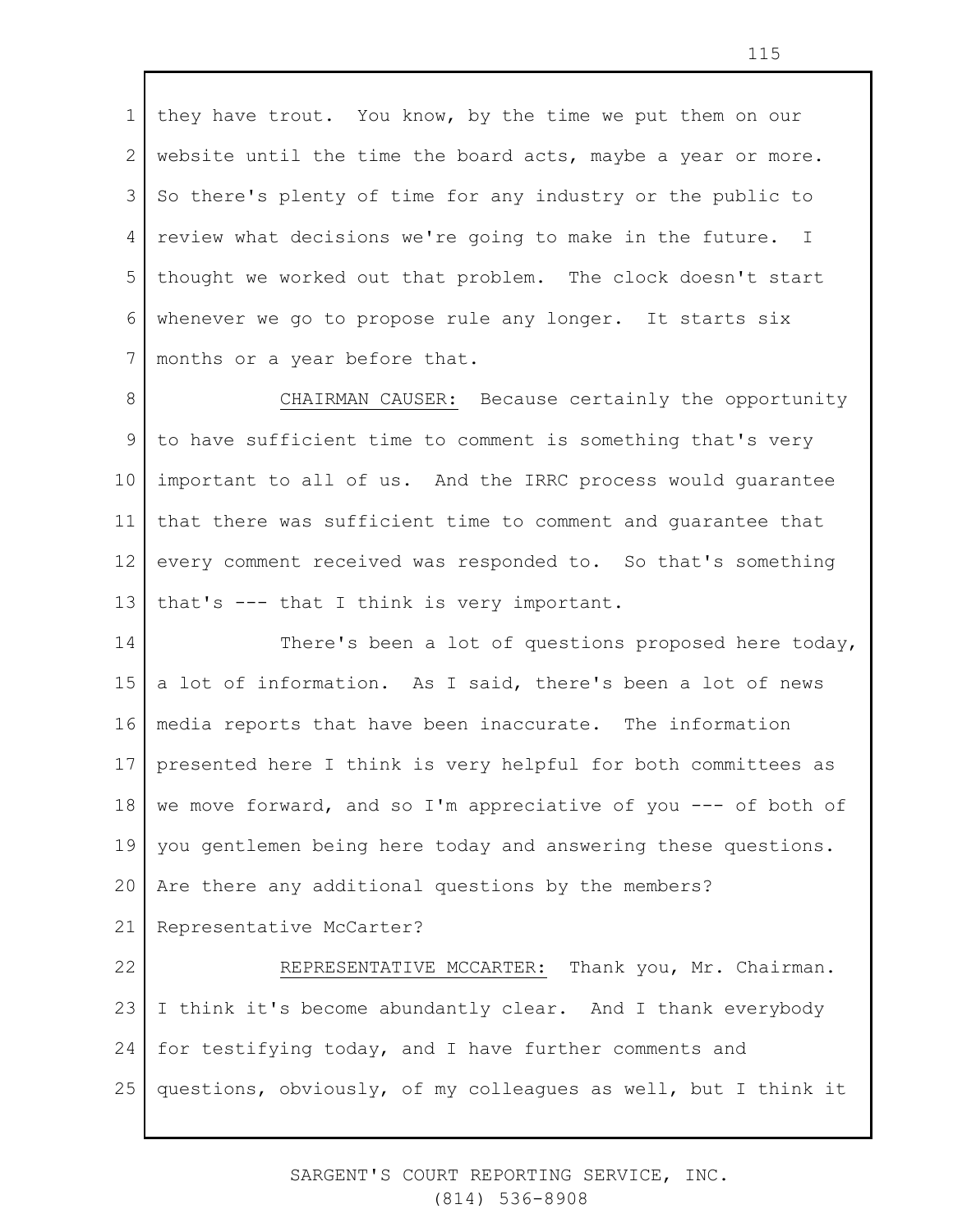they have trout. You know, by the time we put them on our website until the time the board acts, maybe a year or more. So there's plenty of time for any industry or the public to review what decisions we're going to make in the future. I thought we worked out that problem. The clock doesn't start whenever we go to propose rule any longer. It starts six months or a year before that.

CHAIRMAN CAUSER: Because certainly the opportunity to have sufficient time to comment is something that's very important to all of us. And the IRRC process would guarantee that there was sufficient time to comment and guarantee that every comment received was responded to. So that's something that's --- that I think is very important.

There's been a lot of questions proposed here today, a lot of information. As I said, there's been a lot of news media reports that have been inaccurate. The information presented here I think is very helpful for both committees as we move forward, and so I'm appreciative of you --- of both of you gentlemen being here today and answering these questions. Are there any additional questions by the members? Representative McCarter?

REPRESENTATIVE MCCARTER: Thank you, Mr. Chairman. I think it's become abundantly clear. And I thank everybody for testifying today, and I have further comments and questions, obviously, of my colleagues as well, but I think it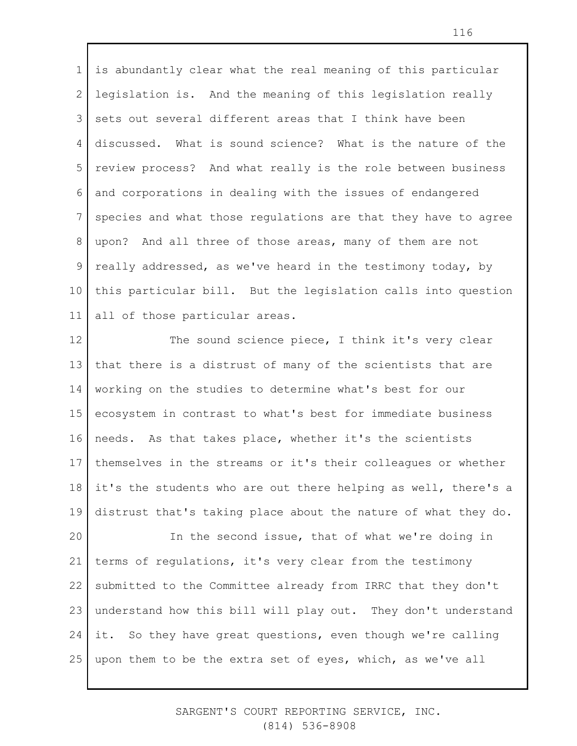is abundantly clear what the real meaning of this particular legislation is. And the meaning of this legislation really sets out several different areas that I think have been discussed. What is sound science? What is the nature of the review process? And what really is the role between business and corporations in dealing with the issues of endangered species and what those regulations are that they have to agree upon? And all three of those areas, many of them are not really addressed, as we've heard in the testimony today, by this particular bill. But the legislation calls into question all of those particular areas.

The sound science piece, I think it's very clear that there is a distrust of many of the scientists that are working on the studies to determine what's best for our ecosystem in contrast to what's best for immediate business needs. As that takes place, whether it's the scientists themselves in the streams or it's their colleagues or whether it's the students who are out there helping as well, there's a distrust that's taking place about the nature of what they do.

In the second issue, that of what we're doing in terms of regulations, it's very clear from the testimony submitted to the Committee already from IRRC that they don't understand how this bill will play out. They don't understand it. So they have great questions, even though we're calling upon them to be the extra set of eyes, which, as we've all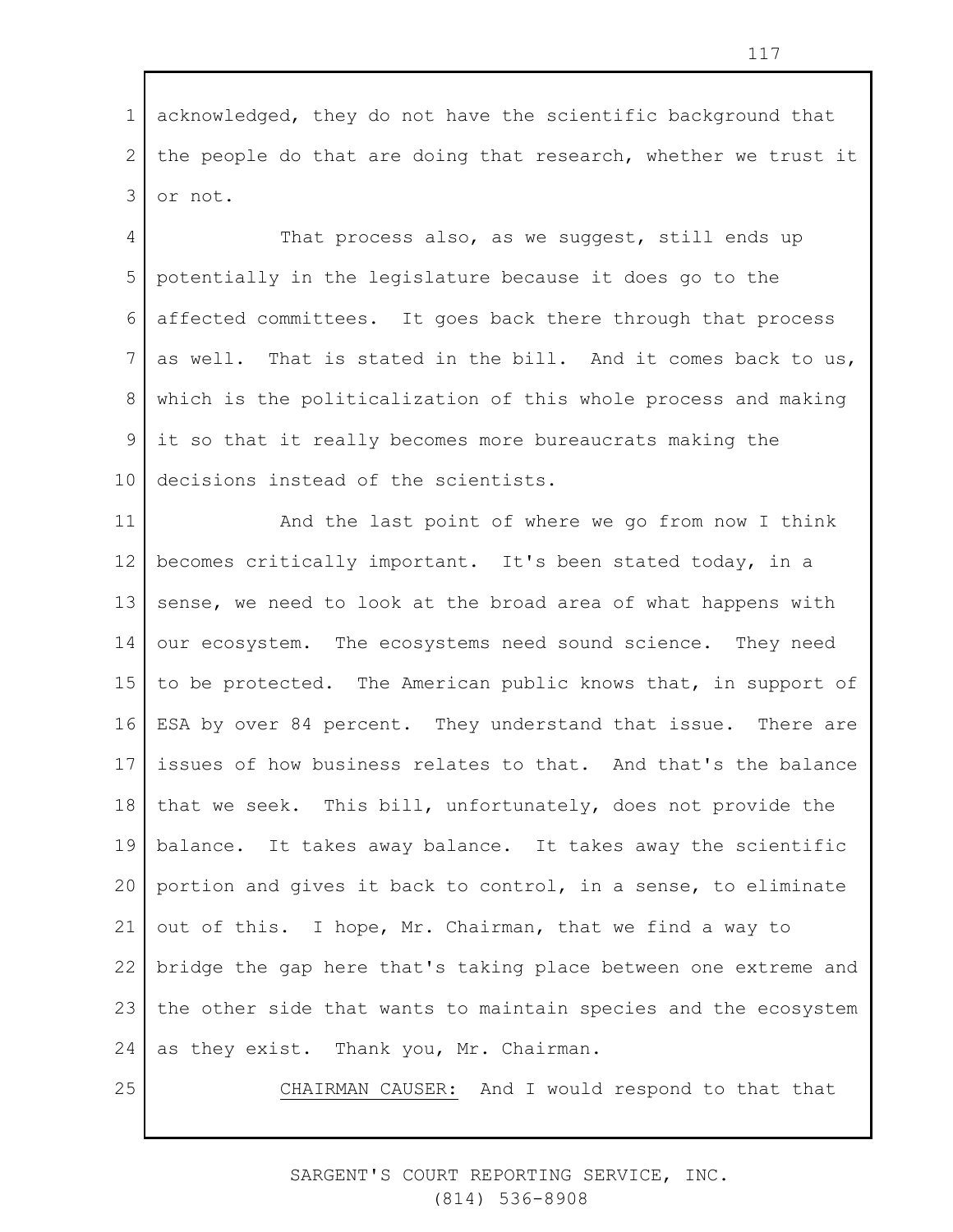acknowledged, they do not have the scientific background that the people do that are doing that research, whether we trust it or not.

That process also, as we suggest, still ends up potentially in the legislature because it does go to the affected committees. It goes back there through that process as well. That is stated in the bill. And it comes back to us, which is the politicalization of this whole process and making it so that it really becomes more bureaucrats making the decisions instead of the scientists.

And the last point of where we go from now I think becomes critically important. It's been stated today, in a sense, we need to look at the broad area of what happens with our ecosystem. The ecosystems need sound science. They need to be protected. The American public knows that, in support of ESA by over 84 percent. They understand that issue. There are issues of how business relates to that. And that's the balance that we seek. This bill, unfortunately, does not provide the balance. It takes away balance. It takes away the scientific portion and gives it back to control, in a sense, to eliminate out of this. I hope, Mr. Chairman, that we find a way to bridge the gap here that's taking place between one extreme and the other side that wants to maintain species and the ecosystem as they exist. Thank you, Mr. Chairman.

CHAIRMAN CAUSER: And I would respond to that that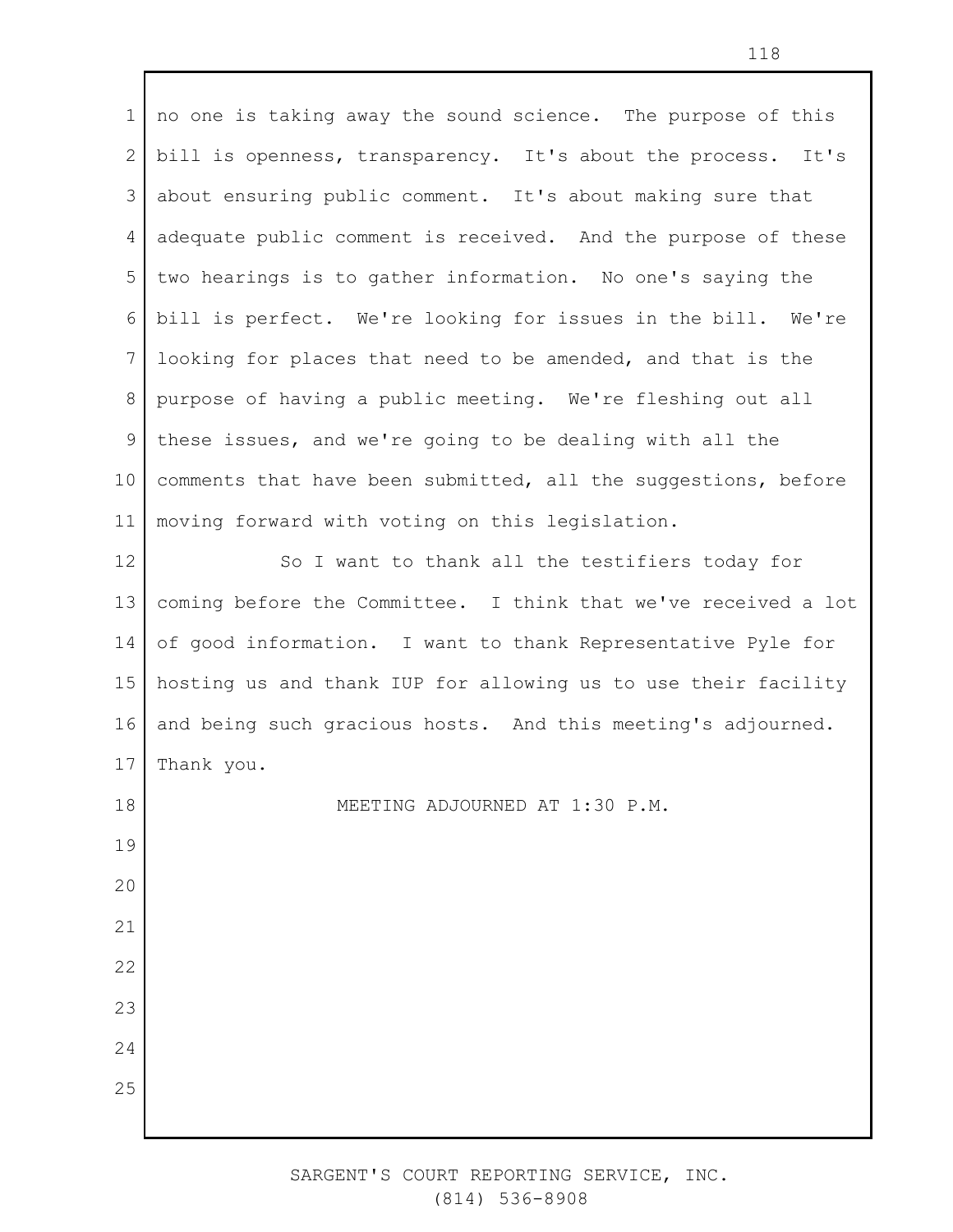no one is taking away the sound science. The purpose of this bill is openness, transparency. It's about the process. It's about ensuring public comment. It's about making sure that adequate public comment is received. And the purpose of these two hearings is to gather information. No one's saying the bill is perfect. We're looking for issues in the bill. We're looking for places that need to be amended, and that is the purpose of having a public meeting. We're fleshing out all these issues, and we're going to be dealing with all the comments that have been submitted, all the suggestions, before moving forward with voting on this legislation.

So I want to thank all the testifiers today for coming before the Committee. I think that we've received a lot of good information. I want to thank Representative Pyle for hosting us and thank IUP for allowing us to use their facility and being such gracious hosts. And this meeting's adjourned. Thank you.

MEETING ADJOURNED AT 1:30 P.M.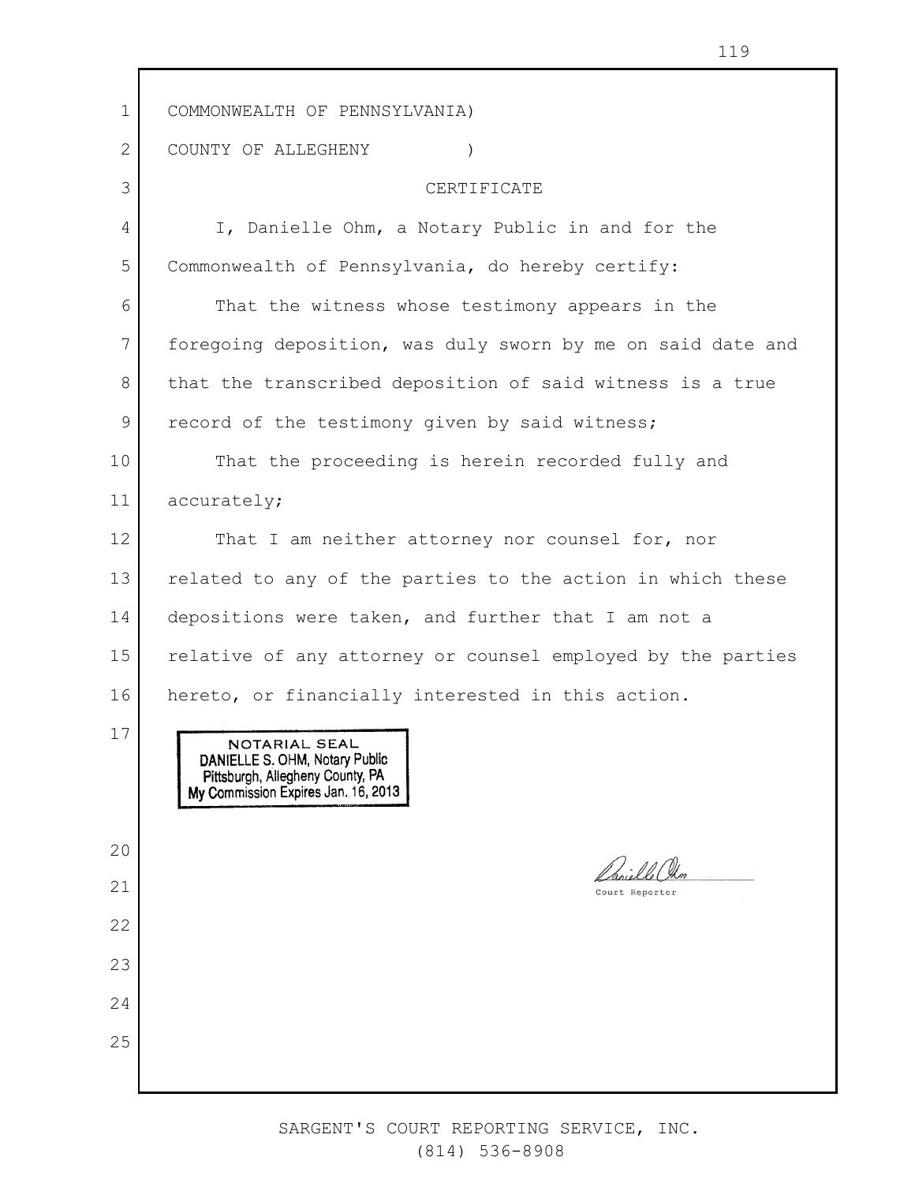COMMONWEALTH OF PENNSYLVANIA)

COUNTY OF ALLEGHENY )

CERTIFICATE

I, Danielle Ohm, a Notary Public in and for the Commonwealth of Pennsylvania, do hereby certify:

That the witness whose testimony appears in the foregoing deposition, was duly sworn by me on said date and that the transcribed deposition of said witness is a true record of the testimony given by said witness;

That the proceeding is herein recorded fully and accurately;

That I am neither attorney nor counsel for, nor related to any of the parties to the action in which these depositions were taken, and further that I am not a relative of any attorney or counsel employed by the parties hereto, or financially interested in this action.

NOTARIAL SEAL
DANIELLE S. OHM, Notary Public
Pittsburgh, Allegheny County, PA
My Commission Expires Jan. 16, 2013

Danielle Ohm

Court Reporter

SARGENT'S COURT REPORTING SERVICE, INC.
(814) 536-8908